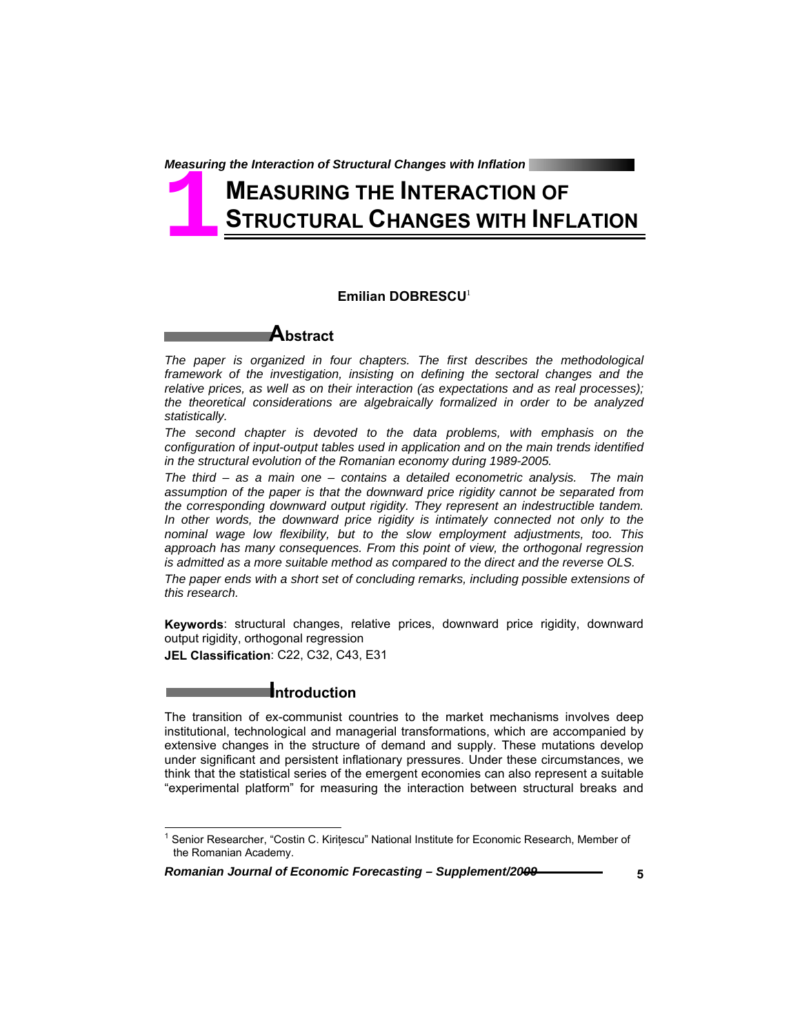# 1 MEASURING THE INTERACTION OF STRUCTURAL CHANGES WITH INFLATION

**Emilian DOBRESCU**[1]

## Abstract

*The paper is organized in four chapters. The first describes the methodological framework of the investigation, insisting on defining the sectoral changes and the relative prices, as well as on their interaction (as expectations and as real processes); the theoretical considerations are algebraically formalized in order to be analyzed statistically.*

*The second chapter is devoted to the data problems, with emphasis on the configuration of input-output tables used in application and on the main trends identified in the structural evolution of the Romanian economy during 1989-2005.*

*The third – as a main one – contains a detailed econometric analysis. The main assumption of the paper is that the downward price rigidity cannot be separated from the corresponding downward output rigidity. They represent an indestructible tandem. In other words, the downward price rigidity is intimately connected not only to the nominal wage low flexibility, but to the slow employment adjustments, too. This approach has many consequences. From this point of view, the orthogonal regression is admitted as a more suitable method as compared to the direct and the reverse OLS.*

*The paper ends with a short set of concluding remarks, including possible extensions of this research.*

**Keywords**: structural changes, relative prices, downward price rigidity, downward output rigidity, orthogonal regression

**JEL Classification**: C22, C32, C43, E31

## Introduction

The transition of ex-communist countries to the market mechanisms involves deep institutional, technological and managerial transformations, which are accompanied by extensive changes in the structure of demand and supply. These mutations develop under significant and persistent inflationary pressures. Under these circumstances, we think that the statistical series of the emergent economies can also represent a suitable "experimental platform" for measuring the interaction between structural breaks and

[1] Senior Researcher, "Costin C. Kirițescu" National Institute for Economic Research, Member of the Romanian Academy.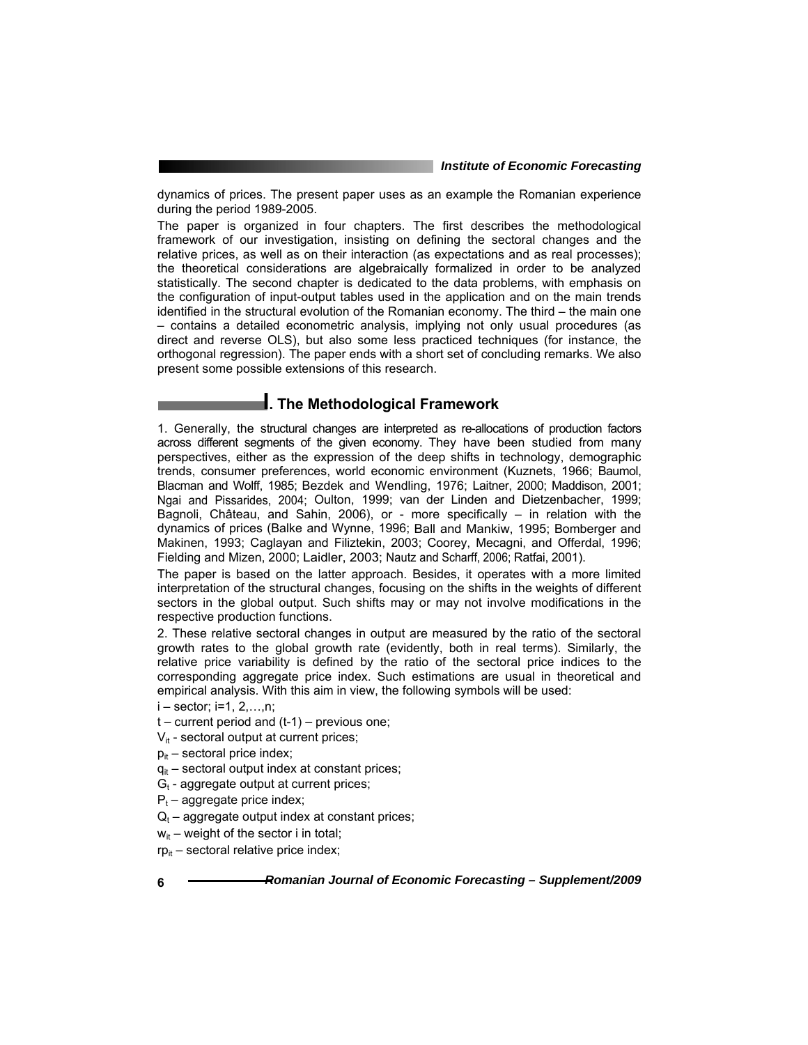dynamics of prices. The present paper uses as an example the Romanian experience during the period 1989-2005.

The paper is organized in four chapters. The first describes the methodological framework of our investigation, insisting on defining the sectoral changes and the relative prices, as well as on their interaction (as expectations and as real processes); the theoretical considerations are algebraically formalized in order to be analyzed statistically. The second chapter is dedicated to the data problems, with emphasis on the configuration of input-output tables used in the application and on the main trends identified in the structural evolution of the Romanian economy. The third – the main one – contains a detailed econometric analysis, implying not only usual procedures (as direct and reverse OLS), but also some less practiced techniques (for instance, the orthogonal regression). The paper ends with a short set of concluding remarks. We also present some possible extensions of this research.

## I. The Methodological Framework

1. Generally, the structural changes are interpreted as re-allocations of production factors across different segments of the given economy. They have been studied from many perspectives, either as the expression of the deep shifts in technology, demographic trends, consumer preferences, world economic environment (Kuznets, 1966; Baumol, Blacman and Wolff, 1985; Bezdek and Wendling, 1976; Laitner, 2000; Maddison, 2001; Ngai and Pissarides, 2004; Oulton, 1999; van der Linden and Dietzenbacher, 1999; Bagnoli, Château, and Sahin, 2006), or - more specifically – in relation with the dynamics of prices (Balke and Wynne, 1996; Ball and Mankiw, 1995; Bomberger and Makinen, 1993; Caglayan and Filiztekin, 2003; Coorey, Mecagni, and Offerdal, 1996; Fielding and Mizen, 2000; Laidler, 2003; Nautz and Scharff, 2006; Ratfai, 2001).

The paper is based on the latter approach. Besides, it operates with a more limited interpretation of the structural changes, focusing on the shifts in the weights of different sectors in the global output. Such shifts may or may not involve modifications in the respective production functions.

2. These relative sectoral changes in output are measured by the ratio of the sectoral growth rates to the global growth rate (evidently, both in real terms). Similarly, the relative price variability is defined by the ratio of the sectoral price indices to the corresponding aggregate price index. Such estimations are usual in theoretical and empirical analysis. With this aim in view, the following symbols will be used:

$i$ – sector; $i=1, 2,\ldots,n$;

$t$ – current period and $(t-1)$ – previous one;

$V_{it}$ - sectoral output at current prices;

$p_{it}$ – sectoral price index;

$q_{it}$ – sectoral output index at constant prices;

$G_t$ - aggregate output at current prices;

$P_t$ – aggregate price index;

$Q_t$ – aggregate output index at constant prices;

$w_{it}$ – weight of the sector i in total;

$rp_{it}$ – sectoral relative price index;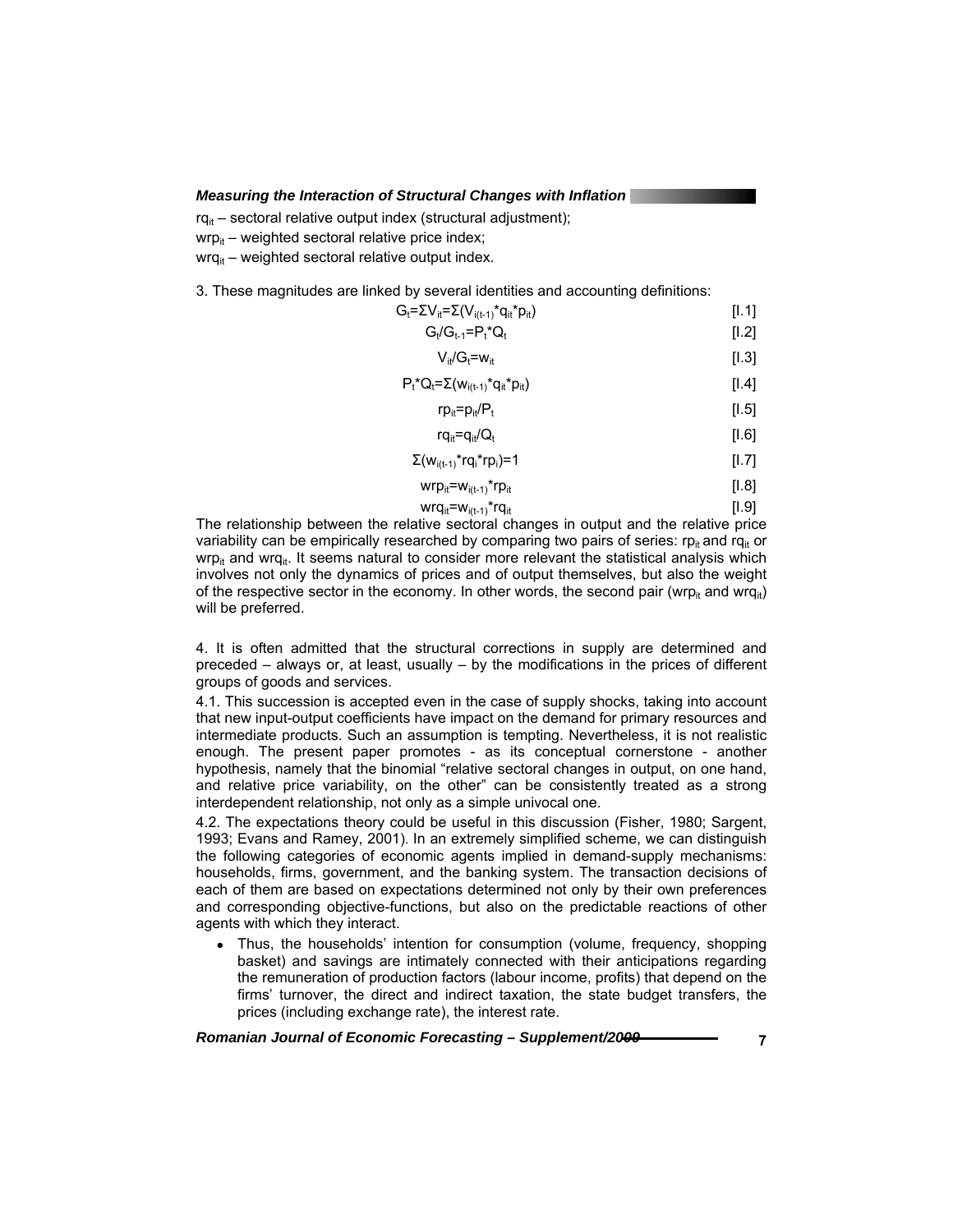$rq_{it}$ – sectoral relative output index (structural adjustment);

$wrp_{it}$ – weighted sectoral relative price index;

$wrq_{it}$ – weighted sectoral relative output index.

3. These magnitudes are linked by several identities and accounting definitions:

$$G_t=\Sigma V_{it}=\Sigma(V_{i(t-1)}*q_{it}*p_{it}) \quad [I.1]$$

$$G_t/G_{t-1}=P_t*Q_t \quad [I.2]$$

$$V_{it}/G_t=w_{it} \quad [I.3]$$

$$P_t*Q_t=\Sigma(w_{i(t-1)}*q_{it}*p_{it}) \quad [I.4]$$

$$rp_{it}=p_{it}/P_t \quad [I.5]$$

$$rq_{it}=q_{it}/Q_t \quad [I.6]$$

$$\Sigma(w_{i(t-1)}*rq_i*rp_i)=1 \quad [I.7]$$

$$wrp_{it}=w_{i(t-1)}*rp_{it} \quad [I.8]$$

$$wrq_{it}=w_{i(t-1)}*rq_{it} \quad [I.9]$$

The relationship between the relative sectoral changes in output and the relative price variability can be empirically researched by comparing two pairs of series: $rp_{it}$ and $rq_{it}$ or $wrp_{it}$ and $wrq_{it}$. It seems natural to consider more relevant the statistical analysis which involves not only the dynamics of prices and of output themselves, but also the weight of the respective sector in the economy. In other words, the second pair ($wrp_{it}$ and $wrq_{it}$) will be preferred.

4. It is often admitted that the structural corrections in supply are determined and preceded – always or, at least, usually – by the modifications in the prices of different groups of goods and services.

4.1. This succession is accepted even in the case of supply shocks, taking into account that new input-output coefficients have impact on the demand for primary resources and intermediate products. Such an assumption is tempting. Nevertheless, it is not realistic enough. The present paper promotes - as its conceptual cornerstone - another hypothesis, namely that the binomial "relative sectoral changes in output, on one hand, and relative price variability, on the other" can be consistently treated as a strong interdependent relationship, not only as a simple univocal one.

4.2. The expectations theory could be useful in this discussion (Fisher, 1980; Sargent, 1993; Evans and Ramey, 2001). In an extremely simplified scheme, we can distinguish the following categories of economic agents implied in demand-supply mechanisms: households, firms, government, and the banking system. The transaction decisions of each of them are based on expectations determined not only by their own preferences and corresponding objective-functions, but also on the predictable reactions of other agents with which they interact.

- Thus, the households' intention for consumption (volume, frequency, shopping basket) and savings are intimately connected with their anticipations regarding the remuneration of production factors (labour income, profits) that depend on the firms' turnover, the direct and indirect taxation, the state budget transfers, the prices (including exchange rate), the interest rate.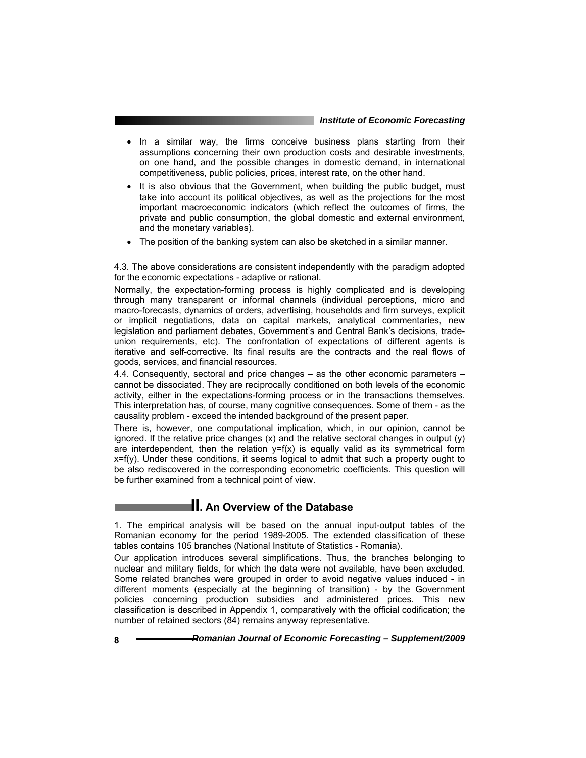- In a similar way, the firms conceive business plans starting from their assumptions concerning their own production costs and desirable investments, on one hand, and the possible changes in domestic demand, in international competitiveness, public policies, prices, interest rate, on the other hand.
- It is also obvious that the Government, when building the public budget, must take into account its political objectives, as well as the projections for the most important macroeconomic indicators (which reflect the outcomes of firms, the private and public consumption, the global domestic and external environment, and the monetary variables).
- The position of the banking system can also be sketched in a similar manner.

4.3. The above considerations are consistent independently with the paradigm adopted for the economic expectations - adaptive or rational.

Normally, the expectation-forming process is highly complicated and is developing through many transparent or informal channels (individual perceptions, micro and macro-forecasts, dynamics of orders, advertising, households and firm surveys, explicit or implicit negotiations, data on capital markets, analytical commentaries, new legislation and parliament debates, Government's and Central Bank's decisions, trade-union requirements, etc). The confrontation of expectations of different agents is iterative and self-corrective. Its final results are the contracts and the real flows of goods, services, and financial resources.

4.4. Consequently, sectoral and price changes – as the other economic parameters – cannot be dissociated. They are reciprocally conditioned on both levels of the economic activity, either in the expectations-forming process or in the transactions themselves. This interpretation has, of course, many cognitive consequences. Some of them - as the causality problem - exceed the intended background of the present paper.

There is, however, one computational implication, which, in our opinion, cannot be ignored. If the relative price changes (x) and the relative sectoral changes in output (y) are interdependent, then the relation $y=f(x)$ is equally valid as its symmetrical form $x=f(y)$. Under these conditions, it seems logical to admit that such a property ought to be also rediscovered in the corresponding econometric coefficients. This question will be further examined from a technical point of view.

## II. An Overview of the Database

1. The empirical analysis will be based on the annual input-output tables of the Romanian economy for the period 1989-2005. The extended classification of these tables contains 105 branches (National Institute of Statistics - Romania).

Our application introduces several simplifications. Thus, the branches belonging to nuclear and military fields, for which the data were not available, have been excluded. Some related branches were grouped in order to avoid negative values induced - in different moments (especially at the beginning of transition) - by the Government policies concerning production subsidies and administered prices. This new classification is described in Appendix 1, comparatively with the official codification; the number of retained sectors (84) remains anyway representative.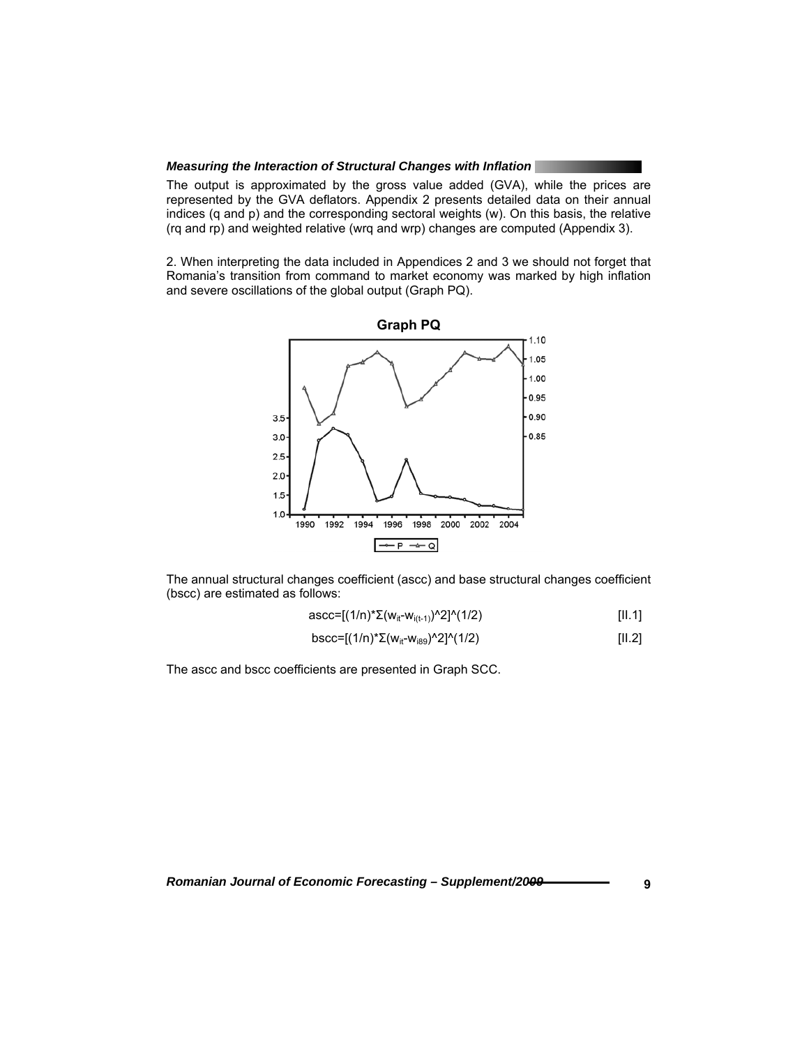The output is approximated by the gross value added (GVA), while the prices are represented by the GVA deflators. Appendix 2 presents detailed data on their annual indices (q and p) and the corresponding sectoral weights (w). On this basis, the relative (rq and rp) and weighted relative (wrq and wrp) changes are computed (Appendix 3).

2. When interpreting the data included in Appendices 2 and 3 we should not forget that Romania's transition from command to market economy was marked by high inflation and severe oscillations of the global output (Graph PQ).

**Graph PQ**

The annual structural changes coefficient (ascc) and base structural changes coefficient (bscc) are estimated as follows:

$$ascc=[(1/n)*\Sigma(w_{it}-w_{i(t-1)})^2]^{(1/2)} \quad [II.1]$$

$$bscc=[(1/n)*\Sigma(w_{it}-w_{i89})^2]^{(1/2)} \quad [II.2]$$

The ascc and bscc coefficients are presented in Graph SCC.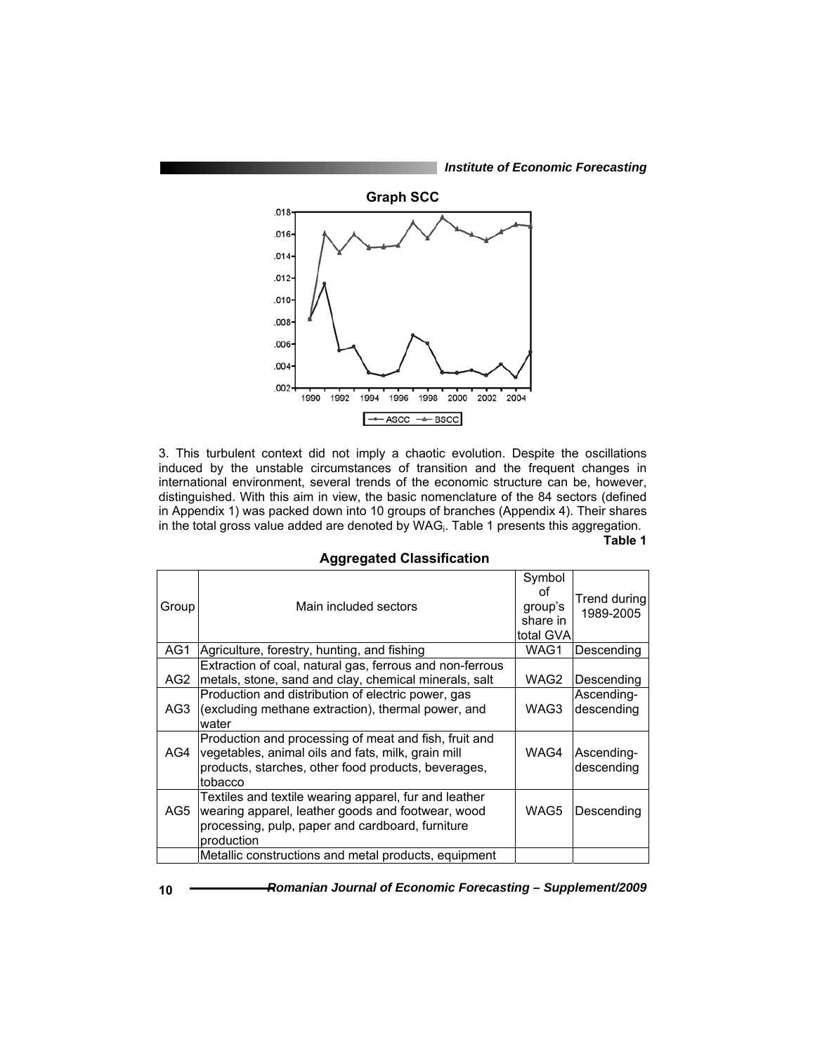**Graph SCC**

3. This turbulent context did not imply a chaotic evolution. Despite the oscillations induced by the unstable circumstances of transition and the frequent changes in international environment, several trends of the economic structure can be, however, distinguished. With this aim in view, the basic nomenclature of the 84 sectors (defined in Appendix 1) was packed down into 10 groups of branches (Appendix 4). Their shares in the total gross value added are denoted by $WAG_i$. Table 1 presents this aggregation.

**Table 1**

**Aggregated Classification**

| Group | Main included sectors | Symbol of group's share in total GVA | Trend during 1989-2005 |
|---|---|---|---|
| AG1 | Agriculture, forestry, hunting, and fishing | WAG1 | Descending |
| AG2 | Extraction of coal, natural gas, ferrous and non-ferrous metals, stone, sand and clay, chemical minerals, salt | WAG2 | Descending |
| AG3 | Production and distribution of electric power, gas (excluding methane extraction), thermal power, and water | WAG3 | Ascending-descending |
| AG4 | Production and processing of meat and fish, fruit and vegetables, animal oils and fats, milk, grain mill products, starches, other food products, beverages, tobacco | WAG4 | Ascending-descending |
| AG5 | Textiles and textile wearing apparel, fur and leather wearing apparel, leather goods and footwear, wood processing, pulp, paper and cardboard, furniture production | WAG5 | Descending |
| | Metallic constructions and metal products, equipment | | |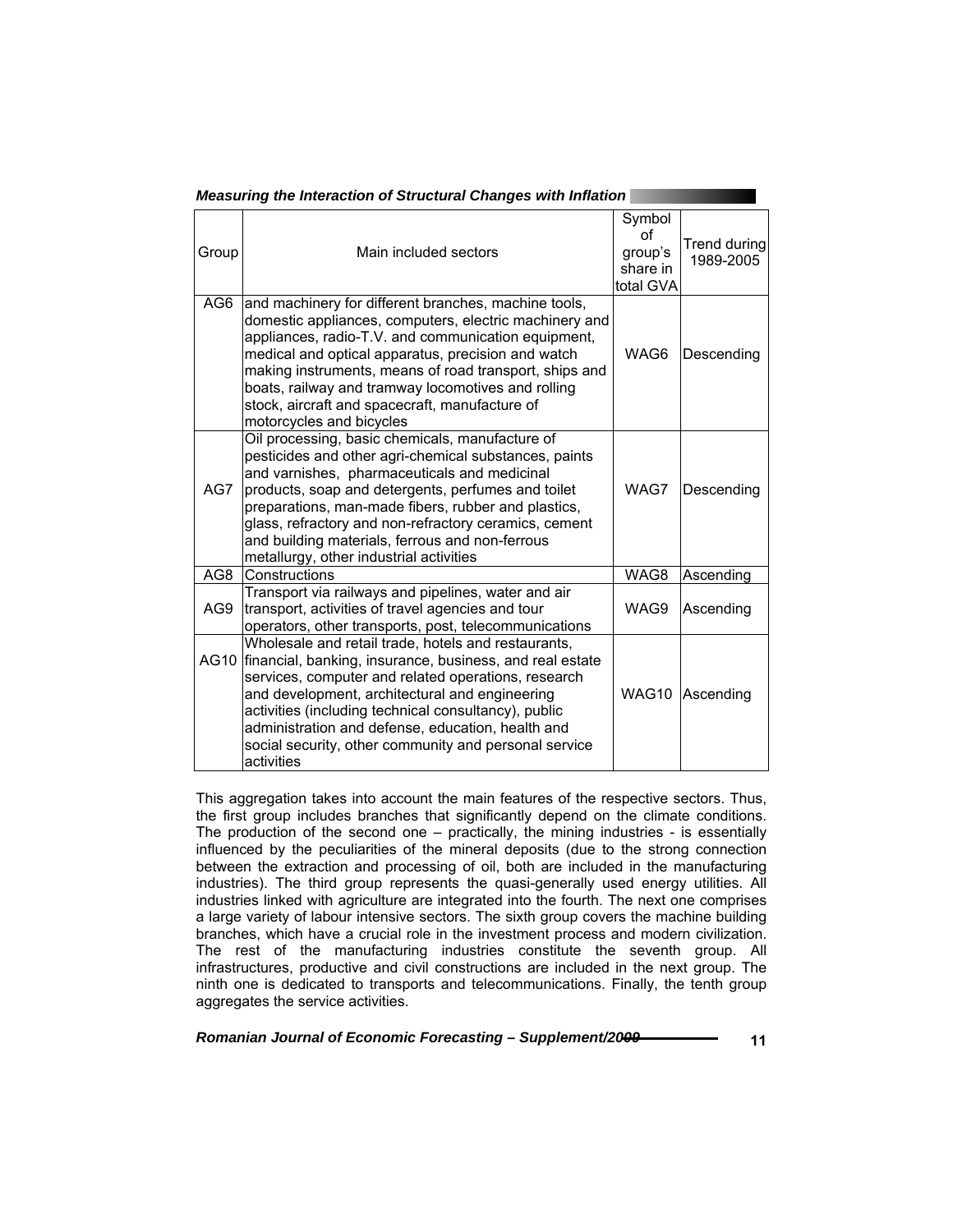| Group | Main included sectors | Symbol of group's share in total GVA | Trend during 1989-2005 |
|---|---|---|---|
| AG6 | and machinery for different branches, machine tools, domestic appliances, computers, electric machinery and appliances, radio-T.V. and communication equipment, medical and optical apparatus, precision and watch making instruments, means of road transport, ships and boats, railway and tramway locomotives and rolling stock, aircraft and spacecraft, manufacture of motorcycles and bicycles | WAG6 | Descending |
| AG7 | Oil processing, basic chemicals, manufacture of pesticides and other agri-chemical substances, paints and varnishes, pharmaceuticals and medicinal products, soap and detergents, perfumes and toilet preparations, man-made fibers, rubber and plastics, glass, refractory and non-refractory ceramics, cement and building materials, ferrous and non-ferrous metallurgy, other industrial activities | WAG7 | Descending |
| AG8 | Constructions | WAG8 | Ascending |
| AG9 | Transport via railways and pipelines, water and air transport, activities of travel agencies and tour operators, other transports, post, telecommunications | WAG9 | Ascending |
| AG10 | Wholesale and retail trade, hotels and restaurants, financial, banking, insurance, business, and real estate services, computer and related operations, research and development, architectural and engineering activities (including technical consultancy), public administration and defense, education, health and social security, other community and personal service activities | WAG10 | Ascending |

This aggregation takes into account the main features of the respective sectors. Thus, the first group includes branches that significantly depend on the climate conditions. The production of the second one – practically, the mining industries - is essentially influenced by the peculiarities of the mineral deposits (due to the strong connection between the extraction and processing of oil, both are included in the manufacturing industries). The third group represents the quasi-generally used energy utilities. All industries linked with agriculture are integrated into the fourth. The next one comprises a large variety of labour intensive sectors. The sixth group covers the machine building branches, which have a crucial role in the investment process and modern civilization. The rest of the manufacturing industries constitute the seventh group. All infrastructures, productive and civil constructions are included in the next group. The ninth one is dedicated to transports and telecommunications. Finally, the tenth group aggregates the service activities.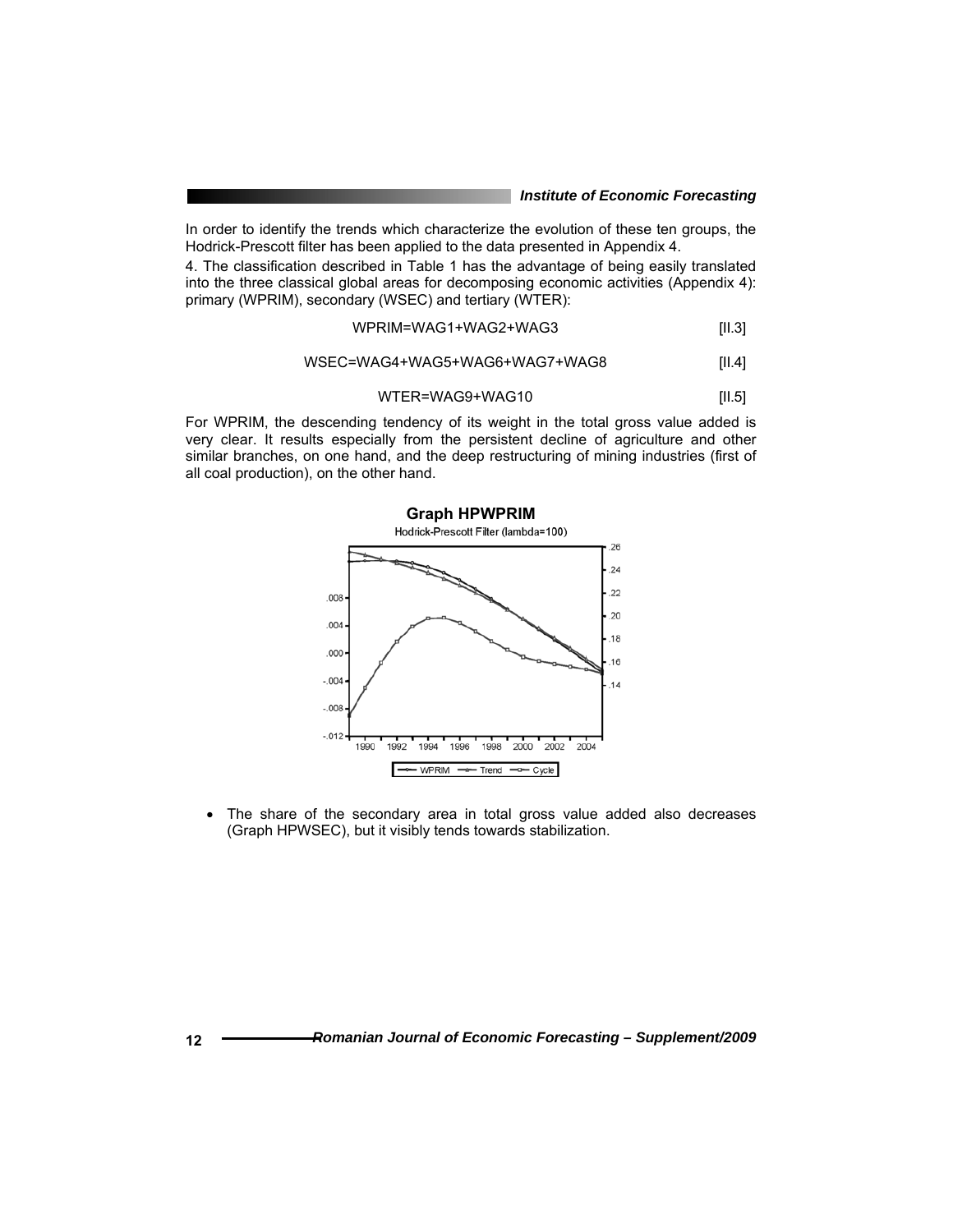In order to identify the trends which characterize the evolution of these ten groups, the Hodrick-Prescott filter has been applied to the data presented in Appendix 4.

4. The classification described in Table 1 has the advantage of being easily translated into the three classical global areas for decomposing economic activities (Appendix 4): primary (WPRIM), secondary (WSEC) and tertiary (WTER):

$$WPRIM=WAG1+WAG2+WAG3 \quad [II.3]$$

$$WSEC=WAG4+WAG5+WAG6+WAG7+WAG8 \quad [II.4]$$

$$WTER=WAG9+WAG10 \quad [II.5]$$

For WPRIM, the descending tendency of its weight in the total gross value added is very clear. It results especially from the persistent decline of agriculture and other similar branches, on one hand, and the deep restructuring of mining industries (first of all coal production), on the other hand.

**Graph HPWPRIM**

Hodrick-Prescott Filter (lambda=100)

- The share of the secondary area in total gross value added also decreases (Graph HPWSEC), but it visibly tends towards stabilization.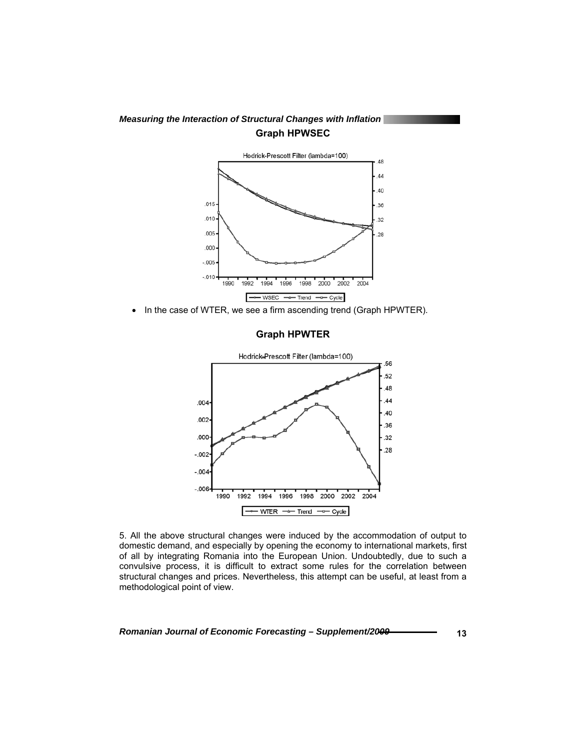**Graph HPWSEC**

- In the case of WTER, we see a firm ascending trend (Graph HPWTER).

**Graph HPWTER**

5. All the above structural changes were induced by the accommodation of output to domestic demand, and especially by opening the economy to international markets, first of all by integrating Romania into the European Union. Undoubtedly, due to such a convulsive process, it is difficult to extract some rules for the correlation between structural changes and prices. Nevertheless, this attempt can be useful, at least from a methodological point of view.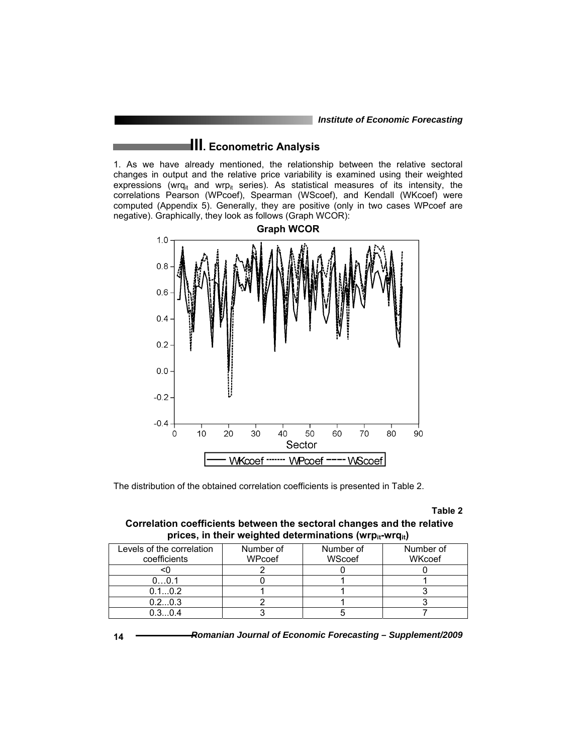# III. Econometric Analysis

1. As we have already mentioned, the relationship between the relative sectoral changes in output and the relative price variability is examined using their weighted expressions ($wrq_{it}$ and $wrp_{it}$ series). As statistical measures of its intensity, the correlations Pearson (WPcoef), Spearman (WScoef), and Kendall (WKcoef) were computed (Appendix 5). Generally, they are positive (only in two cases WPcoef are negative). Graphically, they look as follows (Graph WCOR):

**Graph WCOR**

The distribution of the obtained correlation coefficients is presented in Table 2.

**Table 2**

**Correlation coefficients between the sectoral changes and the relative prices, in their weighted determinations ($wrp_{it}$-$wrq_{it}$)**

| Levels of the correlation coefficients | Number of WPcoef | Number of WScoef | Number of WKcoef |
|---|---|---|---|
| <0 | 2 | 0 | 0 |
| 0…0.1 | 0 | 1 | 1 |
| 0.1...0.2 | 1 | 1 | 3 |
| 0.2...0.3 | 2 | 1 | 3 |
| 0.3...0.4 | 3 | 5 | 7 |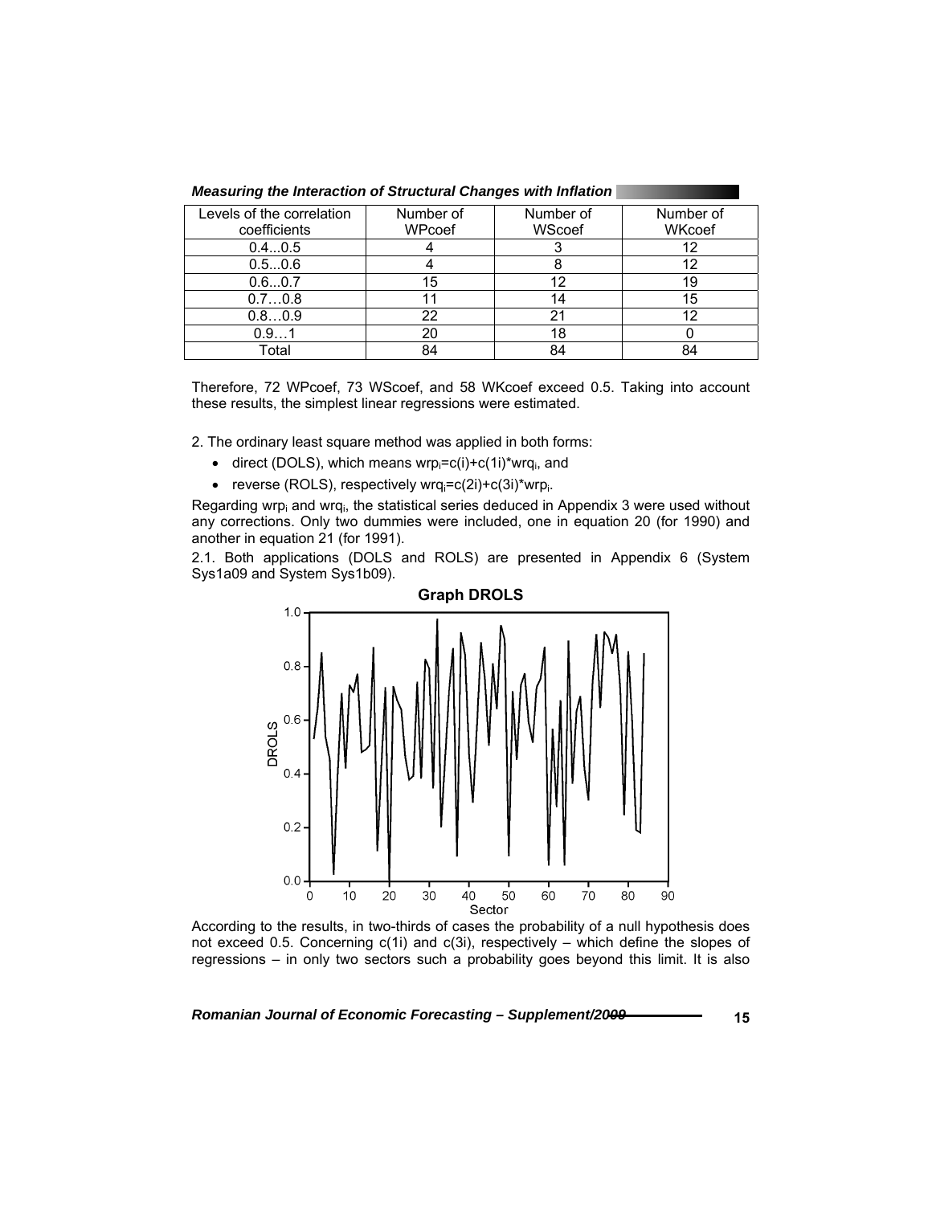| Levels of the correlation coefficients | Number of WPcoef | Number of WScoef | Number of WKcoef |
|---|---|---|---|
| 0.4...0.5 | 4 | 3 | 12 |
| 0.5...0.6 | 4 | 8 | 12 |
| 0.6...0.7 | 15 | 12 | 19 |
| 0.7…0.8 | 11 | 14 | 15 |
| 0.8…0.9 | 22 | 21 | 12 |
| 0.9…1 | 20 | 18 | 0 |
| Total | 84 | 84 | 84 |

Therefore, 72 WPcoef, 73 WScoef, and 58 WKcoef exceed 0.5. Taking into account these results, the simplest linear regressions were estimated.

2. The ordinary least square method was applied in both forms:

- direct (DOLS), which means $wrp_i = c(i) + c(1i) * wrq_i$, and
- reverse (ROLS), respectively $wrq_i = c(2i) + c(3i) * wrp_i$.

Regarding $wrp_i$ and $wrq_i$, the statistical series deduced in Appendix 3 were used without any corrections. Only two dummies were included, one in equation 20 (for 1990) and another in equation 21 (for 1991).

2.1. Both applications (DOLS and ROLS) are presented in Appendix 6 (System Sys1a09 and System Sys1b09).

**Graph DROLS**

According to the results, in two-thirds of cases the probability of a null hypothesis does not exceed 0.5. Concerning c(1i) and c(3i), respectively – which define the slopes of regressions – in only two sectors such a probability goes beyond this limit. It is also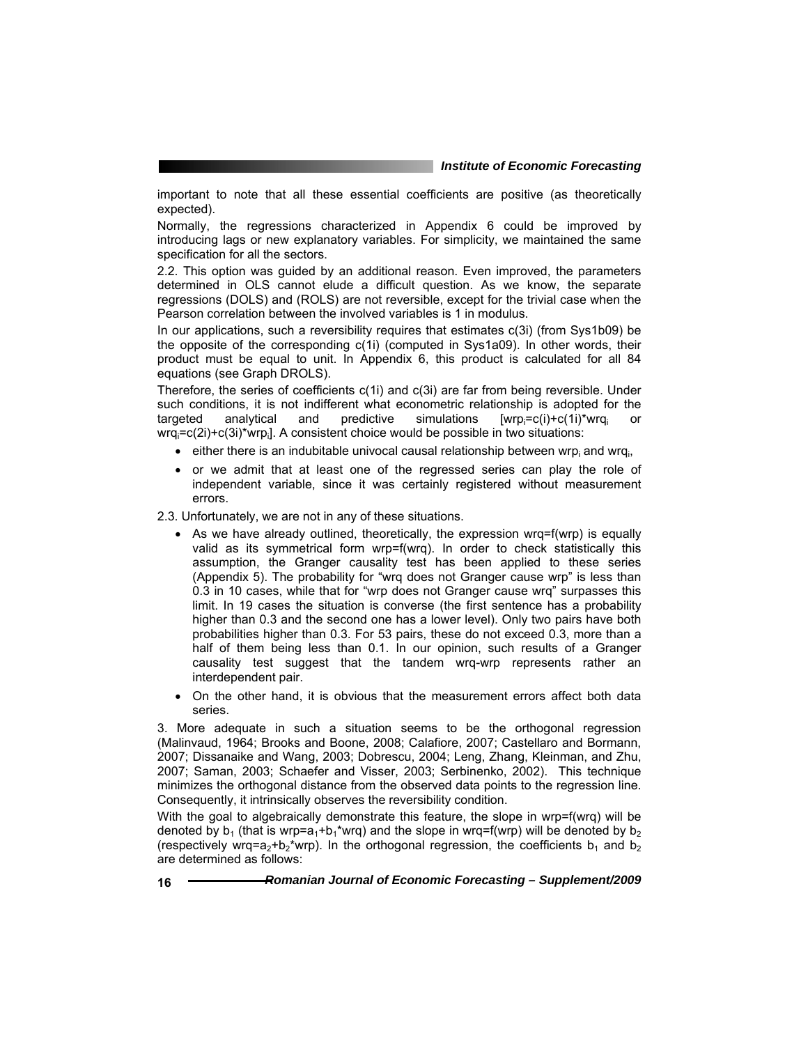important to note that all these essential coefficients are positive (as theoretically expected).

Normally, the regressions characterized in Appendix 6 could be improved by introducing lags or new explanatory variables. For simplicity, we maintained the same specification for all the sectors.

2.2. This option was guided by an additional reason. Even improved, the parameters determined in OLS cannot elude a difficult question. As we know, the separate regressions (DOLS) and (ROLS) are not reversible, except for the trivial case when the Pearson correlation between the involved variables is 1 in modulus.

In our applications, such a reversibility requires that estimates c(3i) (from Sys1b09) be the opposite of the corresponding c(1i) (computed in Sys1a09). In other words, their product must be equal to unit. In Appendix 6, this product is calculated for all 84 equations (see Graph DROLS).

Therefore, the series of coefficients c(1i) and c(3i) are far from being reversible. Under such conditions, it is not indifferent what econometric relationship is adopted for the targeted analytical and predictive simulations [$wrp_i$=c(i)+c(1i)*$wrq_i$ or $wrq_i$=c(2i)+c(3i)*$wrp_i$]. A consistent choice would be possible in two situations:

- either there is an indubitable univocal causal relationship between $wrp_i$ and $wrq_i$,
- or we admit that at least one of the regressed series can play the role of independent variable, since it was certainly registered without measurement errors.

2.3. Unfortunately, we are not in any of these situations.

- As we have already outlined, theoretically, the expression wrq=f(wrp) is equally valid as its symmetrical form wrp=f(wrq). In order to check statistically this assumption, the Granger causality test has been applied to these series (Appendix 5). The probability for "wrq does not Granger cause wrp" is less than 0.3 in 10 cases, while that for "wrp does not Granger cause wrq" surpasses this limit. In 19 cases the situation is converse (the first sentence has a probability higher than 0.3 and the second one has a lower level). Only two pairs have both probabilities higher than 0.3. For 53 pairs, these do not exceed 0.3, more than a half of them being less than 0.1. In our opinion, such results of a Granger causality test suggest that the tandem wrq-wrp represents rather an interdependent pair.
- On the other hand, it is obvious that the measurement errors affect both data series.

3. More adequate in such a situation seems to be the orthogonal regression (Malinvaud, 1964; Brooks and Boone, 2008; Calafiore, 2007; Castellaro and Bormann, 2007; Dissanaike and Wang, 2003; Dobrescu, 2004; Leng, Zhang, Kleinman, and Zhu, 2007; Saman, 2003; Schaefer and Visser, 2003; Serbinenko, 2002). This technique minimizes the orthogonal distance from the observed data points to the regression line. Consequently, it intrinsically observes the reversibility condition.

With the goal to algebraically demonstrate this feature, the slope in wrp=f(wrq) will be denoted by $b_1$ (that is wrp=$a_1$+$b_1$*wrq) and the slope in wrq=f(wrp) will be denoted by $b_2$ (respectively wrq=$a_2$+$b_2$*wrp). In the orthogonal regression, the coefficients $b_1$ and $b_2$ are determined as follows: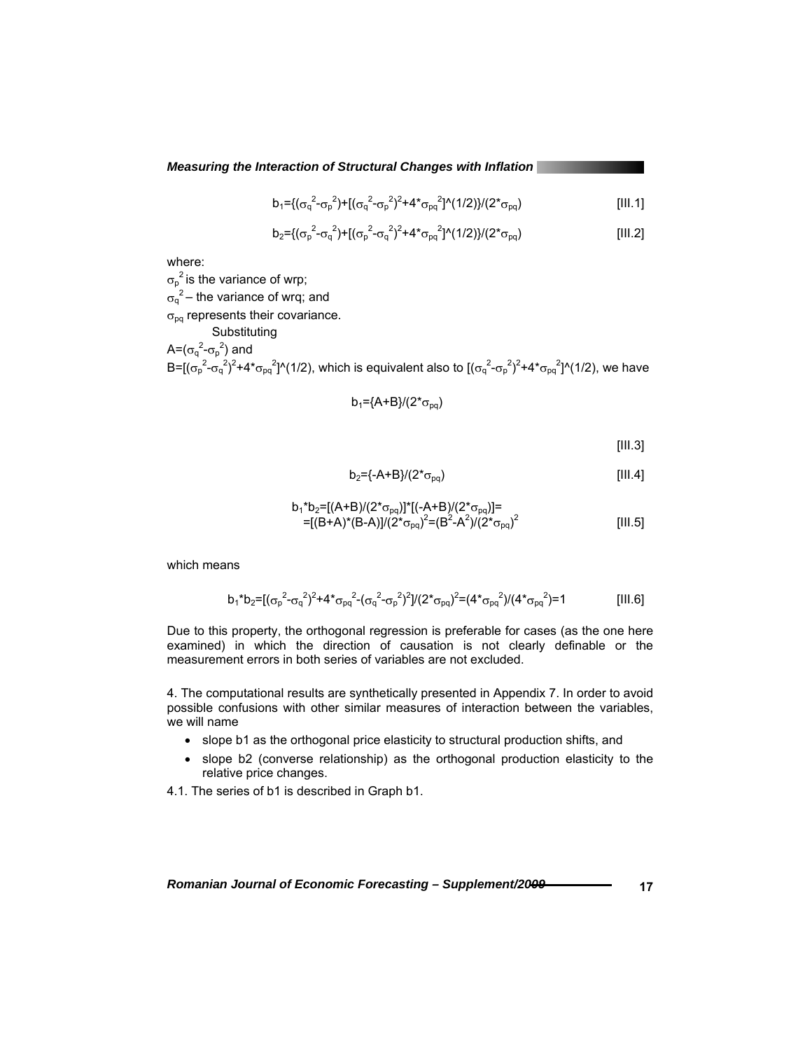$$b_1=\{(\sigma_q^2-\sigma_p^2)+[(\sigma_q^2-\sigma_p^2)^2+4*\sigma_{pq}^2]\text{^}(1/2)\}/(2*\sigma_{pq}) \qquad [III.1]$$

$$b_2=\{(\sigma_p^2-\sigma_q^2)+[(\sigma_p^2-\sigma_q^2)^2+4*\sigma_{pq}^2]\text{^}(1/2)\}/(2*\sigma_{pq}) \qquad [III.2]$$

where:

$\sigma_p^2$ is the variance of wrp;

$\sigma_q^2$ – the variance of wrq; and

$\sigma_{pq}$ represents their covariance.

Substituting

$A=(\sigma_q^2-\sigma_p^2)$ and

$B=[(\sigma_p^2-\sigma_q^2)^2+4*\sigma_{pq}^2]\text{^}(1/2)$, which is equivalent also to $[(\sigma_q^2-\sigma_p^2)^2+4*\sigma_{pq}^2]\text{^}(1/2)$, we have

$$b_1=\{A+B\}/(2*\sigma_{pq}) \qquad [III.3]$$

$$b_2=\{-A+B\}/(2*\sigma_{pq}) \qquad [III.4]$$

$$b_1*b_2=[(A+B)/(2*\sigma_{pq})]*[(-A+B)/(2*\sigma_{pq})]= =[(B+A)*(B-A)]/(2*\sigma_{pq})^2=(B^2-A^2)/(2*\sigma_{pq})^2 \qquad [III.5]$$

which means

$$b_1*b_2=[(\sigma_p^2-\sigma_q^2)^2+4*\sigma_{pq}^2-(\sigma_q^2-\sigma_p^2)^2]/(2*\sigma_{pq})^2=(4*\sigma_{pq}^2)/(4*\sigma_{pq}^2)=1 \qquad [III.6]$$

Due to this property, the orthogonal regression is preferable for cases (as the one here examined) in which the direction of causation is not clearly definable or the measurement errors in both series of variables are not excluded.

4. The computational results are synthetically presented in Appendix 7. In order to avoid possible confusions with other similar measures of interaction between the variables, we will name

- slope b1 as the orthogonal price elasticity to structural production shifts, and
- slope b2 (converse relationship) as the orthogonal production elasticity to the relative price changes.

4.1. The series of b1 is described in Graph b1.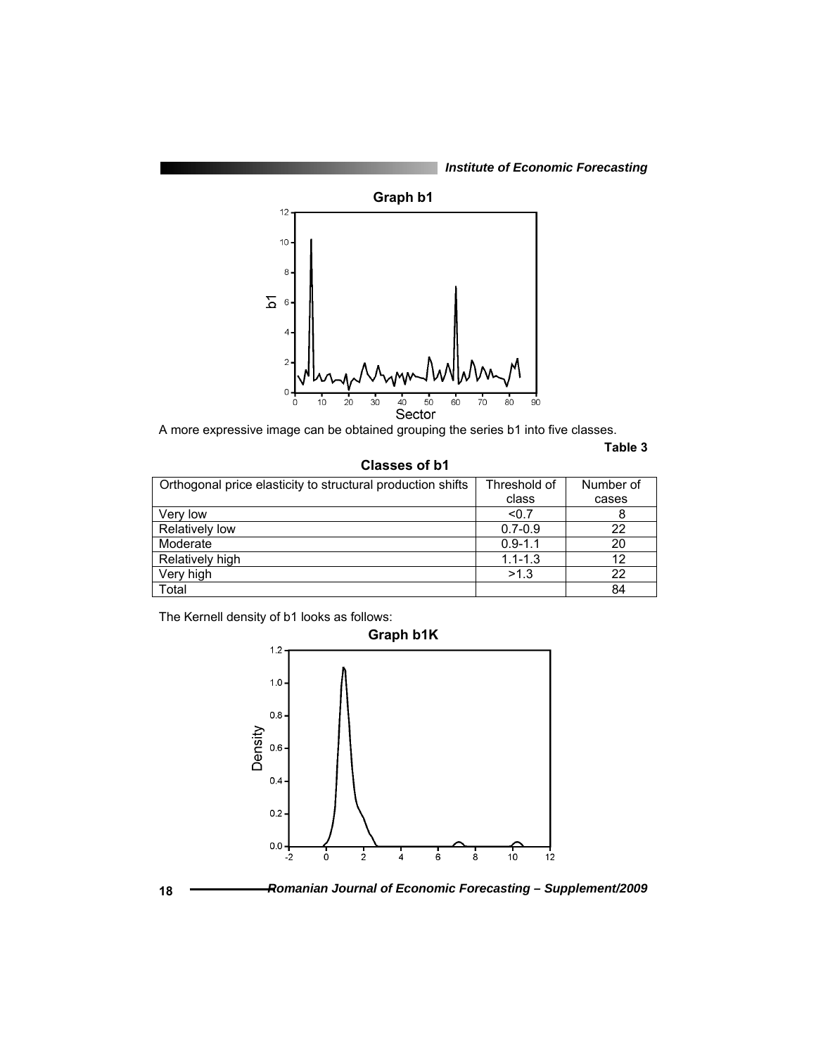**Graph b1**

A more expressive image can be obtained grouping the series b1 into five classes.

**Table 3**

**Classes of b1**

| Orthogonal price elasticity to structural production shifts | Threshold of class | Number of cases |
|---|---|---|
| Very low | <0.7 | 8 |
| Relatively low | 0.7-0.9 | 22 |
| Moderate | 0.9-1.1 | 20 |
| Relatively high | 1.1-1.3 | 12 |
| Very high | >1.3 | 22 |
| Total | | 84 |

The Kernell density of b1 looks as follows:

**Graph b1K**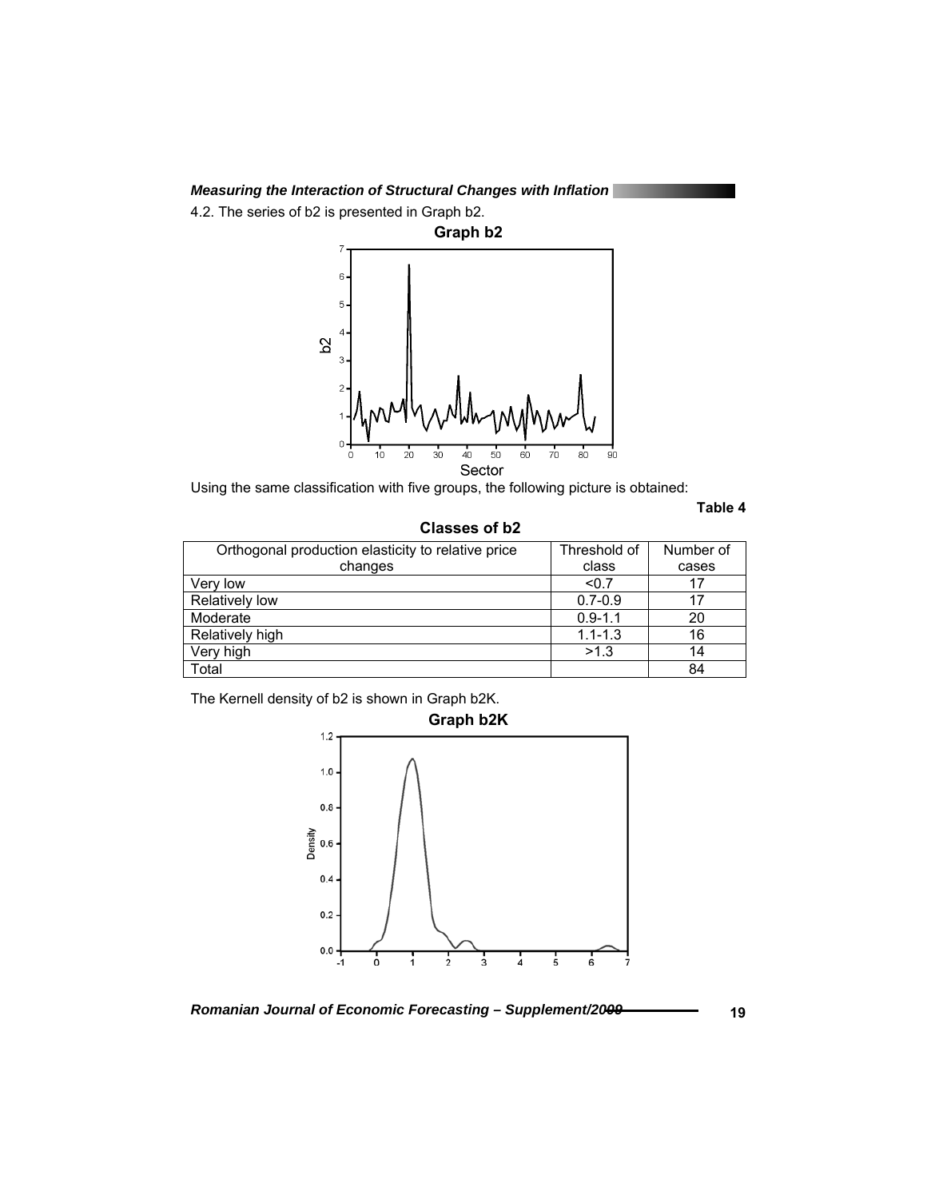4.2. The series of b2 is presented in Graph b2.

**Graph b2**

Using the same classification with five groups, the following picture is obtained:

**Table 4**

**Classes of b2**

| Orthogonal production elasticity to relative price changes | Threshold of class | Number of cases |
|---|---|---|
| Very low | <0.7 | 17 |
| Relatively low | 0.7-0.9 | 17 |
| Moderate | 0.9-1.1 | 20 |
| Relatively high | 1.1-1.3 | 16 |
| Very high | >1.3 | 14 |
| Total | | 84 |

The Kernell density of b2 is shown in Graph b2K.

**Graph b2K**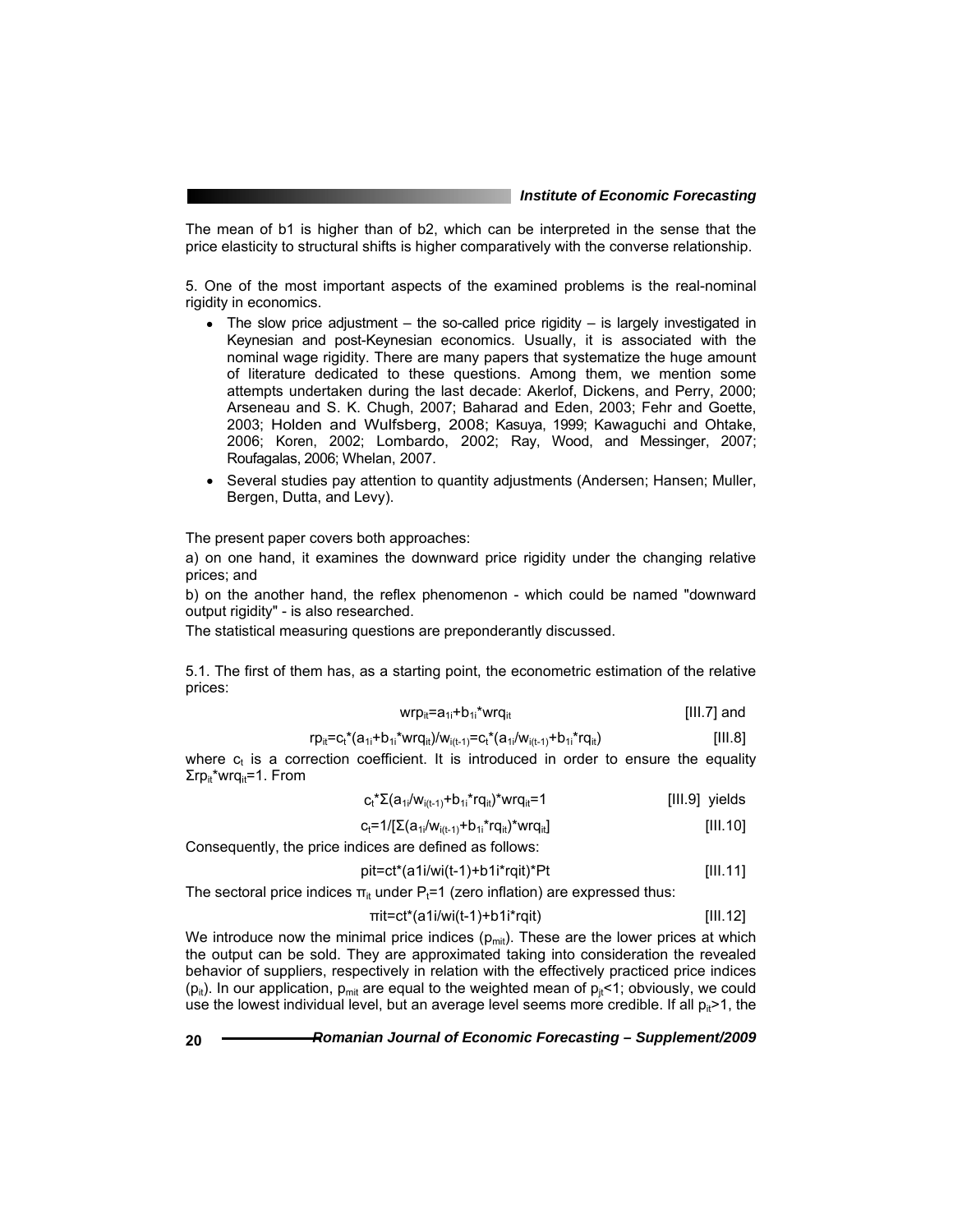The mean of b1 is higher than of b2, which can be interpreted in the sense that the price elasticity to structural shifts is higher comparatively with the converse relationship.

5. One of the most important aspects of the examined problems is the real-nominal rigidity in economics.

- The slow price adjustment – the so-called price rigidity – is largely investigated in Keynesian and post-Keynesian economics. Usually, it is associated with the nominal wage rigidity. There are many papers that systematize the huge amount of literature dedicated to these questions. Among them, we mention some attempts undertaken during the last decade: Akerlof, Dickens, and Perry, 2000; Arseneau and S. K. Chugh, 2007; Baharad and Eden, 2003; Fehr and Goette, 2003; Holden and Wulfsberg, 2008; Kasuya, 1999; Kawaguchi and Ohtake, 2006; Koren, 2002; Lombardo, 2002; Ray, Wood, and Messinger, 2007; Roufagalas, 2006; Whelan, 2007.
- Several studies pay attention to quantity adjustments (Andersen; Hansen; Muller, Bergen, Dutta, and Levy).

The present paper covers both approaches:

a) on one hand, it examines the downward price rigidity under the changing relative prices; and

b) on the another hand, the reflex phenomenon - which could be named "downward output rigidity" - is also researched.

The statistical measuring questions are preponderantly discussed.

5.1. The first of them has, as a starting point, the econometric estimation of the relative prices:

$$wrp_{it}=a_{1i}+b_{1i}*wrq_{it} \qquad \text{[III.7] and}$$

$$rp_{it}=c_t*(a_{1i}+b_{1i}*wrq_{it})/w_{i(t-1)}=c_t*(a_{1i}/w_{i(t-1)}+b_{1i}*rq_{it}) \qquad \text{[III.8]}$$

where $c_t$ is a correction coefficient. It is introduced in order to ensure the equality $\Sigma rp_{it}*wrq_{it}=1$. From

$$c_t*\Sigma(a_{1i}/w_{i(t-1)}+b_{1i}*rq_{it})*wrq_{it}=1 \qquad \text{[III.9] yields}$$

$$c_t=1/[\Sigma(a_{1i}/w_{i(t-1)}+b_{1i}*rq_{it})*wrq_{it}] \qquad \text{[III.10]}$$

Consequently, the price indices are defined as follows:

$$p_{it}=c_t*(a_{1i}/w_{i(t-1)}+b_{1i}*rq_{it})*P_t \qquad \text{[III.11]}$$

The sectoral price indices $\pi_{it}$ under $P_t=1$ (zero inflation) are expressed thus:

$$\pi_{it}=c_t*(a_{1i}/w_{i(t-1)}+b_{1i}*rq_{it}) \qquad \text{[III.12]}$$

We introduce now the minimal price indices ($p_{mit}$). These are the lower prices at which the output can be sold. They are approximated taking into consideration the revealed behavior of suppliers, respectively in relation with the effectively practiced price indices ($p_{it}$). In our application, $p_{mit}$ are equal to the weighted mean of $p_{jt}<1$; obviously, we could use the lowest individual level, but an average level seems more credible. If all $p_{it}>1$, the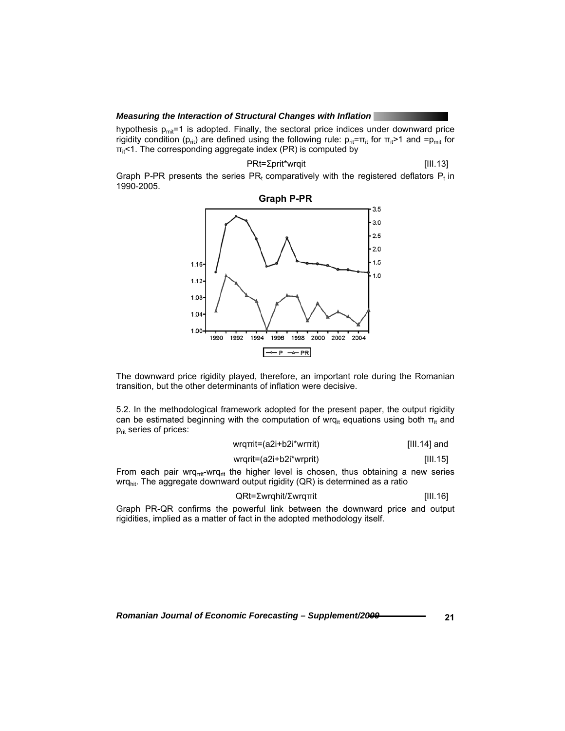hypothesis $p_{mit}=1$ is adopted. Finally, the sectoral price indices under downward price rigidity condition ($p_{rit}$) are defined using the following rule: $p_{rit}=\pi_{it}$ for $\pi_{it}>1$ and $=p_{mit}$ for $\pi_{it}<1$. The corresponding aggregate index (PR) is computed by

$$PRt=\Sigma prit*wrqit \quad [III.13]$$

Graph P-PR presents the series $PR_t$ comparatively with the registered deflators $P_t$ in 1990-2005.

**Graph P-PR**

The downward price rigidity played, therefore, an important role during the Romanian transition, but the other determinants of inflation were decisive.

5.2. In the methodological framework adopted for the present paper, the output rigidity can be estimated beginning with the computation of $wrq_{it}$ equations using both $\pi_{it}$ and $p_{rit}$ series of prices:

$$wrq\pi it=(a2i+b2i*wr\pi it) \quad [III.14] \text{ and}$$

$$wrqrit=(a2i+b2i*wrprit) \quad [III.15]$$

From each pair $wrq_{\pi it}$-$wrq_{rit}$ the higher level is chosen, thus obtaining a new series $wrq_{hit}$. The aggregate downward output rigidity (QR) is determined as a ratio

$$QRt=\Sigma wrqhit/\Sigma wrq\pi it \quad [III.16]$$

Graph PR-QR confirms the powerful link between the downward price and output rigidities, implied as a matter of fact in the adopted methodology itself.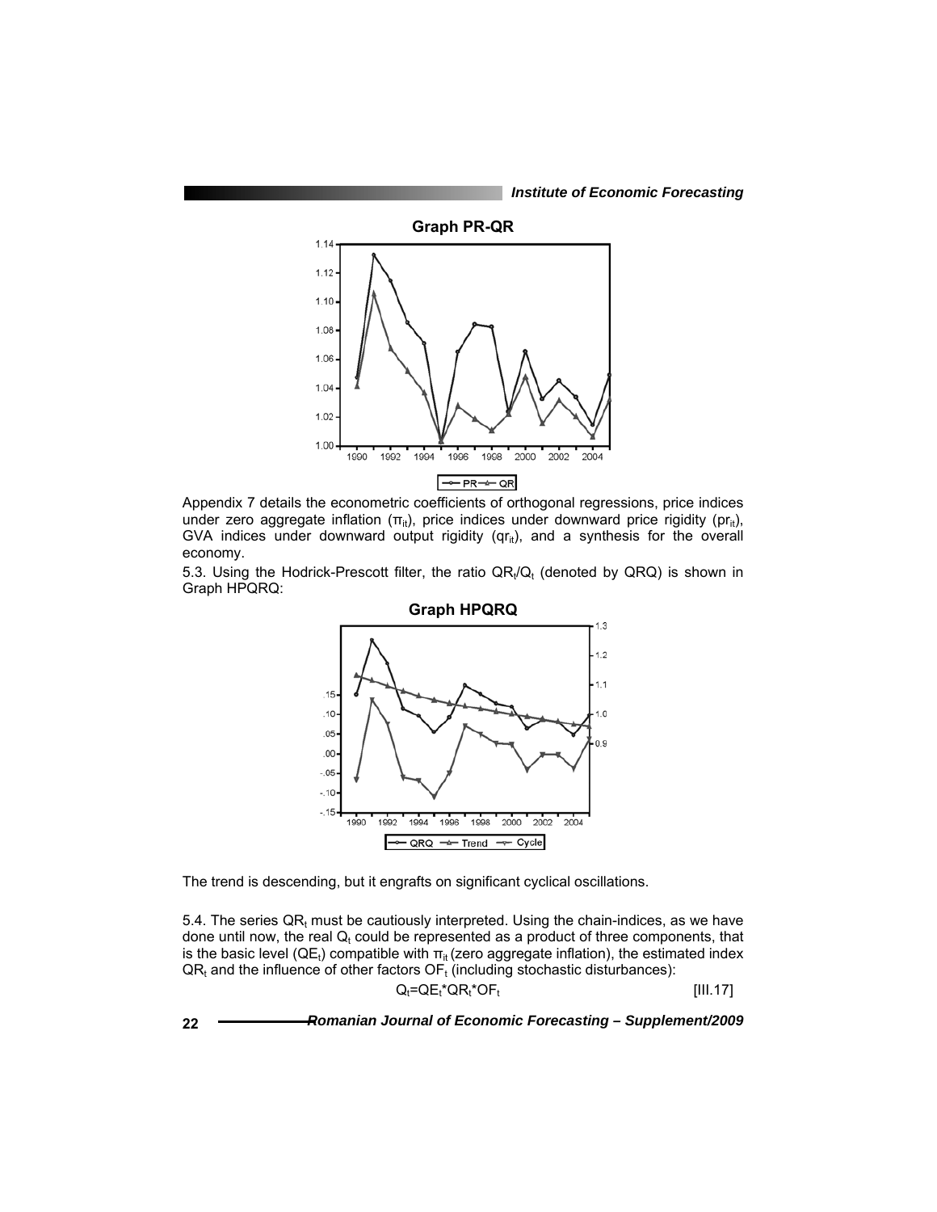**Graph PR-QR**

Appendix 7 details the econometric coefficients of orthogonal regressions, price indices under zero aggregate inflation ($\pi_{it}$), price indices under downward price rigidity ($pr_{it}$), GVA indices under downward output rigidity ($qr_{it}$), and a synthesis for the overall economy.

5.3. Using the Hodrick-Prescott filter, the ratio $QR_t/Q_t$ (denoted by QRQ) is shown in Graph HPQRQ:

**Graph HPQRQ**

The trend is descending, but it engrafts on significant cyclical oscillations.

5.4. The series $QR_t$ must be cautiously interpreted. Using the chain-indices, as we have done until now, the real $Q_t$ could be represented as a product of three components, that is the basic level ($QE_t$) compatible with $\pi_{it}$ (zero aggregate inflation), the estimated index $QR_t$ and the influence of other factors $OF_t$ (including stochastic disturbances):

$$Q_t = QE_t * QR_t * OF_t \qquad \text{[III.17]}$$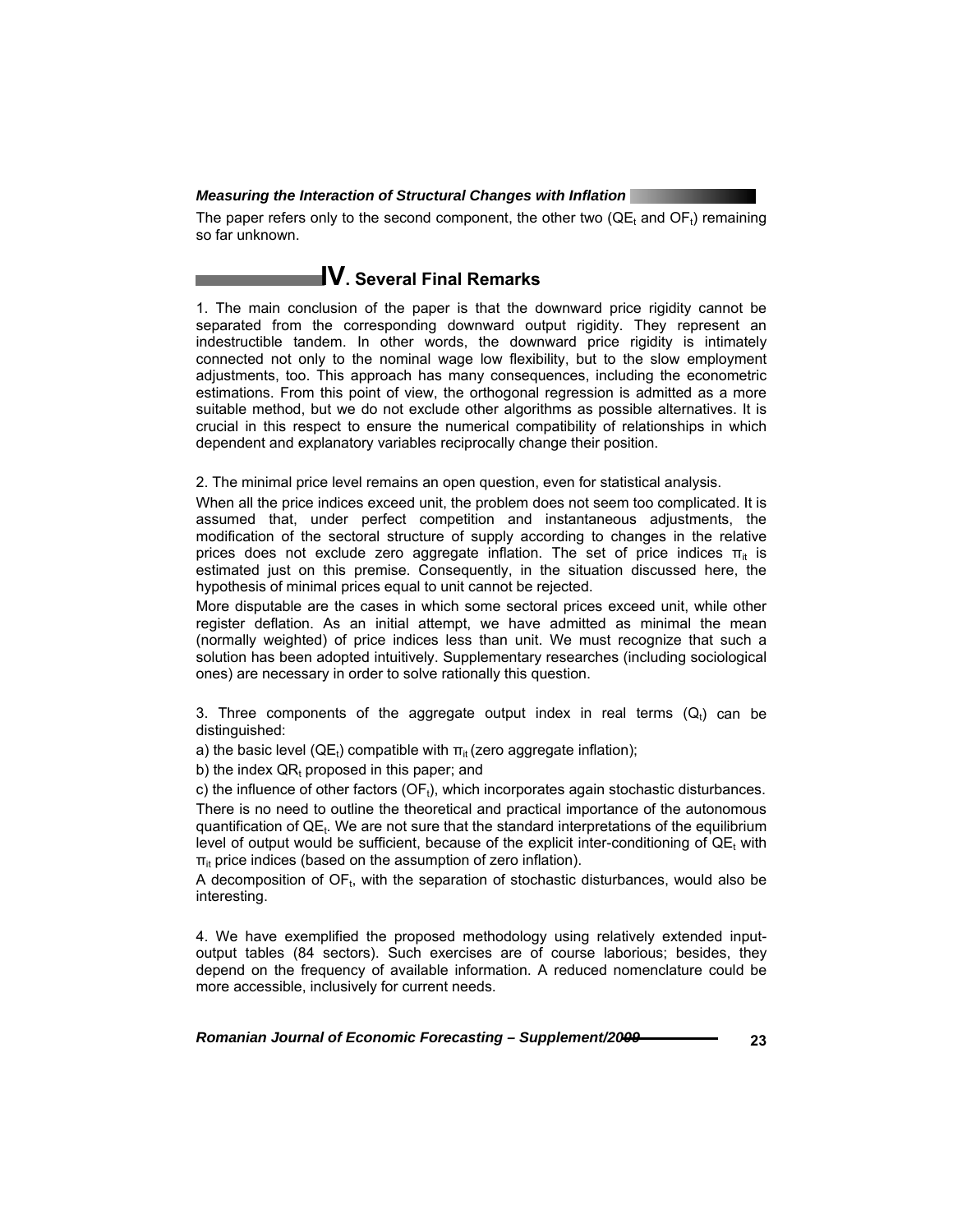The paper refers only to the second component, the other two ($QE_t$ and $OF_t$) remaining so far unknown.

## IV. Several Final Remarks

1. The main conclusion of the paper is that the downward price rigidity cannot be separated from the corresponding downward output rigidity. They represent an indestructible tandem. In other words, the downward price rigidity is intimately connected not only to the nominal wage low flexibility, but to the slow employment adjustments, too. This approach has many consequences, including the econometric estimations. From this point of view, the orthogonal regression is admitted as a more suitable method, but we do not exclude other algorithms as possible alternatives. It is crucial in this respect to ensure the numerical compatibility of relationships in which dependent and explanatory variables reciprocally change their position.

2. The minimal price level remains an open question, even for statistical analysis.

When all the price indices exceed unit, the problem does not seem too complicated. It is assumed that, under perfect competition and instantaneous adjustments, the modification of the sectoral structure of supply according to changes in the relative prices does not exclude zero aggregate inflation. The set of price indices $\pi_{it}$ is estimated just on this premise. Consequently, in the situation discussed here, the hypothesis of minimal prices equal to unit cannot be rejected.

More disputable are the cases in which some sectoral prices exceed unit, while other register deflation. As an initial attempt, we have admitted as minimal the mean (normally weighted) of price indices less than unit. We must recognize that such a solution has been adopted intuitively. Supplementary researches (including sociological ones) are necessary in order to solve rationally this question.

3. Three components of the aggregate output index in real terms ($Q_t$) can be distinguished:

a) the basic level ($QE_t$) compatible with $\pi_{it}$ (zero aggregate inflation);

b) the index $QR_t$ proposed in this paper; and

c) the influence of other factors ($OF_t$), which incorporates again stochastic disturbances.

There is no need to outline the theoretical and practical importance of the autonomous quantification of $QE_t$. We are not sure that the standard interpretations of the equilibrium level of output would be sufficient, because of the explicit inter-conditioning of $QE_t$ with $\pi_{it}$ price indices (based on the assumption of zero inflation).

A decomposition of $OF_t$, with the separation of stochastic disturbances, would also be interesting.

4. We have exemplified the proposed methodology using relatively extended input-output tables (84 sectors). Such exercises are of course laborious; besides, they depend on the frequency of available information. A reduced nomenclature could be more accessible, inclusively for current needs.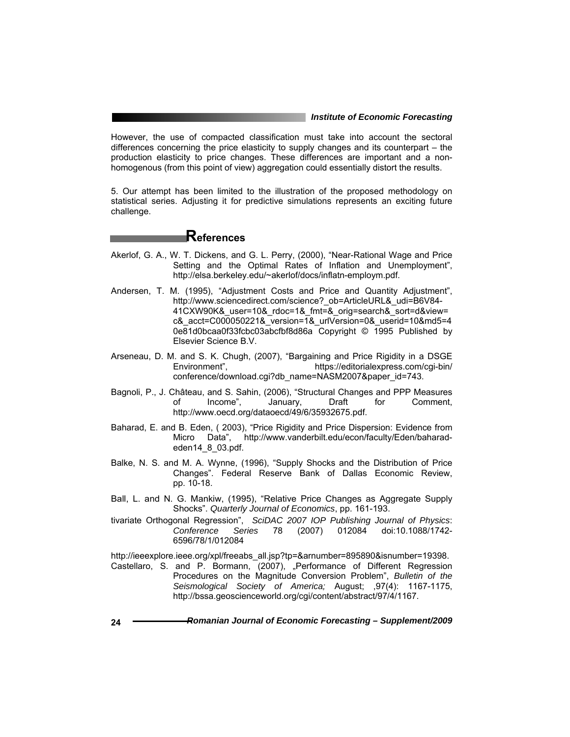However, the use of compacted classification must take into account the sectoral differences concerning the price elasticity to supply changes and its counterpart – the production elasticity to price changes. These differences are important and a non-homogenous (from this point of view) aggregation could essentially distort the results.

5. Our attempt has been limited to the illustration of the proposed methodology on statistical series. Adjusting it for predictive simulations represents an exciting future challenge.

## References

Akerlof, G. A., W. T. Dickens, and G. L. Perry, (2000), "Near-Rational Wage and Price Setting and the Optimal Rates of Inflation and Unemployment", http://elsa.berkeley.edu/~akerlof/docs/inflatn-employm.pdf.

Andersen, T. M. (1995), "Adjustment Costs and Price and Quantity Adjustment", http://www.sciencedirect.com/science?_ob=ArticleURL&_udi=B6V84-41CXW90K&_user=10&_rdoc=1&_fmt=&_orig=search&_sort=d&view=c&_acct=C000050221&_version=1&_urlVersion=0&_userid=10&md5=40e81d0bcaa0f33fcbc03abcfbf8d86a Copyright © 1995 Published by Elsevier Science B.V.

Arseneau, D. M. and S. K. Chugh, (2007), "Bargaining and Price Rigidity in a DSGE Environment", https://editorialexpress.com/cgi-bin/conference/download.cgi?db_name=NASM2007&paper_id=743.

Bagnoli, P., J. Château, and S. Sahin, (2006), "Structural Changes and PPP Measures of Income", January, Draft for Comment, http://www.oecd.org/dataoecd/49/6/35932675.pdf.

Baharad, E. and B. Eden, ( 2003), "Price Rigidity and Price Dispersion: Evidence from Micro Data", http://www.vanderbilt.edu/econ/faculty/Eden/baharad-eden14_8_03.pdf.

Balke, N. S. and M. A. Wynne, (1996), "Supply Shocks and the Distribution of Price Changes". Federal Reserve Bank of Dallas Economic Review, pp. 10-18.

Ball, L. and N. G. Mankiw, (1995), "Relative Price Changes as Aggregate Supply Shocks". *Quarterly Journal of Economics*, pp. 161-193.

tivariate Orthogonal Regression", *SciDAC 2007 IOP Publishing Journal of Physics*: *Conference Series* 78 (2007) 012084 doi:10.1088/1742-6596/78/1/012084

http://ieeexplore.ieee.org/xpl/freeabs_all.jsp?tp=&arnumber=895890&isnumber=19398.

Castellaro, S. and P. Bormann, (2007), „Performance of Different Regression Procedures on the Magnitude Conversion Problem", *Bulletin of the Seismological Society of America;* August; ,97(4): 1167-1175, http://bssa.geoscienceworld.org/cgi/content/abstract/97/4/1167.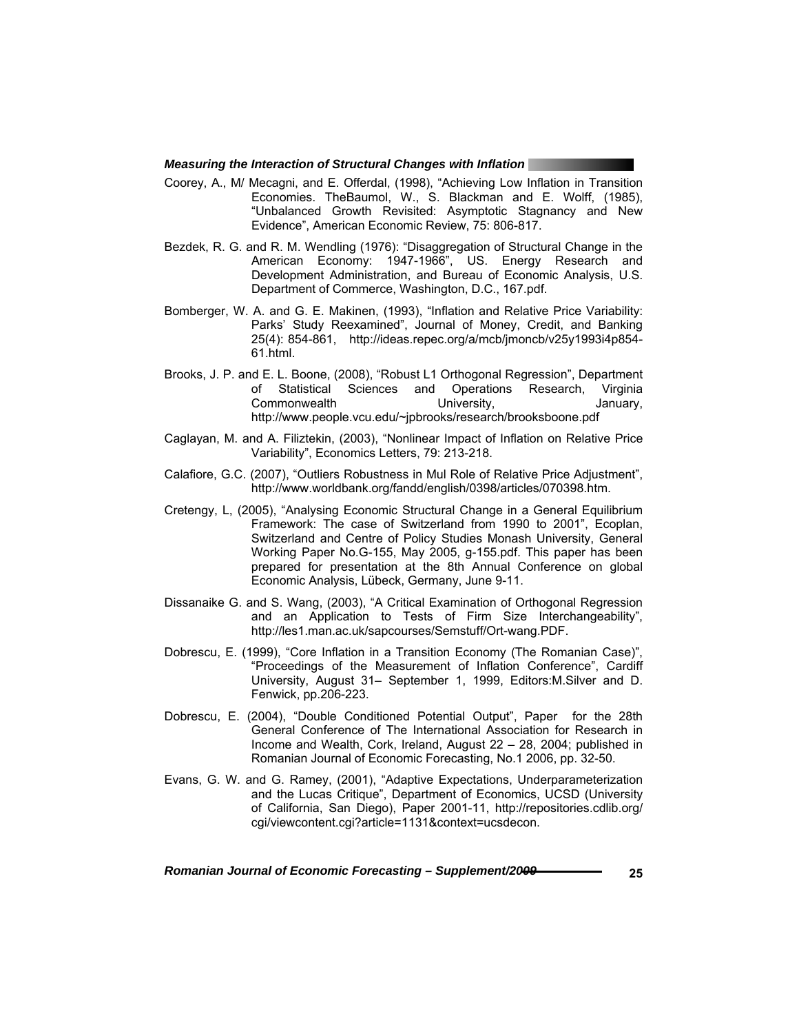Coorey, A., M/ Mecagni, and E. Offerdal, (1998), "Achieving Low Inflation in Transition Economies. TheBaumol, W., S. Blackman and E. Wolff, (1985), "Unbalanced Growth Revisited: Asymptotic Stagnancy and New Evidence", American Economic Review, 75: 806-817.

Bezdek, R. G. and R. M. Wendling (1976): "Disaggregation of Structural Change in the American Economy: 1947-1966", US. Energy Research and Development Administration, and Bureau of Economic Analysis, U.S. Department of Commerce, Washington, D.C., 167.pdf.

Bomberger, W. A. and G. E. Makinen, (1993), "Inflation and Relative Price Variability: Parks' Study Reexamined", Journal of Money, Credit, and Banking 25(4): 854-861, http://ideas.repec.org/a/mcb/jmoncb/v25y1993i4p854-61.html.

Brooks, J. P. and E. L. Boone, (2008), "Robust L1 Orthogonal Regression", Department of Statistical Sciences and Operations Research, Virginia Commonwealth University, January, http://www.people.vcu.edu/~jpbrooks/research/brooksboone.pdf

Caglayan, M. and A. Filiztekin, (2003), "Nonlinear Impact of Inflation on Relative Price Variability", Economics Letters, 79: 213-218.

Calafiore, G.C. (2007), "Outliers Robustness in Mul Role of Relative Price Adjustment", http://www.worldbank.org/fandd/english/0398/articles/070398.htm.

Cretengy, L, (2005), "Analysing Economic Structural Change in a General Equilibrium Framework: The case of Switzerland from 1990 to 2001", Ecoplan, Switzerland and Centre of Policy Studies Monash University, General Working Paper No.G-155, May 2005, g-155.pdf. This paper has been prepared for presentation at the 8th Annual Conference on global Economic Analysis, Lübeck, Germany, June 9-11.

Dissanaike G. and S. Wang, (2003), "A Critical Examination of Orthogonal Regression and an Application to Tests of Firm Size Interchangeability", http://les1.man.ac.uk/sapcourses/Semstuff/Ort-wang.PDF.

Dobrescu, E. (1999), "Core Inflation in a Transition Economy (The Romanian Case)", "Proceedings of the Measurement of Inflation Conference", Cardiff University, August 31– September 1, 1999, Editors:M.Silver and D. Fenwick, pp.206-223.

Dobrescu, E. (2004), "Double Conditioned Potential Output", Paper for the 28th General Conference of The International Association for Research in Income and Wealth, Cork, Ireland, August 22 – 28, 2004; published in Romanian Journal of Economic Forecasting, No.1 2006, pp. 32-50.

Evans, G. W. and G. Ramey, (2001), "Adaptive Expectations, Underparameterization and the Lucas Critique", Department of Economics, UCSD (University of California, San Diego), Paper 2001-11, http://repositories.cdlib.org/cgi/viewcontent.cgi?article=1131&context=ucsdecon.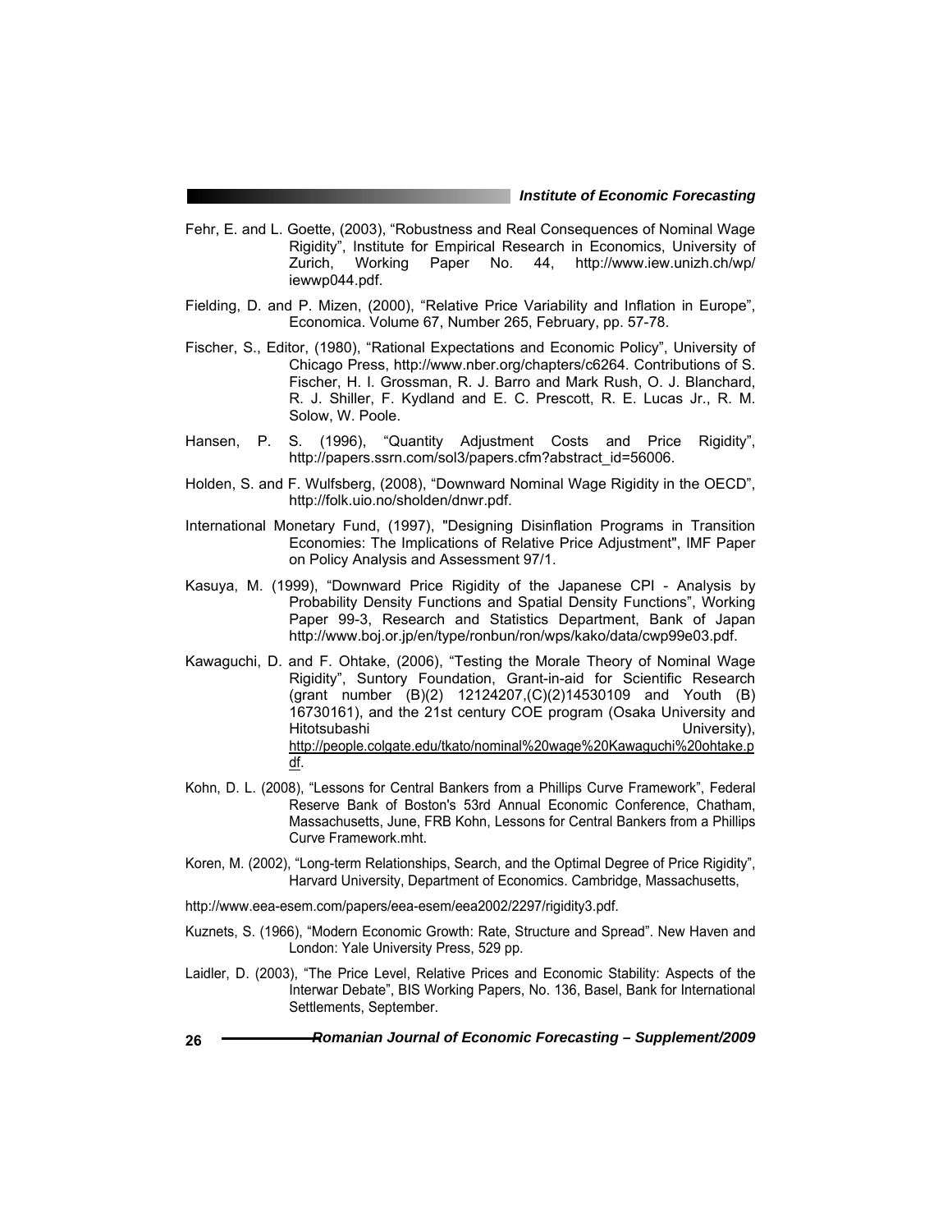Fehr, E. and L. Goette, (2003), "Robustness and Real Consequences of Nominal Wage Rigidity", Institute for Empirical Research in Economics, University of Zurich, Working Paper No. 44, http://www.iew.unizh.ch/wp/iewwp044.pdf.

Fielding, D. and P. Mizen, (2000), "Relative Price Variability and Inflation in Europe", Economica. Volume 67, Number 265, February, pp. 57-78.

Fischer, S., Editor, (1980), "Rational Expectations and Economic Policy", University of Chicago Press, http://www.nber.org/chapters/c6264. Contributions of S. Fischer, H. I. Grossman, R. J. Barro and Mark Rush, O. J. Blanchard, R. J. Shiller, F. Kydland and E. C. Prescott, R. E. Lucas Jr., R. M. Solow, W. Poole.

Hansen, P. S. (1996), "Quantity Adjustment Costs and Price Rigidity", http://papers.ssrn.com/sol3/papers.cfm?abstract_id=56006.

Holden, S. and F. Wulfsberg, (2008), "Downward Nominal Wage Rigidity in the OECD", http://folk.uio.no/sholden/dnwr.pdf.

International Monetary Fund, (1997), "Designing Disinflation Programs in Transition Economies: The Implications of Relative Price Adjustment", IMF Paper on Policy Analysis and Assessment 97/1.

Kasuya, M. (1999), "Downward Price Rigidity of the Japanese CPI - Analysis by Probability Density Functions and Spatial Density Functions", Working Paper 99-3, Research and Statistics Department, Bank of Japan http://www.boj.or.jp/en/type/ronbun/ron/wps/kako/data/cwp99e03.pdf.

Kawaguchi, D. and F. Ohtake, (2006), "Testing the Morale Theory of Nominal Wage Rigidity", Suntory Foundation, Grant-in-aid for Scientific Research (grant number (B)(2) 12124207,(C)(2)14530109 and Youth (B) 16730161), and the 21st century COE program (Osaka University and Hitotsubashi University), http://people.colgate.edu/tkato/nominal%20wage%20Kawaguchi%20ohtake.pdf.

Kohn, D. L. (2008), "Lessons for Central Bankers from a Phillips Curve Framework", Federal Reserve Bank of Boston's 53rd Annual Economic Conference, Chatham, Massachusetts, June, FRB Kohn, Lessons for Central Bankers from a Phillips Curve Framework.mht.

Koren, M. (2002), "Long-term Relationships, Search, and the Optimal Degree of Price Rigidity", Harvard University, Department of Economics. Cambridge, Massachusetts,

http://www.eea-esem.com/papers/eea-esem/eea2002/2297/rigidity3.pdf.

Kuznets, S. (1966), "Modern Economic Growth: Rate, Structure and Spread". New Haven and London: Yale University Press, 529 pp.

Laidler, D. (2003), "The Price Level, Relative Prices and Economic Stability: Aspects of the Interwar Debate", BIS Working Papers, No. 136, Basel, Bank for International Settlements, September.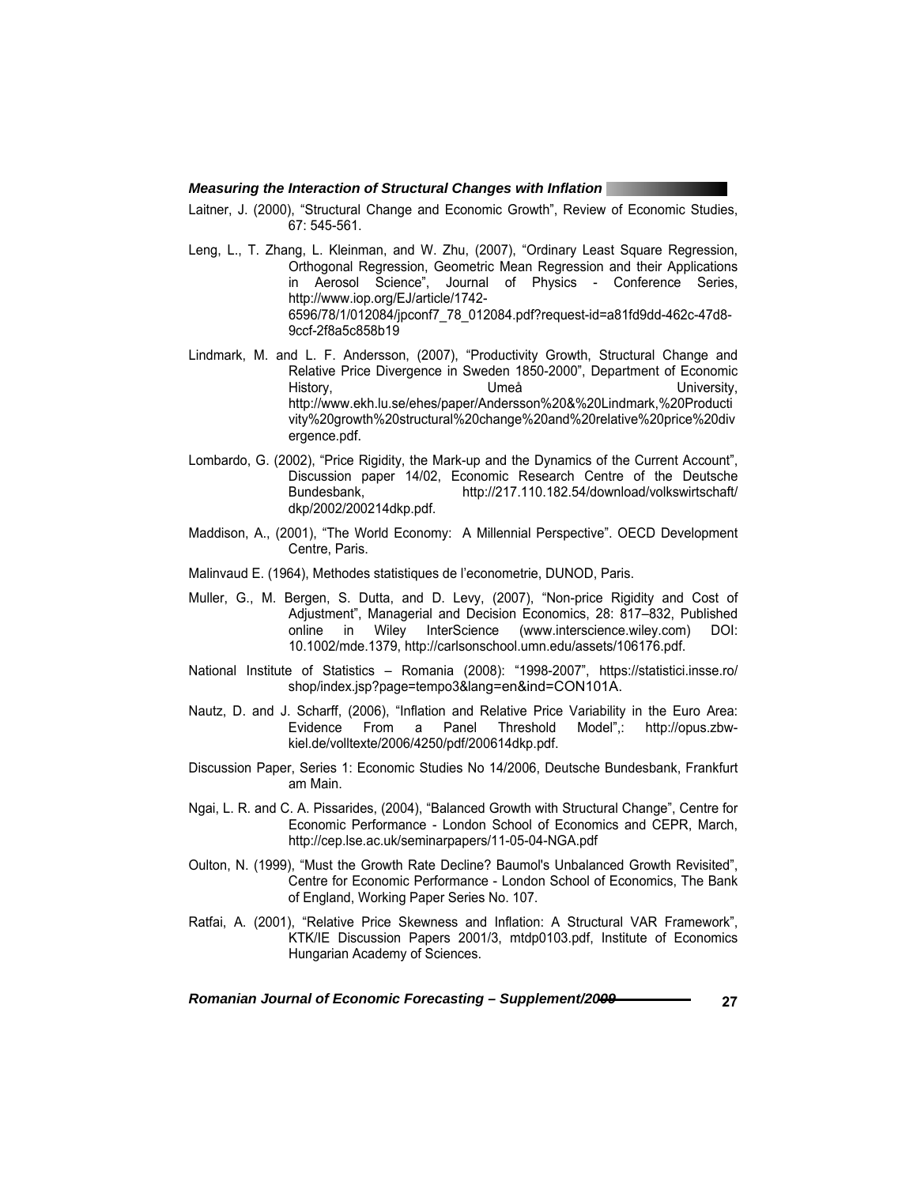Laitner, J. (2000), "Structural Change and Economic Growth", Review of Economic Studies, 67: 545-561.

Leng, L., T. Zhang, L. Kleinman, and W. Zhu, (2007), "Ordinary Least Square Regression, Orthogonal Regression, Geometric Mean Regression and their Applications in Aerosol Science", Journal of Physics - Conference Series, http://www.iop.org/EJ/article/1742-6596/78/1/012084/jpconf7_78_012084.pdf?request-id=a81fd9dd-462c-47d8-9ccf-2f8a5c858b19

Lindmark, M. and L. F. Andersson, (2007), "Productivity Growth, Structural Change and Relative Price Divergence in Sweden 1850-2000", Department of Economic History, Umeå University, http://www.ekh.lu.se/ehes/paper/Andersson%20&%20Lindmark,%20Productivity%20growth%20structural%20change%20and%20relative%20price%20divergence.pdf.

Lombardo, G. (2002), "Price Rigidity, the Mark-up and the Dynamics of the Current Account", Discussion paper 14/02, Economic Research Centre of the Deutsche Bundesbank, http://217.110.182.54/download/volkswirtschaft/dkp/2002/200214dkp.pdf.

Maddison, A., (2001), "The World Economy: A Millennial Perspective". OECD Development Centre, Paris.

Malinvaud E. (1964), Methodes statistiques de l'econometrie, DUNOD, Paris.

Muller, G., M. Bergen, S. Dutta, and D. Levy, (2007), "Non-price Rigidity and Cost of Adjustment", Managerial and Decision Economics, 28: 817–832, Published online in Wiley InterScience (www.interscience.wiley.com) DOI: 10.1002/mde.1379, http://carlsonschool.umn.edu/assets/106176.pdf.

National Institute of Statistics – Romania (2008): "1998-2007", https://statistici.insse.ro/shop/index.jsp?page=tempo3&lang=en&ind=CON101A.

Nautz, D. and J. Scharff, (2006), "Inflation and Relative Price Variability in the Euro Area: Evidence From a Panel Threshold Model",: http://opus.zbw-kiel.de/volltexte/2006/4250/pdf/200614dkp.pdf.

Discussion Paper, Series 1: Economic Studies No 14/2006, Deutsche Bundesbank, Frankfurt am Main.

Ngai, L. R. and C. A. Pissarides, (2004), "Balanced Growth with Structural Change", Centre for Economic Performance - London School of Economics and CEPR, March, http://cep.lse.ac.uk/seminarpapers/11-05-04-NGA.pdf

Oulton, N. (1999), "Must the Growth Rate Decline? Baumol's Unbalanced Growth Revisited", Centre for Economic Performance - London School of Economics, The Bank of England, Working Paper Series No. 107.

Ratfai, A. (2001), "Relative Price Skewness and Inflation: A Structural VAR Framework", KTK/IE Discussion Papers 2001/3, mtdp0103.pdf, Institute of Economics Hungarian Academy of Sciences.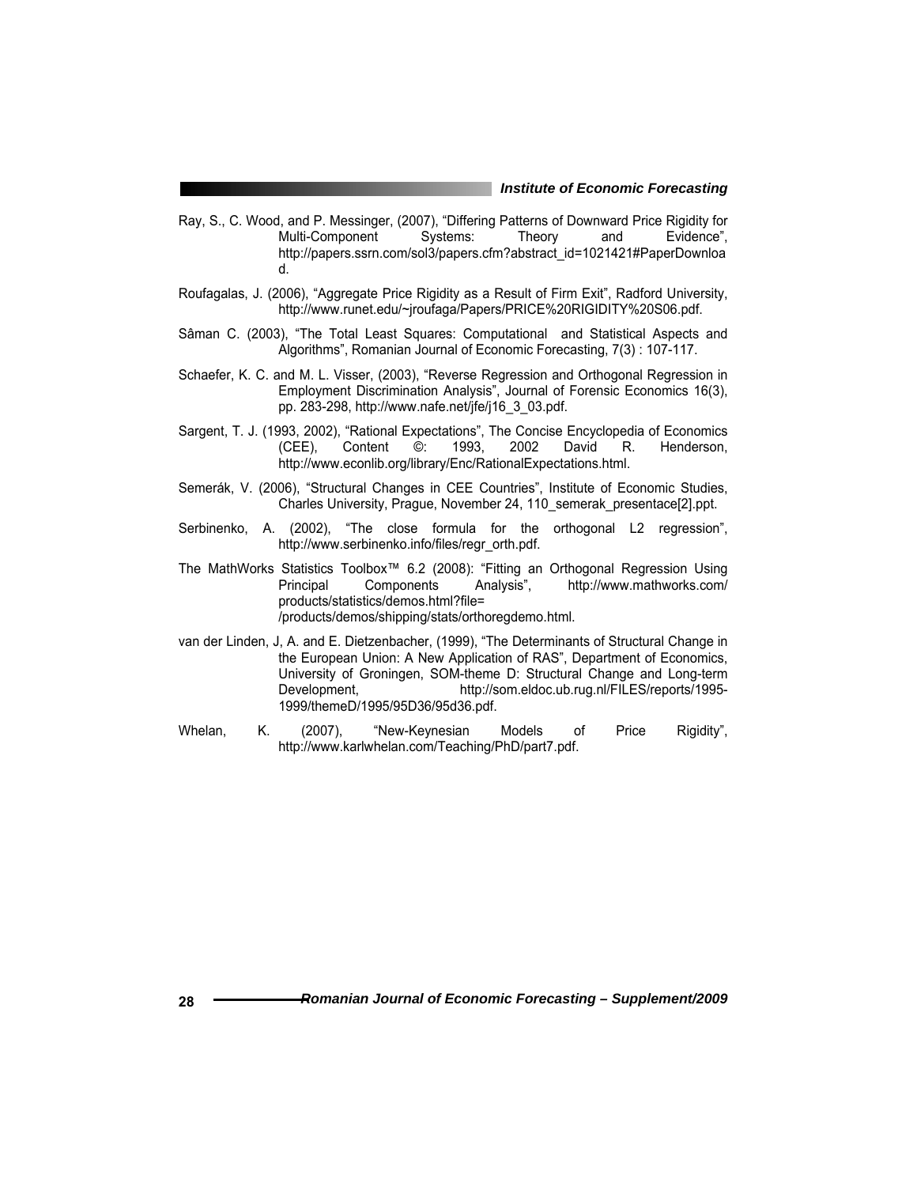Ray, S., C. Wood, and P. Messinger, (2007), "Differing Patterns of Downward Price Rigidity for Multi-Component Systems: Theory and Evidence", http://papers.ssrn.com/sol3/papers.cfm?abstract_id=1021421#PaperDownload.

Roufagalas, J. (2006), "Aggregate Price Rigidity as a Result of Firm Exit", Radford University, http://www.runet.edu/~jroufaga/Papers/PRICE%20RIGIDITY%20S06.pdf.

Sâman C. (2003), "The Total Least Squares: Computational and Statistical Aspects and Algorithms", Romanian Journal of Economic Forecasting, 7(3) : 107-117.

Schaefer, K. C. and M. L. Visser, (2003), "Reverse Regression and Orthogonal Regression in Employment Discrimination Analysis", Journal of Forensic Economics 16(3), pp. 283-298, http://www.nafe.net/jfe/j16_3_03.pdf.

Sargent, T. J. (1993, 2002), "Rational Expectations", The Concise Encyclopedia of Economics (CEE), Content ©: 1993, 2002 David R. Henderson, http://www.econlib.org/library/Enc/RationalExpectations.html.

Semerák, V. (2006), "Structural Changes in CEE Countries", Institute of Economic Studies, Charles University, Prague, November 24, 110_semerak_presentace[2].ppt.

Serbinenko, A. (2002), "The close formula for the orthogonal L2 regression", http://www.serbinenko.info/files/regr_orth.pdf.

The MathWorks Statistics Toolbox™ 6.2 (2008): "Fitting an Orthogonal Regression Using Principal Components Analysis", http://www.mathworks.com/products/statistics/demos.html?file=/products/demos/shipping/stats/orthoregdemo.html.

van der Linden, J, A. and E. Dietzenbacher, (1999), "The Determinants of Structural Change in the European Union: A New Application of RAS", Department of Economics, University of Groningen, SOM-theme D: Structural Change and Long-term Development, http://som.eldoc.ub.rug.nl/FILES/reports/1995-1999/themeD/1995/95D36/95d36.pdf.

Whelan, K. (2007), "New-Keynesian Models of Price Rigidity", http://www.karlwhelan.com/Teaching/PhD/part7.pdf.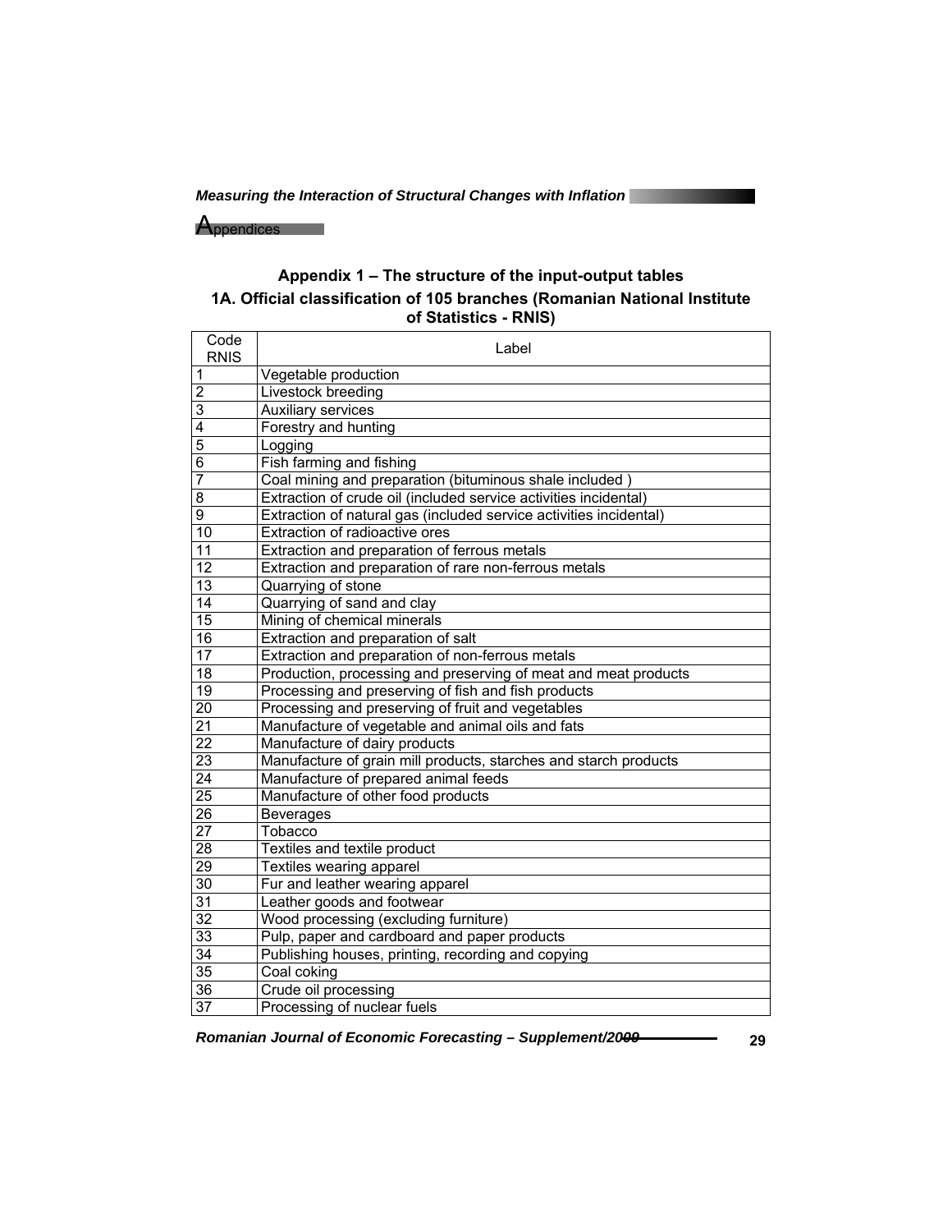# Appendices

## Appendix 1 – The structure of the input-output tables

### 1A. Official classification of 105 branches (Romanian National Institute of Statistics - RNIS)

| Code RNIS | Label |
|---|---|
| 1 | Vegetable production |
| 2 | Livestock breeding |
| 3 | Auxiliary services |
| 4 | Forestry and hunting |
| 5 | Logging |
| 6 | Fish farming and fishing |
| 7 | Coal mining and preparation (bituminous shale included ) |
| 8 | Extraction of crude oil (included service activities incidental) |
| 9 | Extraction of natural gas (included service activities incidental) |
| 10 | Extraction of radioactive ores |
| 11 | Extraction and preparation of ferrous metals |
| 12 | Extraction and preparation of rare non-ferrous metals |
| 13 | Quarrying of stone |
| 14 | Quarrying of sand and clay |
| 15 | Mining of chemical minerals |
| 16 | Extraction and preparation of salt |
| 17 | Extraction and preparation of non-ferrous metals |
| 18 | Production, processing and preserving of meat and meat products |
| 19 | Processing and preserving of fish and fish products |
| 20 | Processing and preserving of fruit and vegetables |
| 21 | Manufacture of vegetable and animal oils and fats |
| 22 | Manufacture of dairy products |
| 23 | Manufacture of grain mill products, starches and starch products |
| 24 | Manufacture of prepared animal feeds |
| 25 | Manufacture of other food products |
| 26 | Beverages |
| 27 | Tobacco |
| 28 | Textiles and textile product |
| 29 | Textiles wearing apparel |
| 30 | Fur and leather wearing apparel |
| 31 | Leather goods and footwear |
| 32 | Wood processing (excluding furniture) |
| 33 | Pulp, paper and cardboard and paper products |
| 34 | Publishing houses, printing, recording and copying |
| 35 | Coal coking |
| 36 | Crude oil processing |
| 37 | Processing of nuclear fuels |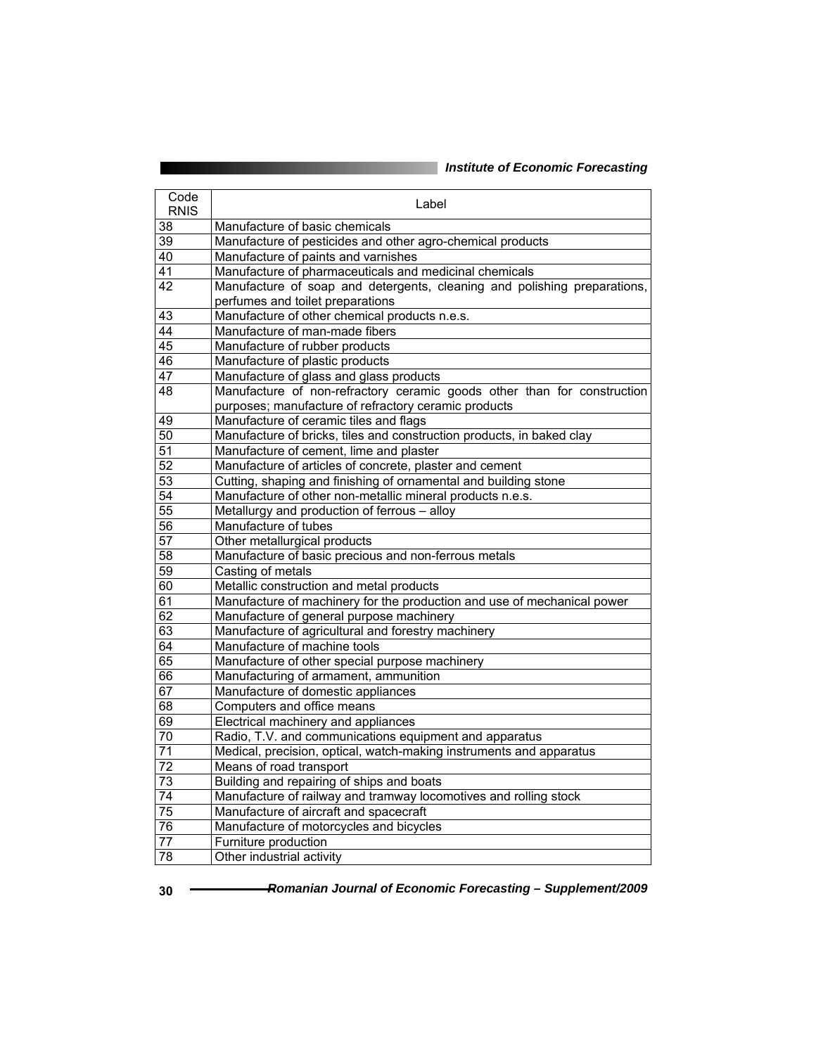| Code RNIS | Label |
|---|---|
| 38 | Manufacture of basic chemicals |
| 39 | Manufacture of pesticides and other agro-chemical products |
| 40 | Manufacture of paints and varnishes |
| 41 | Manufacture of pharmaceuticals and medicinal chemicals |
| 42 | Manufacture of soap and detergents, cleaning and polishing preparations, perfumes and toilet preparations |
| 43 | Manufacture of other chemical products n.e.s. |
| 44 | Manufacture of man-made fibers |
| 45 | Manufacture of rubber products |
| 46 | Manufacture of plastic products |
| 47 | Manufacture of glass and glass products |
| 48 | Manufacture of non-refractory ceramic goods other than for construction purposes; manufacture of refractory ceramic products |
| 49 | Manufacture of ceramic tiles and flags |
| 50 | Manufacture of bricks, tiles and construction products, in baked clay |
| 51 | Manufacture of cement, lime and plaster |
| 52 | Manufacture of articles of concrete, plaster and cement |
| 53 | Cutting, shaping and finishing of ornamental and building stone |
| 54 | Manufacture of other non-metallic mineral products n.e.s. |
| 55 | Metallurgy and production of ferrous – alloy |
| 56 | Manufacture of tubes |
| 57 | Other metallurgical products |
| 58 | Manufacture of basic precious and non-ferrous metals |
| 59 | Casting of metals |
| 60 | Metallic construction and metal products |
| 61 | Manufacture of machinery for the production and use of mechanical power |
| 62 | Manufacture of general purpose machinery |
| 63 | Manufacture of agricultural and forestry machinery |
| 64 | Manufacture of machine tools |
| 65 | Manufacture of other special purpose machinery |
| 66 | Manufacturing of armament, ammunition |
| 67 | Manufacture of domestic appliances |
| 68 | Computers and office means |
| 69 | Electrical machinery and appliances |
| 70 | Radio, T.V. and communications equipment and apparatus |
| 71 | Medical, precision, optical, watch-making instruments and apparatus |
| 72 | Means of road transport |
| 73 | Building and repairing of ships and boats |
| 74 | Manufacture of railway and tramway locomotives and rolling stock |
| 75 | Manufacture of aircraft and spacecraft |
| 76 | Manufacture of motorcycles and bicycles |
| 77 | Furniture production |
| 78 | Other industrial activity |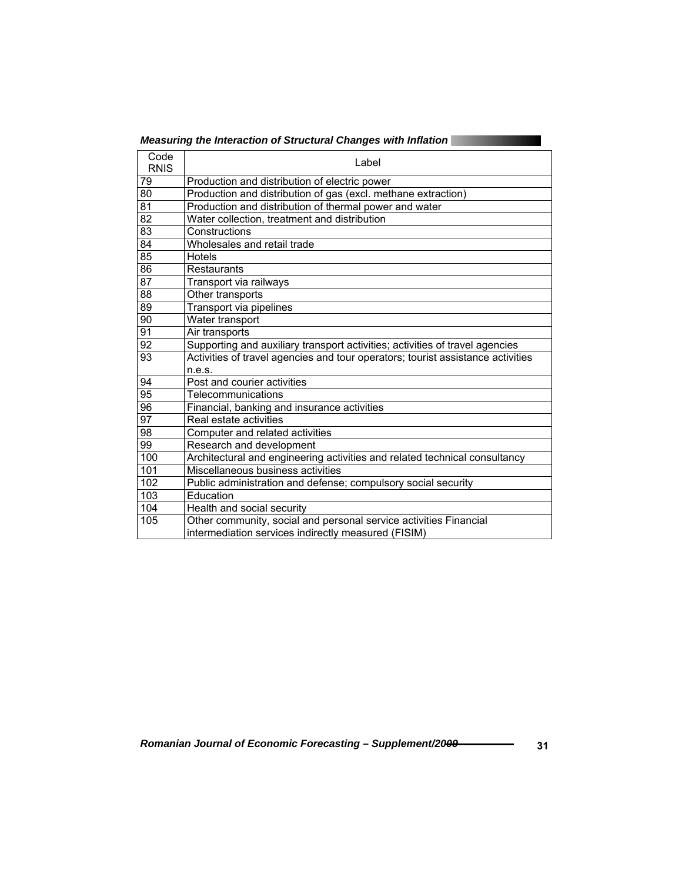| Code RNIS | Label |
|---|---|
| 79 | Production and distribution of electric power |
| 80 | Production and distribution of gas (excl. methane extraction) |
| 81 | Production and distribution of thermal power and water |
| 82 | Water collection, treatment and distribution |
| 83 | Constructions |
| 84 | Wholesales and retail trade |
| 85 | Hotels |
| 86 | Restaurants |
| 87 | Transport via railways |
| 88 | Other transports |
| 89 | Transport via pipelines |
| 90 | Water transport |
| 91 | Air transports |
| 92 | Supporting and auxiliary transport activities; activities of travel agencies |
| 93 | Activities of travel agencies and tour operators; tourist assistance activities n.e.s. |
| 94 | Post and courier activities |
| 95 | Telecommunications |
| 96 | Financial, banking and insurance activities |
| 97 | Real estate activities |
| 98 | Computer and related activities |
| 99 | Research and development |
| 100 | Architectural and engineering activities and related technical consultancy |
| 101 | Miscellaneous business activities |
| 102 | Public administration and defense; compulsory social security |
| 103 | Education |
| 104 | Health and social security |
| 105 | Other community, social and personal service activities Financial intermediation services indirectly measured (FISIM) |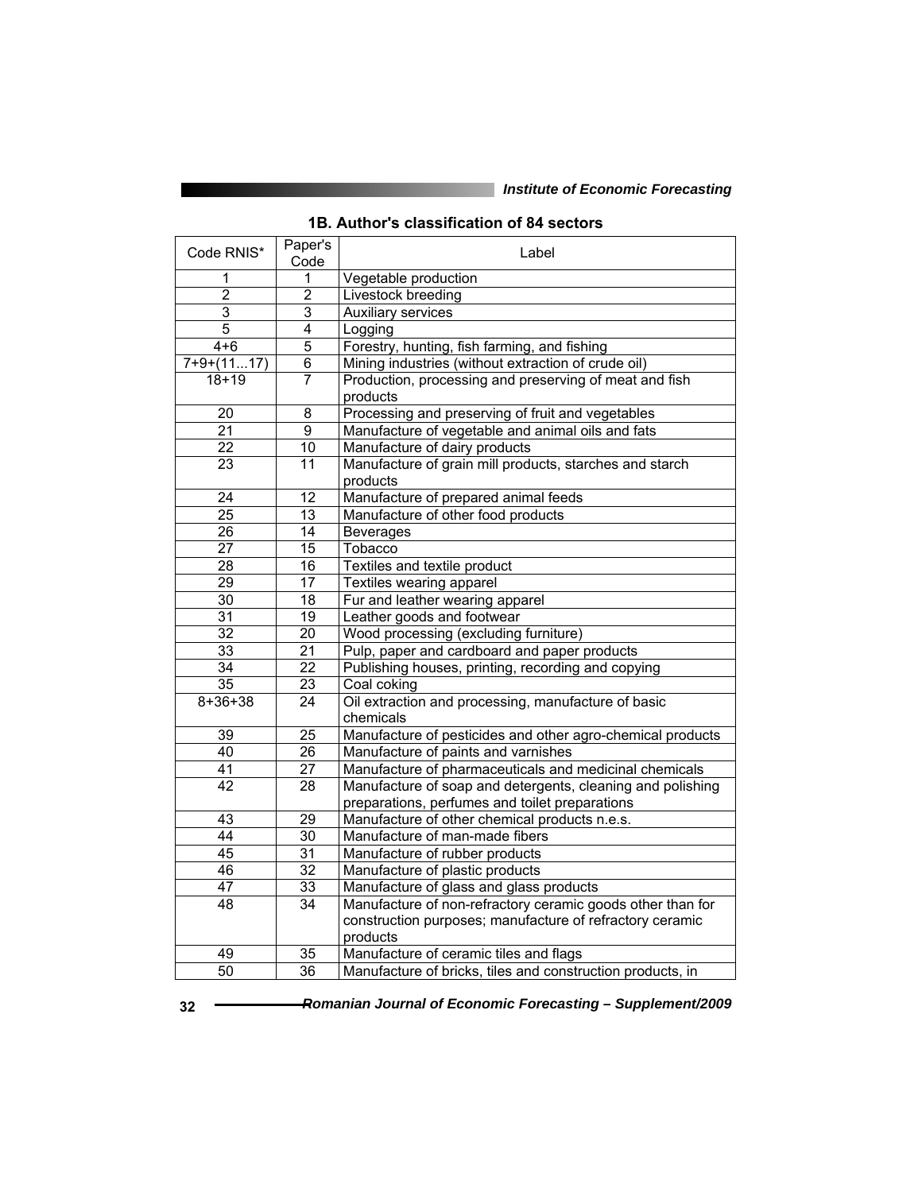### 1B. Author's classification of 84 sectors

| Code RNIS* | Paper's Code | Label |
|---|---|---|
| 1 | 1 | Vegetable production |
| 2 | 2 | Livestock breeding |
| 3 | 3 | Auxiliary services |
| 5 | 4 | Logging |
| 4+6 | 5 | Forestry, hunting, fish farming, and fishing |
| 7+9+(11...17) | 6 | Mining industries (without extraction of crude oil) |
| 18+19 | 7 | Production, processing and preserving of meat and fish products |
| 20 | 8 | Processing and preserving of fruit and vegetables |
| 21 | 9 | Manufacture of vegetable and animal oils and fats |
| 22 | 10 | Manufacture of dairy products |
| 23 | 11 | Manufacture of grain mill products, starches and starch products |
| 24 | 12 | Manufacture of prepared animal feeds |
| 25 | 13 | Manufacture of other food products |
| 26 | 14 | Beverages |
| 27 | 15 | Tobacco |
| 28 | 16 | Textiles and textile product |
| 29 | 17 | Textiles wearing apparel |
| 30 | 18 | Fur and leather wearing apparel |
| 31 | 19 | Leather goods and footwear |
| 32 | 20 | Wood processing (excluding furniture) |
| 33 | 21 | Pulp, paper and cardboard and paper products |
| 34 | 22 | Publishing houses, printing, recording and copying |
| 35 | 23 | Coal coking |
| 8+36+38 | 24 | Oil extraction and processing, manufacture of basic chemicals |
| 39 | 25 | Manufacture of pesticides and other agro-chemical products |
| 40 | 26 | Manufacture of paints and varnishes |
| 41 | 27 | Manufacture of pharmaceuticals and medicinal chemicals |
| 42 | 28 | Manufacture of soap and detergents, cleaning and polishing preparations, perfumes and toilet preparations |
| 43 | 29 | Manufacture of other chemical products n.e.s. |
| 44 | 30 | Manufacture of man-made fibers |
| 45 | 31 | Manufacture of rubber products |
| 46 | 32 | Manufacture of plastic products |
| 47 | 33 | Manufacture of glass and glass products |
| 48 | 34 | Manufacture of non-refractory ceramic goods other than for construction purposes; manufacture of refractory ceramic products |
| 49 | 35 | Manufacture of ceramic tiles and flags |
| 50 | 36 | Manufacture of bricks, tiles and construction products, in |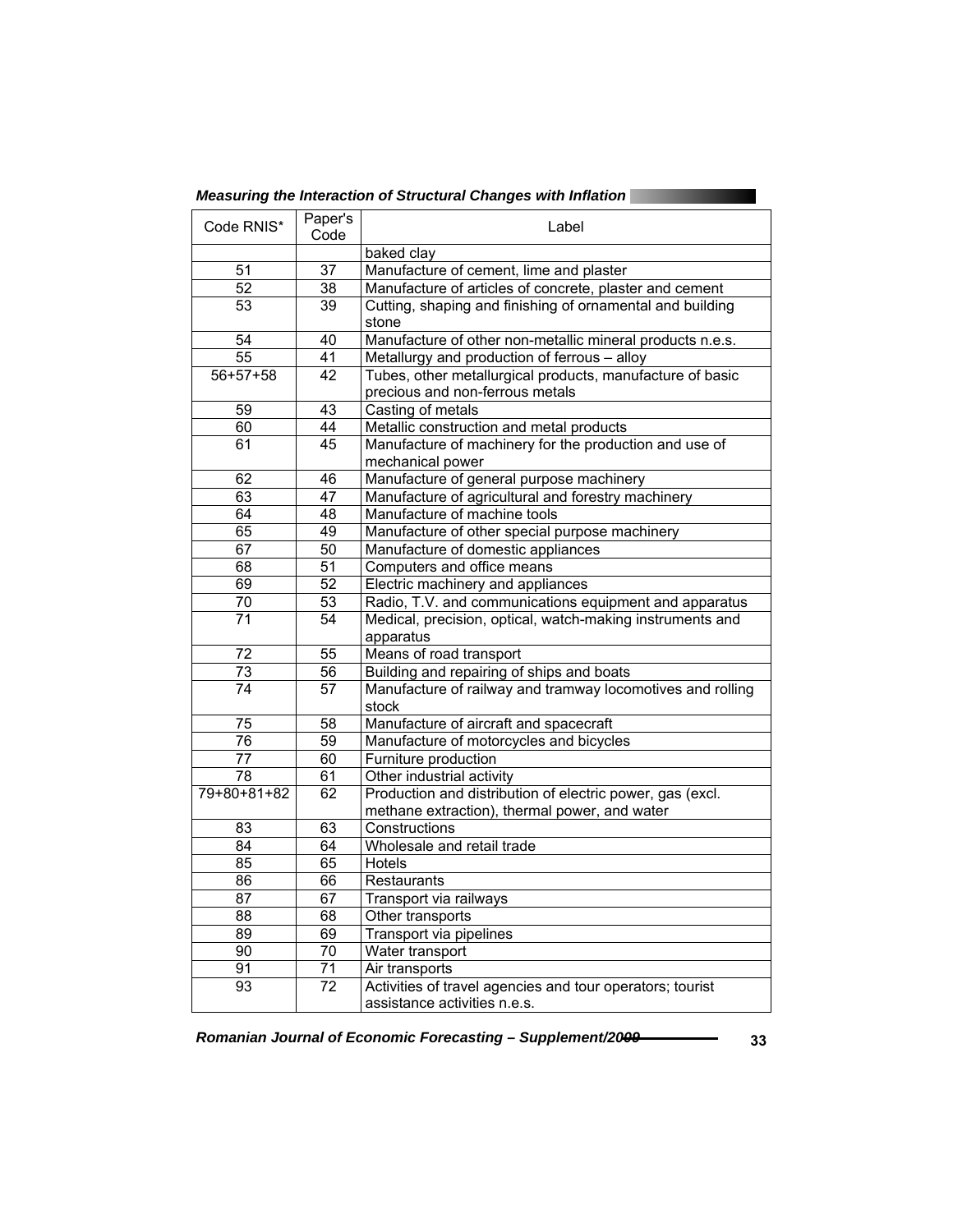| Code RNIS* | Paper's Code | Label |
|---|---|---|
| | | baked clay |
| 51 | 37 | Manufacture of cement, lime and plaster |
| 52 | 38 | Manufacture of articles of concrete, plaster and cement |
| 53 | 39 | Cutting, shaping and finishing of ornamental and building stone |
| 54 | 40 | Manufacture of other non-metallic mineral products n.e.s. |
| 55 | 41 | Metallurgy and production of ferrous – alloy |
| 56+57+58 | 42 | Tubes, other metallurgical products, manufacture of basic precious and non-ferrous metals |
| 59 | 43 | Casting of metals |
| 60 | 44 | Metallic construction and metal products |
| 61 | 45 | Manufacture of machinery for the production and use of mechanical power |
| 62 | 46 | Manufacture of general purpose machinery |
| 63 | 47 | Manufacture of agricultural and forestry machinery |
| 64 | 48 | Manufacture of machine tools |
| 65 | 49 | Manufacture of other special purpose machinery |
| 67 | 50 | Manufacture of domestic appliances |
| 68 | 51 | Computers and office means |
| 69 | 52 | Electric machinery and appliances |
| 70 | 53 | Radio, T.V. and communications equipment and apparatus |
| 71 | 54 | Medical, precision, optical, watch-making instruments and apparatus |
| 72 | 55 | Means of road transport |
| 73 | 56 | Building and repairing of ships and boats |
| 74 | 57 | Manufacture of railway and tramway locomotives and rolling stock |
| 75 | 58 | Manufacture of aircraft and spacecraft |
| 76 | 59 | Manufacture of motorcycles and bicycles |
| 77 | 60 | Furniture production |
| 78 | 61 | Other industrial activity |
| 79+80+81+82 | 62 | Production and distribution of electric power, gas (excl. methane extraction), thermal power, and water |
| 83 | 63 | Constructions |
| 84 | 64 | Wholesale and retail trade |
| 85 | 65 | Hotels |
| 86 | 66 | Restaurants |
| 87 | 67 | Transport via railways |
| 88 | 68 | Other transports |
| 89 | 69 | Transport via pipelines |
| 90 | 70 | Water transport |
| 91 | 71 | Air transports |
| 93 | 72 | Activities of travel agencies and tour operators; tourist assistance activities n.e.s. |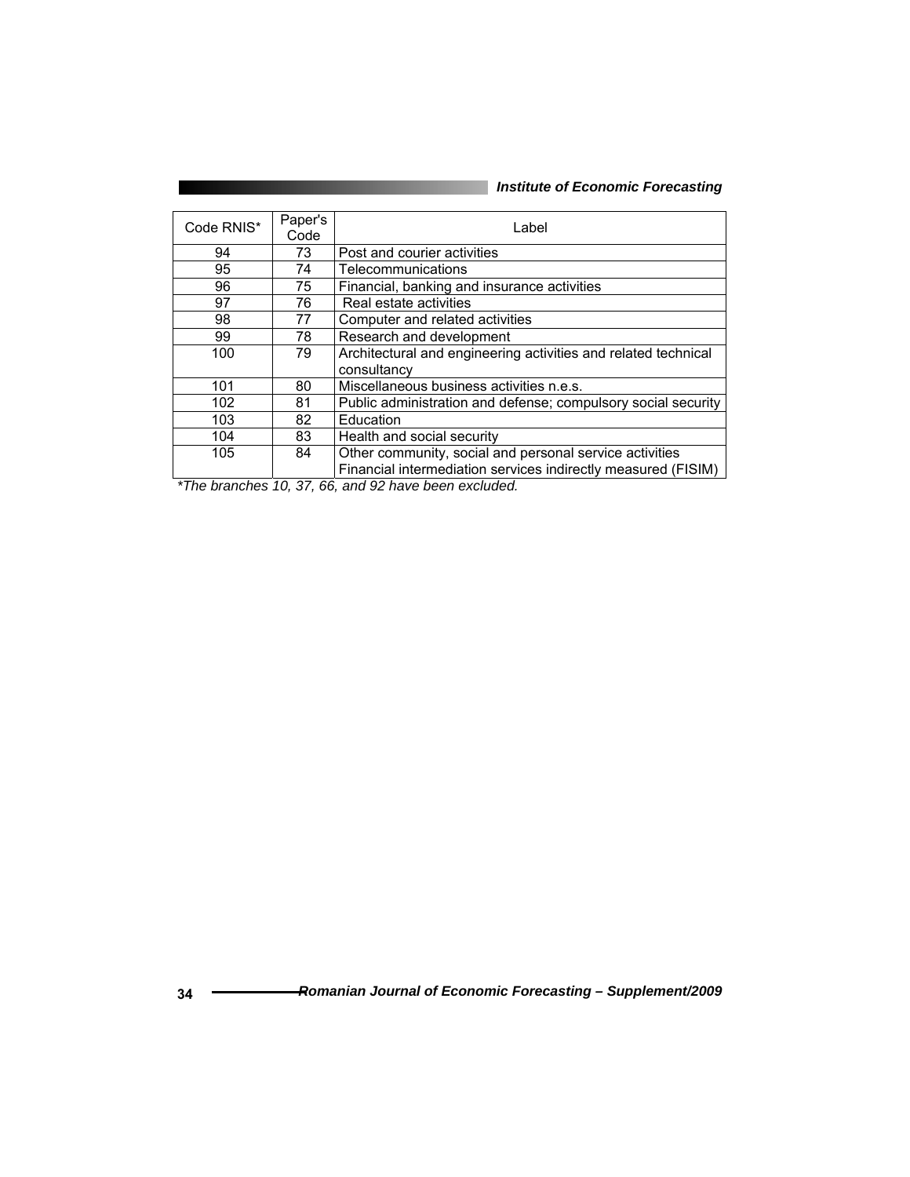| Code RNIS* | Paper's Code | Label |
|---|---|---|
| 94 | 73 | Post and courier activities |
| 95 | 74 | Telecommunications |
| 96 | 75 | Financial, banking and insurance activities |
| 97 | 76 | Real estate activities |
| 98 | 77 | Computer and related activities |
| 99 | 78 | Research and development |
| 100 | 79 | Architectural and engineering activities and related technical consultancy |
| 101 | 80 | Miscellaneous business activities n.e.s. |
| 102 | 81 | Public administration and defense; compulsory social security |
| 103 | 82 | Education |
| 104 | 83 | Health and social security |
| 105 | 84 | Other community, social and personal service activities<br>Financial intermediation services indirectly measured (FISIM) |

*\*The branches 10, 37, 66, and 92 have been excluded.*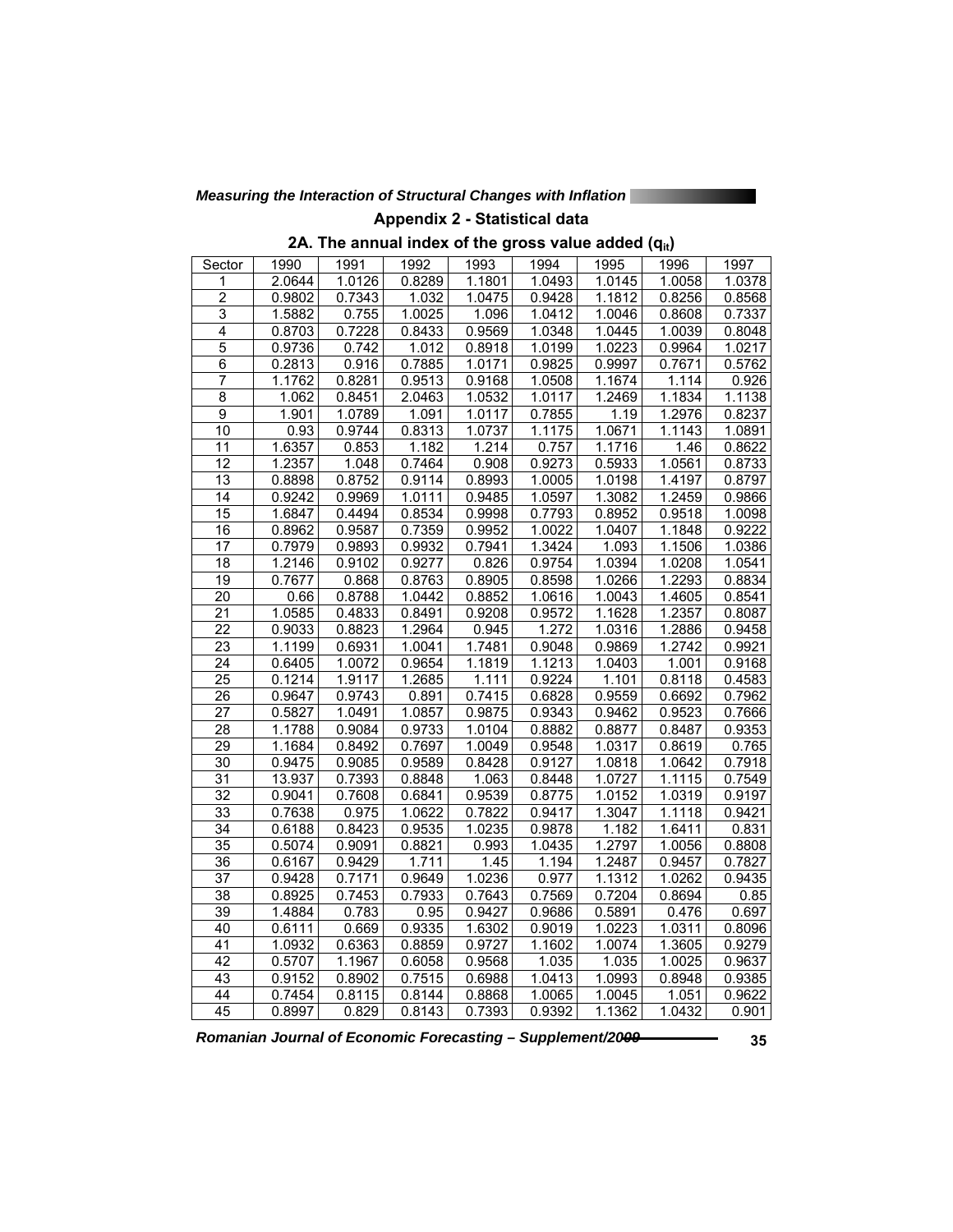## Appendix 2 - Statistical data

### 2A. The annual index of the gross value added ($q_{it}$)

| Sector | 1990 | 1991 | 1992 | 1993 | 1994 | 1995 | 1996 | 1997 |
|---|---|---|---|---|---|---|---|---|
| 1 | 2.0644 | 1.0126 | 0.8289 | 1.1801 | 1.0493 | 1.0145 | 1.0058 | 1.0378 |
| 2 | 0.9802 | 0.7343 | 1.032 | 1.0475 | 0.9428 | 1.1812 | 0.8256 | 0.8568 |
| 3 | 1.5882 | 0.755 | 1.0025 | 1.096 | 1.0412 | 1.0046 | 0.8608 | 0.7337 |
| 4 | 0.8703 | 0.7228 | 0.8433 | 0.9569 | 1.0348 | 1.0445 | 1.0039 | 0.8048 |
| 5 | 0.9736 | 0.742 | 1.012 | 0.8918 | 1.0199 | 1.0223 | 0.9964 | 1.0217 |
| 6 | 0.2813 | 0.916 | 0.7885 | 1.0171 | 0.9825 | 0.9997 | 0.7671 | 0.5762 |
| 7 | 1.1762 | 0.8281 | 0.9513 | 0.9168 | 1.0508 | 1.1674 | 1.114 | 0.926 |
| 8 | 1.062 | 0.8451 | 2.0463 | 1.0532 | 1.0117 | 1.2469 | 1.1834 | 1.1138 |
| 9 | 1.901 | 1.0789 | 1.091 | 1.0117 | 0.7855 | 1.19 | 1.2976 | 0.8237 |
| 10 | 0.93 | 0.9744 | 0.8313 | 1.0737 | 1.1175 | 1.0671 | 1.1143 | 1.0891 |
| 11 | 1.6357 | 0.853 | 1.182 | 1.214 | 0.757 | 1.1716 | 1.46 | 0.8622 |
| 12 | 1.2357 | 1.048 | 0.7464 | 0.908 | 0.9273 | 0.5933 | 1.0561 | 0.8733 |
| 13 | 0.8898 | 0.8752 | 0.9114 | 0.8993 | 1.0005 | 1.0198 | 1.4197 | 0.8797 |
| 14 | 0.9242 | 0.9969 | 1.0111 | 0.9485 | 1.0597 | 1.3082 | 1.2459 | 0.9866 |
| 15 | 1.6847 | 0.4494 | 0.8534 | 0.9998 | 0.7793 | 0.8952 | 0.9518 | 1.0098 |
| 16 | 0.8962 | 0.9587 | 0.7359 | 0.9952 | 1.0022 | 1.0407 | 1.1848 | 0.9222 |
| 17 | 0.7979 | 0.9893 | 0.9932 | 0.7941 | 1.3424 | 1.093 | 1.1506 | 1.0386 |
| 18 | 1.2146 | 0.9102 | 0.9277 | 0.826 | 0.9754 | 1.0394 | 1.0208 | 1.0541 |
| 19 | 0.7677 | 0.868 | 0.8763 | 0.8905 | 0.8598 | 1.0266 | 1.2293 | 0.8834 |
| 20 | 0.66 | 0.8788 | 1.0442 | 0.8852 | 1.0616 | 1.0043 | 1.4605 | 0.8541 |
| 21 | 1.0585 | 0.4833 | 0.8491 | 0.9208 | 0.9572 | 1.1628 | 1.2357 | 0.8087 |
| 22 | 0.9033 | 0.8823 | 1.2964 | 0.945 | 1.272 | 1.0316 | 1.2886 | 0.9458 |
| 23 | 1.1199 | 0.6931 | 1.0041 | 1.7481 | 0.9048 | 0.9869 | 1.2742 | 0.9921 |
| 24 | 0.6405 | 1.0072 | 0.9654 | 1.1819 | 1.1213 | 1.0403 | 1.001 | 0.9168 |
| 25 | 0.1214 | 1.9117 | 1.2685 | 1.111 | 0.9224 | 1.101 | 0.8118 | 0.4583 |
| 26 | 0.9647 | 0.9743 | 0.891 | 0.7415 | 0.6828 | 0.9559 | 0.6692 | 0.7962 |
| 27 | 0.5827 | 1.0491 | 1.0857 | 0.9875 | 0.9343 | 0.9462 | 0.9523 | 0.7666 |
| 28 | 1.1788 | 0.9084 | 0.9733 | 1.0104 | 0.8882 | 0.8877 | 0.8487 | 0.9353 |
| 29 | 1.1684 | 0.8492 | 0.7697 | 1.0049 | 0.9548 | 1.0317 | 0.8619 | 0.765 |
| 30 | 0.9475 | 0.9085 | 0.9589 | 0.8428 | 0.9127 | 1.0818 | 1.0642 | 0.7918 |
| 31 | 13.937 | 0.7393 | 0.8848 | 1.063 | 0.8448 | 1.0727 | 1.1115 | 0.7549 |
| 32 | 0.9041 | 0.7608 | 0.6841 | 0.9539 | 0.8775 | 1.0152 | 1.0319 | 0.9197 |
| 33 | 0.7638 | 0.975 | 1.0622 | 0.7822 | 0.9417 | 1.3047 | 1.1118 | 0.9421 |
| 34 | 0.6188 | 0.8423 | 0.9535 | 1.0235 | 0.9878 | 1.182 | 1.6411 | 0.831 |
| 35 | 0.5074 | 0.9091 | 0.8821 | 0.993 | 1.0435 | 1.2797 | 1.0056 | 0.8808 |
| 36 | 0.6167 | 0.9429 | 1.711 | 1.45 | 1.194 | 1.2487 | 0.9457 | 0.7827 |
| 37 | 0.9428 | 0.7171 | 0.9649 | 1.0236 | 0.977 | 1.1312 | 1.0262 | 0.9435 |
| 38 | 0.8925 | 0.7453 | 0.7933 | 0.7643 | 0.7569 | 0.7204 | 0.8694 | 0.85 |
| 39 | 1.4884 | 0.783 | 0.95 | 0.9427 | 0.9686 | 0.5891 | 0.476 | 0.697 |
| 40 | 0.6111 | 0.669 | 0.9335 | 1.6302 | 0.9019 | 1.0223 | 1.0311 | 0.8096 |
| 41 | 1.0932 | 0.6363 | 0.8859 | 0.9727 | 1.1602 | 1.0074 | 1.3605 | 0.9279 |
| 42 | 0.5707 | 1.1967 | 0.6058 | 0.9568 | 1.035 | 1.035 | 1.0025 | 0.9637 |
| 43 | 0.9152 | 0.8902 | 0.7515 | 0.6988 | 1.0413 | 1.0993 | 0.8948 | 0.9385 |
| 44 | 0.7454 | 0.8115 | 0.8144 | 0.8868 | 1.0065 | 1.0045 | 1.051 | 0.9622 |
| 45 | 0.8997 | 0.829 | 0.8143 | 0.7393 | 0.9392 | 1.1362 | 1.0432 | 0.901 |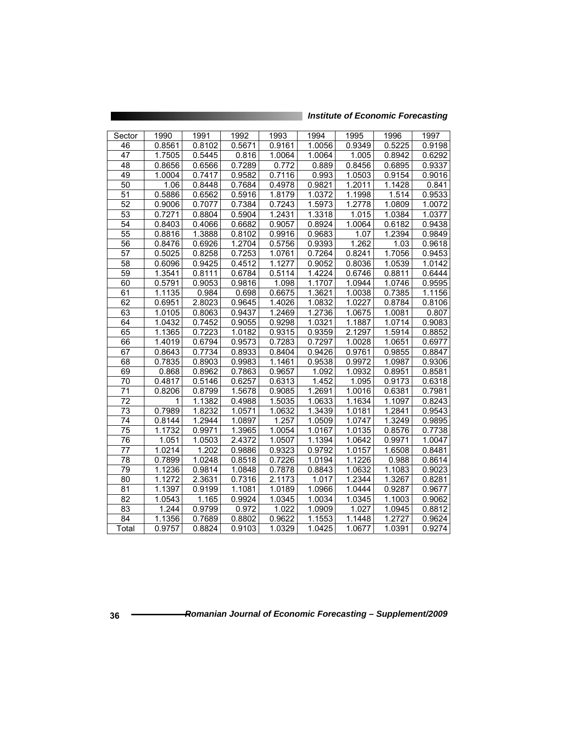| Sector | 1990 | 1991 | 1992 | 1993 | 1994 | 1995 | 1996 | 1997 |
|---|---|---|---|---|---|---|---|---|
| 46 | 0.8561 | 0.8102 | 0.5671 | 0.9161 | 1.0056 | 0.9349 | 0.5225 | 0.9198 |
| 47 | 1.7505 | 0.5445 | 0.816 | 1.0064 | 1.0064 | 1.005 | 0.8942 | 0.6292 |
| 48 | 0.8656 | 0.6566 | 0.7289 | 0.772 | 0.889 | 0.8456 | 0.6895 | 0.9337 |
| 49 | 1.0004 | 0.7417 | 0.9582 | 0.7116 | 0.993 | 1.0503 | 0.9154 | 0.9016 |
| 50 | 1.06 | 0.8448 | 0.7684 | 0.4978 | 0.9821 | 1.2011 | 1.1428 | 0.841 |
| 51 | 0.5886 | 0.6562 | 0.5916 | 1.8179 | 1.0372 | 1.1998 | 1.514 | 0.9533 |
| 52 | 0.9006 | 0.7077 | 0.7384 | 0.7243 | 1.5973 | 1.2778 | 1.0809 | 1.0072 |
| 53 | 0.7271 | 0.8804 | 0.5904 | 1.2431 | 1.3318 | 1.015 | 1.0384 | 1.0377 |
| 54 | 0.8403 | 0.4066 | 0.6682 | 0.9057 | 0.8924 | 1.0064 | 0.6182 | 0.9438 |
| 55 | 0.8816 | 1.3888 | 0.8102 | 0.9916 | 0.9683 | 1.07 | 1.2394 | 0.9849 |
| 56 | 0.8476 | 0.6926 | 1.2704 | 0.5756 | 0.9393 | 1.262 | 1.03 | 0.9618 |
| 57 | 0.5025 | 0.8258 | 0.7253 | 1.0761 | 0.7264 | 0.8241 | 1.7056 | 0.9453 |
| 58 | 0.6096 | 0.9425 | 0.4512 | 1.1277 | 0.9052 | 0.8036 | 1.0539 | 1.0142 |
| 59 | 1.3541 | 0.8111 | 0.6784 | 0.5114 | 1.4224 | 0.6746 | 0.8811 | 0.6444 |
| 60 | 0.5791 | 0.9053 | 0.9816 | 1.098 | 1.1707 | 1.0944 | 1.0746 | 0.9595 |
| 61 | 1.1135 | 0.984 | 0.698 | 0.6675 | 1.3621 | 1.0038 | 0.7385 | 1.1156 |
| 62 | 0.6951 | 2.8023 | 0.9645 | 1.4026 | 1.0832 | 1.0227 | 0.8784 | 0.8106 |
| 63 | 1.0105 | 0.8063 | 0.9437 | 1.2469 | 1.2736 | 1.0675 | 1.0081 | 0.807 |
| 64 | 1.0432 | 0.7452 | 0.9055 | 0.9298 | 1.0321 | 1.1887 | 1.0714 | 0.9083 |
| 65 | 1.1365 | 0.7223 | 1.0182 | 0.9315 | 0.9359 | 2.1297 | 1.5914 | 0.8852 |
| 66 | 1.4019 | 0.6794 | 0.9573 | 0.7283 | 0.7297 | 1.0028 | 1.0651 | 0.6977 |
| 67 | 0.8643 | 0.7734 | 0.8933 | 0.8404 | 0.9426 | 0.9761 | 0.9855 | 0.8847 |
| 68 | 0.7835 | 0.8903 | 0.9983 | 1.1461 | 0.9538 | 0.9972 | 1.0987 | 0.9306 |
| 69 | 0.868 | 0.8962 | 0.7863 | 0.9657 | 1.092 | 1.0932 | 0.8951 | 0.8581 |
| 70 | 0.4817 | 0.5146 | 0.6257 | 0.6313 | 1.452 | 1.095 | 0.9173 | 0.6318 |
| 71 | 0.8206 | 0.8799 | 1.5678 | 0.9085 | 1.2691 | 1.0016 | 0.6381 | 0.7981 |
| 72 | 1 | 1.1382 | 0.4988 | 1.5035 | 1.0633 | 1.1634 | 1.1097 | 0.8243 |
| 73 | 0.7989 | 1.8232 | 1.0571 | 1.0632 | 1.3439 | 1.0181 | 1.2841 | 0.9543 |
| 74 | 0.8144 | 1.2944 | 1.0897 | 1.257 | 1.0509 | 1.0747 | 1.3249 | 0.9895 |
| 75 | 1.1732 | 0.9971 | 1.3965 | 1.0054 | 1.0167 | 1.0135 | 0.8576 | 0.7738 |
| 76 | 1.051 | 1.0503 | 2.4372 | 1.0507 | 1.1394 | 1.0642 | 0.9971 | 1.0047 |
| 77 | 1.0214 | 1.202 | 0.9886 | 0.9323 | 0.9792 | 1.0157 | 1.6508 | 0.8481 |
| 78 | 0.7899 | 1.0248 | 0.8518 | 0.7226 | 1.0194 | 1.1226 | 0.988 | 0.8614 |
| 79 | 1.1236 | 0.9814 | 1.0848 | 0.7878 | 0.8843 | 1.0632 | 1.1083 | 0.9023 |
| 80 | 1.1272 | 2.3631 | 0.7316 | 2.1173 | 1.017 | 1.2344 | 1.3267 | 0.8281 |
| 81 | 1.1397 | 0.9199 | 1.1081 | 1.0189 | 1.0966 | 1.0444 | 0.9287 | 0.9677 |
| 82 | 1.0543 | 1.165 | 0.9924 | 1.0345 | 1.0034 | 1.0345 | 1.1003 | 0.9062 |
| 83 | 1.244 | 0.9799 | 0.972 | 1.022 | 1.0909 | 1.027 | 1.0945 | 0.8812 |
| 84 | 1.1356 | 0.7689 | 0.8802 | 0.9622 | 1.1553 | 1.1448 | 1.2727 | 0.9624 |
| Total | 0.9757 | 0.8824 | 0.9103 | 1.0329 | 1.0425 | 1.0677 | 1.0391 | 0.9274 |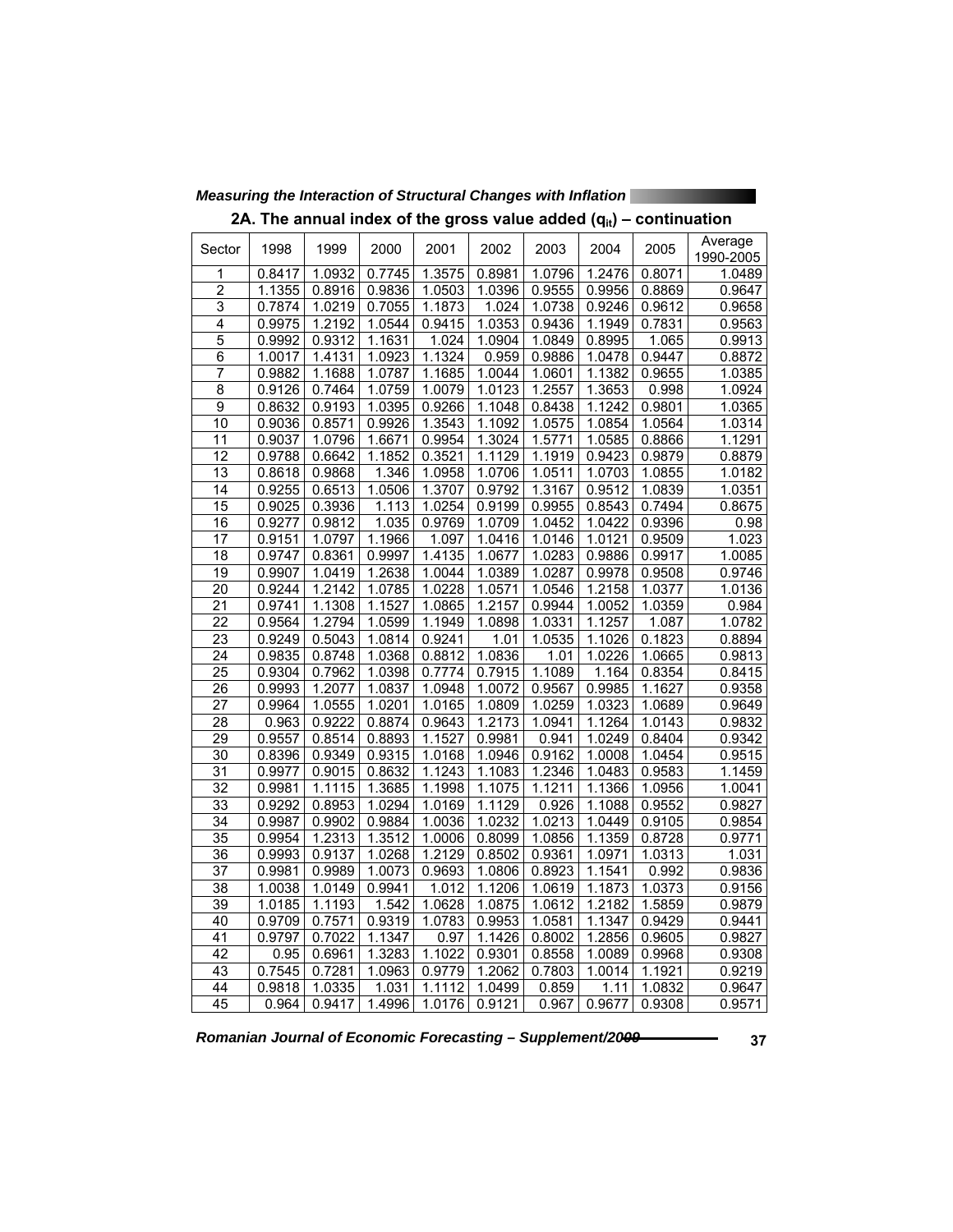## 2A. The annual index of the gross value added ($q_{it}$) – continuation

| Sector | 1998 | 1999 | 2000 | 2001 | 2002 | 2003 | 2004 | 2005 | Average 1990-2005 |
|---|---|---|---|---|---|---|---|---|---|
| 1 | 0.8417 | 1.0932 | 0.7745 | 1.3575 | 0.8981 | 1.0796 | 1.2476 | 0.8071 | 1.0489 |
| 2 | 1.1355 | 0.8916 | 0.9836 | 1.0503 | 1.0396 | 0.9555 | 0.9956 | 0.8869 | 0.9647 |
| 3 | 0.7874 | 1.0219 | 0.7055 | 1.1873 | 1.024 | 1.0738 | 0.9246 | 0.9612 | 0.9658 |
| 4 | 0.9975 | 1.2192 | 1.0544 | 0.9415 | 1.0353 | 0.9436 | 1.1949 | 0.7831 | 0.9563 |
| 5 | 0.9992 | 0.9312 | 1.1631 | 1.024 | 1.0904 | 1.0849 | 0.8995 | 1.065 | 0.9913 |
| 6 | 1.0017 | 1.4131 | 1.0923 | 1.1324 | 0.959 | 0.9886 | 1.0478 | 0.9447 | 0.8872 |
| 7 | 0.9882 | 1.1688 | 1.0787 | 1.1685 | 1.0044 | 1.0601 | 1.1382 | 0.9655 | 1.0385 |
| 8 | 0.9126 | 0.7464 | 1.0759 | 1.0079 | 1.0123 | 1.2557 | 1.3653 | 0.998 | 1.0924 |
| 9 | 0.8632 | 0.9193 | 1.0395 | 0.9266 | 1.1048 | 0.8438 | 1.1242 | 0.9801 | 1.0365 |
| 10 | 0.9036 | 0.8571 | 0.9926 | 1.3543 | 1.1092 | 1.0575 | 1.0854 | 1.0564 | 1.0314 |
| 11 | 0.9037 | 1.0796 | 1.6671 | 0.9954 | 1.3024 | 1.5771 | 1.0585 | 0.8866 | 1.1291 |
| 12 | 0.9788 | 0.6642 | 1.1852 | 0.3521 | 1.1129 | 1.1919 | 0.9423 | 0.9879 | 0.8879 |
| 13 | 0.8618 | 0.9868 | 1.346 | 1.0958 | 1.0706 | 1.0511 | 1.0703 | 1.0855 | 1.0182 |
| 14 | 0.9255 | 0.6513 | 1.0506 | 1.3707 | 0.9792 | 1.3167 | 0.9512 | 1.0839 | 1.0351 |
| 15 | 0.9025 | 0.3936 | 1.113 | 1.0254 | 0.9199 | 0.9955 | 0.8543 | 0.7494 | 0.8675 |
| 16 | 0.9277 | 0.9812 | 1.035 | 0.9769 | 1.0709 | 1.0452 | 1.0422 | 0.9396 | 0.98 |
| 17 | 0.9151 | 1.0797 | 1.1966 | 1.097 | 1.0416 | 1.0146 | 1.0121 | 0.9509 | 1.023 |
| 18 | 0.9747 | 0.8361 | 0.9997 | 1.4135 | 1.0677 | 1.0283 | 0.9886 | 0.9917 | 1.0085 |
| 19 | 0.9907 | 1.0419 | 1.2638 | 1.0044 | 1.0389 | 1.0287 | 0.9978 | 0.9508 | 0.9746 |
| 20 | 0.9244 | 1.2142 | 1.0785 | 1.0228 | 1.0571 | 1.0546 | 1.2158 | 1.0377 | 1.0136 |
| 21 | 0.9741 | 1.1308 | 1.1527 | 1.0865 | 1.2157 | 0.9944 | 1.0052 | 1.0359 | 0.984 |
| 22 | 0.9564 | 1.2794 | 1.0599 | 1.1949 | 1.0898 | 1.0331 | 1.1257 | 1.087 | 1.0782 |
| 23 | 0.9249 | 0.5043 | 1.0814 | 0.9241 | 1.01 | 1.0535 | 1.1026 | 0.1823 | 0.8894 |
| 24 | 0.9835 | 0.8748 | 1.0368 | 0.8812 | 1.0836 | 1.01 | 1.0226 | 1.0665 | 0.9813 |
| 25 | 0.9304 | 0.7962 | 1.0398 | 0.7774 | 0.7915 | 1.1089 | 1.164 | 0.8354 | 0.8415 |
| 26 | 0.9993 | 1.2077 | 1.0837 | 1.0948 | 1.0072 | 0.9567 | 0.9985 | 1.1627 | 0.9358 |
| 27 | 0.9964 | 1.0555 | 1.0201 | 1.0165 | 1.0809 | 1.0259 | 1.0323 | 1.0689 | 0.9649 |
| 28 | 0.963 | 0.9222 | 0.8874 | 0.9643 | 1.2173 | 1.0941 | 1.1264 | 1.0143 | 0.9832 |
| 29 | 0.9557 | 0.8514 | 0.8893 | 1.1527 | 0.9981 | 0.941 | 1.0249 | 0.8404 | 0.9342 |
| 30 | 0.8396 | 0.9349 | 0.9315 | 1.0168 | 1.0946 | 0.9162 | 1.0008 | 1.0454 | 0.9515 |
| 31 | 0.9977 | 0.9015 | 0.8632 | 1.1243 | 1.1083 | 1.2346 | 1.0483 | 0.9583 | 1.1459 |
| 32 | 0.9981 | 1.1115 | 1.3685 | 1.1998 | 1.1075 | 1.1211 | 1.1366 | 1.0956 | 1.0041 |
| 33 | 0.9292 | 0.8953 | 1.0294 | 1.0169 | 1.1129 | 0.926 | 1.1088 | 0.9552 | 0.9827 |
| 34 | 0.9987 | 0.9902 | 0.9884 | 1.0036 | 1.0232 | 1.0213 | 1.0449 | 0.9105 | 0.9854 |
| 35 | 0.9954 | 1.2313 | 1.3512 | 1.0006 | 0.8099 | 1.0856 | 1.1359 | 0.8728 | 0.9771 |
| 36 | 0.9993 | 0.9137 | 1.0268 | 1.2129 | 0.8502 | 0.9361 | 1.0971 | 1.0313 | 1.031 |
| 37 | 0.9981 | 0.9989 | 1.0073 | 0.9693 | 1.0806 | 0.8923 | 1.1541 | 0.992 | 0.9836 |
| 38 | 1.0038 | 1.0149 | 0.9941 | 1.012 | 1.1206 | 1.0619 | 1.1873 | 1.0373 | 0.9156 |
| 39 | 1.0185 | 1.1193 | 1.542 | 1.0628 | 1.0875 | 1.0612 | 1.2182 | 1.5859 | 0.9879 |
| 40 | 0.9709 | 0.7571 | 0.9319 | 1.0783 | 0.9953 | 1.0581 | 1.1347 | 0.9429 | 0.9441 |
| 41 | 0.9797 | 0.7022 | 1.1347 | 0.97 | 1.1426 | 0.8002 | 1.2856 | 0.9605 | 0.9827 |
| 42 | 0.95 | 0.6961 | 1.3283 | 1.1022 | 0.9301 | 0.8558 | 1.0089 | 0.9968 | 0.9308 |
| 43 | 0.7545 | 0.7281 | 1.0963 | 0.9779 | 1.2062 | 0.7803 | 1.0014 | 1.1921 | 0.9219 |
| 44 | 0.9818 | 1.0335 | 1.031 | 1.1112 | 1.0499 | 0.859 | 1.11 | 1.0832 | 0.9647 |
| 45 | 0.964 | 0.9417 | 1.4996 | 1.0176 | 0.9121 | 0.967 | 0.9677 | 0.9308 | 0.9571 |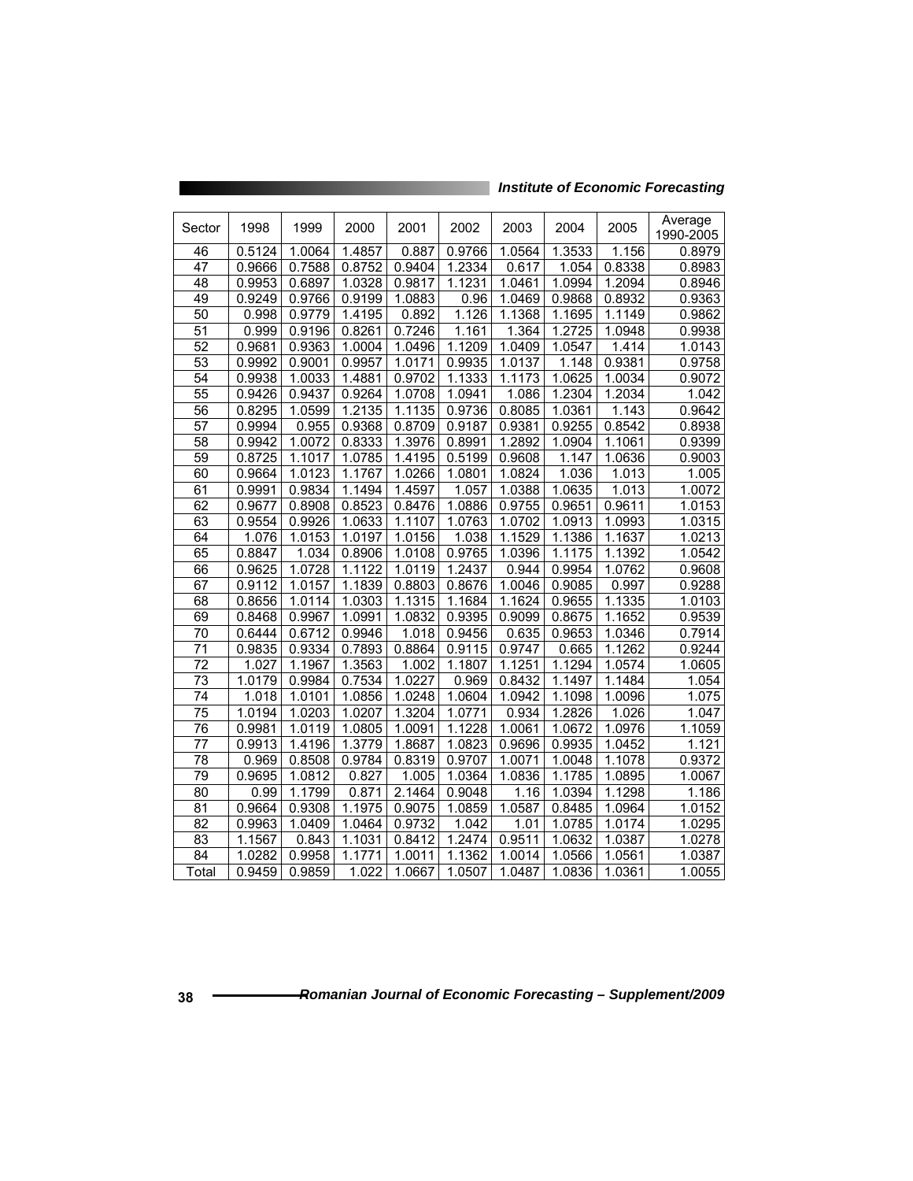| Sector | 1998 | 1999 | 2000 | 2001 | 2002 | 2003 | 2004 | 2005 | Average 1990-2005 |
|---|---|---|---|---|---|---|---|---|---|
| 46 | 0.5124 | 1.0064 | 1.4857 | 0.887 | 0.9766 | 1.0564 | 1.3533 | 1.156 | 0.8979 |
| 47 | 0.9666 | 0.7588 | 0.8752 | 0.9404 | 1.2334 | 0.617 | 1.054 | 0.8338 | 0.8983 |
| 48 | 0.9953 | 0.6897 | 1.0328 | 0.9817 | 1.1231 | 1.0461 | 1.0994 | 1.2094 | 0.8946 |
| 49 | 0.9249 | 0.9766 | 0.9199 | 1.0883 | 0.96 | 1.0469 | 0.9868 | 0.8932 | 0.9363 |
| 50 | 0.998 | 0.9779 | 1.4195 | 0.892 | 1.126 | 1.1368 | 1.1695 | 1.1149 | 0.9862 |
| 51 | 0.999 | 0.9196 | 0.8261 | 0.7246 | 1.161 | 1.364 | 1.2725 | 1.0948 | 0.9938 |
| 52 | 0.9681 | 0.9363 | 1.0004 | 1.0496 | 1.1209 | 1.0409 | 1.0547 | 1.414 | 1.0143 |
| 53 | 0.9992 | 0.9001 | 0.9957 | 1.0171 | 0.9935 | 1.0137 | 1.148 | 0.9381 | 0.9758 |
| 54 | 0.9938 | 1.0033 | 1.4881 | 0.9702 | 1.1333 | 1.1173 | 1.0625 | 1.0034 | 0.9072 |
| 55 | 0.9426 | 0.9437 | 0.9264 | 1.0708 | 1.0941 | 1.086 | 1.2304 | 1.2034 | 1.042 |
| 56 | 0.8295 | 1.0599 | 1.2135 | 1.1135 | 0.9736 | 0.8085 | 1.0361 | 1.143 | 0.9642 |
| 57 | 0.9994 | 0.955 | 0.9368 | 0.8709 | 0.9187 | 0.9381 | 0.9255 | 0.8542 | 0.8938 |
| 58 | 0.9942 | 1.0072 | 0.8333 | 1.3976 | 0.8991 | 1.2892 | 1.0904 | 1.1061 | 0.9399 |
| 59 | 0.8725 | 1.1017 | 1.0785 | 1.4195 | 0.5199 | 0.9608 | 1.147 | 1.0636 | 0.9003 |
| 60 | 0.9664 | 1.0123 | 1.1767 | 1.0266 | 1.0801 | 1.0824 | 1.036 | 1.013 | 1.005 |
| 61 | 0.9991 | 0.9834 | 1.1494 | 1.4597 | 1.057 | 1.0388 | 1.0635 | 1.013 | 1.0072 |
| 62 | 0.9677 | 0.8908 | 0.8523 | 0.8476 | 1.0886 | 0.9755 | 0.9651 | 0.9611 | 1.0153 |
| 63 | 0.9554 | 0.9926 | 1.0633 | 1.1107 | 1.0763 | 1.0702 | 1.0913 | 1.0993 | 1.0315 |
| 64 | 1.076 | 1.0153 | 1.0197 | 1.0156 | 1.038 | 1.1529 | 1.1386 | 1.1637 | 1.0213 |
| 65 | 0.8847 | 1.034 | 0.8906 | 1.0108 | 0.9765 | 1.0396 | 1.1175 | 1.1392 | 1.0542 |
| 66 | 0.9625 | 1.0728 | 1.1122 | 1.0119 | 1.2437 | 0.944 | 0.9954 | 1.0762 | 0.9608 |
| 67 | 0.9112 | 1.0157 | 1.1839 | 0.8803 | 0.8676 | 1.0046 | 0.9085 | 0.997 | 0.9288 |
| 68 | 0.8656 | 1.0114 | 1.0303 | 1.1315 | 1.1684 | 1.1624 | 0.9655 | 1.1335 | 1.0103 |
| 69 | 0.8468 | 0.9967 | 1.0991 | 1.0832 | 0.9395 | 0.9099 | 0.8675 | 1.1652 | 0.9539 |
| 70 | 0.6444 | 0.6712 | 0.9946 | 1.018 | 0.9456 | 0.635 | 0.9653 | 1.0346 | 0.7914 |
| 71 | 0.9835 | 0.9334 | 0.7893 | 0.8864 | 0.9115 | 0.9747 | 0.665 | 1.1262 | 0.9244 |
| 72 | 1.027 | 1.1967 | 1.3563 | 1.002 | 1.1807 | 1.1251 | 1.1294 | 1.0574 | 1.0605 |
| 73 | 1.0179 | 0.9984 | 0.7534 | 1.0227 | 0.969 | 0.8432 | 1.1497 | 1.1484 | 1.054 |
| 74 | 1.018 | 1.0101 | 1.0856 | 1.0248 | 1.0604 | 1.0942 | 1.1098 | 1.0096 | 1.075 |
| 75 | 1.0194 | 1.0203 | 1.0207 | 1.3204 | 1.0771 | 0.934 | 1.2826 | 1.026 | 1.047 |
| 76 | 0.9981 | 1.0119 | 1.0805 | 1.0091 | 1.1228 | 1.0061 | 1.0672 | 1.0976 | 1.1059 |
| 77 | 0.9913 | 1.4196 | 1.3779 | 1.8687 | 1.0823 | 0.9696 | 0.9935 | 1.0452 | 1.121 |
| 78 | 0.969 | 0.8508 | 0.9784 | 0.8319 | 0.9707 | 1.0071 | 1.0048 | 1.1078 | 0.9372 |
| 79 | 0.9695 | 1.0812 | 0.827 | 1.005 | 1.0364 | 1.0836 | 1.1785 | 1.0895 | 1.0067 |
| 80 | 0.99 | 1.1799 | 0.871 | 2.1464 | 0.9048 | 1.16 | 1.0394 | 1.1298 | 1.186 |
| 81 | 0.9664 | 0.9308 | 1.1975 | 0.9075 | 1.0859 | 1.0587 | 0.8485 | 1.0964 | 1.0152 |
| 82 | 0.9963 | 1.0409 | 1.0464 | 0.9732 | 1.042 | 1.01 | 1.0785 | 1.0174 | 1.0295 |
| 83 | 1.1567 | 0.843 | 1.1031 | 0.8412 | 1.2474 | 0.9511 | 1.0632 | 1.0387 | 1.0278 |
| 84 | 1.0282 | 0.9958 | 1.1771 | 1.0011 | 1.1362 | 1.0014 | 1.0566 | 1.0561 | 1.0387 |
| Total | 0.9459 | 0.9859 | 1.022 | 1.0667 | 1.0507 | 1.0487 | 1.0836 | 1.0361 | 1.0055 |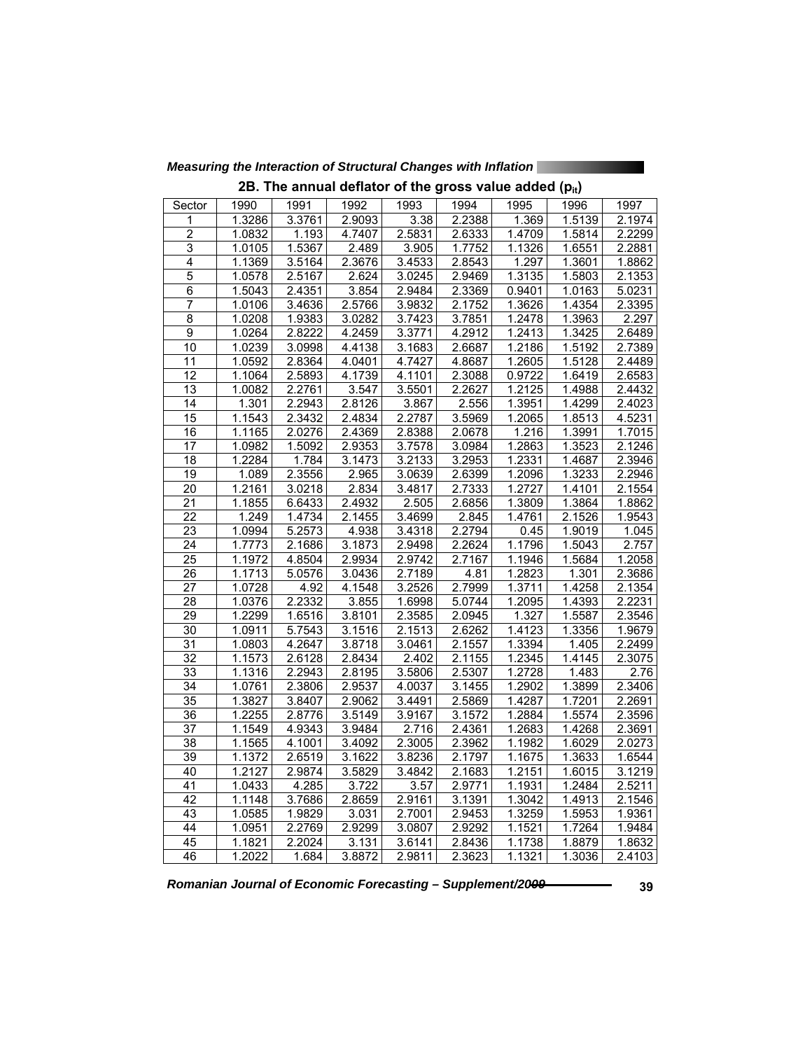### 2B. The annual deflator of the gross value added ($p_{it}$)

| Sector | 1990 | 1991 | 1992 | 1993 | 1994 | 1995 | 1996 | 1997 |
|---|---|---|---|---|---|---|---|---|
| 1 | 1.3286 | 3.3761 | 2.9093 | 3.38 | 2.2388 | 1.369 | 1.5139 | 2.1974 |
| 2 | 1.0832 | 1.193 | 4.7407 | 2.5831 | 2.6333 | 1.4709 | 1.5814 | 2.2299 |
| 3 | 1.0105 | 1.5367 | 2.489 | 3.905 | 1.7752 | 1.1326 | 1.6551 | 2.2881 |
| 4 | 1.1369 | 3.5164 | 2.3676 | 3.4533 | 2.8543 | 1.297 | 1.3601 | 1.8862 |
| 5 | 1.0578 | 2.5167 | 2.624 | 3.0245 | 2.9469 | 1.3135 | 1.5803 | 2.1353 |
| 6 | 1.5043 | 2.4351 | 3.854 | 2.9484 | 2.3369 | 0.9401 | 1.0163 | 5.0231 |
| 7 | 1.0106 | 3.4636 | 2.5766 | 3.9832 | 2.1752 | 1.3626 | 1.4354 | 2.3395 |
| 8 | 1.0208 | 1.9383 | 3.0282 | 3.7423 | 3.7851 | 1.2478 | 1.3963 | 2.297 |
| 9 | 1.0264 | 2.8222 | 4.2459 | 3.3771 | 4.2912 | 1.2413 | 1.3425 | 2.6489 |
| 10 | 1.0239 | 3.0998 | 4.4138 | 3.1683 | 2.6687 | 1.2186 | 1.5192 | 2.7389 |
| 11 | 1.0592 | 2.8364 | 4.0401 | 4.7427 | 4.8687 | 1.2605 | 1.5128 | 2.4489 |
| 12 | 1.1064 | 2.5893 | 4.1739 | 4.1101 | 2.3088 | 0.9722 | 1.6419 | 2.6583 |
| 13 | 1.0082 | 2.2761 | 3.547 | 3.5501 | 2.2627 | 1.2125 | 1.4988 | 2.4432 |
| 14 | 1.301 | 2.2943 | 2.8126 | 3.867 | 2.556 | 1.3951 | 1.4299 | 2.4023 |
| 15 | 1.1543 | 2.3432 | 2.4834 | 2.2787 | 3.5969 | 1.2065 | 1.8513 | 4.5231 |
| 16 | 1.1165 | 2.0276 | 2.4369 | 2.8388 | 2.0678 | 1.216 | 1.3991 | 1.7015 |
| 17 | 1.0982 | 1.5092 | 2.9353 | 3.7578 | 3.0984 | 1.2863 | 1.3523 | 2.1246 |
| 18 | 1.2284 | 1.784 | 3.1473 | 3.2133 | 3.2953 | 1.2331 | 1.4687 | 2.3946 |
| 19 | 1.089 | 2.3556 | 2.965 | 3.0639 | 2.6399 | 1.2096 | 1.3233 | 2.2946 |
| 20 | 1.2161 | 3.0218 | 2.834 | 3.4817 | 2.7333 | 1.2727 | 1.4101 | 2.1554 |
| 21 | 1.1855 | 6.6433 | 2.4932 | 2.505 | 2.6856 | 1.3809 | 1.3864 | 1.8862 |
| 22 | 1.249 | 1.4734 | 2.1455 | 3.4699 | 2.845 | 1.4761 | 2.1526 | 1.9543 |
| 23 | 1.0994 | 5.2573 | 4.938 | 3.4318 | 2.2794 | 0.45 | 1.9019 | 1.045 |
| 24 | 1.7773 | 2.1686 | 3.1873 | 2.9498 | 2.2624 | 1.1796 | 1.5043 | 2.757 |
| 25 | 1.1972 | 4.8504 | 2.9934 | 2.9742 | 2.7167 | 1.1946 | 1.5684 | 1.2058 |
| 26 | 1.1713 | 5.0576 | 3.0436 | 2.7189 | 4.81 | 1.2823 | 1.301 | 2.3686 |
| 27 | 1.0728 | 4.92 | 4.1548 | 3.2526 | 2.7999 | 1.3711 | 1.4258 | 2.1354 |
| 28 | 1.0376 | 2.2332 | 3.855 | 1.6998 | 5.0744 | 1.2095 | 1.4393 | 2.2231 |
| 29 | 1.2299 | 1.6516 | 3.8101 | 2.3585 | 2.0945 | 1.327 | 1.5587 | 2.3546 |
| 30 | 1.0911 | 5.7543 | 3.1516 | 2.1513 | 2.6262 | 1.4123 | 1.3356 | 1.9679 |
| 31 | 1.0803 | 4.2647 | 3.8718 | 3.0461 | 2.1557 | 1.3394 | 1.405 | 2.2499 |
| 32 | 1.1573 | 2.6128 | 2.8434 | 2.402 | 2.1155 | 1.2345 | 1.4145 | 2.3075 |
| 33 | 1.1316 | 2.2943 | 2.8195 | 3.5806 | 2.5307 | 1.2728 | 1.483 | 2.76 |
| 34 | 1.0761 | 2.3806 | 2.9537 | 4.0037 | 3.1455 | 1.2902 | 1.3899 | 2.3406 |
| 35 | 1.3827 | 3.8407 | 2.9062 | 3.4491 | 2.5869 | 1.4287 | 1.7201 | 2.2691 |
| 36 | 1.2255 | 2.8776 | 3.5149 | 3.9167 | 3.1572 | 1.2884 | 1.5574 | 2.3596 |
| 37 | 1.1549 | 4.9343 | 3.9484 | 2.716 | 2.4361 | 1.2683 | 1.4268 | 2.3691 |
| 38 | 1.1565 | 4.1001 | 3.4092 | 2.3005 | 2.3962 | 1.1982 | 1.6029 | 2.0273 |
| 39 | 1.1372 | 2.6519 | 3.1622 | 3.8236 | 2.1797 | 1.1675 | 1.3633 | 1.6544 |
| 40 | 1.2127 | 2.9874 | 3.5829 | 3.4842 | 2.1683 | 1.2151 | 1.6015 | 3.1219 |
| 41 | 1.0433 | 4.285 | 3.722 | 3.57 | 2.9771 | 1.1931 | 1.2484 | 2.5211 |
| 42 | 1.1148 | 3.7686 | 2.8659 | 2.9161 | 3.1391 | 1.3042 | 1.4913 | 2.1546 |
| 43 | 1.0585 | 1.9829 | 3.031 | 2.7001 | 2.9453 | 1.3259 | 1.5953 | 1.9361 |
| 44 | 1.0951 | 2.2769 | 2.9299 | 3.0807 | 2.9292 | 1.1521 | 1.7264 | 1.9484 |
| 45 | 1.1821 | 2.2024 | 3.131 | 3.6141 | 2.8436 | 1.1738 | 1.8879 | 1.8632 |
| 46 | 1.2022 | 1.684 | 3.8872 | 2.9811 | 2.3623 | 1.1321 | 1.3036 | 2.4103 |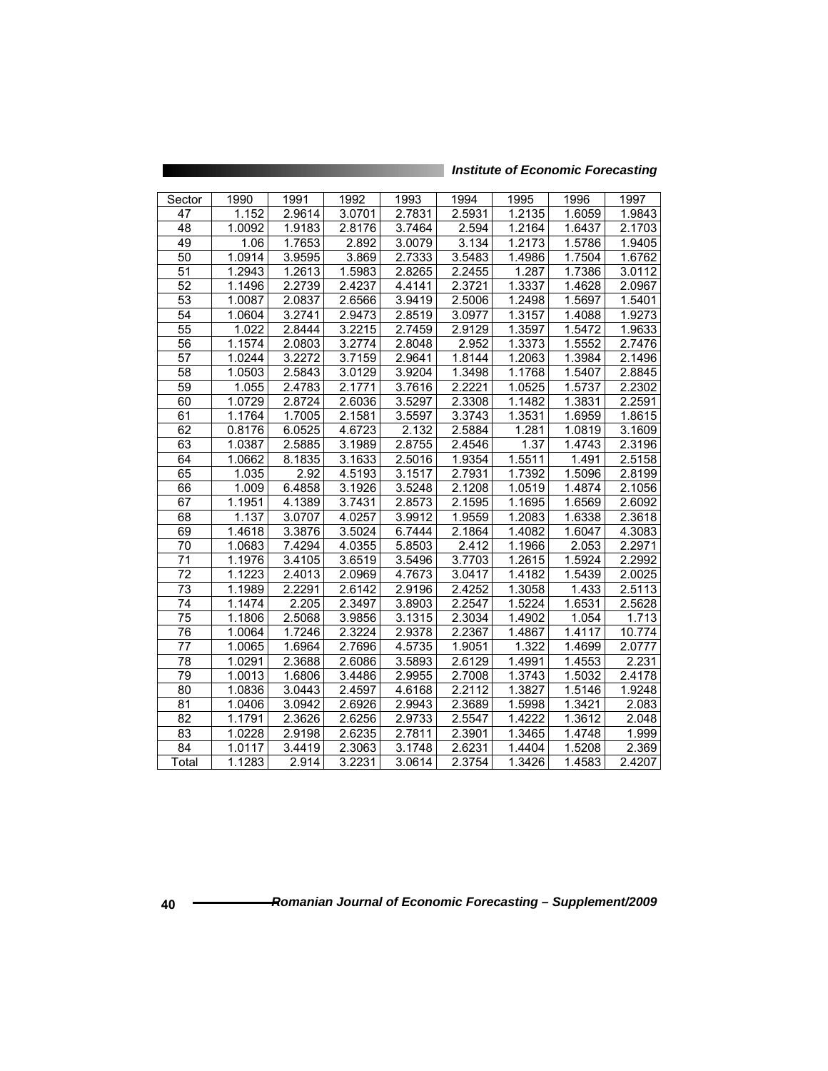| Sector | 1990 | 1991 | 1992 | 1993 | 1994 | 1995 | 1996 | 1997 |
|---|---|---|---|---|---|---|---|---|
| 47 | 1.152 | 2.9614 | 3.0701 | 2.7831 | 2.5931 | 1.2135 | 1.6059 | 1.9843 |
| 48 | 1.0092 | 1.9183 | 2.8176 | 3.7464 | 2.594 | 1.2164 | 1.6437 | 2.1703 |
| 49 | 1.06 | 1.7653 | 2.892 | 3.0079 | 3.134 | 1.2173 | 1.5786 | 1.9405 |
| 50 | 1.0914 | 3.9595 | 3.869 | 2.7333 | 3.5483 | 1.4986 | 1.7504 | 1.6762 |
| 51 | 1.2943 | 1.2613 | 1.5983 | 2.8265 | 2.2455 | 1.287 | 1.7386 | 3.0112 |
| 52 | 1.1496 | 2.2739 | 2.4237 | 4.4141 | 2.3721 | 1.3337 | 1.4628 | 2.0967 |
| 53 | 1.0087 | 2.0837 | 2.6566 | 3.9419 | 2.5006 | 1.2498 | 1.5697 | 1.5401 |
| 54 | 1.0604 | 3.2741 | 2.9473 | 2.8519 | 3.0977 | 1.3157 | 1.4088 | 1.9273 |
| 55 | 1.022 | 2.8444 | 3.2215 | 2.7459 | 2.9129 | 1.3597 | 1.5472 | 1.9633 |
| 56 | 1.1574 | 2.0803 | 3.2774 | 2.8048 | 2.952 | 1.3373 | 1.5552 | 2.7476 |
| 57 | 1.0244 | 3.2272 | 3.7159 | 2.9641 | 1.8144 | 1.2063 | 1.3984 | 2.1496 |
| 58 | 1.0503 | 2.5843 | 3.0129 | 3.9204 | 1.3498 | 1.1768 | 1.5407 | 2.8845 |
| 59 | 1.055 | 2.4783 | 2.1771 | 3.7616 | 2.2221 | 1.0525 | 1.5737 | 2.2302 |
| 60 | 1.0729 | 2.8724 | 2.6036 | 3.5297 | 2.3308 | 1.1482 | 1.3831 | 2.2591 |
| 61 | 1.1764 | 1.7005 | 2.1581 | 3.5597 | 3.3743 | 1.3531 | 1.6959 | 1.8615 |
| 62 | 0.8176 | 6.0525 | 4.6723 | 2.132 | 2.5884 | 1.281 | 1.0819 | 3.1609 |
| 63 | 1.0387 | 2.5885 | 3.1989 | 2.8755 | 2.4546 | 1.37 | 1.4743 | 2.3196 |
| 64 | 1.0662 | 8.1835 | 3.1633 | 2.5016 | 1.9354 | 1.5511 | 1.491 | 2.5158 |
| 65 | 1.035 | 2.92 | 4.5193 | 3.1517 | 2.7931 | 1.7392 | 1.5096 | 2.8199 |
| 66 | 1.009 | 6.4858 | 3.1926 | 3.5248 | 2.1208 | 1.0519 | 1.4874 | 2.1056 |
| 67 | 1.1951 | 4.1389 | 3.7431 | 2.8573 | 2.1595 | 1.1695 | 1.6569 | 2.6092 |
| 68 | 1.137 | 3.0707 | 4.0257 | 3.9912 | 1.9559 | 1.2083 | 1.6338 | 2.3618 |
| 69 | 1.4618 | 3.3876 | 3.5024 | 6.7444 | 2.1864 | 1.4082 | 1.6047 | 4.3083 |
| 70 | 1.0683 | 7.4294 | 4.0355 | 5.8503 | 2.412 | 1.1966 | 2.053 | 2.2971 |
| 71 | 1.1976 | 3.4105 | 3.6519 | 3.5496 | 3.7703 | 1.2615 | 1.5924 | 2.2992 |
| 72 | 1.1223 | 2.4013 | 2.0969 | 4.7673 | 3.0417 | 1.4182 | 1.5439 | 2.0025 |
| 73 | 1.1989 | 2.2291 | 2.6142 | 2.9196 | 2.4252 | 1.3058 | 1.433 | 2.5113 |
| 74 | 1.1474 | 2.205 | 2.3497 | 3.8903 | 2.2547 | 1.5224 | 1.6531 | 2.5628 |
| 75 | 1.1806 | 2.5068 | 3.9856 | 3.1315 | 2.3034 | 1.4902 | 1.054 | 1.713 |
| 76 | 1.0064 | 1.7246 | 2.3224 | 2.9378 | 2.2367 | 1.4867 | 1.4117 | 10.774 |
| 77 | 1.0065 | 1.6964 | 2.7696 | 4.5735 | 1.9051 | 1.322 | 1.4699 | 2.0777 |
| 78 | 1.0291 | 2.3688 | 2.6086 | 3.5893 | 2.6129 | 1.4991 | 1.4553 | 2.231 |
| 79 | 1.0013 | 1.6806 | 3.4486 | 2.9955 | 2.7008 | 1.3743 | 1.5032 | 2.4178 |
| 80 | 1.0836 | 3.0443 | 2.4597 | 4.6168 | 2.2112 | 1.3827 | 1.5146 | 1.9248 |
| 81 | 1.0406 | 3.0942 | 2.6926 | 2.9943 | 2.3689 | 1.5998 | 1.3421 | 2.083 |
| 82 | 1.1791 | 2.3626 | 2.6256 | 2.9733 | 2.5547 | 1.4222 | 1.3612 | 2.048 |
| 83 | 1.0228 | 2.9198 | 2.6235 | 2.7811 | 2.3901 | 1.3465 | 1.4748 | 1.999 |
| 84 | 1.0117 | 3.4419 | 2.3063 | 3.1748 | 2.6231 | 1.4404 | 1.5208 | 2.369 |
| Total | 1.1283 | 2.914 | 3.2231 | 3.0614 | 2.3754 | 1.3426 | 1.4583 | 2.4207 |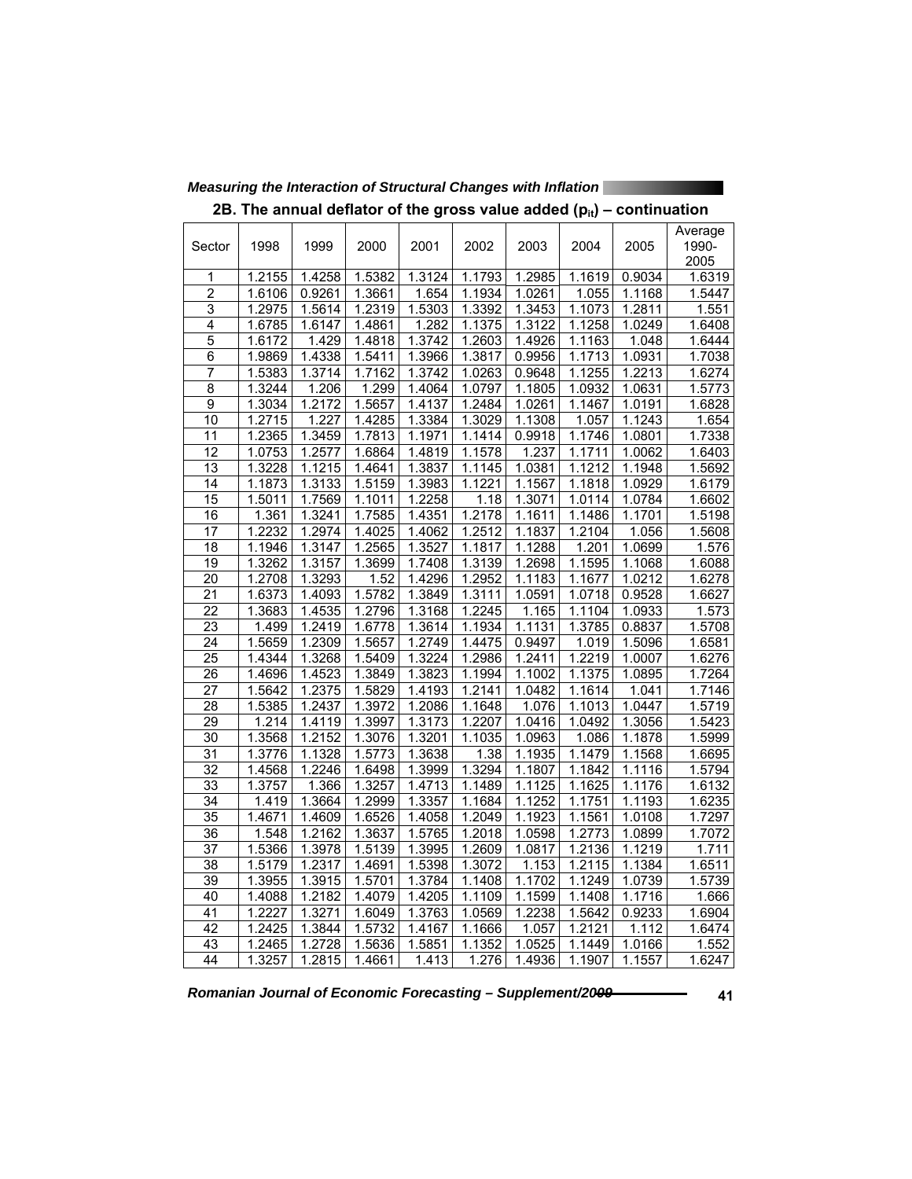### 2B. The annual deflator of the gross value added ($p_{it}$) – continuation

| Sector | 1998 | 1999 | 2000 | 2001 | 2002 | 2003 | 2004 | 2005 | Average 1990-2005 |
|---|---|---|---|---|---|---|---|---|---|
| 1 | 1.2155 | 1.4258 | 1.5382 | 1.3124 | 1.1793 | 1.2985 | 1.1619 | 0.9034 | 1.6319 |
| 2 | 1.6106 | 0.9261 | 1.3661 | 1.654 | 1.1934 | 1.0261 | 1.055 | 1.1168 | 1.5447 |
| 3 | 1.2975 | 1.5614 | 1.2319 | 1.5303 | 1.3392 | 1.3453 | 1.1073 | 1.2811 | 1.551 |
| 4 | 1.6785 | 1.6147 | 1.4861 | 1.282 | 1.1375 | 1.3122 | 1.1258 | 1.0249 | 1.6408 |
| 5 | 1.6172 | 1.429 | 1.4818 | 1.3742 | 1.2603 | 1.4926 | 1.1163 | 1.048 | 1.6444 |
| 6 | 1.9869 | 1.4338 | 1.5411 | 1.3966 | 1.3817 | 0.9956 | 1.1713 | 1.0931 | 1.7038 |
| 7 | 1.5383 | 1.3714 | 1.7162 | 1.3742 | 1.0263 | 0.9648 | 1.1255 | 1.2213 | 1.6274 |
| 8 | 1.3244 | 1.206 | 1.299 | 1.4064 | 1.0797 | 1.1805 | 1.0932 | 1.0631 | 1.5773 |
| 9 | 1.3034 | 1.2172 | 1.5657 | 1.4137 | 1.2484 | 1.0261 | 1.1467 | 1.0191 | 1.6828 |
| 10 | 1.2715 | 1.227 | 1.4285 | 1.3384 | 1.3029 | 1.1308 | 1.057 | 1.1243 | 1.654 |
| 11 | 1.2365 | 1.3459 | 1.7813 | 1.1971 | 1.1414 | 0.9918 | 1.1746 | 1.0801 | 1.7338 |
| 12 | 1.0753 | 1.2577 | 1.6864 | 1.4819 | 1.1578 | 1.237 | 1.1711 | 1.0062 | 1.6403 |
| 13 | 1.3228 | 1.1215 | 1.4641 | 1.3837 | 1.1145 | 1.0381 | 1.1212 | 1.1948 | 1.5692 |
| 14 | 1.1873 | 1.3133 | 1.5159 | 1.3983 | 1.1221 | 1.1567 | 1.1818 | 1.0929 | 1.6179 |
| 15 | 1.5011 | 1.7569 | 1.1011 | 1.2258 | 1.18 | 1.3071 | 1.0114 | 1.0784 | 1.6602 |
| 16 | 1.361 | 1.3241 | 1.7585 | 1.4351 | 1.2178 | 1.1611 | 1.1486 | 1.1701 | 1.5198 |
| 17 | 1.2232 | 1.2974 | 1.4025 | 1.4062 | 1.2512 | 1.1837 | 1.2104 | 1.056 | 1.5608 |
| 18 | 1.1946 | 1.3147 | 1.2565 | 1.3527 | 1.1817 | 1.1288 | 1.201 | 1.0699 | 1.576 |
| 19 | 1.3262 | 1.3157 | 1.3699 | 1.7408 | 1.3139 | 1.2698 | 1.1595 | 1.1068 | 1.6088 |
| 20 | 1.2708 | 1.3293 | 1.52 | 1.4296 | 1.2952 | 1.1183 | 1.1677 | 1.0212 | 1.6278 |
| 21 | 1.6373 | 1.4093 | 1.5782 | 1.3849 | 1.3111 | 1.0591 | 1.0718 | 0.9528 | 1.6627 |
| 22 | 1.3683 | 1.4535 | 1.2796 | 1.3168 | 1.2245 | 1.165 | 1.1104 | 1.0933 | 1.573 |
| 23 | 1.499 | 1.2419 | 1.6778 | 1.3614 | 1.1934 | 1.1131 | 1.3785 | 0.8837 | 1.5708 |
| 24 | 1.5659 | 1.2309 | 1.5657 | 1.2749 | 1.4475 | 0.9497 | 1.019 | 1.5096 | 1.6581 |
| 25 | 1.4344 | 1.3268 | 1.5409 | 1.3224 | 1.2986 | 1.2411 | 1.2219 | 1.0007 | 1.6276 |
| 26 | 1.4696 | 1.4523 | 1.3849 | 1.3823 | 1.1994 | 1.1002 | 1.1375 | 1.0895 | 1.7264 |
| 27 | 1.5642 | 1.2375 | 1.5829 | 1.4193 | 1.2141 | 1.0482 | 1.1614 | 1.041 | 1.7146 |
| 28 | 1.5385 | 1.2437 | 1.3972 | 1.2086 | 1.1648 | 1.076 | 1.1013 | 1.0447 | 1.5719 |
| 29 | 1.214 | 1.4119 | 1.3997 | 1.3173 | 1.2207 | 1.0416 | 1.0492 | 1.3056 | 1.5423 |
| 30 | 1.3568 | 1.2152 | 1.3076 | 1.3201 | 1.1035 | 1.0963 | 1.086 | 1.1878 | 1.5999 |
| 31 | 1.3776 | 1.1328 | 1.5773 | 1.3638 | 1.38 | 1.1935 | 1.1479 | 1.1568 | 1.6695 |
| 32 | 1.4568 | 1.2246 | 1.6498 | 1.3999 | 1.3294 | 1.1807 | 1.1842 | 1.1116 | 1.5794 |
| 33 | 1.3757 | 1.366 | 1.3257 | 1.4713 | 1.1489 | 1.1125 | 1.1625 | 1.1176 | 1.6132 |
| 34 | 1.419 | 1.3664 | 1.2999 | 1.3357 | 1.1684 | 1.1252 | 1.1751 | 1.1193 | 1.6235 |
| 35 | 1.4671 | 1.4609 | 1.6526 | 1.4058 | 1.2049 | 1.1923 | 1.1561 | 1.0108 | 1.7297 |
| 36 | 1.548 | 1.2162 | 1.3637 | 1.5765 | 1.2018 | 1.0598 | 1.2773 | 1.0899 | 1.7072 |
| 37 | 1.5366 | 1.3978 | 1.5139 | 1.3995 | 1.2609 | 1.0817 | 1.2136 | 1.1219 | 1.711 |
| 38 | 1.5179 | 1.2317 | 1.4691 | 1.5398 | 1.3072 | 1.153 | 1.2115 | 1.1384 | 1.6511 |
| 39 | 1.3955 | 1.3915 | 1.5701 | 1.3784 | 1.1408 | 1.1702 | 1.1249 | 1.0739 | 1.5739 |
| 40 | 1.4088 | 1.2182 | 1.4079 | 1.4205 | 1.1109 | 1.1599 | 1.1408 | 1.1716 | 1.666 |
| 41 | 1.2227 | 1.3271 | 1.6049 | 1.3763 | 1.0569 | 1.2238 | 1.5642 | 0.9233 | 1.6904 |
| 42 | 1.2425 | 1.3844 | 1.5732 | 1.4167 | 1.1666 | 1.057 | 1.2121 | 1.112 | 1.6474 |
| 43 | 1.2465 | 1.2728 | 1.5636 | 1.5851 | 1.1352 | 1.0525 | 1.1449 | 1.0166 | 1.552 |
| 44 | 1.3257 | 1.2815 | 1.4661 | 1.413 | 1.276 | 1.4936 | 1.1907 | 1.1557 | 1.6247 |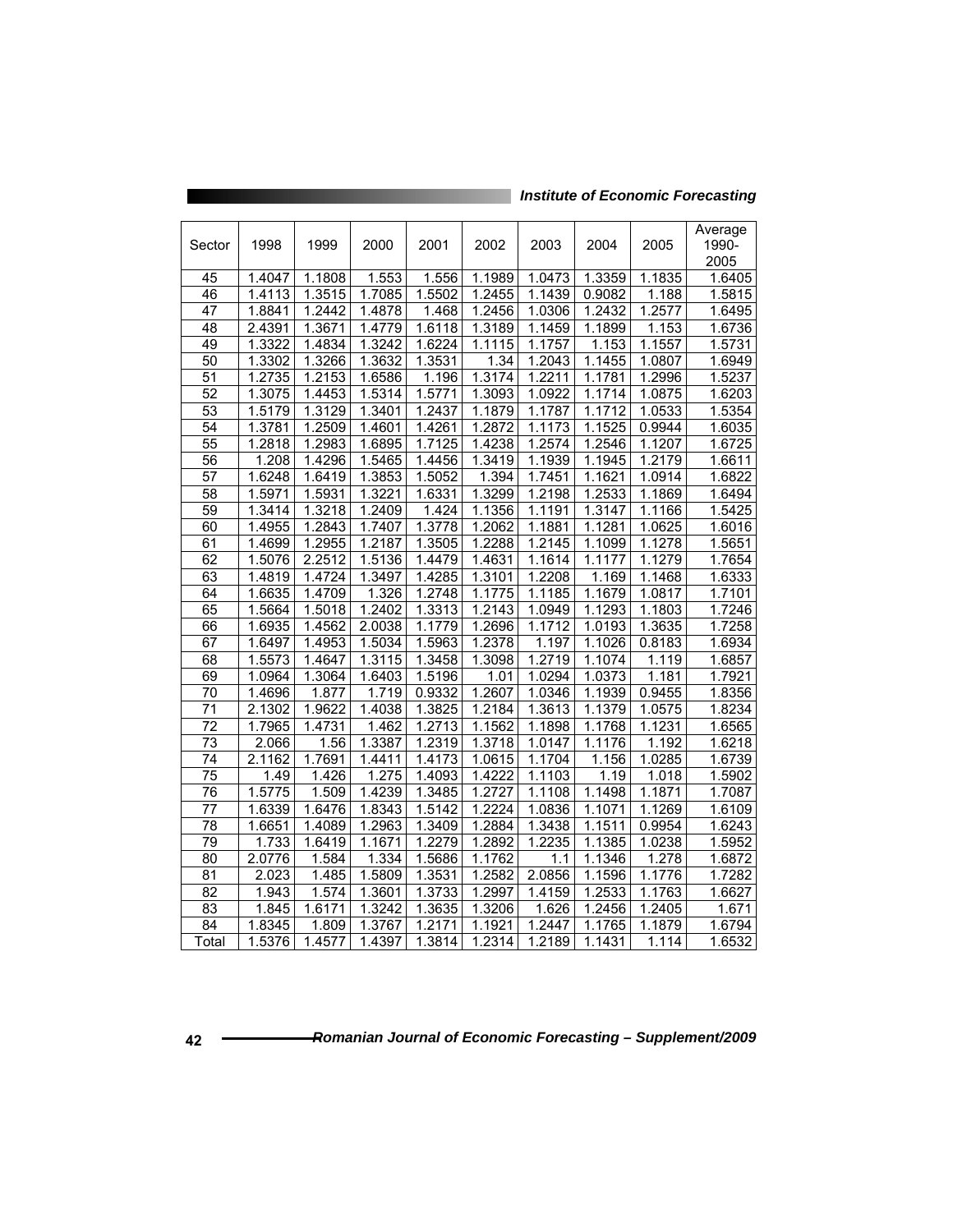| Sector | 1998 | 1999 | 2000 | 2001 | 2002 | 2003 | 2004 | 2005 | Average 1990-2005 |
|---|---|---|---|---|---|---|---|---|---|
| 45 | 1.4047 | 1.1808 | 1.553 | 1.556 | 1.1989 | 1.0473 | 1.3359 | 1.1835 | 1.6405 |
| 46 | 1.4113 | 1.3515 | 1.7085 | 1.5502 | 1.2455 | 1.1439 | 0.9082 | 1.188 | 1.5815 |
| 47 | 1.8841 | 1.2442 | 1.4878 | 1.468 | 1.2456 | 1.0306 | 1.2432 | 1.2577 | 1.6495 |
| 48 | 2.4391 | 1.3671 | 1.4779 | 1.6118 | 1.3189 | 1.1459 | 1.1899 | 1.153 | 1.6736 |
| 49 | 1.3322 | 1.4834 | 1.3242 | 1.6224 | 1.1115 | 1.1757 | 1.153 | 1.1557 | 1.5731 |
| 50 | 1.3302 | 1.3266 | 1.3632 | 1.3531 | 1.34 | 1.2043 | 1.1455 | 1.0807 | 1.6949 |
| 51 | 1.2735 | 1.2153 | 1.6586 | 1.196 | 1.3174 | 1.2211 | 1.1781 | 1.2996 | 1.5237 |
| 52 | 1.3075 | 1.4453 | 1.5314 | 1.5771 | 1.3093 | 1.0922 | 1.1714 | 1.0875 | 1.6203 |
| 53 | 1.5179 | 1.3129 | 1.3401 | 1.2437 | 1.1879 | 1.1787 | 1.1712 | 1.0533 | 1.5354 |
| 54 | 1.3781 | 1.2509 | 1.4601 | 1.4261 | 1.2872 | 1.1173 | 1.1525 | 0.9944 | 1.6035 |
| 55 | 1.2818 | 1.2983 | 1.6895 | 1.7125 | 1.4238 | 1.2574 | 1.2546 | 1.1207 | 1.6725 |
| 56 | 1.208 | 1.4296 | 1.5465 | 1.4456 | 1.3419 | 1.1939 | 1.1945 | 1.2179 | 1.6611 |
| 57 | 1.6248 | 1.6419 | 1.3853 | 1.5052 | 1.394 | 1.7451 | 1.1621 | 1.0914 | 1.6822 |
| 58 | 1.5971 | 1.5931 | 1.3221 | 1.6331 | 1.3299 | 1.2198 | 1.2533 | 1.1869 | 1.6494 |
| 59 | 1.3414 | 1.3218 | 1.2409 | 1.424 | 1.1356 | 1.1191 | 1.3147 | 1.1166 | 1.5425 |
| 60 | 1.4955 | 1.2843 | 1.7407 | 1.3778 | 1.2062 | 1.1881 | 1.1281 | 1.0625 | 1.6016 |
| 61 | 1.4699 | 1.2955 | 1.2187 | 1.3505 | 1.2288 | 1.2145 | 1.1099 | 1.1278 | 1.5651 |
| 62 | 1.5076 | 2.2512 | 1.5136 | 1.4479 | 1.4631 | 1.1614 | 1.1177 | 1.1279 | 1.7654 |
| 63 | 1.4819 | 1.4724 | 1.3497 | 1.4285 | 1.3101 | 1.2208 | 1.169 | 1.1468 | 1.6333 |
| 64 | 1.6635 | 1.4709 | 1.326 | 1.2748 | 1.1775 | 1.1185 | 1.1679 | 1.0817 | 1.7101 |
| 65 | 1.5664 | 1.5018 | 1.2402 | 1.3313 | 1.2143 | 1.0949 | 1.1293 | 1.1803 | 1.7246 |
| 66 | 1.6935 | 1.4562 | 2.0038 | 1.1779 | 1.2696 | 1.1712 | 1.0193 | 1.3635 | 1.7258 |
| 67 | 1.6497 | 1.4953 | 1.5034 | 1.5963 | 1.2378 | 1.197 | 1.1026 | 0.8183 | 1.6934 |
| 68 | 1.5573 | 1.4647 | 1.3115 | 1.3458 | 1.3098 | 1.2719 | 1.1074 | 1.119 | 1.6857 |
| 69 | 1.0964 | 1.3064 | 1.6403 | 1.5196 | 1.01 | 1.0294 | 1.0373 | 1.181 | 1.7921 |
| 70 | 1.4696 | 1.877 | 1.719 | 0.9332 | 1.2607 | 1.0346 | 1.1939 | 0.9455 | 1.8356 |
| 71 | 2.1302 | 1.9622 | 1.4038 | 1.3825 | 1.2184 | 1.3613 | 1.1379 | 1.0575 | 1.8234 |
| 72 | 1.7965 | 1.4731 | 1.462 | 1.2713 | 1.1562 | 1.1898 | 1.1768 | 1.1231 | 1.6565 |
| 73 | 2.066 | 1.56 | 1.3387 | 1.2319 | 1.3718 | 1.0147 | 1.1176 | 1.192 | 1.6218 |
| 74 | 2.1162 | 1.7691 | 1.4411 | 1.4173 | 1.0615 | 1.1704 | 1.156 | 1.0285 | 1.6739 |
| 75 | 1.49 | 1.426 | 1.275 | 1.4093 | 1.4222 | 1.1103 | 1.19 | 1.018 | 1.5902 |
| 76 | 1.5775 | 1.509 | 1.4239 | 1.3485 | 1.2727 | 1.1108 | 1.1498 | 1.1871 | 1.7087 |
| 77 | 1.6339 | 1.6476 | 1.8343 | 1.5142 | 1.2224 | 1.0836 | 1.1071 | 1.1269 | 1.6109 |
| 78 | 1.6651 | 1.4089 | 1.2963 | 1.3409 | 1.2884 | 1.3438 | 1.1511 | 0.9954 | 1.6243 |
| 79 | 1.733 | 1.6419 | 1.1671 | 1.2279 | 1.2892 | 1.2235 | 1.1385 | 1.0238 | 1.5952 |
| 80 | 2.0776 | 1.584 | 1.334 | 1.5686 | 1.1762 | 1.1 | 1.1346 | 1.278 | 1.6872 |
| 81 | 2.023 | 1.485 | 1.5809 | 1.3531 | 1.2582 | 2.0856 | 1.1596 | 1.1776 | 1.7282 |
| 82 | 1.943 | 1.574 | 1.3601 | 1.3733 | 1.2997 | 1.4159 | 1.2533 | 1.1763 | 1.6627 |
| 83 | 1.845 | 1.6171 | 1.3242 | 1.3635 | 1.3206 | 1.626 | 1.2456 | 1.2405 | 1.671 |
| 84 | 1.8345 | 1.809 | 1.3767 | 1.2171 | 1.1921 | 1.2447 | 1.1765 | 1.1879 | 1.6794 |
| Total | 1.5376 | 1.4577 | 1.4397 | 1.3814 | 1.2314 | 1.2189 | 1.1431 | 1.114 | 1.6532 |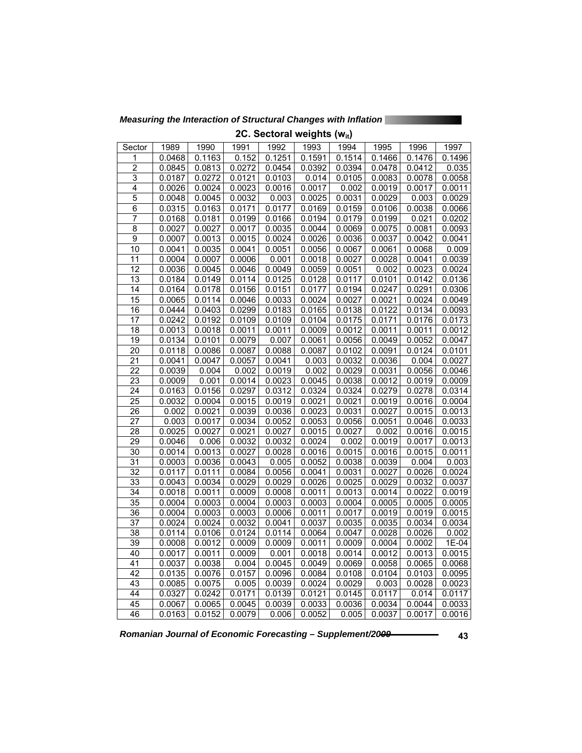### 2C. Sectoral weights ($w_{it}$)

| Sector | 1989 | 1990 | 1991 | 1992 | 1993 | 1994 | 1995 | 1996 | 1997 |
|---|---|---|---|---|---|---|---|---|---|
| 1 | 0.0468 | 0.1163 | 0.152 | 0.1251 | 0.1591 | 0.1514 | 0.1466 | 0.1476 | 0.1496 |
| 2 | 0.0845 | 0.0813 | 0.0272 | 0.0454 | 0.0392 | 0.0394 | 0.0478 | 0.0412 | 0.035 |
| 3 | 0.0187 | 0.0272 | 0.0121 | 0.0103 | 0.014 | 0.0105 | 0.0083 | 0.0078 | 0.0058 |
| 4 | 0.0026 | 0.0024 | 0.0023 | 0.0016 | 0.0017 | 0.002 | 0.0019 | 0.0017 | 0.0011 |
| 5 | 0.0048 | 0.0045 | 0.0032 | 0.003 | 0.0025 | 0.0031 | 0.0029 | 0.003 | 0.0029 |
| 6 | 0.0315 | 0.0163 | 0.0171 | 0.0177 | 0.0169 | 0.0159 | 0.0106 | 0.0038 | 0.0066 |
| 7 | 0.0168 | 0.0181 | 0.0199 | 0.0166 | 0.0194 | 0.0179 | 0.0199 | 0.021 | 0.0202 |
| 8 | 0.0027 | 0.0027 | 0.0017 | 0.0035 | 0.0044 | 0.0069 | 0.0075 | 0.0081 | 0.0093 |
| 9 | 0.0007 | 0.0013 | 0.0015 | 0.0024 | 0.0026 | 0.0036 | 0.0037 | 0.0042 | 0.0041 |
| 10 | 0.0041 | 0.0035 | 0.0041 | 0.0051 | 0.0056 | 0.0067 | 0.0061 | 0.0068 | 0.009 |
| 11 | 0.0004 | 0.0007 | 0.0006 | 0.001 | 0.0018 | 0.0027 | 0.0028 | 0.0041 | 0.0039 |
| 12 | 0.0036 | 0.0045 | 0.0046 | 0.0049 | 0.0059 | 0.0051 | 0.002 | 0.0023 | 0.0024 |
| 13 | 0.0184 | 0.0149 | 0.0114 | 0.0125 | 0.0128 | 0.0117 | 0.0101 | 0.0142 | 0.0136 |
| 14 | 0.0164 | 0.0178 | 0.0156 | 0.0151 | 0.0177 | 0.0194 | 0.0247 | 0.0291 | 0.0306 |
| 15 | 0.0065 | 0.0114 | 0.0046 | 0.0033 | 0.0024 | 0.0027 | 0.0021 | 0.0024 | 0.0049 |
| 16 | 0.0444 | 0.0403 | 0.0299 | 0.0183 | 0.0165 | 0.0138 | 0.0122 | 0.0134 | 0.0093 |
| 17 | 0.0242 | 0.0192 | 0.0109 | 0.0109 | 0.0104 | 0.0175 | 0.0171 | 0.0176 | 0.0173 |
| 18 | 0.0013 | 0.0018 | 0.0011 | 0.0011 | 0.0009 | 0.0012 | 0.0011 | 0.0011 | 0.0012 |
| 19 | 0.0134 | 0.0101 | 0.0079 | 0.007 | 0.0061 | 0.0056 | 0.0049 | 0.0052 | 0.0047 |
| 20 | 0.0118 | 0.0086 | 0.0087 | 0.0088 | 0.0087 | 0.0102 | 0.0091 | 0.0124 | 0.0101 |
| 21 | 0.0041 | 0.0047 | 0.0057 | 0.0041 | 0.003 | 0.0032 | 0.0036 | 0.004 | 0.0027 |
| 22 | 0.0039 | 0.004 | 0.002 | 0.0019 | 0.002 | 0.0029 | 0.0031 | 0.0056 | 0.0046 |
| 23 | 0.0009 | 0.001 | 0.0014 | 0.0023 | 0.0045 | 0.0038 | 0.0012 | 0.0019 | 0.0009 |
| 24 | 0.0163 | 0.0156 | 0.0297 | 0.0312 | 0.0324 | 0.0324 | 0.0279 | 0.0278 | 0.0314 |
| 25 | 0.0032 | 0.0004 | 0.0015 | 0.0019 | 0.0021 | 0.0021 | 0.0019 | 0.0016 | 0.0004 |
| 26 | 0.002 | 0.0021 | 0.0039 | 0.0036 | 0.0023 | 0.0031 | 0.0027 | 0.0015 | 0.0013 |
| 27 | 0.003 | 0.0017 | 0.0034 | 0.0052 | 0.0053 | 0.0056 | 0.0051 | 0.0046 | 0.0033 |
| 28 | 0.0025 | 0.0027 | 0.0021 | 0.0027 | 0.0015 | 0.0027 | 0.002 | 0.0016 | 0.0015 |
| 29 | 0.0046 | 0.006 | 0.0032 | 0.0032 | 0.0024 | 0.002 | 0.0019 | 0.0017 | 0.0013 |
| 30 | 0.0014 | 0.0013 | 0.0027 | 0.0028 | 0.0016 | 0.0015 | 0.0016 | 0.0015 | 0.0011 |
| 31 | 0.0003 | 0.0036 | 0.0043 | 0.005 | 0.0052 | 0.0038 | 0.0039 | 0.004 | 0.003 |
| 32 | 0.0117 | 0.0111 | 0.0084 | 0.0056 | 0.0041 | 0.0031 | 0.0027 | 0.0026 | 0.0024 |
| 33 | 0.0043 | 0.0034 | 0.0029 | 0.0029 | 0.0026 | 0.0025 | 0.0029 | 0.0032 | 0.0037 |
| 34 | 0.0018 | 0.0011 | 0.0009 | 0.0008 | 0.0011 | 0.0013 | 0.0014 | 0.0022 | 0.0019 |
| 35 | 0.0004 | 0.0003 | 0.0004 | 0.0003 | 0.0003 | 0.0004 | 0.0005 | 0.0005 | 0.0005 |
| 36 | 0.0004 | 0.0003 | 0.0003 | 0.0006 | 0.0011 | 0.0017 | 0.0019 | 0.0019 | 0.0015 |
| 37 | 0.0024 | 0.0024 | 0.0032 | 0.0041 | 0.0037 | 0.0035 | 0.0035 | 0.0034 | 0.0034 |
| 38 | 0.0114 | 0.0106 | 0.0124 | 0.0114 | 0.0064 | 0.0047 | 0.0028 | 0.0026 | 0.002 |
| 39 | 0.0008 | 0.0012 | 0.0009 | 0.0009 | 0.0011 | 0.0009 | 0.0004 | 0.0002 | 1E-04 |
| 40 | 0.0017 | 0.0011 | 0.0009 | 0.001 | 0.0018 | 0.0014 | 0.0012 | 0.0013 | 0.0015 |
| 41 | 0.0037 | 0.0038 | 0.004 | 0.0045 | 0.0049 | 0.0069 | 0.0058 | 0.0065 | 0.0068 |
| 42 | 0.0135 | 0.0076 | 0.0157 | 0.0096 | 0.0084 | 0.0108 | 0.0104 | 0.0103 | 0.0095 |
| 43 | 0.0085 | 0.0075 | 0.005 | 0.0039 | 0.0024 | 0.0029 | 0.003 | 0.0028 | 0.0023 |
| 44 | 0.0327 | 0.0242 | 0.0171 | 0.0139 | 0.0121 | 0.0145 | 0.0117 | 0.014 | 0.0117 |
| 45 | 0.0067 | 0.0065 | 0.0045 | 0.0039 | 0.0033 | 0.0036 | 0.0034 | 0.0044 | 0.0033 |
| 46 | 0.0163 | 0.0152 | 0.0079 | 0.006 | 0.0052 | 0.005 | 0.0037 | 0.0017 | 0.0016 |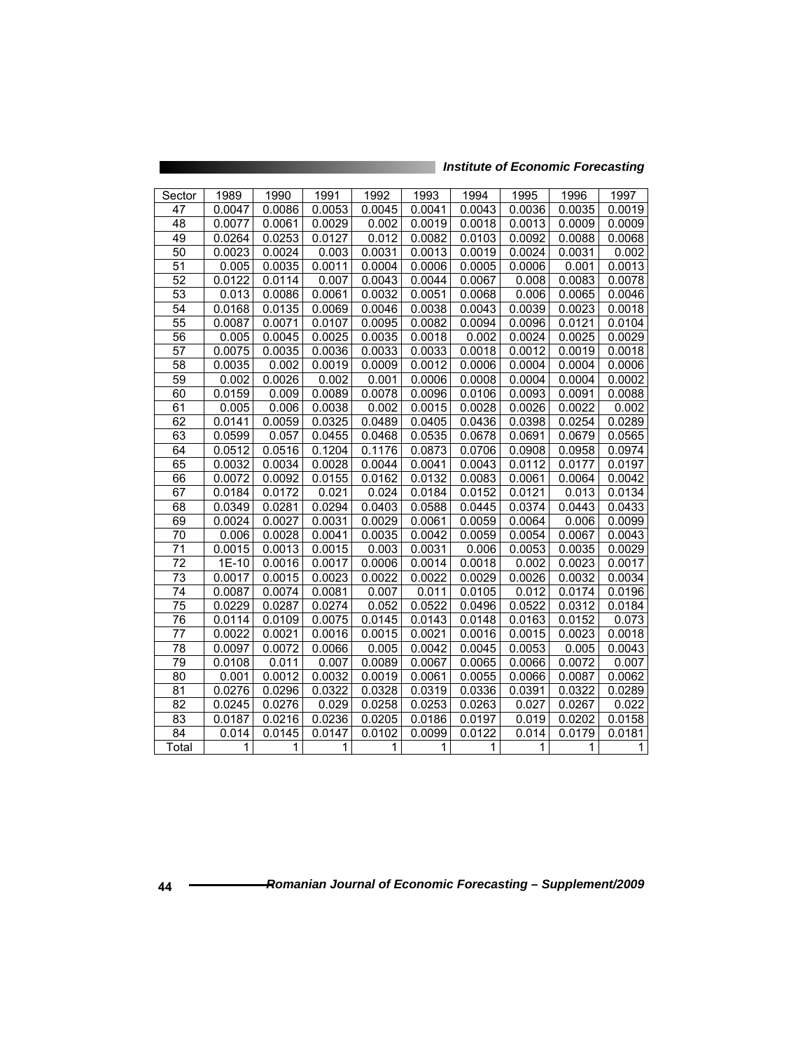| Sector | 1989 | 1990 | 1991 | 1992 | 1993 | 1994 | 1995 | 1996 | 1997 |
|---|---|---|---|---|---|---|---|---|---|
| 47 | 0.0047 | 0.0086 | 0.0053 | 0.0045 | 0.0041 | 0.0043 | 0.0036 | 0.0035 | 0.0019 |
| 48 | 0.0077 | 0.0061 | 0.0029 | 0.002 | 0.0019 | 0.0018 | 0.0013 | 0.0009 | 0.0009 |
| 49 | 0.0264 | 0.0253 | 0.0127 | 0.012 | 0.0082 | 0.0103 | 0.0092 | 0.0088 | 0.0068 |
| 50 | 0.0023 | 0.0024 | 0.003 | 0.0031 | 0.0013 | 0.0019 | 0.0024 | 0.0031 | 0.002 |
| 51 | 0.005 | 0.0035 | 0.0011 | 0.0004 | 0.0006 | 0.0005 | 0.0006 | 0.001 | 0.0013 |
| 52 | 0.0122 | 0.0114 | 0.007 | 0.0043 | 0.0044 | 0.0067 | 0.008 | 0.0083 | 0.0078 |
| 53 | 0.013 | 0.0086 | 0.0061 | 0.0032 | 0.0051 | 0.0068 | 0.006 | 0.0065 | 0.0046 |
| 54 | 0.0168 | 0.0135 | 0.0069 | 0.0046 | 0.0038 | 0.0043 | 0.0039 | 0.0023 | 0.0018 |
| 55 | 0.0087 | 0.0071 | 0.0107 | 0.0095 | 0.0082 | 0.0094 | 0.0096 | 0.0121 | 0.0104 |
| 56 | 0.005 | 0.0045 | 0.0025 | 0.0035 | 0.0018 | 0.002 | 0.0024 | 0.0025 | 0.0029 |
| 57 | 0.0075 | 0.0035 | 0.0036 | 0.0033 | 0.0033 | 0.0018 | 0.0012 | 0.0019 | 0.0018 |
| 58 | 0.0035 | 0.002 | 0.0019 | 0.0009 | 0.0012 | 0.0006 | 0.0004 | 0.0004 | 0.0006 |
| 59 | 0.002 | 0.0026 | 0.002 | 0.001 | 0.0006 | 0.0008 | 0.0004 | 0.0004 | 0.0002 |
| 60 | 0.0159 | 0.009 | 0.0089 | 0.0078 | 0.0096 | 0.0106 | 0.0093 | 0.0091 | 0.0088 |
| 61 | 0.005 | 0.006 | 0.0038 | 0.002 | 0.0015 | 0.0028 | 0.0026 | 0.0022 | 0.002 |
| 62 | 0.0141 | 0.0059 | 0.0325 | 0.0489 | 0.0405 | 0.0436 | 0.0398 | 0.0254 | 0.0289 |
| 63 | 0.0599 | 0.057 | 0.0455 | 0.0468 | 0.0535 | 0.0678 | 0.0691 | 0.0679 | 0.0565 |
| 64 | 0.0512 | 0.0516 | 0.1204 | 0.1176 | 0.0873 | 0.0706 | 0.0908 | 0.0958 | 0.0974 |
| 65 | 0.0032 | 0.0034 | 0.0028 | 0.0044 | 0.0041 | 0.0043 | 0.0112 | 0.0177 | 0.0197 |
| 66 | 0.0072 | 0.0092 | 0.0155 | 0.0162 | 0.0132 | 0.0083 | 0.0061 | 0.0064 | 0.0042 |
| 67 | 0.0184 | 0.0172 | 0.021 | 0.024 | 0.0184 | 0.0152 | 0.0121 | 0.013 | 0.0134 |
| 68 | 0.0349 | 0.0281 | 0.0294 | 0.0403 | 0.0588 | 0.0445 | 0.0374 | 0.0443 | 0.0433 |
| 69 | 0.0024 | 0.0027 | 0.0031 | 0.0029 | 0.0061 | 0.0059 | 0.0064 | 0.006 | 0.0099 |
| 70 | 0.006 | 0.0028 | 0.0041 | 0.0035 | 0.0042 | 0.0059 | 0.0054 | 0.0067 | 0.0043 |
| 71 | 0.0015 | 0.0013 | 0.0015 | 0.003 | 0.0031 | 0.006 | 0.0053 | 0.0035 | 0.0029 |
| 72 | 1E-10 | 0.0016 | 0.0017 | 0.0006 | 0.0014 | 0.0018 | 0.002 | 0.0023 | 0.0017 |
| 73 | 0.0017 | 0.0015 | 0.0023 | 0.0022 | 0.0022 | 0.0029 | 0.0026 | 0.0032 | 0.0034 |
| 74 | 0.0087 | 0.0074 | 0.0081 | 0.007 | 0.011 | 0.0105 | 0.012 | 0.0174 | 0.0196 |
| 75 | 0.0229 | 0.0287 | 0.0274 | 0.052 | 0.0522 | 0.0496 | 0.0522 | 0.0312 | 0.0184 |
| 76 | 0.0114 | 0.0109 | 0.0075 | 0.0145 | 0.0143 | 0.0148 | 0.0163 | 0.0152 | 0.073 |
| 77 | 0.0022 | 0.0021 | 0.0016 | 0.0015 | 0.0021 | 0.0016 | 0.0015 | 0.0023 | 0.0018 |
| 78 | 0.0097 | 0.0072 | 0.0066 | 0.005 | 0.0042 | 0.0045 | 0.0053 | 0.005 | 0.0043 |
| 79 | 0.0108 | 0.011 | 0.007 | 0.0089 | 0.0067 | 0.0065 | 0.0066 | 0.0072 | 0.007 |
| 80 | 0.001 | 0.0012 | 0.0032 | 0.0019 | 0.0061 | 0.0055 | 0.0066 | 0.0087 | 0.0062 |
| 81 | 0.0276 | 0.0296 | 0.0322 | 0.0328 | 0.0319 | 0.0336 | 0.0391 | 0.0322 | 0.0289 |
| 82 | 0.0245 | 0.0276 | 0.029 | 0.0258 | 0.0253 | 0.0263 | 0.027 | 0.0267 | 0.022 |
| 83 | 0.0187 | 0.0216 | 0.0236 | 0.0205 | 0.0186 | 0.0197 | 0.019 | 0.0202 | 0.0158 |
| 84 | 0.014 | 0.0145 | 0.0147 | 0.0102 | 0.0099 | 0.0122 | 0.014 | 0.0179 | 0.0181 |
| Total | 1 | 1 | 1 | 1 | 1 | 1 | 1 | 1 | 1 |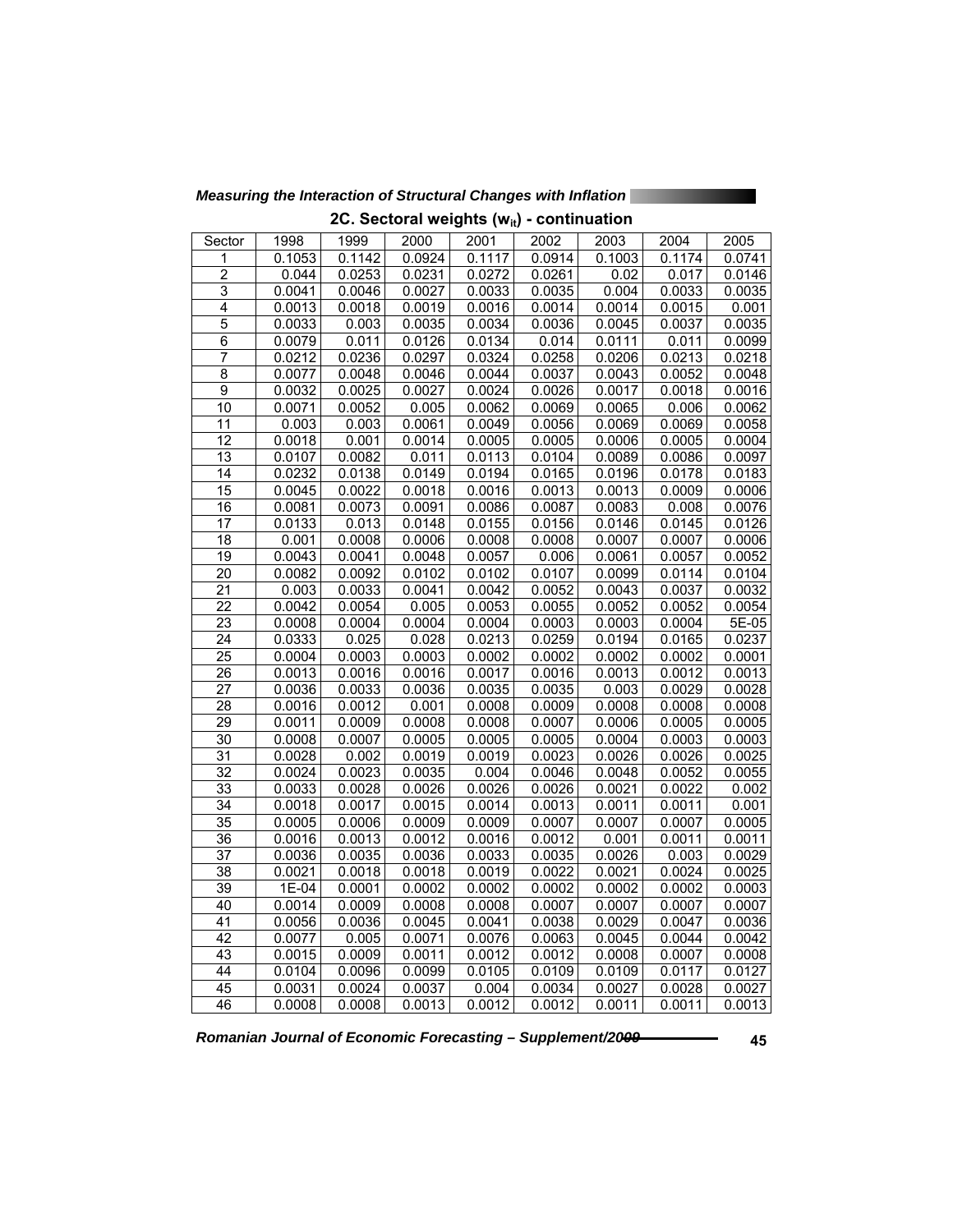### 2C. Sectoral weights ($w_{it}$) - continuation

| Sector | 1998 | 1999 | 2000 | 2001 | 2002 | 2003 | 2004 | 2005 |
|---|---|---|---|---|---|---|---|---|
| 1 | 0.1053 | 0.1142 | 0.0924 | 0.1117 | 0.0914 | 0.1003 | 0.1174 | 0.0741 |
| 2 | 0.044 | 0.0253 | 0.0231 | 0.0272 | 0.0261 | 0.02 | 0.017 | 0.0146 |
| 3 | 0.0041 | 0.0046 | 0.0027 | 0.0033 | 0.0035 | 0.004 | 0.0033 | 0.0035 |
| 4 | 0.0013 | 0.0018 | 0.0019 | 0.0016 | 0.0014 | 0.0014 | 0.0015 | 0.001 |
| 5 | 0.0033 | 0.003 | 0.0035 | 0.0034 | 0.0036 | 0.0045 | 0.0037 | 0.0035 |
| 6 | 0.0079 | 0.011 | 0.0126 | 0.0134 | 0.014 | 0.0111 | 0.011 | 0.0099 |
| 7 | 0.0212 | 0.0236 | 0.0297 | 0.0324 | 0.0258 | 0.0206 | 0.0213 | 0.0218 |
| 8 | 0.0077 | 0.0048 | 0.0046 | 0.0044 | 0.0037 | 0.0043 | 0.0052 | 0.0048 |
| 9 | 0.0032 | 0.0025 | 0.0027 | 0.0024 | 0.0026 | 0.0017 | 0.0018 | 0.0016 |
| 10 | 0.0071 | 0.0052 | 0.005 | 0.0062 | 0.0069 | 0.0065 | 0.006 | 0.0062 |
| 11 | 0.003 | 0.003 | 0.0061 | 0.0049 | 0.0056 | 0.0069 | 0.0069 | 0.0058 |
| 12 | 0.0018 | 0.001 | 0.0014 | 0.0005 | 0.0005 | 0.0006 | 0.0005 | 0.0004 |
| 13 | 0.0107 | 0.0082 | 0.011 | 0.0113 | 0.0104 | 0.0089 | 0.0086 | 0.0097 |
| 14 | 0.0232 | 0.0138 | 0.0149 | 0.0194 | 0.0165 | 0.0196 | 0.0178 | 0.0183 |
| 15 | 0.0045 | 0.0022 | 0.0018 | 0.0016 | 0.0013 | 0.0013 | 0.0009 | 0.0006 |
| 16 | 0.0081 | 0.0073 | 0.0091 | 0.0086 | 0.0087 | 0.0083 | 0.008 | 0.0076 |
| 17 | 0.0133 | 0.013 | 0.0148 | 0.0155 | 0.0156 | 0.0146 | 0.0145 | 0.0126 |
| 18 | 0.001 | 0.0008 | 0.0006 | 0.0008 | 0.0008 | 0.0007 | 0.0007 | 0.0006 |
| 19 | 0.0043 | 0.0041 | 0.0048 | 0.0057 | 0.006 | 0.0061 | 0.0057 | 0.0052 |
| 20 | 0.0082 | 0.0092 | 0.0102 | 0.0102 | 0.0107 | 0.0099 | 0.0114 | 0.0104 |
| 21 | 0.003 | 0.0033 | 0.0041 | 0.0042 | 0.0052 | 0.0043 | 0.0037 | 0.0032 |
| 22 | 0.0042 | 0.0054 | 0.005 | 0.0053 | 0.0055 | 0.0052 | 0.0052 | 0.0054 |
| 23 | 0.0008 | 0.0004 | 0.0004 | 0.0004 | 0.0003 | 0.0003 | 0.0004 | 5E-05 |
| 24 | 0.0333 | 0.025 | 0.028 | 0.0213 | 0.0259 | 0.0194 | 0.0165 | 0.0237 |
| 25 | 0.0004 | 0.0003 | 0.0003 | 0.0002 | 0.0002 | 0.0002 | 0.0002 | 0.0001 |
| 26 | 0.0013 | 0.0016 | 0.0016 | 0.0017 | 0.0016 | 0.0013 | 0.0012 | 0.0013 |
| 27 | 0.0036 | 0.0033 | 0.0036 | 0.0035 | 0.0035 | 0.003 | 0.0029 | 0.0028 |
| 28 | 0.0016 | 0.0012 | 0.001 | 0.0008 | 0.0009 | 0.0008 | 0.0008 | 0.0008 |
| 29 | 0.0011 | 0.0009 | 0.0008 | 0.0008 | 0.0007 | 0.0006 | 0.0005 | 0.0005 |
| 30 | 0.0008 | 0.0007 | 0.0005 | 0.0005 | 0.0005 | 0.0004 | 0.0003 | 0.0003 |
| 31 | 0.0028 | 0.002 | 0.0019 | 0.0019 | 0.0023 | 0.0026 | 0.0026 | 0.0025 |
| 32 | 0.0024 | 0.0023 | 0.0035 | 0.004 | 0.0046 | 0.0048 | 0.0052 | 0.0055 |
| 33 | 0.0033 | 0.0028 | 0.0026 | 0.0026 | 0.0026 | 0.0021 | 0.0022 | 0.002 |
| 34 | 0.0018 | 0.0017 | 0.0015 | 0.0014 | 0.0013 | 0.0011 | 0.0011 | 0.001 |
| 35 | 0.0005 | 0.0006 | 0.0009 | 0.0009 | 0.0007 | 0.0007 | 0.0007 | 0.0005 |
| 36 | 0.0016 | 0.0013 | 0.0012 | 0.0016 | 0.0012 | 0.001 | 0.0011 | 0.0011 |
| 37 | 0.0036 | 0.0035 | 0.0036 | 0.0033 | 0.0035 | 0.0026 | 0.003 | 0.0029 |
| 38 | 0.0021 | 0.0018 | 0.0018 | 0.0019 | 0.0022 | 0.0021 | 0.0024 | 0.0025 |
| 39 | 1E-04 | 0.0001 | 0.0002 | 0.0002 | 0.0002 | 0.0002 | 0.0002 | 0.0003 |
| 40 | 0.0014 | 0.0009 | 0.0008 | 0.0008 | 0.0007 | 0.0007 | 0.0007 | 0.0007 |
| 41 | 0.0056 | 0.0036 | 0.0045 | 0.0041 | 0.0038 | 0.0029 | 0.0047 | 0.0036 |
| 42 | 0.0077 | 0.005 | 0.0071 | 0.0076 | 0.0063 | 0.0045 | 0.0044 | 0.0042 |
| 43 | 0.0015 | 0.0009 | 0.0011 | 0.0012 | 0.0012 | 0.0008 | 0.0007 | 0.0008 |
| 44 | 0.0104 | 0.0096 | 0.0099 | 0.0105 | 0.0109 | 0.0109 | 0.0117 | 0.0127 |
| 45 | 0.0031 | 0.0024 | 0.0037 | 0.004 | 0.0034 | 0.0027 | 0.0028 | 0.0027 |
| 46 | 0.0008 | 0.0008 | 0.0013 | 0.0012 | 0.0012 | 0.0011 | 0.0011 | 0.0013 |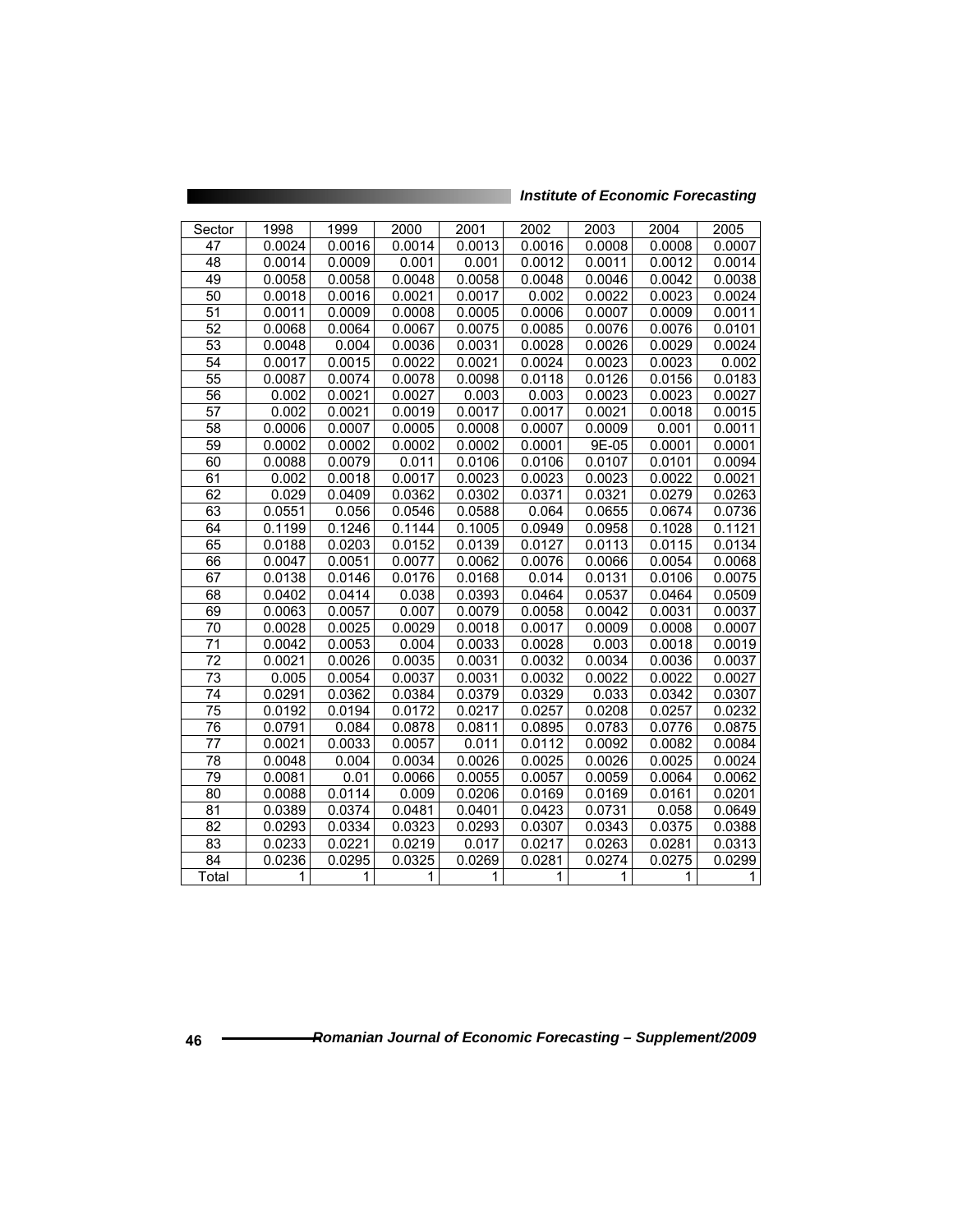| Sector | 1998 | 1999 | 2000 | 2001 | 2002 | 2003 | 2004 | 2005 |
|---|---|---|---|---|---|---|---|---|
| 47 | 0.0024 | 0.0016 | 0.0014 | 0.0013 | 0.0016 | 0.0008 | 0.0008 | 0.0007 |
| 48 | 0.0014 | 0.0009 | 0.001 | 0.001 | 0.0012 | 0.0011 | 0.0012 | 0.0014 |
| 49 | 0.0058 | 0.0058 | 0.0048 | 0.0058 | 0.0048 | 0.0046 | 0.0042 | 0.0038 |
| 50 | 0.0018 | 0.0016 | 0.0021 | 0.0017 | 0.002 | 0.0022 | 0.0023 | 0.0024 |
| 51 | 0.0011 | 0.0009 | 0.0008 | 0.0005 | 0.0006 | 0.0007 | 0.0009 | 0.0011 |
| 52 | 0.0068 | 0.0064 | 0.0067 | 0.0075 | 0.0085 | 0.0076 | 0.0076 | 0.0101 |
| 53 | 0.0048 | 0.004 | 0.0036 | 0.0031 | 0.0028 | 0.0026 | 0.0029 | 0.0024 |
| 54 | 0.0017 | 0.0015 | 0.0022 | 0.0021 | 0.0024 | 0.0023 | 0.0023 | 0.002 |
| 55 | 0.0087 | 0.0074 | 0.0078 | 0.0098 | 0.0118 | 0.0126 | 0.0156 | 0.0183 |
| 56 | 0.002 | 0.0021 | 0.0027 | 0.003 | 0.003 | 0.0023 | 0.0023 | 0.0027 |
| 57 | 0.002 | 0.0021 | 0.0019 | 0.0017 | 0.0017 | 0.0021 | 0.0018 | 0.0015 |
| 58 | 0.0006 | 0.0007 | 0.0005 | 0.0008 | 0.0007 | 0.0009 | 0.001 | 0.0011 |
| 59 | 0.0002 | 0.0002 | 0.0002 | 0.0002 | 0.0001 | 9E-05 | 0.0001 | 0.0001 |
| 60 | 0.0088 | 0.0079 | 0.011 | 0.0106 | 0.0106 | 0.0107 | 0.0101 | 0.0094 |
| 61 | 0.002 | 0.0018 | 0.0017 | 0.0023 | 0.0023 | 0.0023 | 0.0022 | 0.0021 |
| 62 | 0.029 | 0.0409 | 0.0362 | 0.0302 | 0.0371 | 0.0321 | 0.0279 | 0.0263 |
| 63 | 0.0551 | 0.056 | 0.0546 | 0.0588 | 0.064 | 0.0655 | 0.0674 | 0.0736 |
| 64 | 0.1199 | 0.1246 | 0.1144 | 0.1005 | 0.0949 | 0.0958 | 0.1028 | 0.1121 |
| 65 | 0.0188 | 0.0203 | 0.0152 | 0.0139 | 0.0127 | 0.0113 | 0.0115 | 0.0134 |
| 66 | 0.0047 | 0.0051 | 0.0077 | 0.0062 | 0.0076 | 0.0066 | 0.0054 | 0.0068 |
| 67 | 0.0138 | 0.0146 | 0.0176 | 0.0168 | 0.014 | 0.0131 | 0.0106 | 0.0075 |
| 68 | 0.0402 | 0.0414 | 0.038 | 0.0393 | 0.0464 | 0.0537 | 0.0464 | 0.0509 |
| 69 | 0.0063 | 0.0057 | 0.007 | 0.0079 | 0.0058 | 0.0042 | 0.0031 | 0.0037 |
| 70 | 0.0028 | 0.0025 | 0.0029 | 0.0018 | 0.0017 | 0.0009 | 0.0008 | 0.0007 |
| 71 | 0.0042 | 0.0053 | 0.004 | 0.0033 | 0.0028 | 0.003 | 0.0018 | 0.0019 |
| 72 | 0.0021 | 0.0026 | 0.0035 | 0.0031 | 0.0032 | 0.0034 | 0.0036 | 0.0037 |
| 73 | 0.005 | 0.0054 | 0.0037 | 0.0031 | 0.0032 | 0.0022 | 0.0022 | 0.0027 |
| 74 | 0.0291 | 0.0362 | 0.0384 | 0.0379 | 0.0329 | 0.033 | 0.0342 | 0.0307 |
| 75 | 0.0192 | 0.0194 | 0.0172 | 0.0217 | 0.0257 | 0.0208 | 0.0257 | 0.0232 |
| 76 | 0.0791 | 0.084 | 0.0878 | 0.0811 | 0.0895 | 0.0783 | 0.0776 | 0.0875 |
| 77 | 0.0021 | 0.0033 | 0.0057 | 0.011 | 0.0112 | 0.0092 | 0.0082 | 0.0084 |
| 78 | 0.0048 | 0.004 | 0.0034 | 0.0026 | 0.0025 | 0.0026 | 0.0025 | 0.0024 |
| 79 | 0.0081 | 0.01 | 0.0066 | 0.0055 | 0.0057 | 0.0059 | 0.0064 | 0.0062 |
| 80 | 0.0088 | 0.0114 | 0.009 | 0.0206 | 0.0169 | 0.0169 | 0.0161 | 0.0201 |
| 81 | 0.0389 | 0.0374 | 0.0481 | 0.0401 | 0.0423 | 0.0731 | 0.058 | 0.0649 |
| 82 | 0.0293 | 0.0334 | 0.0323 | 0.0293 | 0.0307 | 0.0343 | 0.0375 | 0.0388 |
| 83 | 0.0233 | 0.0221 | 0.0219 | 0.017 | 0.0217 | 0.0263 | 0.0281 | 0.0313 |
| 84 | 0.0236 | 0.0295 | 0.0325 | 0.0269 | 0.0281 | 0.0274 | 0.0275 | 0.0299 |
| Total | 1 | 1 | 1 | 1 | 1 | 1 | 1 | 1 |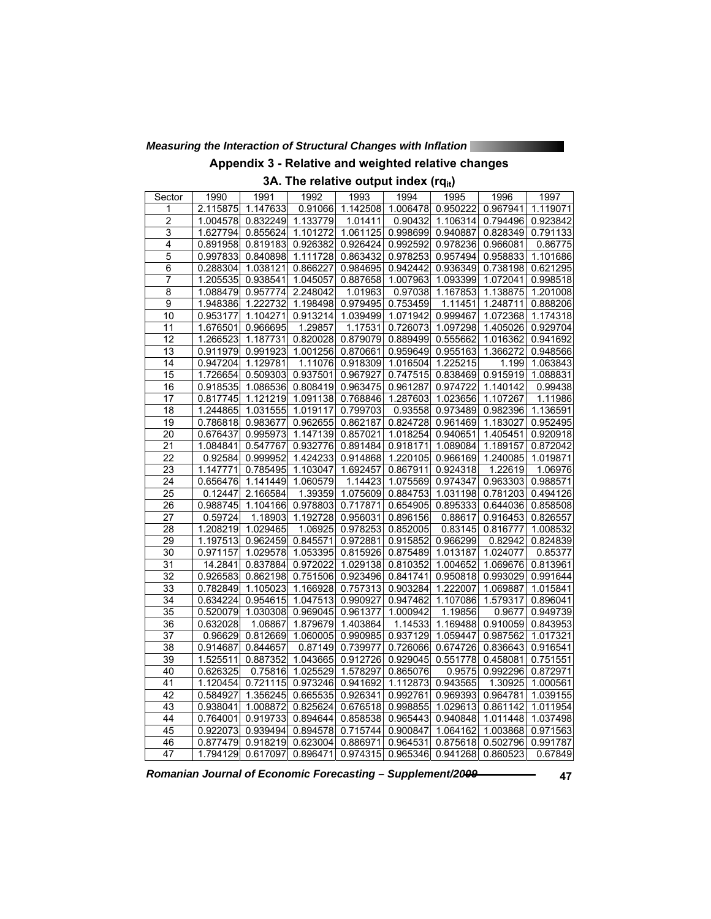## Appendix 3 - Relative and weighted relative changes

### 3A. The relative output index ($rq_{it}$)

| Sector | 1990 | 1991 | 1992 | 1993 | 1994 | 1995 | 1996 | 1997 |
|---|---|---|---|---|---|---|---|---|
| 1 | 2.115875 | 1.147633 | 0.91066 | 1.142508 | 1.006478 | 0.950222 | 0.967941 | 1.119071 |
| 2 | 1.004578 | 0.832249 | 1.133779 | 1.01411 | 0.90432 | 1.106314 | 0.794496 | 0.923842 |
| 3 | 1.627794 | 0.855624 | 1.101272 | 1.061125 | 0.998699 | 0.940887 | 0.828349 | 0.791133 |
| 4 | 0.891958 | 0.819183 | 0.926382 | 0.926424 | 0.992592 | 0.978236 | 0.966081 | 0.86775 |
| 5 | 0.997833 | 0.840898 | 1.111728 | 0.863432 | 0.978253 | 0.957494 | 0.958833 | 1.101686 |
| 6 | 0.288304 | 1.038121 | 0.866227 | 0.984695 | 0.942442 | 0.936349 | 0.738198 | 0.621295 |
| 7 | 1.205535 | 0.938541 | 1.045057 | 0.887658 | 1.007963 | 1.093399 | 1.072041 | 0.998518 |
| 8 | 1.088479 | 0.957774 | 2.248042 | 1.01963 | 0.97038 | 1.167853 | 1.138875 | 1.201008 |
| 9 | 1.948386 | 1.222732 | 1.198498 | 0.979495 | 0.753459 | 1.11451 | 1.248711 | 0.888206 |
| 10 | 0.953177 | 1.104271 | 0.913214 | 1.039499 | 1.071942 | 0.999467 | 1.072368 | 1.174318 |
| 11 | 1.676501 | 0.966695 | 1.29857 | 1.17531 | 0.726073 | 1.097298 | 1.405026 | 0.929704 |
| 12 | 1.266523 | 1.187731 | 0.820028 | 0.879079 | 0.889499 | 0.555662 | 1.016362 | 0.941692 |
| 13 | 0.911979 | 0.991923 | 1.001256 | 0.870661 | 0.959649 | 0.955163 | 1.366272 | 0.948566 |
| 14 | 0.947204 | 1.129781 | 1.11076 | 0.918309 | 1.016504 | 1.225215 | 1.199 | 1.063843 |
| 15 | 1.726654 | 0.509303 | 0.937501 | 0.967927 | 0.747515 | 0.838469 | 0.915919 | 1.088831 |
| 16 | 0.918535 | 1.086536 | 0.808419 | 0.963475 | 0.961287 | 0.974722 | 1.140142 | 0.99438 |
| 17 | 0.817745 | 1.121219 | 1.091138 | 0.768846 | 1.287603 | 1.023656 | 1.107267 | 1.11986 |
| 18 | 1.244865 | 1.031555 | 1.019117 | 0.799703 | 0.93558 | 0.973489 | 0.982396 | 1.136591 |
| 19 | 0.786818 | 0.983677 | 0.962655 | 0.862187 | 0.824728 | 0.961469 | 1.183027 | 0.952495 |
| 20 | 0.676437 | 0.995973 | 1.147139 | 0.857021 | 1.018254 | 0.940651 | 1.405451 | 0.920918 |
| 21 | 1.084841 | 0.547767 | 0.932776 | 0.891484 | 0.918171 | 1.089084 | 1.189157 | 0.872042 |
| 22 | 0.92584 | 0.999952 | 1.424233 | 0.914868 | 1.220105 | 0.966169 | 1.240085 | 1.019871 |
| 23 | 1.147771 | 0.785495 | 1.103047 | 1.692457 | 0.867911 | 0.924318 | 1.22619 | 1.06976 |
| 24 | 0.656476 | 1.141449 | 1.060579 | 1.14423 | 1.075569 | 0.974347 | 0.963303 | 0.988571 |
| 25 | 0.12447 | 2.166584 | 1.39359 | 1.075609 | 0.884753 | 1.031198 | 0.781203 | 0.494126 |
| 26 | 0.988745 | 1.104166 | 0.978803 | 0.717871 | 0.654905 | 0.895333 | 0.644036 | 0.858508 |
| 27 | 0.59724 | 1.18903 | 1.192728 | 0.956031 | 0.896156 | 0.88617 | 0.916453 | 0.826557 |
| 28 | 1.208219 | 1.029465 | 1.06925 | 0.978253 | 0.852005 | 0.83145 | 0.816777 | 1.008532 |
| 29 | 1.197513 | 0.962459 | 0.845571 | 0.972881 | 0.915852 | 0.966299 | 0.82942 | 0.824839 |
| 30 | 0.971157 | 1.029578 | 1.053395 | 0.815926 | 0.875489 | 1.013187 | 1.024077 | 0.85377 |
| 31 | 14.2841 | 0.837884 | 0.972022 | 1.029138 | 0.810352 | 1.004652 | 1.069676 | 0.813961 |
| 32 | 0.926583 | 0.862198 | 0.751506 | 0.923496 | 0.841741 | 0.950818 | 0.993029 | 0.991644 |
| 33 | 0.782849 | 1.105023 | 1.166928 | 0.757313 | 0.903284 | 1.222007 | 1.069887 | 1.015841 |
| 34 | 0.634224 | 0.954615 | 1.047513 | 0.990927 | 0.947462 | 1.107086 | 1.579317 | 0.896041 |
| 35 | 0.520079 | 1.030308 | 0.969045 | 0.961377 | 1.000942 | 1.19856 | 0.9677 | 0.949739 |
| 36 | 0.632028 | 1.06867 | 1.879679 | 1.403864 | 1.14533 | 1.169488 | 0.910059 | 0.843953 |
| 37 | 0.96629 | 0.812669 | 1.060005 | 0.990985 | 0.937129 | 1.059447 | 0.987562 | 1.017321 |
| 38 | 0.914687 | 0.844657 | 0.87149 | 0.739977 | 0.726066 | 0.674726 | 0.836643 | 0.916541 |
| 39 | 1.525511 | 0.887352 | 1.043665 | 0.912726 | 0.929045 | 0.551778 | 0.458081 | 0.751551 |
| 40 | 0.626325 | 0.75816 | 1.025529 | 1.578297 | 0.865076 | 0.9575 | 0.992296 | 0.872971 |
| 41 | 1.120454 | 0.721115 | 0.973246 | 0.941692 | 1.112873 | 0.943565 | 1.30925 | 1.000561 |
| 42 | 0.584927 | 1.356245 | 0.665535 | 0.926341 | 0.992761 | 0.969393 | 0.964781 | 1.039155 |
| 43 | 0.938041 | 1.008872 | 0.825624 | 0.676518 | 0.998855 | 1.029613 | 0.861142 | 1.011954 |
| 44 | 0.764001 | 0.919733 | 0.894644 | 0.858538 | 0.965443 | 0.940848 | 1.011448 | 1.037498 |
| 45 | 0.922073 | 0.939494 | 0.894578 | 0.715744 | 0.900847 | 1.064162 | 1.003868 | 0.971563 |
| 46 | 0.877479 | 0.918219 | 0.623004 | 0.886971 | 0.964531 | 0.875618 | 0.502796 | 0.991787 |
| 47 | 1.794129 | 0.617097 | 0.896471 | 0.974315 | 0.965346 | 0.941268 | 0.860523 | 0.67849 |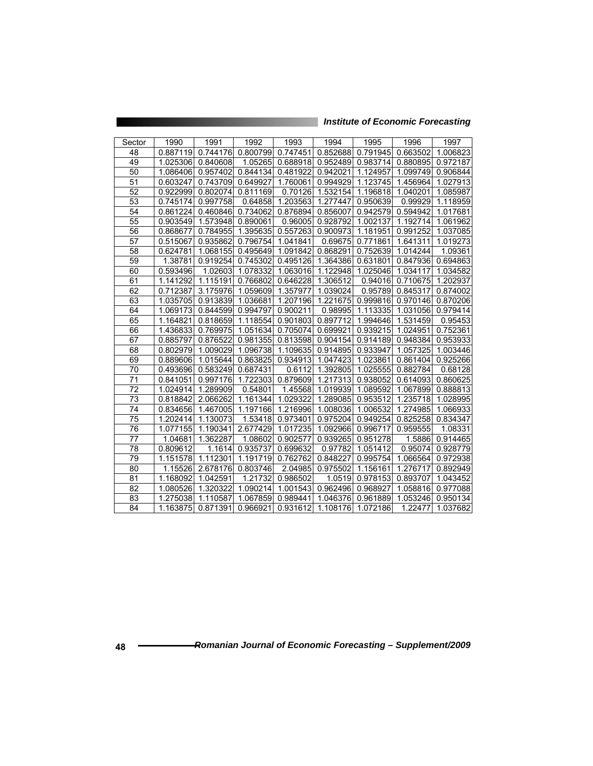| Sector | 1990 | 1991 | 1992 | 1993 | 1994 | 1995 | 1996 | 1997 |
|---|---|---|---|---|---|---|---|---|
| 48 | 0.887119 | 0.744176 | 0.800799 | 0.747451 | 0.852688 | 0.791945 | 0.663502 | 1.006823 |
| 49 | 1.025306 | 0.840608 | 1.05265 | 0.688918 | 0.952489 | 0.983714 | 0.880895 | 0.972187 |
| 50 | 1.086406 | 0.957402 | 0.844134 | 0.481922 | 0.942021 | 1.124957 | 1.099749 | 0.906844 |
| 51 | 0.603247 | 0.743709 | 0.649927 | 1.760061 | 0.994929 | 1.123745 | 1.456964 | 1.027913 |
| 52 | 0.922999 | 0.802074 | 0.811169 | 0.70126 | 1.532154 | 1.196818 | 1.040201 | 1.085987 |
| 53 | 0.745174 | 0.997758 | 0.64858 | 1.203563 | 1.277447 | 0.950639 | 0.99929 | 1.118959 |
| 54 | 0.861224 | 0.460846 | 0.734062 | 0.876894 | 0.856007 | 0.942579 | 0.594942 | 1.017681 |
| 55 | 0.903549 | 1.573948 | 0.890061 | 0.96005 | 0.928792 | 1.002137 | 1.192714 | 1.061962 |
| 56 | 0.868677 | 0.784955 | 1.395635 | 0.557263 | 0.900973 | 1.181951 | 0.991252 | 1.037085 |
| 57 | 0.515067 | 0.935862 | 0.796754 | 1.041841 | 0.69675 | 0.771861 | 1.641311 | 1.019273 |
| 58 | 0.624781 | 1.068155 | 0.495649 | 1.091842 | 0.868291 | 0.752639 | 1.014244 | 1.09361 |
| 59 | 1.38781 | 0.919254 | 0.745302 | 0.495126 | 1.364386 | 0.631801 | 0.847936 | 0.694863 |
| 60 | 0.593496 | 1.02603 | 1.078332 | 1.063016 | 1.122948 | 1.025046 | 1.034117 | 1.034582 |
| 61 | 1.141292 | 1.115191 | 0.766802 | 0.646228 | 1.306512 | 0.94016 | 0.710675 | 1.202937 |
| 62 | 0.712387 | 3.175976 | 1.059609 | 1.357977 | 1.039024 | 0.95789 | 0.845317 | 0.874002 |
| 63 | 1.035705 | 0.913839 | 1.036681 | 1.207196 | 1.221675 | 0.999816 | 0.970146 | 0.870206 |
| 64 | 1.069173 | 0.844599 | 0.994797 | 0.900211 | 0.98995 | 1.113335 | 1.031056 | 0.979414 |
| 65 | 1.164821 | 0.818659 | 1.118554 | 0.901803 | 0.897712 | 1.994646 | 1.531459 | 0.95453 |
| 66 | 1.436833 | 0.769975 | 1.051634 | 0.705074 | 0.699921 | 0.939215 | 1.024951 | 0.752361 |
| 67 | 0.885797 | 0.876522 | 0.981355 | 0.813598 | 0.904154 | 0.914189 | 0.948384 | 0.953933 |
| 68 | 0.802979 | 1.009029 | 1.096738 | 1.109635 | 0.914895 | 0.933947 | 1.057325 | 1.003446 |
| 69 | 0.889606 | 1.015644 | 0.863825 | 0.934913 | 1.047423 | 1.023861 | 0.861404 | 0.925266 |
| 70 | 0.493696 | 0.583249 | 0.687431 | 0.6112 | 1.392805 | 1.025555 | 0.882784 | 0.68128 |
| 71 | 0.841051 | 0.997176 | 1.722303 | 0.879609 | 1.217313 | 0.938052 | 0.614093 | 0.860625 |
| 72 | 1.024914 | 1.289909 | 0.54801 | 1.45568 | 1.019939 | 1.089592 | 1.067899 | 0.888813 |
| 73 | 0.818842 | 2.066262 | 1.161344 | 1.029322 | 1.289085 | 0.953512 | 1.235718 | 1.028995 |
| 74 | 0.834656 | 1.467005 | 1.197166 | 1.216996 | 1.008036 | 1.006532 | 1.274985 | 1.066933 |
| 75 | 1.202414 | 1.130073 | 1.53418 | 0.973401 | 0.975204 | 0.949254 | 0.825258 | 0.834347 |
| 76 | 1.077155 | 1.190341 | 2.677429 | 1.017235 | 1.092966 | 0.996717 | 0.959555 | 1.08331 |
| 77 | 1.04681 | 1.362287 | 1.08602 | 0.902577 | 0.939265 | 0.951278 | 1.5886 | 0.914465 |
| 78 | 0.809612 | 1.1614 | 0.935737 | 0.699632 | 0.97782 | 1.051412 | 0.95074 | 0.928779 |
| 79 | 1.151578 | 1.112301 | 1.191719 | 0.762762 | 0.848227 | 0.995754 | 1.066564 | 0.972938 |
| 80 | 1.15526 | 2.678176 | 0.803746 | 2.04985 | 0.975502 | 1.156161 | 1.276717 | 0.892949 |
| 81 | 1.168092 | 1.042591 | 1.21732 | 0.986502 | 1.0519 | 0.978153 | 0.893707 | 1.043452 |
| 82 | 1.080526 | 1.320322 | 1.090214 | 1.001543 | 0.962496 | 0.968927 | 1.058816 | 0.977088 |
| 83 | 1.275038 | 1.110587 | 1.067859 | 0.989441 | 1.046376 | 0.961889 | 1.053246 | 0.950134 |
| 84 | 1.163875 | 0.871391 | 0.966921 | 0.931612 | 1.108176 | 1.072186 | 1.22477 | 1.037682 |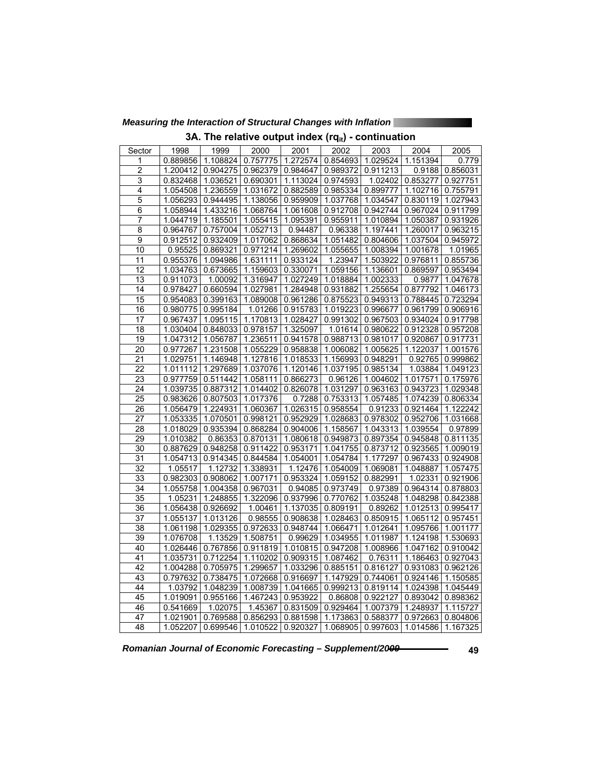### 3A. The relative output index ($rq_{it}$) - continuation

| Sector | 1998 | 1999 | 2000 | 2001 | 2002 | 2003 | 2004 | 2005 |
|---|---|---|---|---|---|---|---|---|
| 1 | 0.889856 | 1.108824 | 0.757775 | 1.272574 | 0.854693 | 1.029524 | 1.151394 | 0.779 |
| 2 | 1.200412 | 0.904275 | 0.962379 | 0.984647 | 0.989372 | 0.911213 | 0.9188 | 0.856031 |
| 3 | 0.832468 | 1.036521 | 0.690301 | 1.113024 | 0.974593 | 1.02402 | 0.853277 | 0.927751 |
| 4 | 1.054508 | 1.236559 | 1.031672 | 0.882589 | 0.985334 | 0.899777 | 1.102716 | 0.755791 |
| 5 | 1.056293 | 0.944495 | 1.138056 | 0.959909 | 1.037768 | 1.034547 | 0.830119 | 1.027943 |
| 6 | 1.058944 | 1.433216 | 1.068764 | 1.061608 | 0.912708 | 0.942744 | 0.967024 | 0.911799 |
| 7 | 1.044719 | 1.185501 | 1.055415 | 1.095391 | 0.955911 | 1.010894 | 1.050387 | 0.931926 |
| 8 | 0.964767 | 0.757004 | 1.052713 | 0.94487 | 0.96338 | 1.197441 | 1.260017 | 0.963215 |
| 9 | 0.912512 | 0.932409 | 1.017062 | 0.868634 | 1.051482 | 0.804606 | 1.037504 | 0.945972 |
| 10 | 0.95525 | 0.869321 | 0.971214 | 1.269602 | 1.055655 | 1.008394 | 1.001678 | 1.01965 |
| 11 | 0.955376 | 1.094986 | 1.631111 | 0.933124 | 1.23947 | 1.503922 | 0.976811 | 0.855736 |
| 12 | 1.034763 | 0.673665 | 1.159603 | 0.330071 | 1.059156 | 1.136601 | 0.869597 | 0.953494 |
| 13 | 0.911073 | 1.00092 | 1.316947 | 1.027249 | 1.018884 | 1.002333 | 0.9877 | 1.047678 |
| 14 | 0.978427 | 0.660594 | 1.027981 | 1.284948 | 0.931882 | 1.255654 | 0.877792 | 1.046173 |
| 15 | 0.954083 | 0.399163 | 1.089008 | 0.961286 | 0.875523 | 0.949313 | 0.788445 | 0.723294 |
| 16 | 0.980775 | 0.995184 | 1.01266 | 0.915783 | 1.019223 | 0.996677 | 0.961799 | 0.906916 |
| 17 | 0.967437 | 1.095115 | 1.170813 | 1.028427 | 0.991302 | 0.967503 | 0.934024 | 0.917798 |
| 18 | 1.030404 | 0.848033 | 0.978157 | 1.325097 | 1.01614 | 0.980622 | 0.912328 | 0.957208 |
| 19 | 1.047312 | 1.056787 | 1.236511 | 0.941578 | 0.988713 | 0.981017 | 0.920867 | 0.917731 |
| 20 | 0.977267 | 1.231508 | 1.055229 | 0.958838 | 1.006082 | 1.005625 | 1.122037 | 1.001576 |
| 21 | 1.029751 | 1.146948 | 1.127816 | 1.018533 | 1.156993 | 0.948291 | 0.92765 | 0.999862 |
| 22 | 1.011112 | 1.297689 | 1.037076 | 1.120146 | 1.037195 | 0.985134 | 1.03884 | 1.049123 |
| 23 | 0.977759 | 0.511442 | 1.058111 | 0.866273 | 0.96126 | 1.004602 | 1.017571 | 0.175976 |
| 24 | 1.039735 | 0.887312 | 1.014402 | 0.826078 | 1.031297 | 0.963163 | 0.943723 | 1.029348 |
| 25 | 0.983626 | 0.807503 | 1.017376 | 0.7288 | 0.753313 | 1.057485 | 1.074239 | 0.806334 |
| 26 | 1.056479 | 1.224931 | 1.060367 | 1.026315 | 0.958554 | 0.91233 | 0.921464 | 1.122242 |
| 27 | 1.053335 | 1.070501 | 0.998121 | 0.952929 | 1.028683 | 0.978302 | 0.952706 | 1.031668 |
| 28 | 1.018029 | 0.935394 | 0.868284 | 0.904006 | 1.158567 | 1.043313 | 1.039554 | 0.97899 |
| 29 | 1.010382 | 0.86353 | 0.870131 | 1.080618 | 0.949873 | 0.897354 | 0.945848 | 0.811135 |
| 30 | 0.887629 | 0.948258 | 0.911422 | 0.953171 | 1.041755 | 0.873712 | 0.923565 | 1.009019 |
| 31 | 1.054713 | 0.914345 | 0.844584 | 1.054001 | 1.054784 | 1.177297 | 0.967433 | 0.924908 |
| 32 | 1.05517 | 1.12732 | 1.338931 | 1.12476 | 1.054009 | 1.069081 | 1.048887 | 1.057475 |
| 33 | 0.982303 | 0.908062 | 1.007171 | 0.953324 | 1.059152 | 0.882991 | 1.02331 | 0.921906 |
| 34 | 1.055758 | 1.004358 | 0.967031 | 0.94085 | 0.973749 | 0.97389 | 0.964314 | 0.878803 |
| 35 | 1.05231 | 1.248855 | 1.322096 | 0.937996 | 0.770762 | 1.035248 | 1.048298 | 0.842388 |
| 36 | 1.056438 | 0.926692 | 1.00461 | 1.137035 | 0.809191 | 0.89262 | 1.012513 | 0.995417 |
| 37 | 1.055137 | 1.013126 | 0.98555 | 0.908638 | 1.028463 | 0.850915 | 1.065112 | 0.957451 |
| 38 | 1.061198 | 1.029355 | 0.972633 | 0.948744 | 1.066471 | 1.012641 | 1.095766 | 1.001177 |
| 39 | 1.076708 | 1.13529 | 1.508751 | 0.99629 | 1.034955 | 1.011987 | 1.124198 | 1.530693 |
| 40 | 1.026446 | 0.767856 | 0.911819 | 1.010815 | 0.947208 | 1.008966 | 1.047162 | 0.910042 |
| 41 | 1.035731 | 0.712254 | 1.110202 | 0.909315 | 1.087462 | 0.76311 | 1.186463 | 0.927043 |
| 42 | 1.004288 | 0.705975 | 1.299657 | 1.033296 | 0.885151 | 0.816127 | 0.931083 | 0.962126 |
| 43 | 0.797632 | 0.738475 | 1.072668 | 0.916697 | 1.147929 | 0.744061 | 0.924146 | 1.150585 |
| 44 | 1.03792 | 1.048239 | 1.008739 | 1.041665 | 0.999213 | 0.819114 | 1.024398 | 1.045449 |
| 45 | 1.019091 | 0.955166 | 1.467243 | 0.953922 | 0.86808 | 0.922127 | 0.893042 | 0.898362 |
| 46 | 0.541669 | 1.02075 | 1.45367 | 0.831509 | 0.929464 | 1.007379 | 1.248937 | 1.115727 |
| 47 | 1.021901 | 0.769588 | 0.856293 | 0.881598 | 1.173863 | 0.588377 | 0.972663 | 0.804806 |
| 48 | 1.052207 | 0.699546 | 1.010522 | 0.920327 | 1.068905 | 0.997603 | 1.014586 | 1.167325 |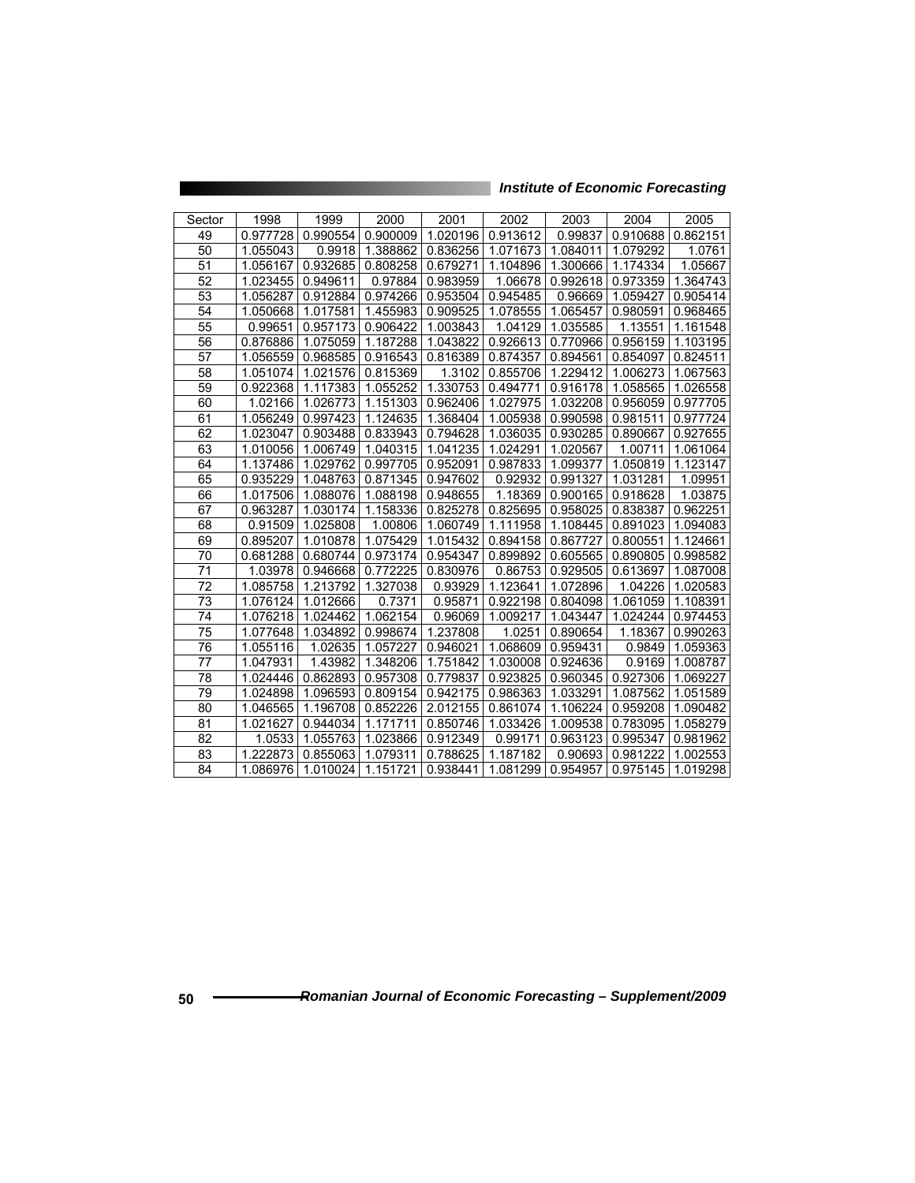| Sector | 1998 | 1999 | 2000 | 2001 | 2002 | 2003 | 2004 | 2005 |
|---|---|---|---|---|---|---|---|---|
| 49 | 0.977728 | 0.990554 | 0.900009 | 1.020196 | 0.913612 | 0.99837 | 0.910688 | 0.862151 |
| 50 | 1.055043 | 0.9918 | 1.388862 | 0.836256 | 1.071673 | 1.084011 | 1.079292 | 1.0761 |
| 51 | 1.056167 | 0.932685 | 0.808258 | 0.679271 | 1.104896 | 1.300666 | 1.174334 | 1.05667 |
| 52 | 1.023455 | 0.949611 | 0.97884 | 0.983959 | 1.06678 | 0.992618 | 0.973359 | 1.364743 |
| 53 | 1.056287 | 0.912884 | 0.974266 | 0.953504 | 0.945485 | 0.96669 | 1.059427 | 0.905414 |
| 54 | 1.050668 | 1.017581 | 1.455983 | 0.909525 | 1.078555 | 1.065457 | 0.980591 | 0.968465 |
| 55 | 0.99651 | 0.957173 | 0.906422 | 1.003843 | 1.04129 | 1.035585 | 1.13551 | 1.161548 |
| 56 | 0.876886 | 1.075059 | 1.187288 | 1.043822 | 0.926613 | 0.770966 | 0.956159 | 1.103195 |
| 57 | 1.056559 | 0.968585 | 0.916543 | 0.816389 | 0.874357 | 0.894561 | 0.854097 | 0.824511 |
| 58 | 1.051074 | 1.021576 | 0.815369 | 1.3102 | 0.855706 | 1.229412 | 1.006273 | 1.067563 |
| 59 | 0.922368 | 1.117383 | 1.055252 | 1.330753 | 0.494771 | 0.916178 | 1.058565 | 1.026558 |
| 60 | 1.02166 | 1.026773 | 1.151303 | 0.962406 | 1.027975 | 1.032208 | 0.956059 | 0.977705 |
| 61 | 1.056249 | 0.997423 | 1.124635 | 1.368404 | 1.005938 | 0.990598 | 0.981511 | 0.977724 |
| 62 | 1.023047 | 0.903488 | 0.833943 | 0.794628 | 1.036035 | 0.930285 | 0.890667 | 0.927655 |
| 63 | 1.010056 | 1.006749 | 1.040315 | 1.041235 | 1.024291 | 1.020567 | 1.00711 | 1.061064 |
| 64 | 1.137486 | 1.029762 | 0.997705 | 0.952091 | 0.987833 | 1.099377 | 1.050819 | 1.123147 |
| 65 | 0.935229 | 1.048763 | 0.871345 | 0.947602 | 0.92932 | 0.991327 | 1.031281 | 1.09951 |
| 66 | 1.017506 | 1.088076 | 1.088198 | 0.948655 | 1.18369 | 0.900165 | 0.918628 | 1.03875 |
| 67 | 0.963287 | 1.030174 | 1.158336 | 0.825278 | 0.825695 | 0.958025 | 0.838387 | 0.962251 |
| 68 | 0.91509 | 1.025808 | 1.00806 | 1.060749 | 1.111958 | 1.108445 | 0.891023 | 1.094083 |
| 69 | 0.895207 | 1.010878 | 1.075429 | 1.015432 | 0.894158 | 0.867727 | 0.800551 | 1.124661 |
| 70 | 0.681288 | 0.680744 | 0.973174 | 0.954347 | 0.899892 | 0.605565 | 0.890805 | 0.998582 |
| 71 | 1.03978 | 0.946668 | 0.772225 | 0.830976 | 0.86753 | 0.929505 | 0.613697 | 1.087008 |
| 72 | 1.085758 | 1.213792 | 1.327038 | 0.93929 | 1.123641 | 1.072896 | 1.04226 | 1.020583 |
| 73 | 1.076124 | 1.012666 | 0.7371 | 0.95871 | 0.922198 | 0.804098 | 1.061059 | 1.108391 |
| 74 | 1.076218 | 1.024462 | 1.062154 | 0.96069 | 1.009217 | 1.043447 | 1.024244 | 0.974453 |
| 75 | 1.077648 | 1.034892 | 0.998674 | 1.237808 | 1.0251 | 0.890654 | 1.18367 | 0.990263 |
| 76 | 1.055116 | 1.02635 | 1.057227 | 0.946021 | 1.068609 | 0.959431 | 0.9849 | 1.059363 |
| 77 | 1.047931 | 1.43982 | 1.348206 | 1.751842 | 1.030008 | 0.924636 | 0.9169 | 1.008787 |
| 78 | 1.024446 | 0.862893 | 0.957308 | 0.779837 | 0.923825 | 0.960345 | 0.927306 | 1.069227 |
| 79 | 1.024898 | 1.096593 | 0.809154 | 0.942175 | 0.986363 | 1.033291 | 1.087562 | 1.051589 |
| 80 | 1.046565 | 1.196708 | 0.852226 | 2.012155 | 0.861074 | 1.106224 | 0.959208 | 1.090482 |
| 81 | 1.021627 | 0.944034 | 1.171711 | 0.850746 | 1.033426 | 1.009538 | 0.783095 | 1.058279 |
| 82 | 1.0533 | 1.055763 | 1.023866 | 0.912349 | 0.99171 | 0.963123 | 0.995347 | 0.981962 |
| 83 | 1.222873 | 0.855063 | 1.079311 | 0.788625 | 1.187182 | 0.90693 | 0.981222 | 1.002553 |
| 84 | 1.086976 | 1.010024 | 1.151721 | 0.938441 | 1.081299 | 0.954957 | 0.975145 | 1.019298 |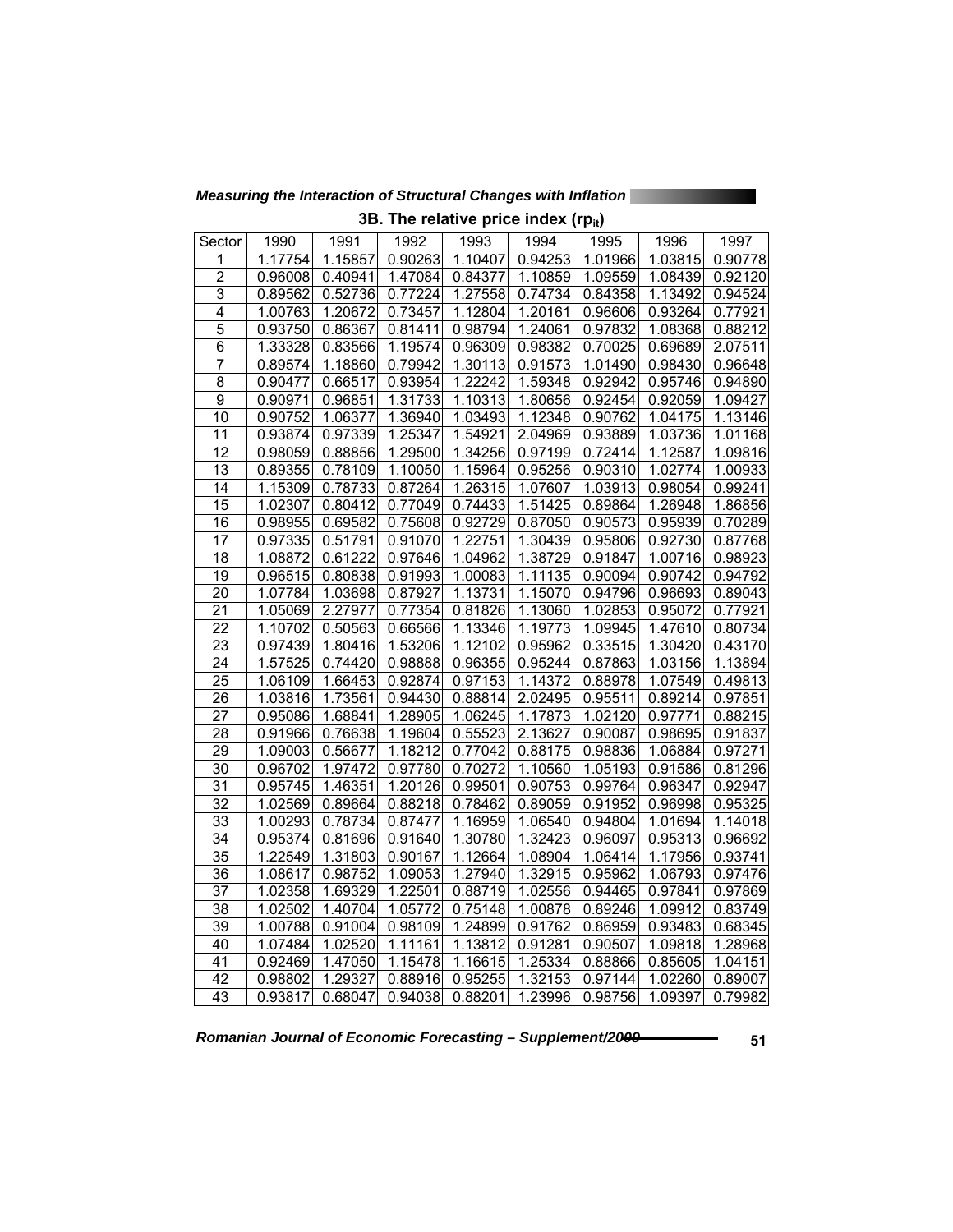### 3B. The relative price index ($rp_{it}$)

| Sector | 1990 | 1991 | 1992 | 1993 | 1994 | 1995 | 1996 | 1997 |
|---|---|---|---|---|---|---|---|---|
| 1 | 1.17754 | 1.15857 | 0.90263 | 1.10407 | 0.94253 | 1.01966 | 1.03815 | 0.90778 |
| 2 | 0.96008 | 0.40941 | 1.47084 | 0.84377 | 1.10859 | 1.09559 | 1.08439 | 0.92120 |
| 3 | 0.89562 | 0.52736 | 0.77224 | 1.27558 | 0.74734 | 0.84358 | 1.13492 | 0.94524 |
| 4 | 1.00763 | 1.20672 | 0.73457 | 1.12804 | 1.20161 | 0.96606 | 0.93264 | 0.77921 |
| 5 | 0.93750 | 0.86367 | 0.81411 | 0.98794 | 1.24061 | 0.97832 | 1.08368 | 0.88212 |
| 6 | 1.33328 | 0.83566 | 1.19574 | 0.96309 | 0.98382 | 0.70025 | 0.69689 | 2.07511 |
| 7 | 0.89574 | 1.18860 | 0.79942 | 1.30113 | 0.91573 | 1.01490 | 0.98430 | 0.96648 |
| 8 | 0.90477 | 0.66517 | 0.93954 | 1.22242 | 1.59348 | 0.92942 | 0.95746 | 0.94890 |
| 9 | 0.90971 | 0.96851 | 1.31733 | 1.10313 | 1.80656 | 0.92454 | 0.92059 | 1.09427 |
| 10 | 0.90752 | 1.06377 | 1.36940 | 1.03493 | 1.12348 | 0.90762 | 1.04175 | 1.13146 |
| 11 | 0.93874 | 0.97339 | 1.25347 | 1.54921 | 2.04969 | 0.93889 | 1.03736 | 1.01168 |
| 12 | 0.98059 | 0.88856 | 1.29500 | 1.34256 | 0.97199 | 0.72414 | 1.12587 | 1.09816 |
| 13 | 0.89355 | 0.78109 | 1.10050 | 1.15964 | 0.95256 | 0.90310 | 1.02774 | 1.00933 |
| 14 | 1.15309 | 0.78733 | 0.87264 | 1.26315 | 1.07607 | 1.03913 | 0.98054 | 0.99241 |
| 15 | 1.02307 | 0.80412 | 0.77049 | 0.74433 | 1.51425 | 0.89864 | 1.26948 | 1.86856 |
| 16 | 0.98955 | 0.69582 | 0.75608 | 0.92729 | 0.87050 | 0.90573 | 0.95939 | 0.70289 |
| 17 | 0.97335 | 0.51791 | 0.91070 | 1.22751 | 1.30439 | 0.95806 | 0.92730 | 0.87768 |
| 18 | 1.08872 | 0.61222 | 0.97646 | 1.04962 | 1.38729 | 0.91847 | 1.00716 | 0.98923 |
| 19 | 0.96515 | 0.80838 | 0.91993 | 1.00083 | 1.11135 | 0.90094 | 0.90742 | 0.94792 |
| 20 | 1.07784 | 1.03698 | 0.87927 | 1.13731 | 1.15070 | 0.94796 | 0.96693 | 0.89043 |
| 21 | 1.05069 | 2.27977 | 0.77354 | 0.81826 | 1.13060 | 1.02853 | 0.95072 | 0.77921 |
| 22 | 1.10702 | 0.50563 | 0.66566 | 1.13346 | 1.19773 | 1.09945 | 1.47610 | 0.80734 |
| 23 | 0.97439 | 1.80416 | 1.53206 | 1.12102 | 0.95962 | 0.33515 | 1.30420 | 0.43170 |
| 24 | 1.57525 | 0.74420 | 0.98888 | 0.96355 | 0.95244 | 0.87863 | 1.03156 | 1.13894 |
| 25 | 1.06109 | 1.66453 | 0.92874 | 0.97153 | 1.14372 | 0.88978 | 1.07549 | 0.49813 |
| 26 | 1.03816 | 1.73561 | 0.94430 | 0.88814 | 2.02495 | 0.95511 | 0.89214 | 0.97851 |
| 27 | 0.95086 | 1.68841 | 1.28905 | 1.06245 | 1.17873 | 1.02120 | 0.97771 | 0.88215 |
| 28 | 0.91966 | 0.76638 | 1.19604 | 0.55523 | 2.13627 | 0.90087 | 0.98695 | 0.91837 |
| 29 | 1.09003 | 0.56677 | 1.18212 | 0.77042 | 0.88175 | 0.98836 | 1.06884 | 0.97271 |
| 30 | 0.96702 | 1.97472 | 0.97780 | 0.70272 | 1.10560 | 1.05193 | 0.91586 | 0.81296 |
| 31 | 0.95745 | 1.46351 | 1.20126 | 0.99501 | 0.90753 | 0.99764 | 0.96347 | 0.92947 |
| 32 | 1.02569 | 0.89664 | 0.88218 | 0.78462 | 0.89059 | 0.91952 | 0.96998 | 0.95325 |
| 33 | 1.00293 | 0.78734 | 0.87477 | 1.16959 | 1.06540 | 0.94804 | 1.01694 | 1.14018 |
| 34 | 0.95374 | 0.81696 | 0.91640 | 1.30780 | 1.32423 | 0.96097 | 0.95313 | 0.96692 |
| 35 | 1.22549 | 1.31803 | 0.90167 | 1.12664 | 1.08904 | 1.06414 | 1.17956 | 0.93741 |
| 36 | 1.08617 | 0.98752 | 1.09053 | 1.27940 | 1.32915 | 0.95962 | 1.06793 | 0.97476 |
| 37 | 1.02358 | 1.69329 | 1.22501 | 0.88719 | 1.02556 | 0.94465 | 0.97841 | 0.97869 |
| 38 | 1.02502 | 1.40704 | 1.05772 | 0.75148 | 1.00878 | 0.89246 | 1.09912 | 0.83749 |
| 39 | 1.00788 | 0.91004 | 0.98109 | 1.24899 | 0.91762 | 0.86959 | 0.93483 | 0.68345 |
| 40 | 1.07484 | 1.02520 | 1.11161 | 1.13812 | 0.91281 | 0.90507 | 1.09818 | 1.28968 |
| 41 | 0.92469 | 1.47050 | 1.15478 | 1.16615 | 1.25334 | 0.88866 | 0.85605 | 1.04151 |
| 42 | 0.98802 | 1.29327 | 0.88916 | 0.95255 | 1.32153 | 0.97144 | 1.02260 | 0.89007 |
| 43 | 0.93817 | 0.68047 | 0.94038 | 0.88201 | 1.23996 | 0.98756 | 1.09397 | 0.79982 |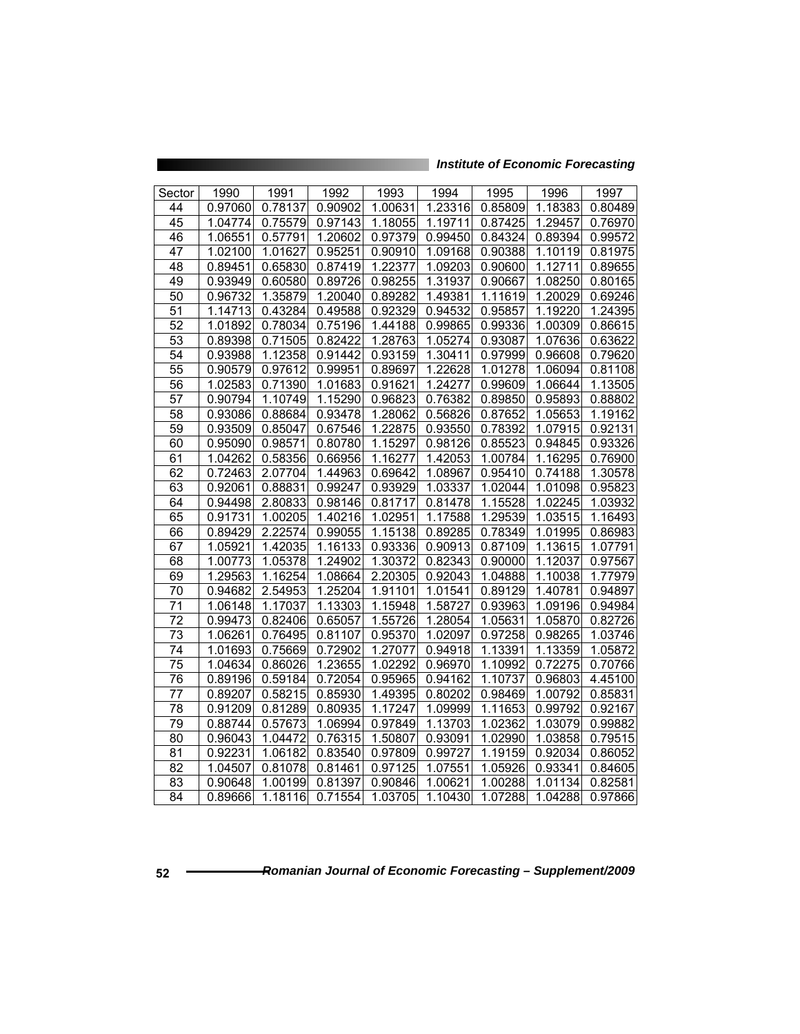| Sector | 1990 | 1991 | 1992 | 1993 | 1994 | 1995 | 1996 | 1997 |
|---|---|---|---|---|---|---|---|---|
| 44 | 0.97060 | 0.78137 | 0.90902 | 1.00631 | 1.23316 | 0.85809 | 1.18383 | 0.80489 |
| 45 | 1.04774 | 0.75579 | 0.97143 | 1.18055 | 1.19711 | 0.87425 | 1.29457 | 0.76970 |
| 46 | 1.06551 | 0.57791 | 1.20602 | 0.97379 | 0.99450 | 0.84324 | 0.89394 | 0.99572 |
| 47 | 1.02100 | 1.01627 | 0.95251 | 0.90910 | 1.09168 | 0.90388 | 1.10119 | 0.81975 |
| 48 | 0.89451 | 0.65830 | 0.87419 | 1.22377 | 1.09203 | 0.90600 | 1.12711 | 0.89655 |
| 49 | 0.93949 | 0.60580 | 0.89726 | 0.98255 | 1.31937 | 0.90667 | 1.08250 | 0.80165 |
| 50 | 0.96732 | 1.35879 | 1.20040 | 0.89282 | 1.49381 | 1.11619 | 1.20029 | 0.69246 |
| 51 | 1.14713 | 0.43284 | 0.49588 | 0.92329 | 0.94532 | 0.95857 | 1.19220 | 1.24395 |
| 52 | 1.01892 | 0.78034 | 0.75196 | 1.44188 | 0.99865 | 0.99336 | 1.00309 | 0.86615 |
| 53 | 0.89398 | 0.71505 | 0.82422 | 1.28763 | 1.05274 | 0.93087 | 1.07636 | 0.63622 |
| 54 | 0.93988 | 1.12358 | 0.91442 | 0.93159 | 1.30411 | 0.97999 | 0.96608 | 0.79620 |
| 55 | 0.90579 | 0.97612 | 0.99951 | 0.89697 | 1.22628 | 1.01278 | 1.06094 | 0.81108 |
| 56 | 1.02583 | 0.71390 | 1.01683 | 0.91621 | 1.24277 | 0.99609 | 1.06644 | 1.13505 |
| 57 | 0.90794 | 1.10749 | 1.15290 | 0.96823 | 0.76382 | 0.89850 | 0.95893 | 0.88802 |
| 58 | 0.93086 | 0.88684 | 0.93478 | 1.28062 | 0.56826 | 0.87652 | 1.05653 | 1.19162 |
| 59 | 0.93509 | 0.85047 | 0.67546 | 1.22875 | 0.93550 | 0.78392 | 1.07915 | 0.92131 |
| 60 | 0.95090 | 0.98571 | 0.80780 | 1.15297 | 0.98126 | 0.85523 | 0.94845 | 0.93326 |
| 61 | 1.04262 | 0.58356 | 0.66956 | 1.16277 | 1.42053 | 1.00784 | 1.16295 | 0.76900 |
| 62 | 0.72463 | 2.07704 | 1.44963 | 0.69642 | 1.08967 | 0.95410 | 0.74188 | 1.30578 |
| 63 | 0.92061 | 0.88831 | 0.99247 | 0.93929 | 1.03337 | 1.02044 | 1.01098 | 0.95823 |
| 64 | 0.94498 | 2.80833 | 0.98146 | 0.81717 | 0.81478 | 1.15528 | 1.02245 | 1.03932 |
| 65 | 0.91731 | 1.00205 | 1.40216 | 1.02951 | 1.17588 | 1.29539 | 1.03515 | 1.16493 |
| 66 | 0.89429 | 2.22574 | 0.99055 | 1.15138 | 0.89285 | 0.78349 | 1.01995 | 0.86983 |
| 67 | 1.05921 | 1.42035 | 1.16133 | 0.93336 | 0.90913 | 0.87109 | 1.13615 | 1.07791 |
| 68 | 1.00773 | 1.05378 | 1.24902 | 1.30372 | 0.82343 | 0.90000 | 1.12037 | 0.97567 |
| 69 | 1.29563 | 1.16254 | 1.08664 | 2.20305 | 0.92043 | 1.04888 | 1.10038 | 1.77979 |
| 70 | 0.94682 | 2.54953 | 1.25204 | 1.91101 | 1.01541 | 0.89129 | 1.40781 | 0.94897 |
| 71 | 1.06148 | 1.17037 | 1.13303 | 1.15948 | 1.58727 | 0.93963 | 1.09196 | 0.94984 |
| 72 | 0.99473 | 0.82406 | 0.65057 | 1.55726 | 1.28054 | 1.05631 | 1.05870 | 0.82726 |
| 73 | 1.06261 | 0.76495 | 0.81107 | 0.95370 | 1.02097 | 0.97258 | 0.98265 | 1.03746 |
| 74 | 1.01693 | 0.75669 | 0.72902 | 1.27077 | 0.94918 | 1.13391 | 1.13359 | 1.05872 |
| 75 | 1.04634 | 0.86026 | 1.23655 | 1.02292 | 0.96970 | 1.10992 | 0.72275 | 0.70766 |
| 76 | 0.89196 | 0.59184 | 0.72054 | 0.95965 | 0.94162 | 1.10737 | 0.96803 | 4.45100 |
| 77 | 0.89207 | 0.58215 | 0.85930 | 1.49395 | 0.80202 | 0.98469 | 1.00792 | 0.85831 |
| 78 | 0.91209 | 0.81289 | 0.80935 | 1.17247 | 1.09999 | 1.11653 | 0.99792 | 0.92167 |
| 79 | 0.88744 | 0.57673 | 1.06994 | 0.97849 | 1.13703 | 1.02362 | 1.03079 | 0.99882 |
| 80 | 0.96043 | 1.04472 | 0.76315 | 1.50807 | 0.93091 | 1.02990 | 1.03858 | 0.79515 |
| 81 | 0.92231 | 1.06182 | 0.83540 | 0.97809 | 0.99727 | 1.19159 | 0.92034 | 0.86052 |
| 82 | 1.04507 | 0.81078 | 0.81461 | 0.97125 | 1.07551 | 1.05926 | 0.93341 | 0.84605 |
| 83 | 0.90648 | 1.00199 | 0.81397 | 0.90846 | 1.00621 | 1.00288 | 1.01134 | 0.82581 |
| 84 | 0.89666 | 1.18116 | 0.71554 | 1.03705 | 1.10430 | 1.07288 | 1.04288 | 0.97866 |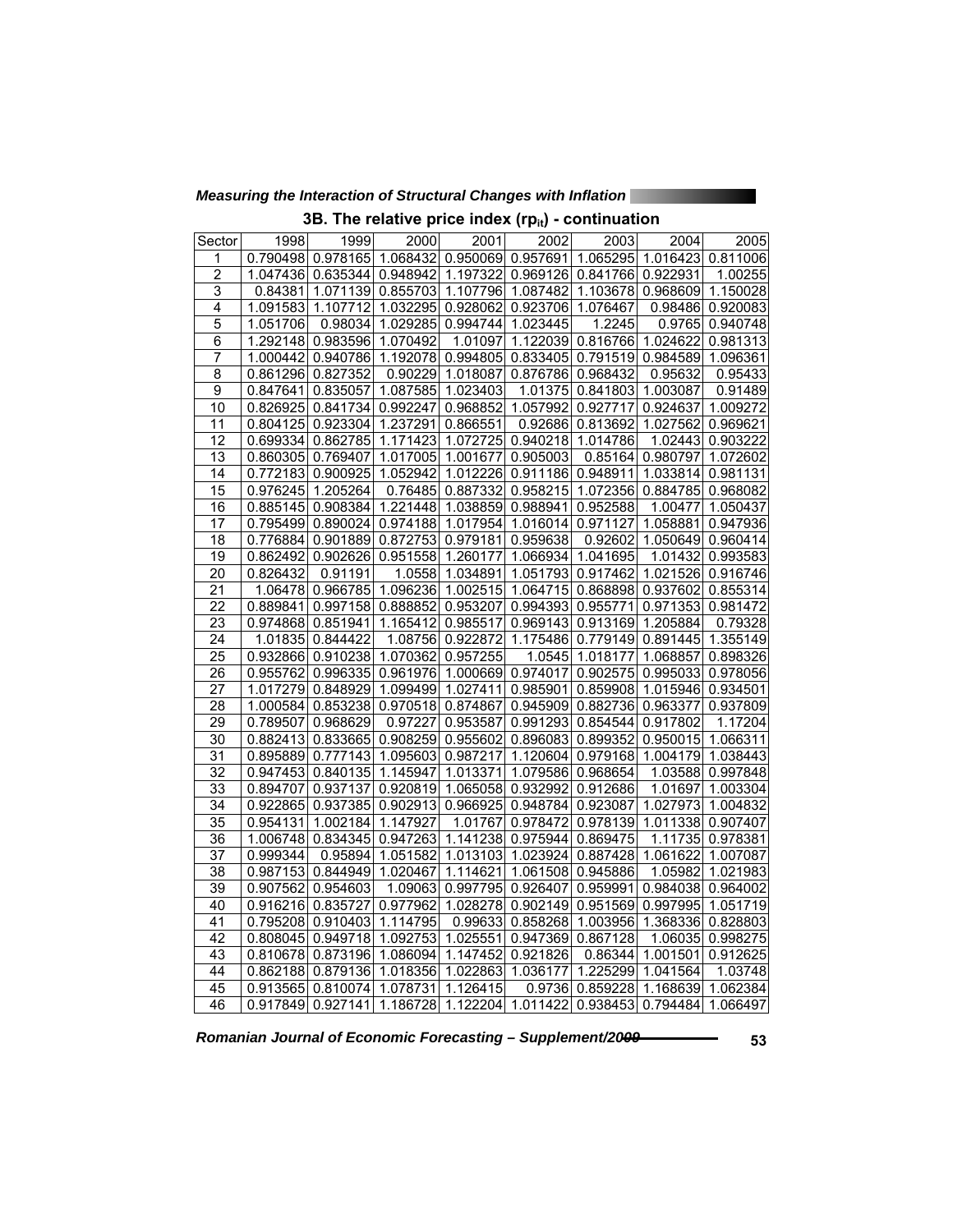**3B. The relative price index ($rp_{it}$) - continuation**

| Sector | 1998 | 1999 | 2000 | 2001 | 2002 | 2003 | 2004 | 2005 |
|---|---|---|---|---|---|---|---|---|
| 1 | 0.790498 | 0.978165 | 1.068432 | 0.950069 | 0.957691 | 1.065295 | 1.016423 | 0.811006 |
| 2 | 1.047436 | 0.635344 | 0.948942 | 1.197322 | 0.969126 | 0.841766 | 0.922931 | 1.00255 |
| 3 | 0.84381 | 1.071139 | 0.855703 | 1.107796 | 1.087482 | 1.103678 | 0.968609 | 1.150028 |
| 4 | 1.091583 | 1.107712 | 1.032295 | 0.928062 | 0.923706 | 1.076467 | 0.98486 | 0.920083 |
| 5 | 1.051706 | 0.98034 | 1.029285 | 0.994744 | 1.023445 | 1.2245 | 0.9765 | 0.940748 |
| 6 | 1.292148 | 0.983596 | 1.070492 | 1.01097 | 1.122039 | 0.816766 | 1.024622 | 0.981313 |
| 7 | 1.000442 | 0.940786 | 1.192078 | 0.994805 | 0.833405 | 0.791519 | 0.984589 | 1.096361 |
| 8 | 0.861296 | 0.827352 | 0.90229 | 1.018087 | 0.876786 | 0.968432 | 0.95632 | 0.95433 |
| 9 | 0.847641 | 0.835057 | 1.087585 | 1.023403 | 1.01375 | 0.841803 | 1.003087 | 0.91489 |
| 10 | 0.826925 | 0.841734 | 0.992247 | 0.968852 | 1.057992 | 0.927717 | 0.924637 | 1.009272 |
| 11 | 0.804125 | 0.923304 | 1.237291 | 0.866551 | 0.92686 | 0.813692 | 1.027562 | 0.969621 |
| 12 | 0.699334 | 0.862785 | 1.171423 | 1.072725 | 0.940218 | 1.014786 | 1.02443 | 0.903222 |
| 13 | 0.860305 | 0.769407 | 1.017005 | 1.001677 | 0.905003 | 0.85164 | 0.980797 | 1.072602 |
| 14 | 0.772183 | 0.900925 | 1.052942 | 1.012226 | 0.911186 | 0.948911 | 1.033814 | 0.981131 |
| 15 | 0.976245 | 1.205264 | 0.76485 | 0.887332 | 0.958215 | 1.072356 | 0.884785 | 0.968082 |
| 16 | 0.885145 | 0.908384 | 1.221448 | 1.038859 | 0.988941 | 0.952588 | 1.00477 | 1.050437 |
| 17 | 0.795499 | 0.890024 | 0.974188 | 1.017954 | 1.016014 | 0.971127 | 1.058881 | 0.947936 |
| 18 | 0.776884 | 0.901889 | 0.872753 | 0.979181 | 0.959638 | 0.92602 | 1.050649 | 0.960414 |
| 19 | 0.862492 | 0.902626 | 0.951558 | 1.260177 | 1.066934 | 1.041695 | 1.01432 | 0.993583 |
| 20 | 0.826432 | 0.91191 | 1.0558 | 1.034891 | 1.051793 | 0.917462 | 1.021526 | 0.916746 |
| 21 | 1.06478 | 0.966785 | 1.096236 | 1.002515 | 1.064715 | 0.868898 | 0.937602 | 0.855314 |
| 22 | 0.889841 | 0.997158 | 0.888852 | 0.953207 | 0.994393 | 0.955771 | 0.971353 | 0.981472 |
| 23 | 0.974868 | 0.851941 | 1.165412 | 0.985517 | 0.969143 | 0.913169 | 1.205884 | 0.79328 |
| 24 | 1.01835 | 0.844422 | 1.08756 | 0.922872 | 1.175486 | 0.779149 | 0.891445 | 1.355149 |
| 25 | 0.932866 | 0.910238 | 1.070362 | 0.957255 | 1.0545 | 1.018177 | 1.068857 | 0.898326 |
| 26 | 0.955762 | 0.996335 | 0.961976 | 1.000669 | 0.974017 | 0.902575 | 0.995033 | 0.978056 |
| 27 | 1.017279 | 0.848929 | 1.099499 | 1.027411 | 0.985901 | 0.859908 | 1.015946 | 0.934501 |
| 28 | 1.000584 | 0.853238 | 0.970518 | 0.874867 | 0.945909 | 0.882736 | 0.963377 | 0.937809 |
| 29 | 0.789507 | 0.968629 | 0.97227 | 0.953587 | 0.991293 | 0.854544 | 0.917802 | 1.17204 |
| 30 | 0.882413 | 0.833665 | 0.908259 | 0.955602 | 0.896083 | 0.899352 | 0.950015 | 1.066311 |
| 31 | 0.895889 | 0.777143 | 1.095603 | 0.987217 | 1.120604 | 0.979168 | 1.004179 | 1.038443 |
| 32 | 0.947453 | 0.840135 | 1.145947 | 1.013371 | 1.079586 | 0.968654 | 1.03588 | 0.997848 |
| 33 | 0.894707 | 0.937137 | 0.920819 | 1.065058 | 0.932992 | 0.912686 | 1.01697 | 1.003304 |
| 34 | 0.922865 | 0.937385 | 0.902913 | 0.966925 | 0.948784 | 0.923087 | 1.027973 | 1.004832 |
| 35 | 0.954131 | 1.002184 | 1.147927 | 1.01767 | 0.978472 | 0.978139 | 1.011338 | 0.907407 |
| 36 | 1.006748 | 0.834345 | 0.947263 | 1.141238 | 0.975944 | 0.869475 | 1.11735 | 0.978381 |
| 37 | 0.999344 | 0.95894 | 1.051582 | 1.013103 | 1.023924 | 0.887428 | 1.061622 | 1.007087 |
| 38 | 0.987153 | 0.844949 | 1.020467 | 1.114621 | 1.061508 | 0.945886 | 1.05982 | 1.021983 |
| 39 | 0.907562 | 0.954603 | 1.09063 | 0.997795 | 0.926407 | 0.959991 | 0.984038 | 0.964002 |
| 40 | 0.916216 | 0.835727 | 0.977962 | 1.028278 | 0.902149 | 0.951569 | 0.997995 | 1.051719 |
| 41 | 0.795208 | 0.910403 | 1.114795 | 0.99633 | 0.858268 | 1.003956 | 1.368336 | 0.828803 |
| 42 | 0.808045 | 0.949718 | 1.092753 | 1.025551 | 0.947369 | 0.867128 | 1.06035 | 0.998275 |
| 43 | 0.810678 | 0.873196 | 1.086094 | 1.147452 | 0.921826 | 0.86344 | 1.001501 | 0.912625 |
| 44 | 0.862188 | 0.879136 | 1.018356 | 1.022863 | 1.036177 | 1.225299 | 1.041564 | 1.03748 |
| 45 | 0.913565 | 0.810074 | 1.078731 | 1.126415 | 0.9736 | 0.859228 | 1.168639 | 1.062384 |
| 46 | 0.917849 | 0.927141 | 1.186728 | 1.122204 | 1.011422 | 0.938453 | 0.794484 | 1.066497 |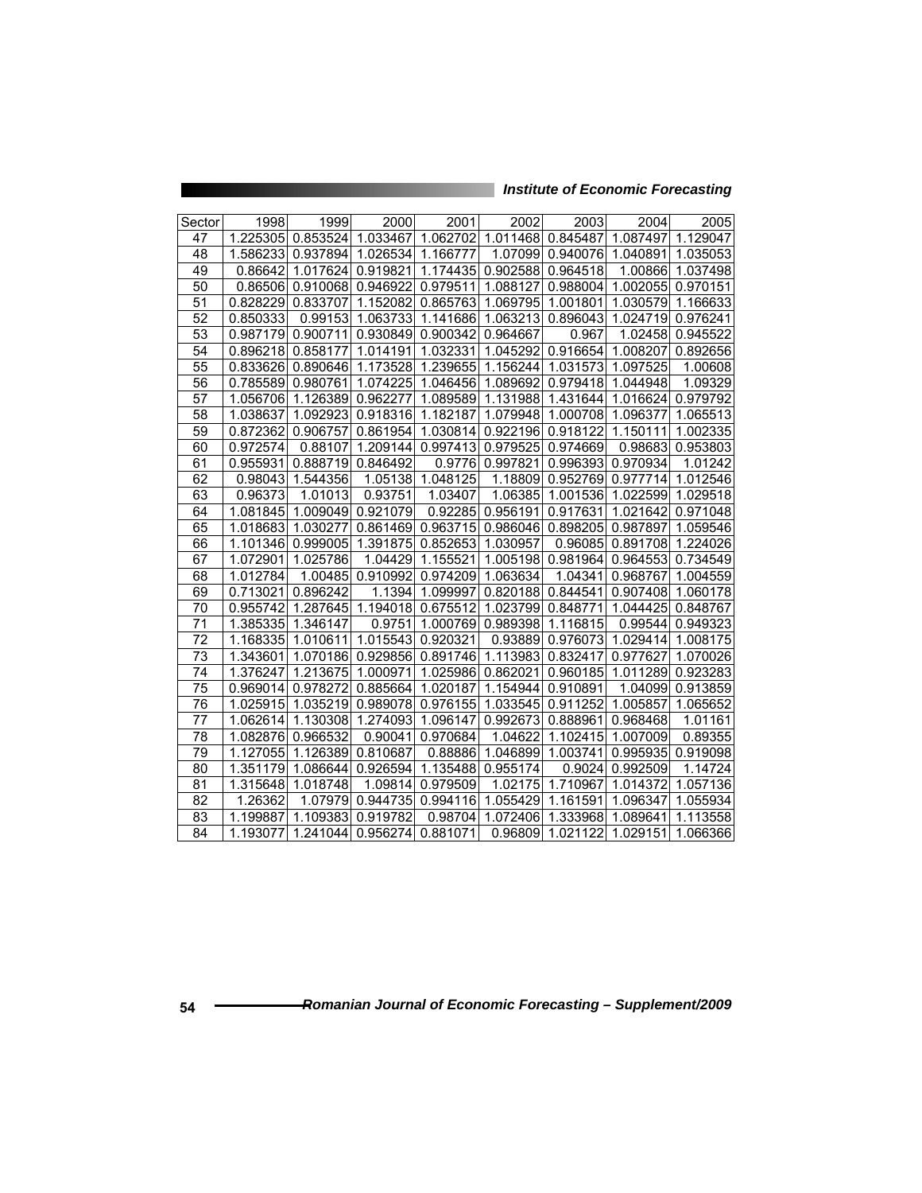| Sector | 1998 | 1999 | 2000 | 2001 | 2002 | 2003 | 2004 | 2005 |
|---|---|---|---|---|---|---|---|---|
| 47 | 1.225305 | 0.853524 | 1.033467 | 1.062702 | 1.011468 | 0.845487 | 1.087497 | 1.129047 |
| 48 | 1.586233 | 0.937894 | 1.026534 | 1.166777 | 1.07099 | 0.940076 | 1.040891 | 1.035053 |
| 49 | 0.86642 | 1.017624 | 0.919821 | 1.174435 | 0.902588 | 0.964518 | 1.00866 | 1.037498 |
| 50 | 0.86506 | 0.910068 | 0.946922 | 0.979511 | 1.088127 | 0.988004 | 1.002055 | 0.970151 |
| 51 | 0.828229 | 0.833707 | 1.152082 | 0.865763 | 1.069795 | 1.001801 | 1.030579 | 1.166633 |
| 52 | 0.850333 | 0.99153 | 1.063733 | 1.141686 | 1.063213 | 0.896043 | 1.024719 | 0.976241 |
| 53 | 0.987179 | 0.900711 | 0.930849 | 0.900342 | 0.964667 | 0.967 | 1.02458 | 0.945522 |
| 54 | 0.896218 | 0.858177 | 1.014191 | 1.032331 | 1.045292 | 0.916654 | 1.008207 | 0.892656 |
| 55 | 0.833626 | 0.890646 | 1.173528 | 1.239655 | 1.156244 | 1.031573 | 1.097525 | 1.00608 |
| 56 | 0.785589 | 0.980761 | 1.074225 | 1.046456 | 1.089692 | 0.979418 | 1.044948 | 1.09329 |
| 57 | 1.056706 | 1.126389 | 0.962277 | 1.089589 | 1.131988 | 1.431644 | 1.016624 | 0.979792 |
| 58 | 1.038637 | 1.092923 | 0.918316 | 1.182187 | 1.079948 | 1.000708 | 1.096377 | 1.065513 |
| 59 | 0.872362 | 0.906757 | 0.861954 | 1.030814 | 0.922196 | 0.918122 | 1.150111 | 1.002335 |
| 60 | 0.972574 | 0.88107 | 1.209144 | 0.997413 | 0.979525 | 0.974669 | 0.98683 | 0.953803 |
| 61 | 0.955931 | 0.888719 | 0.846492 | 0.9776 | 0.997821 | 0.996393 | 0.970934 | 1.01242 |
| 62 | 0.98043 | 1.544356 | 1.05138 | 1.048125 | 1.18809 | 0.952769 | 0.977714 | 1.012546 |
| 63 | 0.96373 | 1.01013 | 0.93751 | 1.03407 | 1.06385 | 1.001536 | 1.022599 | 1.029518 |
| 64 | 1.081845 | 1.009049 | 0.921079 | 0.92285 | 0.956191 | 0.917631 | 1.021642 | 0.971048 |
| 65 | 1.018683 | 1.030277 | 0.861469 | 0.963715 | 0.986046 | 0.898205 | 0.987897 | 1.059546 |
| 66 | 1.101346 | 0.999005 | 1.391875 | 0.852653 | 1.030957 | 0.96085 | 0.891708 | 1.224026 |
| 67 | 1.072901 | 1.025786 | 1.04429 | 1.155521 | 1.005198 | 0.981964 | 0.964553 | 0.734549 |
| 68 | 1.012784 | 1.00485 | 0.910992 | 0.974209 | 1.063634 | 1.04341 | 0.968767 | 1.004559 |
| 69 | 0.713021 | 0.896242 | 1.1394 | 1.099997 | 0.820188 | 0.844541 | 0.907408 | 1.060178 |
| 70 | 0.955742 | 1.287645 | 1.194018 | 0.675512 | 1.023799 | 0.848771 | 1.044425 | 0.848767 |
| 71 | 1.385335 | 1.346147 | 0.9751 | 1.000769 | 0.989398 | 1.116815 | 0.99544 | 0.949323 |
| 72 | 1.168335 | 1.010611 | 1.015543 | 0.920321 | 0.93889 | 0.976073 | 1.029414 | 1.008175 |
| 73 | 1.343601 | 1.070186 | 0.929856 | 0.891746 | 1.113983 | 0.832417 | 0.977627 | 1.070026 |
| 74 | 1.376247 | 1.213675 | 1.000971 | 1.025986 | 0.862021 | 0.960185 | 1.011289 | 0.923283 |
| 75 | 0.969014 | 0.978272 | 0.885664 | 1.020187 | 1.154944 | 0.910891 | 1.04099 | 0.913859 |
| 76 | 1.025915 | 1.035219 | 0.989078 | 0.976155 | 1.033545 | 0.911252 | 1.005857 | 1.065652 |
| 77 | 1.062614 | 1.130308 | 1.274093 | 1.096147 | 0.992673 | 0.888961 | 0.968468 | 1.01161 |
| 78 | 1.082876 | 0.966532 | 0.90041 | 0.970684 | 1.04622 | 1.102415 | 1.007009 | 0.89355 |
| 79 | 1.127055 | 1.126389 | 0.810687 | 0.88886 | 1.046899 | 1.003741 | 0.995935 | 0.919098 |
| 80 | 1.351179 | 1.086644 | 0.926594 | 1.135488 | 0.955174 | 0.9024 | 0.992509 | 1.14724 |
| 81 | 1.315648 | 1.018748 | 1.09814 | 0.979509 | 1.02175 | 1.710967 | 1.014372 | 1.057136 |
| 82 | 1.26362 | 1.07979 | 0.944735 | 0.994116 | 1.055429 | 1.161591 | 1.096347 | 1.055934 |
| 83 | 1.199887 | 1.109383 | 0.919782 | 0.98704 | 1.072406 | 1.333968 | 1.089641 | 1.113558 |
| 84 | 1.193077 | 1.241044 | 0.956274 | 0.881071 | 0.96809 | 1.021122 | 1.029151 | 1.066366 |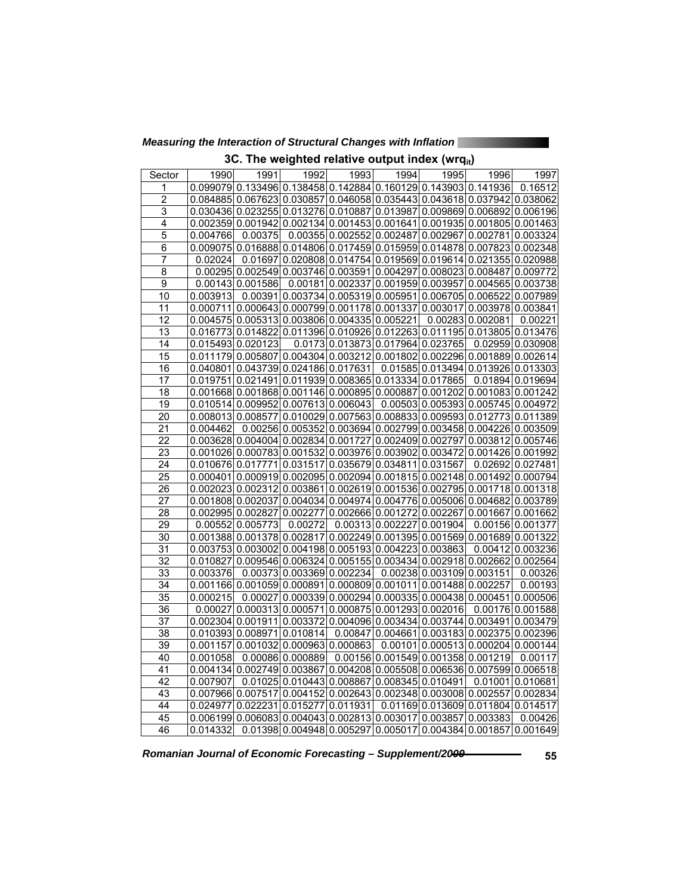### 3C. The weighted relative output index ($wrq_{it}$)

| Sector | 1990 | 1991 | 1992 | 1993 | 1994 | 1995 | 1996 | 1997 |
|---|---|---|---|---|---|---|---|---|
| 1 | 0.099079 | 0.133496 | 0.138458 | 0.142884 | 0.160129 | 0.143903 | 0.141936 | 0.16512 |
| 2 | 0.084885 | 0.067623 | 0.030857 | 0.046058 | 0.035443 | 0.043618 | 0.037942 | 0.038062 |
| 3 | 0.030436 | 0.023255 | 0.013276 | 0.010887 | 0.013987 | 0.009869 | 0.006892 | 0.006196 |
| 4 | 0.002359 | 0.001942 | 0.002134 | 0.001453 | 0.001641 | 0.001935 | 0.001805 | 0.001463 |
| 5 | 0.004766 | 0.00375 | 0.00355 | 0.002552 | 0.002487 | 0.002967 | 0.002781 | 0.003324 |
| 6 | 0.009075 | 0.016888 | 0.014806 | 0.017459 | 0.015959 | 0.014878 | 0.007823 | 0.002348 |
| 7 | 0.02024 | 0.01697 | 0.020808 | 0.014754 | 0.019569 | 0.019614 | 0.021355 | 0.020988 |
| 8 | 0.00295 | 0.002549 | 0.003746 | 0.003591 | 0.004297 | 0.008023 | 0.008487 | 0.009772 |
| 9 | 0.00143 | 0.001586 | 0.00181 | 0.002337 | 0.001959 | 0.003957 | 0.004565 | 0.003738 |
| 10 | 0.003913 | 0.00391 | 0.003734 | 0.005319 | 0.005951 | 0.006705 | 0.006522 | 0.007989 |
| 11 | 0.000711 | 0.000643 | 0.000799 | 0.001178 | 0.001337 | 0.003017 | 0.003978 | 0.003841 |
| 12 | 0.004575 | 0.005313 | 0.003806 | 0.004335 | 0.005221 | 0.00283 | 0.002081 | 0.00221 |
| 13 | 0.016773 | 0.014822 | 0.011396 | 0.010926 | 0.012263 | 0.011195 | 0.013805 | 0.013476 |
| 14 | 0.015493 | 0.020123 | 0.0173 | 0.013873 | 0.017964 | 0.023765 | 0.02959 | 0.030908 |
| 15 | 0.011179 | 0.005807 | 0.004304 | 0.003212 | 0.001802 | 0.002296 | 0.001889 | 0.002614 |
| 16 | 0.040801 | 0.043739 | 0.024186 | 0.017631 | 0.01585 | 0.013494 | 0.013926 | 0.013303 |
| 17 | 0.019751 | 0.021491 | 0.011939 | 0.008365 | 0.013334 | 0.017865 | 0.01894 | 0.019694 |
| 18 | 0.001668 | 0.001868 | 0.001146 | 0.000895 | 0.000887 | 0.001202 | 0.001083 | 0.001242 |
| 19 | 0.010514 | 0.009952 | 0.007613 | 0.006043 | 0.00503 | 0.005393 | 0.005745 | 0.004972 |
| 20 | 0.008013 | 0.008577 | 0.010029 | 0.007563 | 0.008833 | 0.009593 | 0.012773 | 0.011389 |
| 21 | 0.004462 | 0.00256 | 0.005352 | 0.003694 | 0.002799 | 0.003458 | 0.004226 | 0.003509 |
| 22 | 0.003628 | 0.004004 | 0.002834 | 0.001727 | 0.002409 | 0.002797 | 0.003812 | 0.005746 |
| 23 | 0.001026 | 0.000783 | 0.001532 | 0.003976 | 0.003902 | 0.003472 | 0.001426 | 0.001992 |
| 24 | 0.010676 | 0.017771 | 0.031517 | 0.035679 | 0.034811 | 0.031567 | 0.02692 | 0.027481 |
| 25 | 0.000401 | 0.000919 | 0.002095 | 0.002094 | 0.001815 | 0.002148 | 0.001492 | 0.000794 |
| 26 | 0.002023 | 0.002312 | 0.003861 | 0.002619 | 0.001536 | 0.002795 | 0.001718 | 0.001318 |
| 27 | 0.001808 | 0.002037 | 0.004034 | 0.004974 | 0.004776 | 0.005006 | 0.004682 | 0.003789 |
| 28 | 0.002995 | 0.002827 | 0.002277 | 0.002666 | 0.001272 | 0.002267 | 0.001667 | 0.001662 |
| 29 | 0.00552 | 0.005773 | 0.00272 | 0.00313 | 0.002227 | 0.001904 | 0.00156 | 0.001377 |
| 30 | 0.001388 | 0.001378 | 0.002817 | 0.002249 | 0.001395 | 0.001569 | 0.001689 | 0.001322 |
| 31 | 0.003753 | 0.003002 | 0.004198 | 0.005193 | 0.004223 | 0.003863 | 0.00412 | 0.003236 |
| 32 | 0.010827 | 0.009546 | 0.006324 | 0.005155 | 0.003434 | 0.002918 | 0.002662 | 0.002564 |
| 33 | 0.003376 | 0.00373 | 0.003369 | 0.002234 | 0.00238 | 0.003109 | 0.003151 | 0.00326 |
| 34 | 0.001166 | 0.001059 | 0.000891 | 0.000809 | 0.001011 | 0.001488 | 0.002257 | 0.00193 |
| 35 | 0.000215 | 0.00027 | 0.000339 | 0.000294 | 0.000335 | 0.000438 | 0.000451 | 0.000506 |
| 36 | 0.00027 | 0.000313 | 0.000571 | 0.000875 | 0.001293 | 0.002016 | 0.00176 | 0.001588 |
| 37 | 0.002304 | 0.001911 | 0.003372 | 0.004096 | 0.003434 | 0.003744 | 0.003491 | 0.003479 |
| 38 | 0.010393 | 0.008971 | 0.010814 | 0.00847 | 0.004661 | 0.003183 | 0.002375 | 0.002396 |
| 39 | 0.001157 | 0.001032 | 0.000963 | 0.000863 | 0.00101 | 0.000513 | 0.000204 | 0.000144 |
| 40 | 0.001058 | 0.00086 | 0.000889 | 0.00156 | 0.001549 | 0.001358 | 0.001219 | 0.00117 |
| 41 | 0.004134 | 0.002749 | 0.003867 | 0.004208 | 0.005508 | 0.006536 | 0.007599 | 0.006518 |
| 42 | 0.007907 | 0.01025 | 0.010443 | 0.008867 | 0.008345 | 0.010491 | 0.01001 | 0.010681 |
| 43 | 0.007966 | 0.007517 | 0.004152 | 0.002643 | 0.002348 | 0.003008 | 0.002557 | 0.002834 |
| 44 | 0.024977 | 0.022231 | 0.015277 | 0.011931 | 0.01169 | 0.013609 | 0.011804 | 0.014517 |
| 45 | 0.006199 | 0.006083 | 0.004043 | 0.002813 | 0.003017 | 0.003857 | 0.003383 | 0.00426 |
| 46 | 0.014332 | 0.01398 | 0.004948 | 0.005297 | 0.005017 | 0.004384 | 0.001857 | 0.001649 |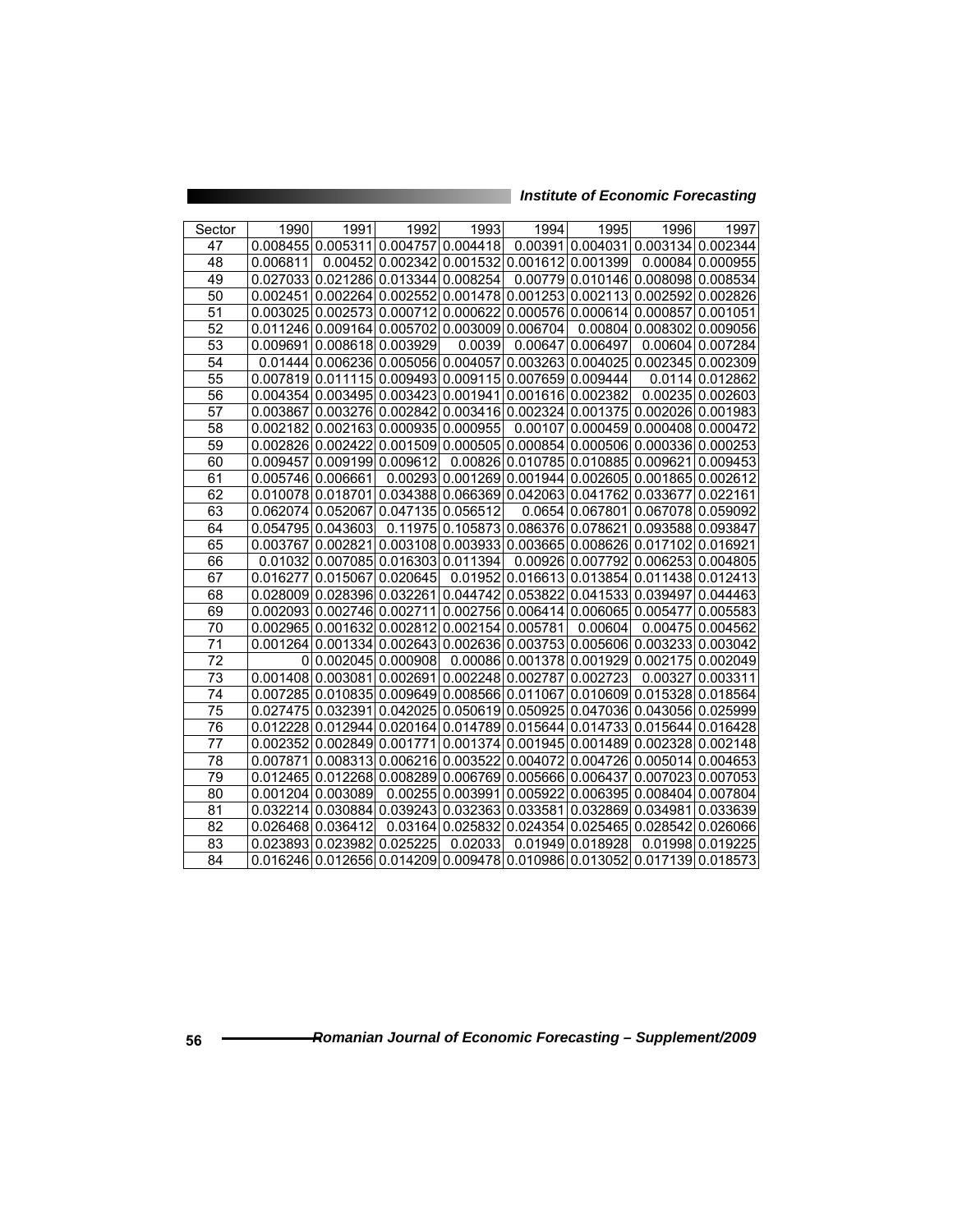| Sector | 1990 | 1991 | 1992 | 1993 | 1994 | 1995 | 1996 | 1997 |
|---|---|---|---|---|---|---|---|---|
| 47 | 0.008455 | 0.005311 | 0.004757 | 0.004418 | 0.00391 | 0.004031 | 0.003134 | 0.002344 |
| 48 | 0.006811 | 0.00452 | 0.002342 | 0.001532 | 0.001612 | 0.001399 | 0.00084 | 0.000955 |
| 49 | 0.027033 | 0.021286 | 0.013344 | 0.008254 | 0.00779 | 0.010146 | 0.008098 | 0.008534 |
| 50 | 0.002451 | 0.002264 | 0.002552 | 0.001478 | 0.001253 | 0.002113 | 0.002592 | 0.002826 |
| 51 | 0.003025 | 0.002573 | 0.000712 | 0.000622 | 0.000576 | 0.000614 | 0.000857 | 0.001051 |
| 52 | 0.011246 | 0.009164 | 0.005702 | 0.003009 | 0.006704 | 0.00804 | 0.008302 | 0.009056 |
| 53 | 0.009691 | 0.008618 | 0.003929 | 0.0039 | 0.00647 | 0.006497 | 0.00604 | 0.007284 |
| 54 | 0.01444 | 0.006236 | 0.005056 | 0.004057 | 0.003263 | 0.004025 | 0.002345 | 0.002309 |
| 55 | 0.007819 | 0.011115 | 0.009493 | 0.009115 | 0.007659 | 0.009444 | 0.0114 | 0.012862 |
| 56 | 0.004354 | 0.003495 | 0.003423 | 0.001941 | 0.001616 | 0.002382 | 0.00235 | 0.002603 |
| 57 | 0.003867 | 0.003276 | 0.002842 | 0.003416 | 0.002324 | 0.001375 | 0.002026 | 0.001983 |
| 58 | 0.002182 | 0.002163 | 0.000935 | 0.000955 | 0.00107 | 0.000459 | 0.000408 | 0.000472 |
| 59 | 0.002826 | 0.002422 | 0.001509 | 0.000505 | 0.000854 | 0.000506 | 0.000336 | 0.000253 |
| 60 | 0.009457 | 0.009199 | 0.009612 | 0.00826 | 0.010785 | 0.010885 | 0.009621 | 0.009453 |
| 61 | 0.005746 | 0.006661 | 0.00293 | 0.001269 | 0.001944 | 0.002605 | 0.001865 | 0.002612 |
| 62 | 0.010078 | 0.018701 | 0.034388 | 0.066369 | 0.042063 | 0.041762 | 0.033677 | 0.022161 |
| 63 | 0.062074 | 0.052067 | 0.047135 | 0.056512 | 0.0654 | 0.067801 | 0.067078 | 0.059092 |
| 64 | 0.054795 | 0.043603 | 0.11975 | 0.105873 | 0.086376 | 0.078621 | 0.093588 | 0.093847 |
| 65 | 0.003767 | 0.002821 | 0.003108 | 0.003933 | 0.003665 | 0.008626 | 0.017102 | 0.016921 |
| 66 | 0.01032 | 0.007085 | 0.016303 | 0.011394 | 0.00926 | 0.007792 | 0.006253 | 0.004805 |
| 67 | 0.016277 | 0.015067 | 0.020645 | 0.01952 | 0.016613 | 0.013854 | 0.011438 | 0.012413 |
| 68 | 0.028009 | 0.028396 | 0.032261 | 0.044742 | 0.053822 | 0.041533 | 0.039497 | 0.044463 |
| 69 | 0.002093 | 0.002746 | 0.002711 | 0.002756 | 0.006414 | 0.006065 | 0.005477 | 0.005583 |
| 70 | 0.002965 | 0.001632 | 0.002812 | 0.002154 | 0.005781 | 0.00604 | 0.00475 | 0.004562 |
| 71 | 0.001264 | 0.001334 | 0.002643 | 0.002636 | 0.003753 | 0.005606 | 0.003233 | 0.003042 |
| 72 | 0 | 0.002045 | 0.000908 | 0.00086 | 0.001378 | 0.001929 | 0.002175 | 0.002049 |
| 73 | 0.001408 | 0.003081 | 0.002691 | 0.002248 | 0.002787 | 0.002723 | 0.00327 | 0.003311 |
| 74 | 0.007285 | 0.010835 | 0.009649 | 0.008566 | 0.011067 | 0.010609 | 0.015328 | 0.018564 |
| 75 | 0.027475 | 0.032391 | 0.042025 | 0.050619 | 0.050925 | 0.047036 | 0.043056 | 0.025999 |
| 76 | 0.012228 | 0.012944 | 0.020164 | 0.014789 | 0.015644 | 0.014733 | 0.015644 | 0.016428 |
| 77 | 0.002352 | 0.002849 | 0.001771 | 0.001374 | 0.001945 | 0.001489 | 0.002328 | 0.002148 |
| 78 | 0.007871 | 0.008313 | 0.006216 | 0.003522 | 0.004072 | 0.004726 | 0.005014 | 0.004653 |
| 79 | 0.012465 | 0.012268 | 0.008289 | 0.006769 | 0.005666 | 0.006437 | 0.007023 | 0.007053 |
| 80 | 0.001204 | 0.003089 | 0.00255 | 0.003991 | 0.005922 | 0.006395 | 0.008404 | 0.007804 |
| 81 | 0.032214 | 0.030884 | 0.039243 | 0.032363 | 0.033581 | 0.032869 | 0.034981 | 0.033639 |
| 82 | 0.026468 | 0.036412 | 0.03164 | 0.025832 | 0.024354 | 0.025465 | 0.028542 | 0.026066 |
| 83 | 0.023893 | 0.023982 | 0.025225 | 0.02033 | 0.01949 | 0.018928 | 0.01998 | 0.019225 |
| 84 | 0.016246 | 0.012656 | 0.014209 | 0.009478 | 0.010986 | 0.013052 | 0.017139 | 0.018573 |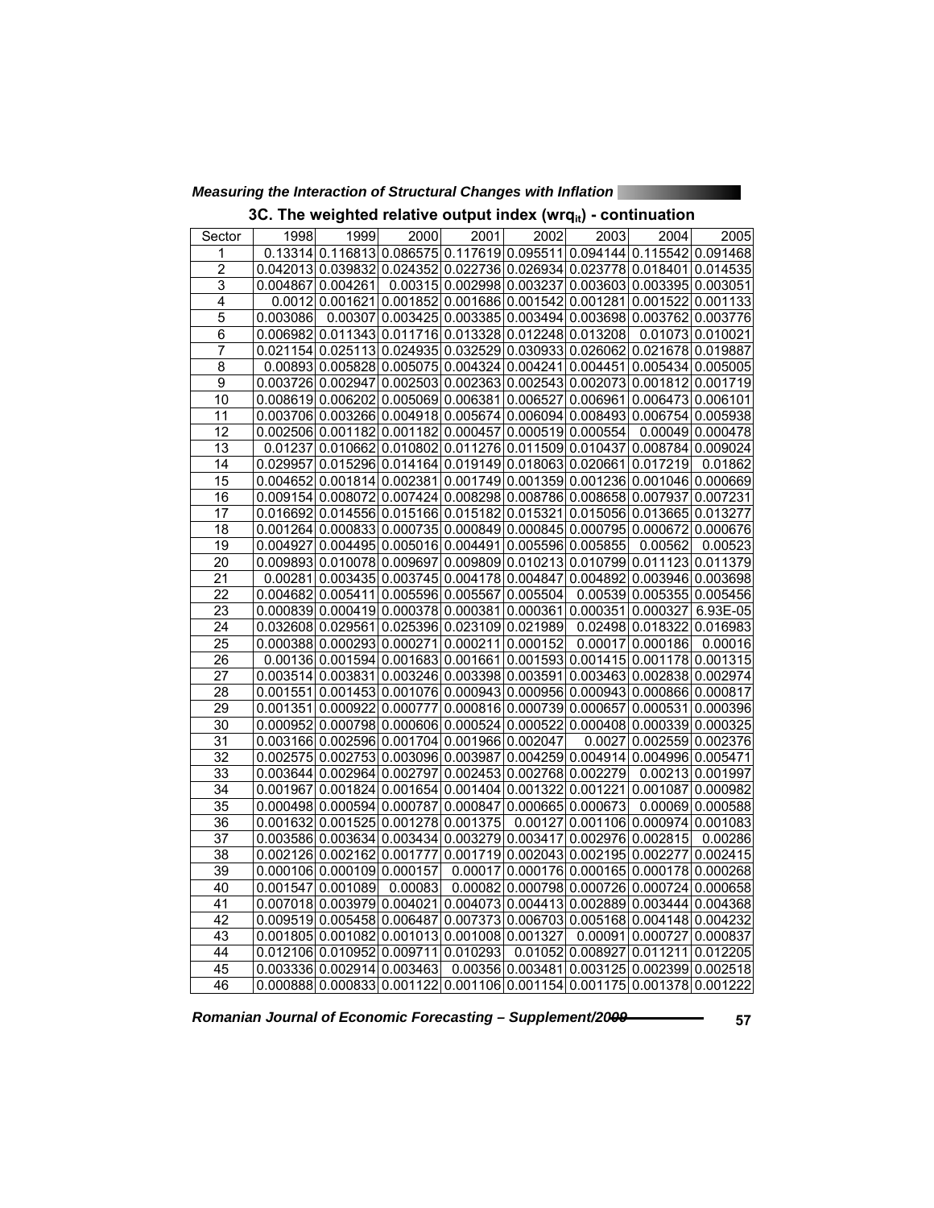### 3C. The weighted relative output index ($wrq_{it}$) - continuation

| Sector | 1998 | 1999 | 2000 | 2001 | 2002 | 2003 | 2004 | 2005 |
|---|---|---|---|---|---|---|---|---|
| 1 | 0.13314 | 0.116813 | 0.086575 | 0.117619 | 0.095511 | 0.094144 | 0.115542 | 0.091468 |
| 2 | 0.042013 | 0.039832 | 0.024352 | 0.022736 | 0.026934 | 0.023778 | 0.018401 | 0.014535 |
| 3 | 0.004867 | 0.004261 | 0.00315 | 0.002998 | 0.003237 | 0.003603 | 0.003395 | 0.003051 |
| 4 | 0.0012 | 0.001621 | 0.001852 | 0.001686 | 0.001542 | 0.001281 | 0.001522 | 0.001133 |
| 5 | 0.003086 | 0.00307 | 0.003425 | 0.003385 | 0.003494 | 0.003698 | 0.003762 | 0.003776 |
| 6 | 0.006982 | 0.011343 | 0.011716 | 0.013328 | 0.012248 | 0.013208 | 0.01073 | 0.010021 |
| 7 | 0.021154 | 0.025113 | 0.024935 | 0.032529 | 0.030933 | 0.026062 | 0.021678 | 0.019887 |
| 8 | 0.00893 | 0.005828 | 0.005075 | 0.004324 | 0.004241 | 0.004451 | 0.005434 | 0.005005 |
| 9 | 0.003726 | 0.002947 | 0.002503 | 0.002363 | 0.002543 | 0.002073 | 0.001812 | 0.001719 |
| 10 | 0.008619 | 0.006202 | 0.005069 | 0.006381 | 0.006527 | 0.006961 | 0.006473 | 0.006101 |
| 11 | 0.003706 | 0.003266 | 0.004918 | 0.005674 | 0.006094 | 0.008493 | 0.006754 | 0.005938 |
| 12 | 0.002506 | 0.001182 | 0.001182 | 0.000457 | 0.000519 | 0.000554 | 0.00049 | 0.000478 |
| 13 | 0.01237 | 0.010662 | 0.010802 | 0.011276 | 0.011509 | 0.010437 | 0.008784 | 0.009024 |
| 14 | 0.029957 | 0.015296 | 0.014164 | 0.019149 | 0.018063 | 0.020661 | 0.017219 | 0.01862 |
| 15 | 0.004652 | 0.001814 | 0.002381 | 0.001749 | 0.001359 | 0.001236 | 0.001046 | 0.000669 |
| 16 | 0.009154 | 0.008072 | 0.007424 | 0.008298 | 0.008786 | 0.008658 | 0.007937 | 0.007231 |
| 17 | 0.016692 | 0.014556 | 0.015166 | 0.015182 | 0.015321 | 0.015056 | 0.013665 | 0.013277 |
| 18 | 0.001264 | 0.000833 | 0.000735 | 0.000849 | 0.000845 | 0.000795 | 0.000672 | 0.000676 |
| 19 | 0.004927 | 0.004495 | 0.005016 | 0.004491 | 0.005596 | 0.005855 | 0.00562 | 0.00523 |
| 20 | 0.009893 | 0.010078 | 0.009697 | 0.009809 | 0.010213 | 0.010799 | 0.011123 | 0.011379 |
| 21 | 0.00281 | 0.003435 | 0.003745 | 0.004178 | 0.004847 | 0.004892 | 0.003946 | 0.003698 |
| 22 | 0.004682 | 0.005411 | 0.005596 | 0.005567 | 0.005504 | 0.00539 | 0.005355 | 0.005456 |
| 23 | 0.000839 | 0.000419 | 0.000378 | 0.000381 | 0.000361 | 0.000351 | 0.000327 | 6.93E-05 |
| 24 | 0.032608 | 0.029561 | 0.025396 | 0.023109 | 0.021989 | 0.02498 | 0.018322 | 0.016983 |
| 25 | 0.000388 | 0.000293 | 0.000271 | 0.000211 | 0.000152 | 0.00017 | 0.000186 | 0.00016 |
| 26 | 0.00136 | 0.001594 | 0.001683 | 0.001661 | 0.001593 | 0.001415 | 0.001178 | 0.001315 |
| 27 | 0.003514 | 0.003831 | 0.003246 | 0.003398 | 0.003591 | 0.003463 | 0.002838 | 0.002974 |
| 28 | 0.001551 | 0.001453 | 0.001076 | 0.000943 | 0.000956 | 0.000943 | 0.000866 | 0.000817 |
| 29 | 0.001351 | 0.000922 | 0.000777 | 0.000816 | 0.000739 | 0.000657 | 0.000531 | 0.000396 |
| 30 | 0.000952 | 0.000798 | 0.000606 | 0.000524 | 0.000522 | 0.000408 | 0.000339 | 0.000325 |
| 31 | 0.003166 | 0.002596 | 0.001704 | 0.001966 | 0.002047 | 0.0027 | 0.002559 | 0.002376 |
| 32 | 0.002575 | 0.002753 | 0.003096 | 0.003987 | 0.004259 | 0.004914 | 0.004996 | 0.005471 |
| 33 | 0.003644 | 0.002964 | 0.002797 | 0.002453 | 0.002768 | 0.002279 | 0.00213 | 0.001997 |
| 34 | 0.001967 | 0.001824 | 0.001654 | 0.001404 | 0.001322 | 0.001221 | 0.001087 | 0.000982 |
| 35 | 0.000498 | 0.000594 | 0.000787 | 0.000847 | 0.000665 | 0.000673 | 0.00069 | 0.000588 |
| 36 | 0.001632 | 0.001525 | 0.001278 | 0.001375 | 0.00127 | 0.001106 | 0.000974 | 0.001083 |
| 37 | 0.003586 | 0.003634 | 0.003434 | 0.003279 | 0.003417 | 0.002976 | 0.002815 | 0.00286 |
| 38 | 0.002126 | 0.002162 | 0.001777 | 0.001719 | 0.002043 | 0.002195 | 0.002277 | 0.002415 |
| 39 | 0.000106 | 0.000109 | 0.000157 | 0.00017 | 0.000176 | 0.000165 | 0.000178 | 0.000268 |
| 40 | 0.001547 | 0.001089 | 0.00083 | 0.00082 | 0.000798 | 0.000726 | 0.000724 | 0.000658 |
| 41 | 0.007018 | 0.003979 | 0.004021 | 0.004073 | 0.004413 | 0.002889 | 0.003444 | 0.004368 |
| 42 | 0.009519 | 0.005458 | 0.006487 | 0.007373 | 0.006703 | 0.005168 | 0.004148 | 0.004232 |
| 43 | 0.001805 | 0.001082 | 0.001013 | 0.001008 | 0.001327 | 0.00091 | 0.000727 | 0.000837 |
| 44 | 0.012106 | 0.010952 | 0.009711 | 0.010293 | 0.01052 | 0.008927 | 0.011211 | 0.012205 |
| 45 | 0.003336 | 0.002914 | 0.003463 | 0.00356 | 0.003481 | 0.003125 | 0.002399 | 0.002518 |
| 46 | 0.000888 | 0.000833 | 0.001122 | 0.001106 | 0.001154 | 0.001175 | 0.001378 | 0.001222 |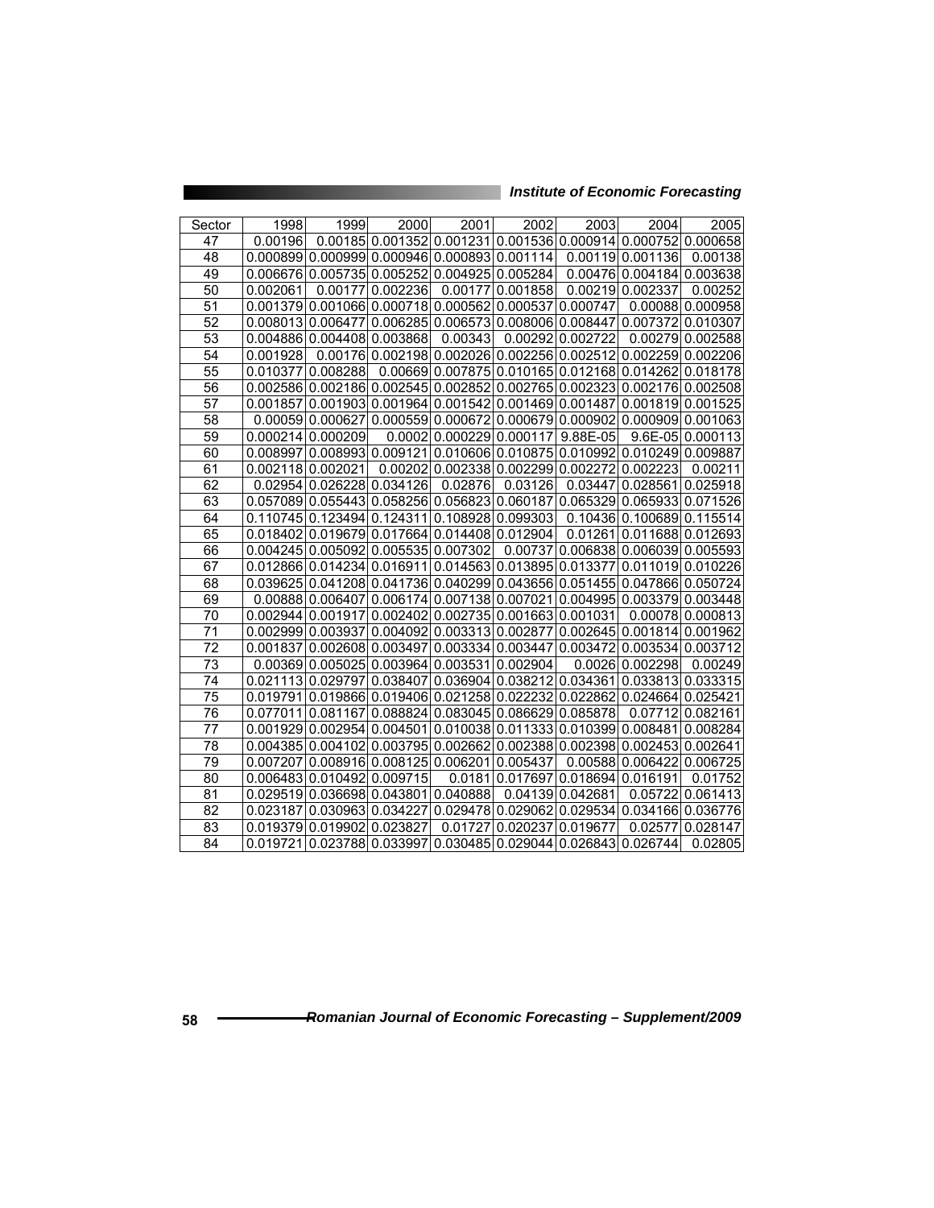| Sector | 1998 | 1999 | 2000 | 2001 | 2002 | 2003 | 2004 | 2005 |
|---|---|---|---|---|---|---|---|---|
| 47 | 0.00196 | 0.00185 | 0.001352 | 0.001231 | 0.001536 | 0.000914 | 0.000752 | 0.000658 |
| 48 | 0.000899 | 0.000999 | 0.000946 | 0.000893 | 0.001114 | 0.00119 | 0.001136 | 0.00138 |
| 49 | 0.006676 | 0.005735 | 0.005252 | 0.004925 | 0.005284 | 0.00476 | 0.004184 | 0.003638 |
| 50 | 0.002061 | 0.00177 | 0.002236 | 0.00177 | 0.001858 | 0.00219 | 0.002337 | 0.00252 |
| 51 | 0.001379 | 0.001066 | 0.000718 | 0.000562 | 0.000537 | 0.000747 | 0.00088 | 0.000958 |
| 52 | 0.008013 | 0.006477 | 0.006285 | 0.006573 | 0.008006 | 0.008447 | 0.007372 | 0.010307 |
| 53 | 0.004886 | 0.004408 | 0.003868 | 0.00343 | 0.00292 | 0.002722 | 0.00279 | 0.002588 |
| 54 | 0.001928 | 0.00176 | 0.002198 | 0.002026 | 0.002256 | 0.002512 | 0.002259 | 0.002206 |
| 55 | 0.010377 | 0.008288 | 0.00669 | 0.007875 | 0.010165 | 0.012168 | 0.014262 | 0.018178 |
| 56 | 0.002586 | 0.002186 | 0.002545 | 0.002852 | 0.002765 | 0.002323 | 0.002176 | 0.002508 |
| 57 | 0.001857 | 0.001903 | 0.001964 | 0.001542 | 0.001469 | 0.001487 | 0.001819 | 0.001525 |
| 58 | 0.00059 | 0.000627 | 0.000559 | 0.000672 | 0.000679 | 0.000902 | 0.000909 | 0.001063 |
| 59 | 0.000214 | 0.000209 | 0.0002 | 0.000229 | 0.000117 | 9.88E-05 | 9.6E-05 | 0.000113 |
| 60 | 0.008997 | 0.008993 | 0.009121 | 0.010606 | 0.010875 | 0.010992 | 0.010249 | 0.009887 |
| 61 | 0.002118 | 0.002021 | 0.00202 | 0.002338 | 0.002299 | 0.002272 | 0.002223 | 0.00211 |
| 62 | 0.02954 | 0.026228 | 0.034126 | 0.02876 | 0.03126 | 0.03447 | 0.028561 | 0.025918 |
| 63 | 0.057089 | 0.055443 | 0.058256 | 0.056823 | 0.060187 | 0.065329 | 0.065933 | 0.071526 |
| 64 | 0.110745 | 0.123494 | 0.124311 | 0.108928 | 0.099303 | 0.10436 | 0.100689 | 0.115514 |
| 65 | 0.018402 | 0.019679 | 0.017664 | 0.014408 | 0.012904 | 0.01261 | 0.011688 | 0.012693 |
| 66 | 0.004245 | 0.005092 | 0.005535 | 0.007302 | 0.00737 | 0.006838 | 0.006039 | 0.005593 |
| 67 | 0.012866 | 0.014234 | 0.016911 | 0.014563 | 0.013895 | 0.013377 | 0.011019 | 0.010226 |
| 68 | 0.039625 | 0.041208 | 0.041736 | 0.040299 | 0.043656 | 0.051455 | 0.047866 | 0.050724 |
| 69 | 0.00888 | 0.006407 | 0.006174 | 0.007138 | 0.007021 | 0.004995 | 0.003379 | 0.003448 |
| 70 | 0.002944 | 0.001917 | 0.002402 | 0.002735 | 0.001663 | 0.001031 | 0.00078 | 0.000813 |
| 71 | 0.002999 | 0.003937 | 0.004092 | 0.003313 | 0.002877 | 0.002645 | 0.001814 | 0.001962 |
| 72 | 0.001837 | 0.002608 | 0.003497 | 0.003334 | 0.003447 | 0.003472 | 0.003534 | 0.003712 |
| 73 | 0.00369 | 0.005025 | 0.003964 | 0.003531 | 0.002904 | 0.0026 | 0.002298 | 0.00249 |
| 74 | 0.021113 | 0.029797 | 0.038407 | 0.036904 | 0.038212 | 0.034361 | 0.033813 | 0.033315 |
| 75 | 0.019791 | 0.019866 | 0.019406 | 0.021258 | 0.022232 | 0.022862 | 0.024664 | 0.025421 |
| 76 | 0.077011 | 0.081167 | 0.088824 | 0.083045 | 0.086629 | 0.085878 | 0.07712 | 0.082161 |
| 77 | 0.001929 | 0.002954 | 0.004501 | 0.010038 | 0.011333 | 0.010399 | 0.008481 | 0.008284 |
| 78 | 0.004385 | 0.004102 | 0.003795 | 0.002662 | 0.002388 | 0.002398 | 0.002453 | 0.002641 |
| 79 | 0.007207 | 0.008916 | 0.008125 | 0.006201 | 0.005437 | 0.00588 | 0.006422 | 0.006725 |
| 80 | 0.006483 | 0.010492 | 0.009715 | 0.0181 | 0.017697 | 0.018694 | 0.016191 | 0.01752 |
| 81 | 0.029519 | 0.036698 | 0.043801 | 0.040888 | 0.04139 | 0.042681 | 0.05722 | 0.061413 |
| 82 | 0.023187 | 0.030963 | 0.034227 | 0.029478 | 0.029062 | 0.029534 | 0.034166 | 0.036776 |
| 83 | 0.019379 | 0.019902 | 0.023827 | 0.01727 | 0.020237 | 0.019677 | 0.02577 | 0.028147 |
| 84 | 0.019721 | 0.023788 | 0.033997 | 0.030485 | 0.029044 | 0.026843 | 0.026744 | 0.02805 |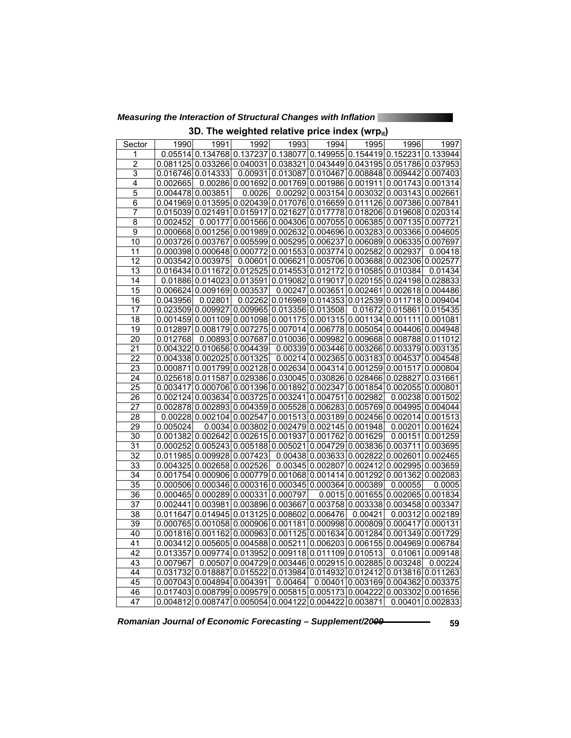### 3D. The weighted relative price index ($wrp_{it}$)

| Sector | 1990 | 1991 | 1992 | 1993 | 1994 | 1995 | 1996 | 1997 |
|---|---|---|---|---|---|---|---|---|
| 1 | 0.05514 | 0.134768 | 0.137237 | 0.138077 | 0.149955 | 0.154419 | 0.152231 | 0.133944 |
| 2 | 0.081125 | 0.033266 | 0.040031 | 0.038321 | 0.043449 | 0.043195 | 0.051786 | 0.037953 |
| 3 | 0.016746 | 0.014333 | 0.00931 | 0.013087 | 0.010467 | 0.008848 | 0.009442 | 0.007403 |
| 4 | 0.002665 | 0.00286 | 0.001692 | 0.001769 | 0.001986 | 0.001911 | 0.001743 | 0.001314 |
| 5 | 0.004478 | 0.003851 | 0.0026 | 0.00292 | 0.003154 | 0.003032 | 0.003143 | 0.002661 |
| 6 | 0.041969 | 0.013595 | 0.020439 | 0.017076 | 0.016659 | 0.011126 | 0.007386 | 0.007841 |
| 7 | 0.015039 | 0.021491 | 0.015917 | 0.021627 | 0.017778 | 0.018206 | 0.019608 | 0.020314 |
| 8 | 0.002452 | 0.00177 | 0.001566 | 0.004306 | 0.007055 | 0.006385 | 0.007135 | 0.007721 |
| 9 | 0.000668 | 0.001256 | 0.001989 | 0.002632 | 0.004696 | 0.003283 | 0.003366 | 0.004605 |
| 10 | 0.003726 | 0.003767 | 0.005599 | 0.005295 | 0.006237 | 0.006089 | 0.006335 | 0.007697 |
| 11 | 0.000398 | 0.000648 | 0.000772 | 0.001553 | 0.003774 | 0.002582 | 0.002937 | 0.00418 |
| 12 | 0.003542 | 0.003975 | 0.00601 | 0.006621 | 0.005706 | 0.003688 | 0.002306 | 0.002577 |
| 13 | 0.016434 | 0.011672 | 0.012525 | 0.014553 | 0.012172 | 0.010585 | 0.010384 | 0.01434 |
| 14 | 0.01886 | 0.014023 | 0.013591 | 0.019082 | 0.019017 | 0.020155 | 0.024198 | 0.028833 |
| 15 | 0.006624 | 0.009169 | 0.003537 | 0.00247 | 0.003651 | 0.002461 | 0.002618 | 0.004486 |
| 16 | 0.043956 | 0.02801 | 0.02262 | 0.016969 | 0.014353 | 0.012539 | 0.011718 | 0.009404 |
| 17 | 0.023509 | 0.009927 | 0.009965 | 0.013356 | 0.013508 | 0.01672 | 0.015861 | 0.015435 |
| 18 | 0.001459 | 0.001109 | 0.001098 | 0.001175 | 0.001315 | 0.001134 | 0.001111 | 0.001081 |
| 19 | 0.012897 | 0.008179 | 0.007275 | 0.007014 | 0.006778 | 0.005054 | 0.004406 | 0.004948 |
| 20 | 0.012768 | 0.00893 | 0.007687 | 0.010036 | 0.009982 | 0.009668 | 0.008788 | 0.011012 |
| 21 | 0.004322 | 0.010656 | 0.004439 | 0.00339 | 0.003446 | 0.003266 | 0.003379 | 0.003135 |
| 22 | 0.004338 | 0.002025 | 0.001325 | 0.00214 | 0.002365 | 0.003183 | 0.004537 | 0.004548 |
| 23 | 0.000871 | 0.001799 | 0.002128 | 0.002634 | 0.004314 | 0.001259 | 0.001517 | 0.000804 |
| 24 | 0.025618 | 0.011587 | 0.029386 | 0.030045 | 0.030826 | 0.028466 | 0.028827 | 0.031661 |
| 25 | 0.003417 | 0.000706 | 0.001396 | 0.001892 | 0.002347 | 0.001854 | 0.002055 | 0.000801 |
| 26 | 0.002124 | 0.003634 | 0.003725 | 0.003241 | 0.004751 | 0.002982 | 0.00238 | 0.001502 |
| 27 | 0.002878 | 0.002893 | 0.004359 | 0.005528 | 0.006283 | 0.005769 | 0.004995 | 0.004044 |
| 28 | 0.00228 | 0.002104 | 0.002547 | 0.001513 | 0.003189 | 0.002456 | 0.002014 | 0.001513 |
| 29 | 0.005024 | 0.0034 | 0.003802 | 0.002479 | 0.002145 | 0.001948 | 0.00201 | 0.001624 |
| 30 | 0.001382 | 0.002642 | 0.002615 | 0.001937 | 0.001762 | 0.001629 | 0.00151 | 0.001259 |
| 31 | 0.000252 | 0.005243 | 0.005188 | 0.005021 | 0.004729 | 0.003836 | 0.003711 | 0.003695 |
| 32 | 0.011985 | 0.009928 | 0.007423 | 0.00438 | 0.003633 | 0.002822 | 0.002601 | 0.002465 |
| 33 | 0.004325 | 0.002658 | 0.002526 | 0.00345 | 0.002807 | 0.002412 | 0.002995 | 0.003659 |
| 34 | 0.001754 | 0.000906 | 0.000779 | 0.001068 | 0.001414 | 0.001292 | 0.001362 | 0.002083 |
| 35 | 0.000506 | 0.000346 | 0.000316 | 0.000345 | 0.000364 | 0.000389 | 0.00055 | 0.0005 |
| 36 | 0.000465 | 0.000289 | 0.000331 | 0.000797 | 0.0015 | 0.001655 | 0.002065 | 0.001834 |
| 37 | 0.002441 | 0.003981 | 0.003896 | 0.003667 | 0.003758 | 0.003338 | 0.003458 | 0.003347 |
| 38 | 0.011647 | 0.014945 | 0.013125 | 0.008602 | 0.006476 | 0.00421 | 0.00312 | 0.002189 |
| 39 | 0.000765 | 0.001058 | 0.000906 | 0.001181 | 0.000998 | 0.000809 | 0.000417 | 0.000131 |
| 40 | 0.001816 | 0.001162 | 0.000963 | 0.001125 | 0.001634 | 0.001284 | 0.001349 | 0.001729 |
| 41 | 0.003412 | 0.005605 | 0.004588 | 0.005211 | 0.006203 | 0.006155 | 0.004969 | 0.006784 |
| 42 | 0.013357 | 0.009774 | 0.013952 | 0.009118 | 0.011109 | 0.010513 | 0.01061 | 0.009148 |
| 43 | 0.007967 | 0.00507 | 0.004729 | 0.003446 | 0.002915 | 0.002885 | 0.003248 | 0.00224 |
| 44 | 0.031732 | 0.018887 | 0.015522 | 0.013984 | 0.014932 | 0.012412 | 0.013816 | 0.011263 |
| 45 | 0.007043 | 0.004894 | 0.004391 | 0.00464 | 0.00401 | 0.003169 | 0.004362 | 0.003375 |
| 46 | 0.017403 | 0.008799 | 0.009579 | 0.005815 | 0.005173 | 0.004222 | 0.003302 | 0.001656 |
| 47 | 0.004812 | 0.008747 | 0.005054 | 0.004122 | 0.004422 | 0.003871 | 0.00401 | 0.002833 |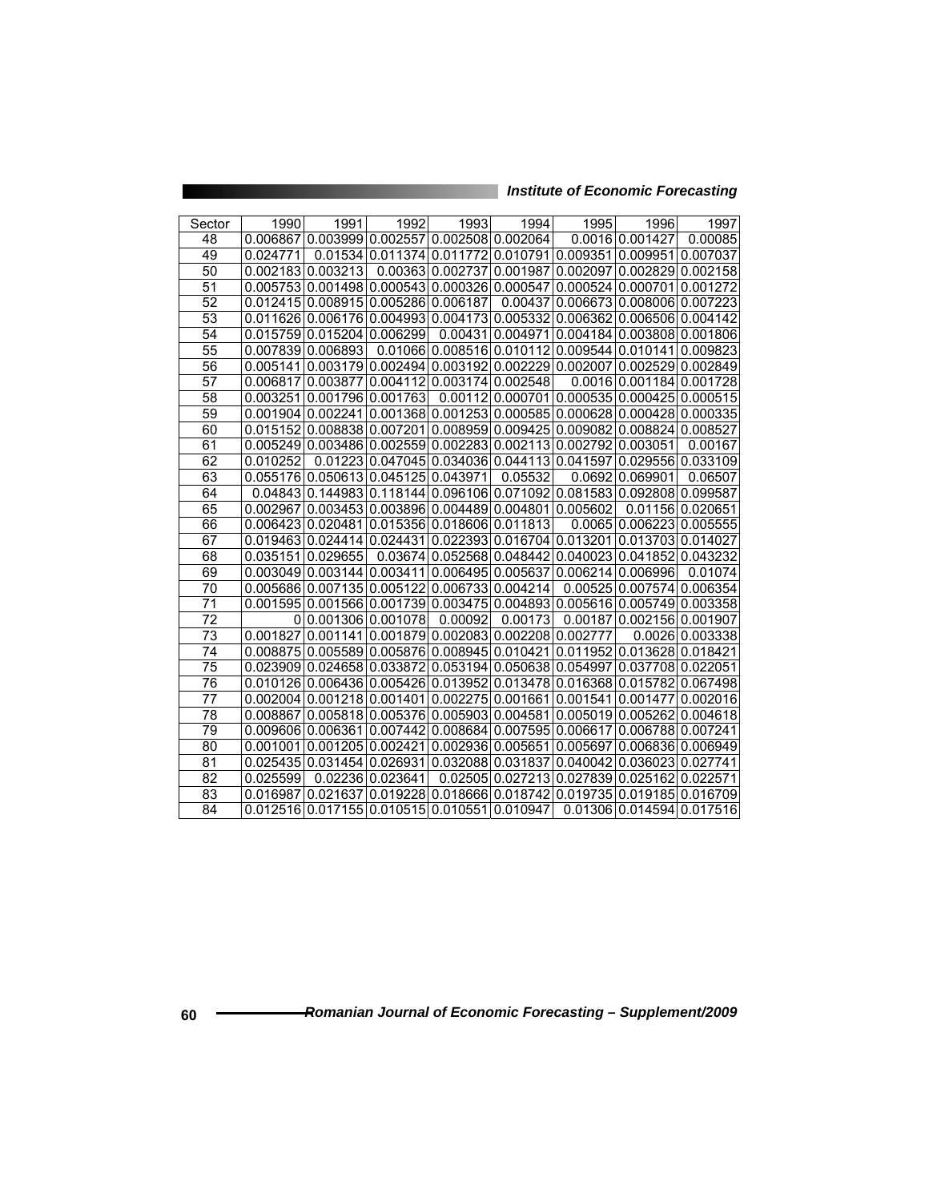| Sector | 1990 | 1991 | 1992 | 1993 | 1994 | 1995 | 1996 | 1997 |
|---|---|---|---|---|---|---|---|---|
| 48 | 0.006867 | 0.003999 | 0.002557 | 0.002508 | 0.002064 | 0.0016 | 0.001427 | 0.00085 |
| 49 | 0.024771 | 0.01534 | 0.011374 | 0.011772 | 0.010791 | 0.009351 | 0.009951 | 0.007037 |
| 50 | 0.002183 | 0.003213 | 0.00363 | 0.002737 | 0.001987 | 0.002097 | 0.002829 | 0.002158 |
| 51 | 0.005753 | 0.001498 | 0.000543 | 0.000326 | 0.000547 | 0.000524 | 0.000701 | 0.001272 |
| 52 | 0.012415 | 0.008915 | 0.005286 | 0.006187 | 0.00437 | 0.006673 | 0.008006 | 0.007223 |
| 53 | 0.011626 | 0.006176 | 0.004993 | 0.004173 | 0.005332 | 0.006362 | 0.006506 | 0.004142 |
| 54 | 0.015759 | 0.015204 | 0.006299 | 0.00431 | 0.004971 | 0.004184 | 0.003808 | 0.001806 |
| 55 | 0.007839 | 0.006893 | 0.01066 | 0.008516 | 0.010112 | 0.009544 | 0.010141 | 0.009823 |
| 56 | 0.005141 | 0.003179 | 0.002494 | 0.003192 | 0.002229 | 0.002007 | 0.002529 | 0.002849 |
| 57 | 0.006817 | 0.003877 | 0.004112 | 0.003174 | 0.002548 | 0.0016 | 0.001184 | 0.001728 |
| 58 | 0.003251 | 0.001796 | 0.001763 | 0.00112 | 0.000701 | 0.000535 | 0.000425 | 0.000515 |
| 59 | 0.001904 | 0.002241 | 0.001368 | 0.001253 | 0.000585 | 0.000628 | 0.000428 | 0.000335 |
| 60 | 0.015152 | 0.008838 | 0.007201 | 0.008959 | 0.009425 | 0.009082 | 0.008824 | 0.008527 |
| 61 | 0.005249 | 0.003486 | 0.002559 | 0.002283 | 0.002113 | 0.002792 | 0.003051 | 0.00167 |
| 62 | 0.010252 | 0.01223 | 0.047045 | 0.034036 | 0.044113 | 0.041597 | 0.029556 | 0.033109 |
| 63 | 0.055176 | 0.050613 | 0.045125 | 0.043971 | 0.05532 | 0.0692 | 0.069901 | 0.06507 |
| 64 | 0.04843 | 0.144983 | 0.118144 | 0.096106 | 0.071092 | 0.081583 | 0.092808 | 0.099587 |
| 65 | 0.002967 | 0.003453 | 0.003896 | 0.004489 | 0.004801 | 0.005602 | 0.01156 | 0.020651 |
| 66 | 0.006423 | 0.020481 | 0.015356 | 0.018606 | 0.011813 | 0.0065 | 0.006223 | 0.005555 |
| 67 | 0.019463 | 0.024414 | 0.024431 | 0.022393 | 0.016704 | 0.013201 | 0.013703 | 0.014027 |
| 68 | 0.035151 | 0.029655 | 0.03674 | 0.052568 | 0.048442 | 0.040023 | 0.041852 | 0.043232 |
| 69 | 0.003049 | 0.003144 | 0.003411 | 0.006495 | 0.005637 | 0.006214 | 0.006996 | 0.01074 |
| 70 | 0.005686 | 0.007135 | 0.005122 | 0.006733 | 0.004214 | 0.00525 | 0.007574 | 0.006354 |
| 71 | 0.001595 | 0.001566 | 0.001739 | 0.003475 | 0.004893 | 0.005616 | 0.005749 | 0.003358 |
| 72 | 0 | 0.001306 | 0.001078 | 0.00092 | 0.00173 | 0.00187 | 0.002156 | 0.001907 |
| 73 | 0.001827 | 0.001141 | 0.001879 | 0.002083 | 0.002208 | 0.002777 | 0.0026 | 0.003338 |
| 74 | 0.008875 | 0.005589 | 0.005876 | 0.008945 | 0.010421 | 0.011952 | 0.013628 | 0.018421 |
| 75 | 0.023909 | 0.024658 | 0.033872 | 0.053194 | 0.050638 | 0.054997 | 0.037708 | 0.022051 |
| 76 | 0.010126 | 0.006436 | 0.005426 | 0.013952 | 0.013478 | 0.016368 | 0.015782 | 0.067498 |
| 77 | 0.002004 | 0.001218 | 0.001401 | 0.002275 | 0.001661 | 0.001541 | 0.001477 | 0.002016 |
| 78 | 0.008867 | 0.005818 | 0.005376 | 0.005903 | 0.004581 | 0.005019 | 0.005262 | 0.004618 |
| 79 | 0.009606 | 0.006361 | 0.007442 | 0.008684 | 0.007595 | 0.006617 | 0.006788 | 0.007241 |
| 80 | 0.001001 | 0.001205 | 0.002421 | 0.002936 | 0.005651 | 0.005697 | 0.006836 | 0.006949 |
| 81 | 0.025435 | 0.031454 | 0.026931 | 0.032088 | 0.031837 | 0.040042 | 0.036023 | 0.027741 |
| 82 | 0.025599 | 0.02236 | 0.023641 | 0.02505 | 0.027213 | 0.027839 | 0.025162 | 0.022571 |
| 83 | 0.016987 | 0.021637 | 0.019228 | 0.018666 | 0.018742 | 0.019735 | 0.019185 | 0.016709 |
| 84 | 0.012516 | 0.017155 | 0.010515 | 0.010551 | 0.010947 | 0.01306 | 0.014594 | 0.017516 |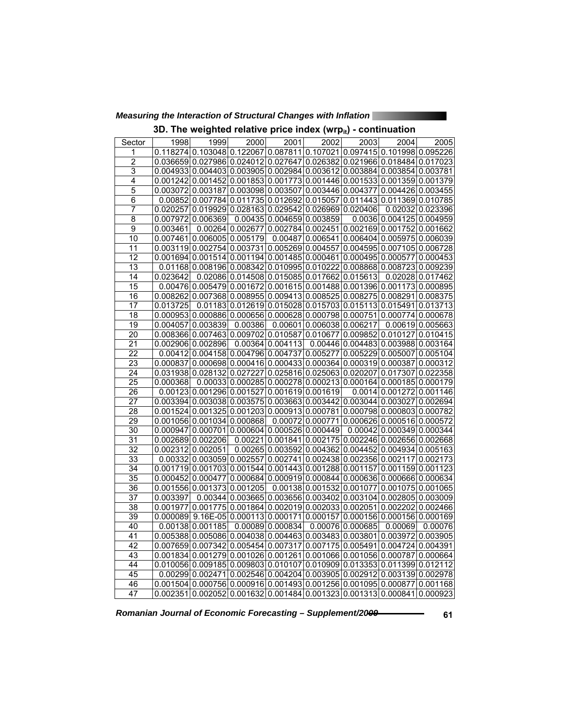### 3D. The weighted relative price index ($wrp_{it}$) - continuation

| Sector | 1998 | 1999 | 2000 | 2001 | 2002 | 2003 | 2004 | 2005 |
|---|---|---|---|---|---|---|---|---|
| 1 | 0.118274 | 0.103048 | 0.122067 | 0.087811 | 0.107021 | 0.097415 | 0.101998 | 0.095226 |
| 2 | 0.036659 | 0.027986 | 0.024012 | 0.027647 | 0.026382 | 0.021966 | 0.018484 | 0.017023 |
| 3 | 0.004933 | 0.004403 | 0.003905 | 0.002984 | 0.003612 | 0.003884 | 0.003854 | 0.003781 |
| 4 | 0.001242 | 0.001452 | 0.001853 | 0.001773 | 0.001446 | 0.001533 | 0.001359 | 0.001379 |
| 5 | 0.003072 | 0.003187 | 0.003098 | 0.003507 | 0.003446 | 0.004377 | 0.004426 | 0.003455 |
| 6 | 0.00852 | 0.007784 | 0.011735 | 0.012692 | 0.015057 | 0.011443 | 0.011369 | 0.010785 |
| 7 | 0.020257 | 0.019929 | 0.028163 | 0.029542 | 0.026969 | 0.020406 | 0.02032 | 0.023396 |
| 8 | 0.007972 | 0.006369 | 0.00435 | 0.004659 | 0.003859 | 0.0036 | 0.004125 | 0.004959 |
| 9 | 0.003461 | 0.00264 | 0.002677 | 0.002784 | 0.002451 | 0.002169 | 0.001752 | 0.001662 |
| 10 | 0.007461 | 0.006005 | 0.005179 | 0.00487 | 0.006541 | 0.006404 | 0.005975 | 0.006039 |
| 11 | 0.003119 | 0.002754 | 0.003731 | 0.005269 | 0.004557 | 0.004595 | 0.007105 | 0.006728 |
| 12 | 0.001694 | 0.001514 | 0.001194 | 0.001485 | 0.000461 | 0.000495 | 0.000577 | 0.000453 |
| 13 | 0.01168 | 0.008196 | 0.008342 | 0.010995 | 0.010222 | 0.008868 | 0.008723 | 0.009239 |
| 14 | 0.023642 | 0.02086 | 0.014508 | 0.015085 | 0.017662 | 0.015613 | 0.02028 | 0.017462 |
| 15 | 0.00476 | 0.005479 | 0.001672 | 0.001615 | 0.001488 | 0.001396 | 0.001173 | 0.000895 |
| 16 | 0.008262 | 0.007368 | 0.008955 | 0.009413 | 0.008525 | 0.008275 | 0.008291 | 0.008375 |
| 17 | 0.013725 | 0.01183 | 0.012619 | 0.015028 | 0.015703 | 0.015113 | 0.015491 | 0.013713 |
| 18 | 0.000953 | 0.000886 | 0.000656 | 0.000628 | 0.000798 | 0.000751 | 0.000774 | 0.000678 |
| 19 | 0.004057 | 0.003839 | 0.00386 | 0.00601 | 0.006038 | 0.006217 | 0.00619 | 0.005663 |
| 20 | 0.008366 | 0.007463 | 0.009702 | 0.010587 | 0.010677 | 0.009852 | 0.010127 | 0.010415 |
| 21 | 0.002906 | 0.002896 | 0.00364 | 0.004113 | 0.00446 | 0.004483 | 0.003988 | 0.003164 |
| 22 | 0.00412 | 0.004158 | 0.004796 | 0.004737 | 0.005277 | 0.005229 | 0.005007 | 0.005104 |
| 23 | 0.000837 | 0.000698 | 0.000416 | 0.000433 | 0.000364 | 0.000319 | 0.000387 | 0.000312 |
| 24 | 0.031938 | 0.028132 | 0.027227 | 0.025816 | 0.025063 | 0.020207 | 0.017307 | 0.022358 |
| 25 | 0.000368 | 0.00033 | 0.000285 | 0.000278 | 0.000213 | 0.000164 | 0.000185 | 0.000179 |
| 26 | 0.00123 | 0.001296 | 0.001527 | 0.001619 | 0.001619 | 0.0014 | 0.001272 | 0.001146 |
| 27 | 0.003394 | 0.003038 | 0.003575 | 0.003663 | 0.003442 | 0.003044 | 0.003027 | 0.002694 |
| 28 | 0.001524 | 0.001325 | 0.001203 | 0.000913 | 0.000781 | 0.000798 | 0.000803 | 0.000782 |
| 29 | 0.001056 | 0.001034 | 0.000868 | 0.00072 | 0.000771 | 0.000626 | 0.000516 | 0.000572 |
| 30 | 0.000947 | 0.000701 | 0.000604 | 0.000526 | 0.000449 | 0.00042 | 0.000349 | 0.000344 |
| 31 | 0.002689 | 0.002206 | 0.00221 | 0.001841 | 0.002175 | 0.002246 | 0.002656 | 0.002668 |
| 32 | 0.002312 | 0.002051 | 0.00265 | 0.003592 | 0.004362 | 0.004452 | 0.004934 | 0.005163 |
| 33 | 0.00332 | 0.003059 | 0.002557 | 0.002741 | 0.002438 | 0.002356 | 0.002117 | 0.002173 |
| 34 | 0.001719 | 0.001703 | 0.001544 | 0.001443 | 0.001288 | 0.001157 | 0.001159 | 0.001123 |
| 35 | 0.000452 | 0.000477 | 0.000684 | 0.000919 | 0.000844 | 0.000636 | 0.000666 | 0.000634 |
| 36 | 0.001556 | 0.001373 | 0.001205 | 0.00138 | 0.001532 | 0.001077 | 0.001075 | 0.001065 |
| 37 | 0.003397 | 0.00344 | 0.003665 | 0.003656 | 0.003402 | 0.003104 | 0.002805 | 0.003009 |
| 38 | 0.001977 | 0.001775 | 0.001864 | 0.002019 | 0.002033 | 0.002051 | 0.002202 | 0.002466 |
| 39 | 0.000089 | 9.16E-05 | 0.000113 | 0.000171 | 0.000157 | 0.000156 | 0.000156 | 0.000169 |
| 40 | 0.00138 | 0.001185 | 0.00089 | 0.000834 | 0.00076 | 0.000685 | 0.00069 | 0.00076 |
| 41 | 0.005388 | 0.005086 | 0.004038 | 0.004463 | 0.003483 | 0.003801 | 0.003972 | 0.003905 |
| 42 | 0.007659 | 0.007342 | 0.005454 | 0.007317 | 0.007175 | 0.005491 | 0.004724 | 0.004391 |
| 43 | 0.001834 | 0.001279 | 0.001026 | 0.001261 | 0.001066 | 0.001056 | 0.000787 | 0.000664 |
| 44 | 0.010056 | 0.009185 | 0.009803 | 0.010107 | 0.010909 | 0.013353 | 0.011399 | 0.012112 |
| 45 | 0.00299 | 0.002471 | 0.002546 | 0.004204 | 0.003905 | 0.002912 | 0.003139 | 0.002978 |
| 46 | 0.001504 | 0.000756 | 0.000916 | 0.001493 | 0.001256 | 0.001095 | 0.000877 | 0.001168 |
| 47 | 0.002351 | 0.002052 | 0.001632 | 0.001484 | 0.001323 | 0.001313 | 0.000841 | 0.000923 |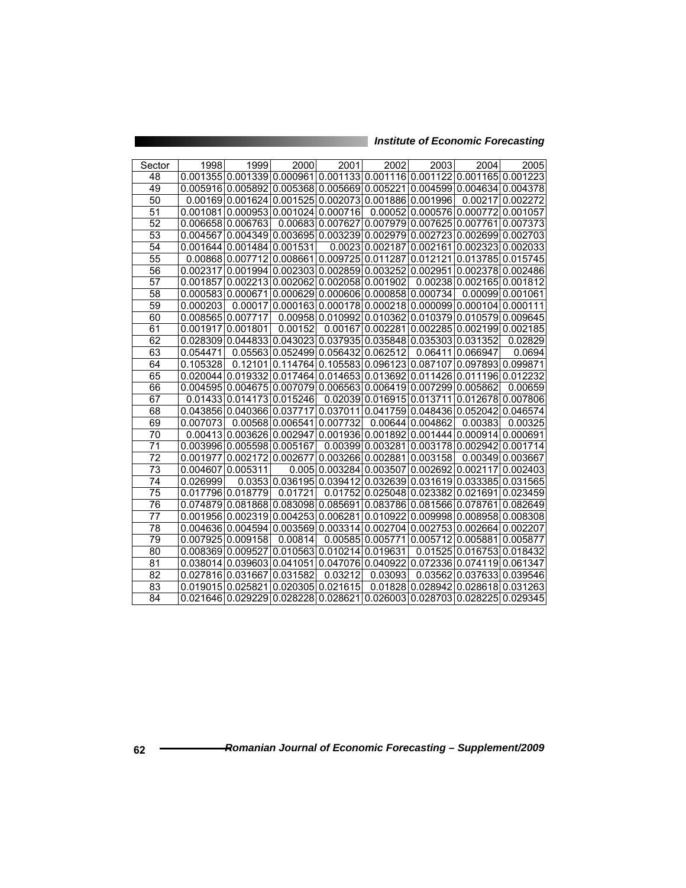| Sector | 1998 | 1999 | 2000 | 2001 | 2002 | 2003 | 2004 | 2005 |
|---|---|---|---|---|---|---|---|---|
| 48 | 0.001355 | 0.001339 | 0.000961 | 0.001133 | 0.001116 | 0.001122 | 0.001165 | 0.001223 |
| 49 | 0.005916 | 0.005892 | 0.005368 | 0.005669 | 0.005221 | 0.004599 | 0.004634 | 0.004378 |
| 50 | 0.00169 | 0.001624 | 0.001525 | 0.002073 | 0.001886 | 0.001996 | 0.00217 | 0.002272 |
| 51 | 0.001081 | 0.000953 | 0.001024 | 0.000716 | 0.00052 | 0.000576 | 0.000772 | 0.001057 |
| 52 | 0.006658 | 0.006763 | 0.00683 | 0.007627 | 0.007979 | 0.007625 | 0.007761 | 0.007373 |
| 53 | 0.004567 | 0.004349 | 0.003695 | 0.003239 | 0.002979 | 0.002723 | 0.002699 | 0.002703 |
| 54 | 0.001644 | 0.001484 | 0.001531 | 0.0023 | 0.002187 | 0.002161 | 0.002323 | 0.002033 |
| 55 | 0.00868 | 0.007712 | 0.008661 | 0.009725 | 0.011287 | 0.012121 | 0.013785 | 0.015745 |
| 56 | 0.002317 | 0.001994 | 0.002303 | 0.002859 | 0.003252 | 0.002951 | 0.002378 | 0.002486 |
| 57 | 0.001857 | 0.002213 | 0.002062 | 0.002058 | 0.001902 | 0.00238 | 0.002165 | 0.001812 |
| 58 | 0.000583 | 0.000671 | 0.000629 | 0.000606 | 0.000858 | 0.000734 | 0.00099 | 0.001061 |
| 59 | 0.000203 | 0.00017 | 0.000163 | 0.000178 | 0.000218 | 0.000099 | 0.000104 | 0.000111 |
| 60 | 0.008565 | 0.007717 | 0.00958 | 0.010992 | 0.010362 | 0.010379 | 0.010579 | 0.009645 |
| 61 | 0.001917 | 0.001801 | 0.00152 | 0.00167 | 0.002281 | 0.002285 | 0.002199 | 0.002185 |
| 62 | 0.028309 | 0.044833 | 0.043023 | 0.037935 | 0.035848 | 0.035303 | 0.031352 | 0.02829 |
| 63 | 0.054471 | 0.05563 | 0.052499 | 0.056432 | 0.062512 | 0.06411 | 0.066947 | 0.0694 |
| 64 | 0.105328 | 0.12101 | 0.114764 | 0.105583 | 0.096123 | 0.087107 | 0.097893 | 0.099871 |
| 65 | 0.020044 | 0.019332 | 0.017464 | 0.014653 | 0.013692 | 0.011426 | 0.011196 | 0.012232 |
| 66 | 0.004595 | 0.004675 | 0.007079 | 0.006563 | 0.006419 | 0.007299 | 0.005862 | 0.00659 |
| 67 | 0.01433 | 0.014173 | 0.015246 | 0.02039 | 0.016915 | 0.013711 | 0.012678 | 0.007806 |
| 68 | 0.043856 | 0.040366 | 0.037717 | 0.037011 | 0.041759 | 0.048436 | 0.052042 | 0.046574 |
| 69 | 0.007073 | 0.00568 | 0.006541 | 0.007732 | 0.00644 | 0.004862 | 0.00383 | 0.00325 |
| 70 | 0.00413 | 0.003626 | 0.002947 | 0.001936 | 0.001892 | 0.001444 | 0.000914 | 0.000691 |
| 71 | 0.003996 | 0.005598 | 0.005167 | 0.00399 | 0.003281 | 0.003178 | 0.002942 | 0.001714 |
| 72 | 0.001977 | 0.002172 | 0.002677 | 0.003266 | 0.002881 | 0.003158 | 0.00349 | 0.003667 |
| 73 | 0.004607 | 0.005311 | 0.005 | 0.003284 | 0.003507 | 0.002692 | 0.002117 | 0.002403 |
| 74 | 0.026999 | 0.0353 | 0.036195 | 0.039412 | 0.032639 | 0.031619 | 0.033385 | 0.031565 |
| 75 | 0.017796 | 0.018779 | 0.01721 | 0.01752 | 0.025048 | 0.023382 | 0.021691 | 0.023459 |
| 76 | 0.074879 | 0.081868 | 0.083098 | 0.085691 | 0.083786 | 0.081566 | 0.078761 | 0.082649 |
| 77 | 0.001956 | 0.002319 | 0.004253 | 0.006281 | 0.010922 | 0.009998 | 0.008958 | 0.008308 |
| 78 | 0.004636 | 0.004594 | 0.003569 | 0.003314 | 0.002704 | 0.002753 | 0.002664 | 0.002207 |
| 79 | 0.007925 | 0.009158 | 0.00814 | 0.00585 | 0.005771 | 0.005712 | 0.005881 | 0.005877 |
| 80 | 0.008369 | 0.009527 | 0.010563 | 0.010214 | 0.019631 | 0.01525 | 0.016753 | 0.018432 |
| 81 | 0.038014 | 0.039603 | 0.041051 | 0.047076 | 0.040922 | 0.072336 | 0.074119 | 0.061347 |
| 82 | 0.027816 | 0.031667 | 0.031582 | 0.03212 | 0.03093 | 0.03562 | 0.037633 | 0.039546 |
| 83 | 0.019015 | 0.025821 | 0.020305 | 0.021615 | 0.01828 | 0.028942 | 0.028618 | 0.031263 |
| 84 | 0.021646 | 0.029229 | 0.028228 | 0.028621 | 0.026003 | 0.028703 | 0.028225 | 0.029345 |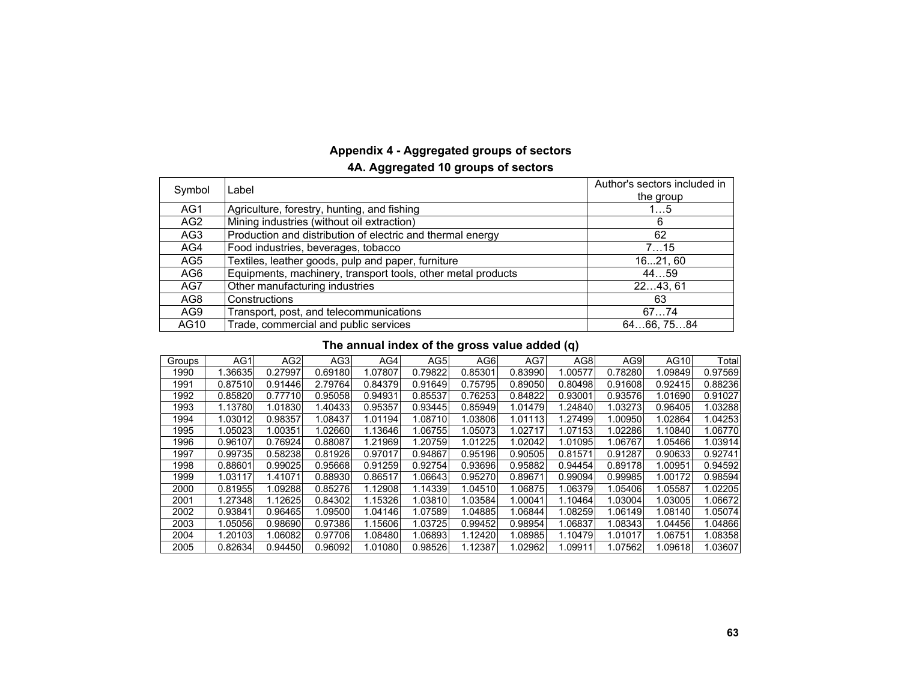## Appendix 4 - Aggregated groups of sectors

### 4A. Aggregated 10 groups of sectors

| Symbol | Label | Author's sectors included in the group |
|---|---|---|
| AG1 | Agriculture, forestry, hunting, and fishing | 1…5 |
| AG2 | Mining industries (without oil extraction) | 6 |
| AG3 | Production and distribution of electric and thermal energy | 62 |
| AG4 | Food industries, beverages, tobacco | 7…15 |
| AG5 | Textiles, leather goods, pulp and paper, furniture | 16...21, 60 |
| AG6 | Equipments, machinery, transport tools, other metal products | 44…59 |
| AG7 | Other manufacturing industries | 22…43, 61 |
| AG8 | Constructions | 63 |
| AG9 | Transport, post, and telecommunications | 67…74 |
| AG10 | Trade, commercial and public services | 64…66, 75…84 |

### The annual index of the gross value added (q)

| Groups | AG1 | AG2 | AG3 | AG4 | AG5 | AG6 | AG7 | AG8 | AG9 | AG10 | Total |
|---|---|---|---|---|---|---|---|---|---|---|---|
| 1990 | 1.36635 | 0.27997 | 0.69180 | 1.07807 | 0.79822 | 0.85301 | 0.83990 | 1.00577 | 0.78280 | 1.09849 | 0.97569 |
| 1991 | 0.87510 | 0.91446 | 2.79764 | 0.84379 | 0.91649 | 0.75795 | 0.89050 | 0.80498 | 0.91608 | 0.92415 | 0.88236 |
| 1992 | 0.85820 | 0.77710 | 0.95058 | 0.94931 | 0.85537 | 0.76253 | 0.84822 | 0.93001 | 0.93576 | 1.01690 | 0.91027 |
| 1993 | 1.13780 | 1.01830 | 1.40433 | 0.95357 | 0.93445 | 0.85949 | 1.01479 | 1.24840 | 1.03273 | 0.96405 | 1.03288 |
| 1994 | 1.03012 | 0.98357 | 1.08437 | 1.01194 | 1.08710 | 1.03806 | 1.01113 | 1.27499 | 1.00950 | 1.02864 | 1.04253 |
| 1995 | 1.05023 | 1.00351 | 1.02660 | 1.13646 | 1.06755 | 1.05073 | 1.02717 | 1.07153 | 1.02286 | 1.10840 | 1.06770 |
| 1996 | 0.96107 | 0.76924 | 0.88087 | 1.21969 | 1.20759 | 1.01225 | 1.02042 | 1.01095 | 1.06767 | 1.05466 | 1.03914 |
| 1997 | 0.99735 | 0.58238 | 0.81926 | 0.97017 | 0.94867 | 0.95196 | 0.90505 | 0.81571 | 0.91287 | 0.90633 | 0.92741 |
| 1998 | 0.88601 | 0.99025 | 0.95668 | 0.91259 | 0.92754 | 0.93696 | 0.95882 | 0.94454 | 0.89178 | 1.00951 | 0.94592 |
| 1999 | 1.03117 | 1.41071 | 0.88930 | 0.86517 | 1.06643 | 0.95270 | 0.89671 | 0.99094 | 0.99985 | 1.00172 | 0.98594 |
| 2000 | 0.81955 | 1.09288 | 0.85276 | 1.12908 | 1.14339 | 1.04510 | 1.06875 | 1.06379 | 1.05406 | 1.05587 | 1.02205 |
| 2001 | 1.27348 | 1.12625 | 0.84302 | 1.15326 | 1.03810 | 1.03584 | 1.00041 | 1.10464 | 1.03004 | 1.03005 | 1.06672 |
| 2002 | 0.93841 | 0.96465 | 1.09500 | 1.04146 | 1.07589 | 1.04885 | 1.06844 | 1.08259 | 1.06149 | 1.08140 | 1.05074 |
| 2003 | 1.05056 | 0.98690 | 0.97386 | 1.15606 | 1.03725 | 0.99452 | 0.98954 | 1.06837 | 1.08343 | 1.04456 | 1.04866 |
| 2004 | 1.20103 | 1.06082 | 0.97706 | 1.08480 | 1.06893 | 1.12420 | 1.08985 | 1.10479 | 1.01017 | 1.06751 | 1.08358 |
| 2005 | 0.82634 | 0.94450 | 0.96092 | 1.01080 | 0.98526 | 1.12387 | 1.02962 | 1.09911 | 1.07562 | 1.09618 | 1.03607 |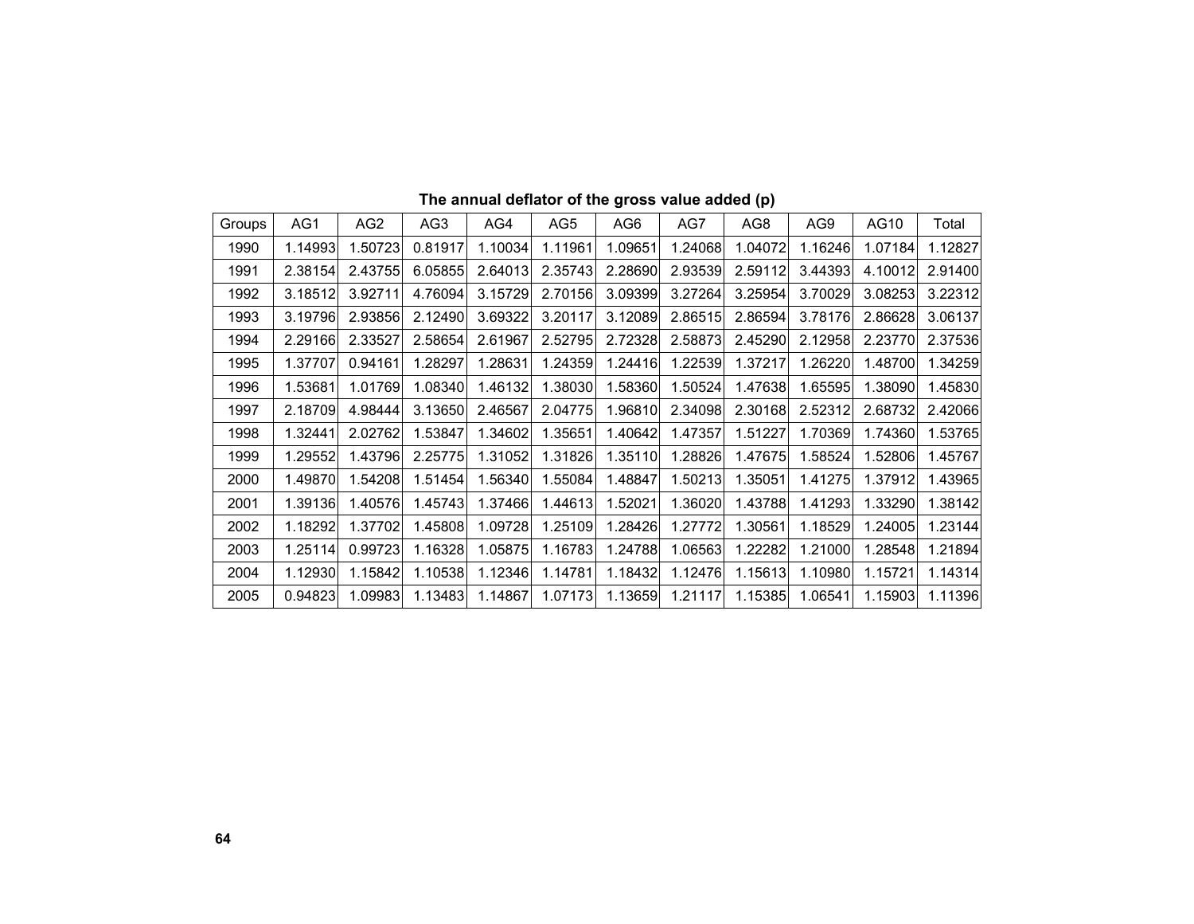**The annual deflator of the gross value added (p)**

| Groups | AG1 | AG2 | AG3 | AG4 | AG5 | AG6 | AG7 | AG8 | AG9 | AG10 | Total |
|---|---|---|---|---|---|---|---|---|---|---|---|
| 1990 | 1.14993 | 1.50723 | 0.81917 | 1.10034 | 1.11961 | 1.09651 | 1.24068 | 1.04072 | 1.16246 | 1.07184 | 1.12827 |
| 1991 | 2.38154 | 2.43755 | 6.05855 | 2.64013 | 2.35743 | 2.28690 | 2.93539 | 2.59112 | 3.44393 | 4.10012 | 2.91400 |
| 1992 | 3.18512 | 3.92711 | 4.76094 | 3.15729 | 2.70156 | 3.09399 | 3.27264 | 3.25954 | 3.70029 | 3.08253 | 3.22312 |
| 1993 | 3.19796 | 2.93856 | 2.12490 | 3.69322 | 3.20117 | 3.12089 | 2.86515 | 2.86594 | 3.78176 | 2.86628 | 3.06137 |
| 1994 | 2.29166 | 2.33527 | 2.58654 | 2.61967 | 2.52795 | 2.72328 | 2.58873 | 2.45290 | 2.12958 | 2.23770 | 2.37536 |
| 1995 | 1.37707 | 0.94161 | 1.28297 | 1.28631 | 1.24359 | 1.24416 | 1.22539 | 1.37217 | 1.26220 | 1.48700 | 1.34259 |
| 1996 | 1.53681 | 1.01769 | 1.08340 | 1.46132 | 1.38030 | 1.58360 | 1.50524 | 1.47638 | 1.65595 | 1.38090 | 1.45830 |
| 1997 | 2.18709 | 4.98444 | 3.13650 | 2.46567 | 2.04775 | 1.96810 | 2.34098 | 2.30168 | 2.52312 | 2.68732 | 2.42066 |
| 1998 | 1.32441 | 2.02762 | 1.53847 | 1.34602 | 1.35651 | 1.40642 | 1.47357 | 1.51227 | 1.70369 | 1.74360 | 1.53765 |
| 1999 | 1.29552 | 1.43796 | 2.25775 | 1.31052 | 1.31826 | 1.35110 | 1.28826 | 1.47675 | 1.58524 | 1.52806 | 1.45767 |
| 2000 | 1.49870 | 1.54208 | 1.51454 | 1.56340 | 1.55084 | 1.48847 | 1.50213 | 1.35051 | 1.41275 | 1.37912 | 1.43965 |
| 2001 | 1.39136 | 1.40576 | 1.45743 | 1.37466 | 1.44613 | 1.52021 | 1.36020 | 1.43788 | 1.41293 | 1.33290 | 1.38142 |
| 2002 | 1.18292 | 1.37702 | 1.45808 | 1.09728 | 1.25109 | 1.28426 | 1.27772 | 1.30561 | 1.18529 | 1.24005 | 1.23144 |
| 2003 | 1.25114 | 0.99723 | 1.16328 | 1.05875 | 1.16783 | 1.24788 | 1.06563 | 1.22282 | 1.21000 | 1.28548 | 1.21894 |
| 2004 | 1.12930 | 1.15842 | 1.10538 | 1.12346 | 1.14781 | 1.18432 | 1.12476 | 1.15613 | 1.10980 | 1.15721 | 1.14314 |
| 2005 | 0.94823 | 1.09983 | 1.13483 | 1.14867 | 1.07173 | 1.13659 | 1.21117 | 1.15385 | 1.06541 | 1.15903 | 1.11396 |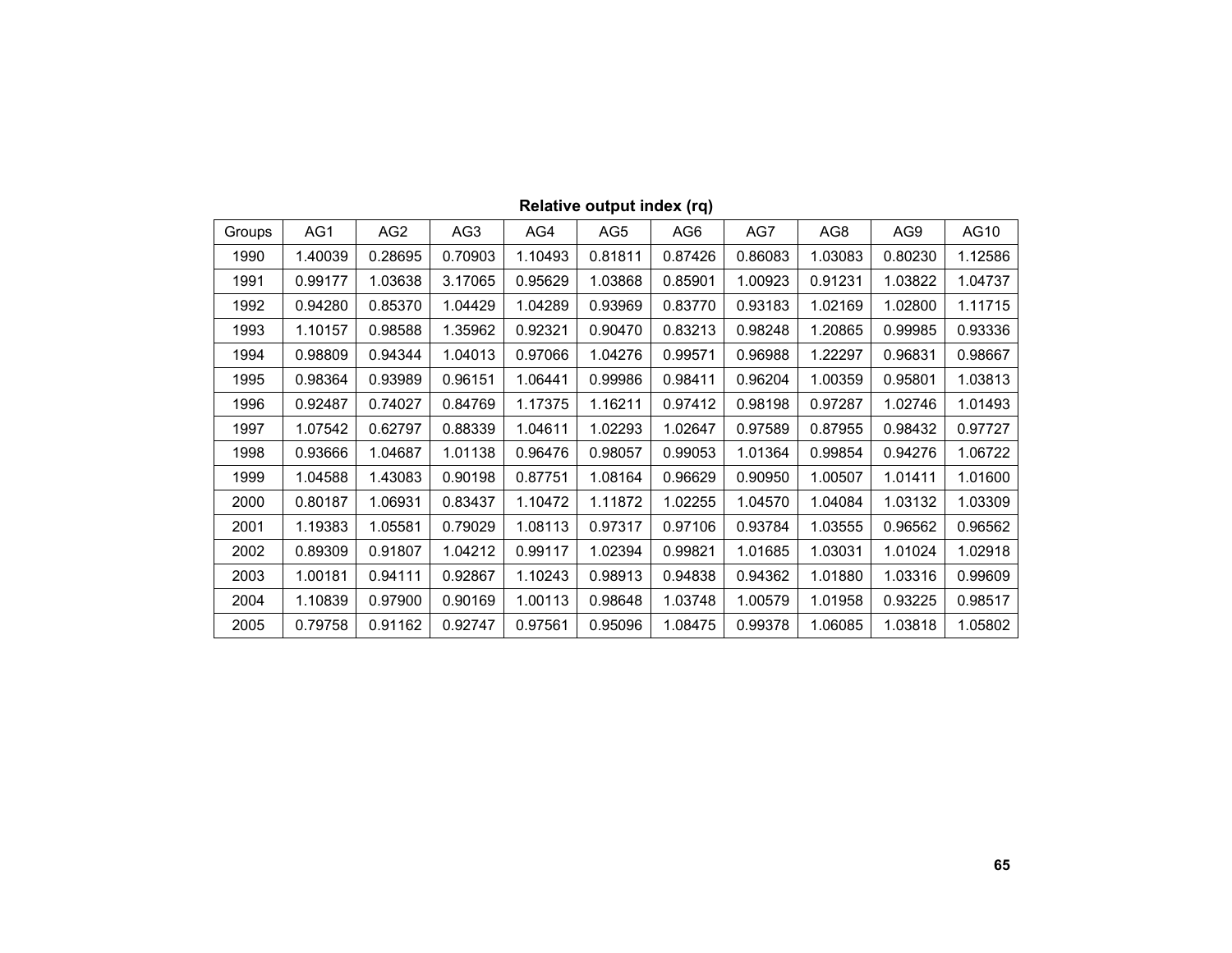**Relative output index (rq)**

| Groups | AG1 | AG2 | AG3 | AG4 | AG5 | AG6 | AG7 | AG8 | AG9 | AG10 |
|---|---|---|---|---|---|---|---|---|---|---|
| 1990 | 1.40039 | 0.28695 | 0.70903 | 1.10493 | 0.81811 | 0.87426 | 0.86083 | 1.03083 | 0.80230 | 1.12586 |
| 1991 | 0.99177 | 1.03638 | 3.17065 | 0.95629 | 1.03868 | 0.85901 | 1.00923 | 0.91231 | 1.03822 | 1.04737 |
| 1992 | 0.94280 | 0.85370 | 1.04429 | 1.04289 | 0.93969 | 0.83770 | 0.93183 | 1.02169 | 1.02800 | 1.11715 |
| 1993 | 1.10157 | 0.98588 | 1.35962 | 0.92321 | 0.90470 | 0.83213 | 0.98248 | 1.20865 | 0.99985 | 0.93336 |
| 1994 | 0.98809 | 0.94344 | 1.04013 | 0.97066 | 1.04276 | 0.99571 | 0.96988 | 1.22297 | 0.96831 | 0.98667 |
| 1995 | 0.98364 | 0.93989 | 0.96151 | 1.06441 | 0.99986 | 0.98411 | 0.96204 | 1.00359 | 0.95801 | 1.03813 |
| 1996 | 0.92487 | 0.74027 | 0.84769 | 1.17375 | 1.16211 | 0.97412 | 0.98198 | 0.97287 | 1.02746 | 1.01493 |
| 1997 | 1.07542 | 0.62797 | 0.88339 | 1.04611 | 1.02293 | 1.02647 | 0.97589 | 0.87955 | 0.98432 | 0.97727 |
| 1998 | 0.93666 | 1.04687 | 1.01138 | 0.96476 | 0.98057 | 0.99053 | 1.01364 | 0.99854 | 0.94276 | 1.06722 |
| 1999 | 1.04588 | 1.43083 | 0.90198 | 0.87751 | 1.08164 | 0.96629 | 0.90950 | 1.00507 | 1.01411 | 1.01600 |
| 2000 | 0.80187 | 1.06931 | 0.83437 | 1.10472 | 1.11872 | 1.02255 | 1.04570 | 1.04084 | 1.03132 | 1.03309 |
| 2001 | 1.19383 | 1.05581 | 0.79029 | 1.08113 | 0.97317 | 0.97106 | 0.93784 | 1.03555 | 0.96562 | 0.96562 |
| 2002 | 0.89309 | 0.91807 | 1.04212 | 0.99117 | 1.02394 | 0.99821 | 1.01685 | 1.03031 | 1.01024 | 1.02918 |
| 2003 | 1.00181 | 0.94111 | 0.92867 | 1.10243 | 0.98913 | 0.94838 | 0.94362 | 1.01880 | 1.03316 | 0.99609 |
| 2004 | 1.10839 | 0.97900 | 0.90169 | 1.00113 | 0.98648 | 1.03748 | 1.00579 | 1.01958 | 0.93225 | 0.98517 |
| 2005 | 0.79758 | 0.91162 | 0.92747 | 0.97561 | 0.95096 | 1.08475 | 0.99378 | 1.06085 | 1.03818 | 1.05802 |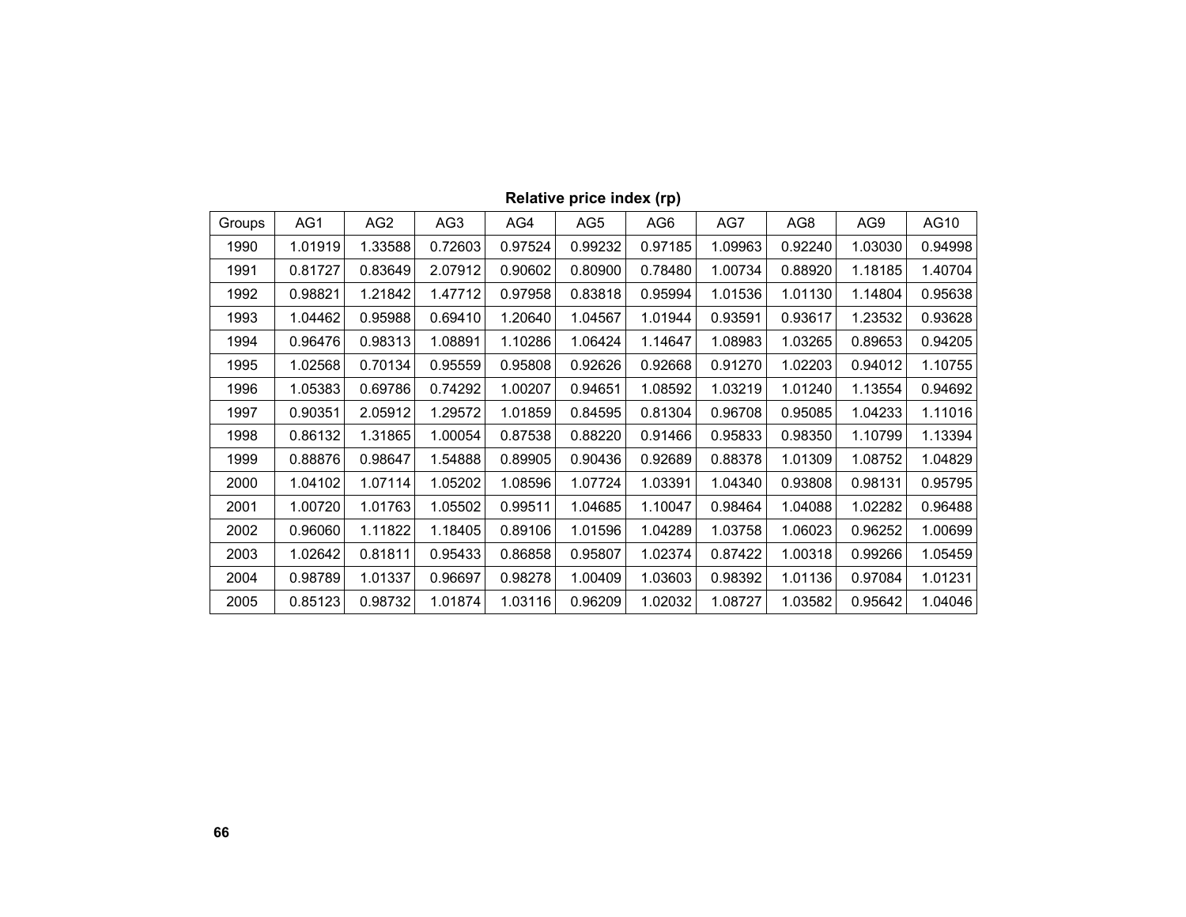**Relative price index (rp)**

| Groups | AG1 | AG2 | AG3 | AG4 | AG5 | AG6 | AG7 | AG8 | AG9 | AG10 |
|---|---|---|---|---|---|---|---|---|---|---|
| 1990 | 1.01919 | 1.33588 | 0.72603 | 0.97524 | 0.99232 | 0.97185 | 1.09963 | 0.92240 | 1.03030 | 0.94998 |
| 1991 | 0.81727 | 0.83649 | 2.07912 | 0.90602 | 0.80900 | 0.78480 | 1.00734 | 0.88920 | 1.18185 | 1.40704 |
| 1992 | 0.98821 | 1.21842 | 1.47712 | 0.97958 | 0.83818 | 0.95994 | 1.01536 | 1.01130 | 1.14804 | 0.95638 |
| 1993 | 1.04462 | 0.95988 | 0.69410 | 1.20640 | 1.04567 | 1.01944 | 0.93591 | 0.93617 | 1.23532 | 0.93628 |
| 1994 | 0.96476 | 0.98313 | 1.08891 | 1.10286 | 1.06424 | 1.14647 | 1.08983 | 1.03265 | 0.89653 | 0.94205 |
| 1995 | 1.02568 | 0.70134 | 0.95559 | 0.95808 | 0.92626 | 0.92668 | 0.91270 | 1.02203 | 0.94012 | 1.10755 |
| 1996 | 1.05383 | 0.69786 | 0.74292 | 1.00207 | 0.94651 | 1.08592 | 1.03219 | 1.01240 | 1.13554 | 0.94692 |
| 1997 | 0.90351 | 2.05912 | 1.29572 | 1.01859 | 0.84595 | 0.81304 | 0.96708 | 0.95085 | 1.04233 | 1.11016 |
| 1998 | 0.86132 | 1.31865 | 1.00054 | 0.87538 | 0.88220 | 0.91466 | 0.95833 | 0.98350 | 1.10799 | 1.13394 |
| 1999 | 0.88876 | 0.98647 | 1.54888 | 0.89905 | 0.90436 | 0.92689 | 0.88378 | 1.01309 | 1.08752 | 1.04829 |
| 2000 | 1.04102 | 1.07114 | 1.05202 | 1.08596 | 1.07724 | 1.03391 | 1.04340 | 0.93808 | 0.98131 | 0.95795 |
| 2001 | 1.00720 | 1.01763 | 1.05502 | 0.99511 | 1.04685 | 1.10047 | 0.98464 | 1.04088 | 1.02282 | 0.96488 |
| 2002 | 0.96060 | 1.11822 | 1.18405 | 0.89106 | 1.01596 | 1.04289 | 1.03758 | 1.06023 | 0.96252 | 1.00699 |
| 2003 | 1.02642 | 0.81811 | 0.95433 | 0.86858 | 0.95807 | 1.02374 | 0.87422 | 1.00318 | 0.99266 | 1.05459 |
| 2004 | 0.98789 | 1.01337 | 0.96697 | 0.98278 | 1.00409 | 1.03603 | 0.98392 | 1.01136 | 0.97084 | 1.01231 |
| 2005 | 0.85123 | 0.98732 | 1.01874 | 1.03116 | 0.96209 | 1.02032 | 1.08727 | 1.03582 | 0.95642 | 1.04046 |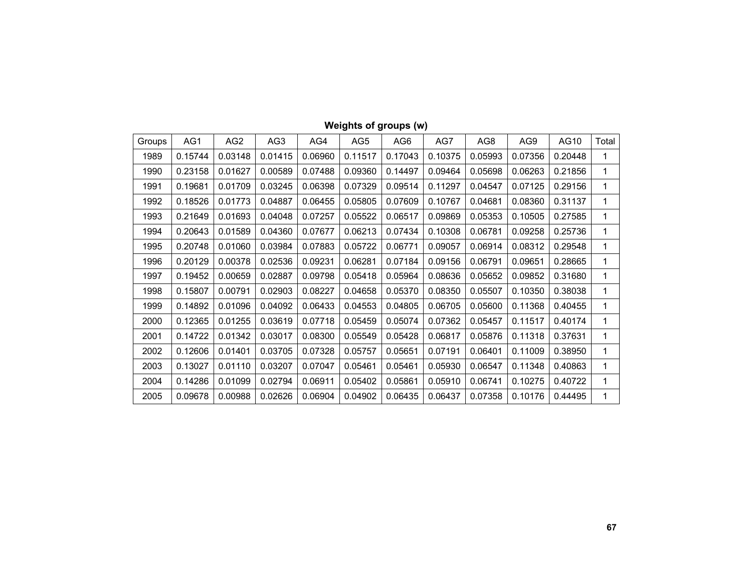**Weights of groups (w)**

| Groups | AG1 | AG2 | AG3 | AG4 | AG5 | AG6 | AG7 | AG8 | AG9 | AG10 | Total |
|---|---|---|---|---|---|---|---|---|---|---|---|
| 1989 | 0.15744 | 0.03148 | 0.01415 | 0.06960 | 0.11517 | 0.17043 | 0.10375 | 0.05993 | 0.07356 | 0.20448 | 1 |
| 1990 | 0.23158 | 0.01627 | 0.00589 | 0.07488 | 0.09360 | 0.14497 | 0.09464 | 0.05698 | 0.06263 | 0.21856 | 1 |
| 1991 | 0.19681 | 0.01709 | 0.03245 | 0.06398 | 0.07329 | 0.09514 | 0.11297 | 0.04547 | 0.07125 | 0.29156 | 1 |
| 1992 | 0.18526 | 0.01773 | 0.04887 | 0.06455 | 0.05805 | 0.07609 | 0.10767 | 0.04681 | 0.08360 | 0.31137 | 1 |
| 1993 | 0.21649 | 0.01693 | 0.04048 | 0.07257 | 0.05522 | 0.06517 | 0.09869 | 0.05353 | 0.10505 | 0.27585 | 1 |
| 1994 | 0.20643 | 0.01589 | 0.04360 | 0.07677 | 0.06213 | 0.07434 | 0.10308 | 0.06781 | 0.09258 | 0.25736 | 1 |
| 1995 | 0.20748 | 0.01060 | 0.03984 | 0.07883 | 0.05722 | 0.06771 | 0.09057 | 0.06914 | 0.08312 | 0.29548 | 1 |
| 1996 | 0.20129 | 0.00378 | 0.02536 | 0.09231 | 0.06281 | 0.07184 | 0.09156 | 0.06791 | 0.09651 | 0.28665 | 1 |
| 1997 | 0.19452 | 0.00659 | 0.02887 | 0.09798 | 0.05418 | 0.05964 | 0.08636 | 0.05652 | 0.09852 | 0.31680 | 1 |
| 1998 | 0.15807 | 0.00791 | 0.02903 | 0.08227 | 0.04658 | 0.05370 | 0.08350 | 0.05507 | 0.10350 | 0.38038 | 1 |
| 1999 | 0.14892 | 0.01096 | 0.04092 | 0.06433 | 0.04553 | 0.04805 | 0.06705 | 0.05600 | 0.11368 | 0.40455 | 1 |
| 2000 | 0.12365 | 0.01255 | 0.03619 | 0.07718 | 0.05459 | 0.05074 | 0.07362 | 0.05457 | 0.11517 | 0.40174 | 1 |
| 2001 | 0.14722 | 0.01342 | 0.03017 | 0.08300 | 0.05549 | 0.05428 | 0.06817 | 0.05876 | 0.11318 | 0.37631 | 1 |
| 2002 | 0.12606 | 0.01401 | 0.03705 | 0.07328 | 0.05757 | 0.05651 | 0.07191 | 0.06401 | 0.11009 | 0.38950 | 1 |
| 2003 | 0.13027 | 0.01110 | 0.03207 | 0.07047 | 0.05461 | 0.05461 | 0.05930 | 0.06547 | 0.11348 | 0.40863 | 1 |
| 2004 | 0.14286 | 0.01099 | 0.02794 | 0.06911 | 0.05402 | 0.05861 | 0.05910 | 0.06741 | 0.10275 | 0.40722 | 1 |
| 2005 | 0.09678 | 0.00988 | 0.02626 | 0.06904 | 0.04902 | 0.06435 | 0.06437 | 0.07358 | 0.10176 | 0.44495 | 1 |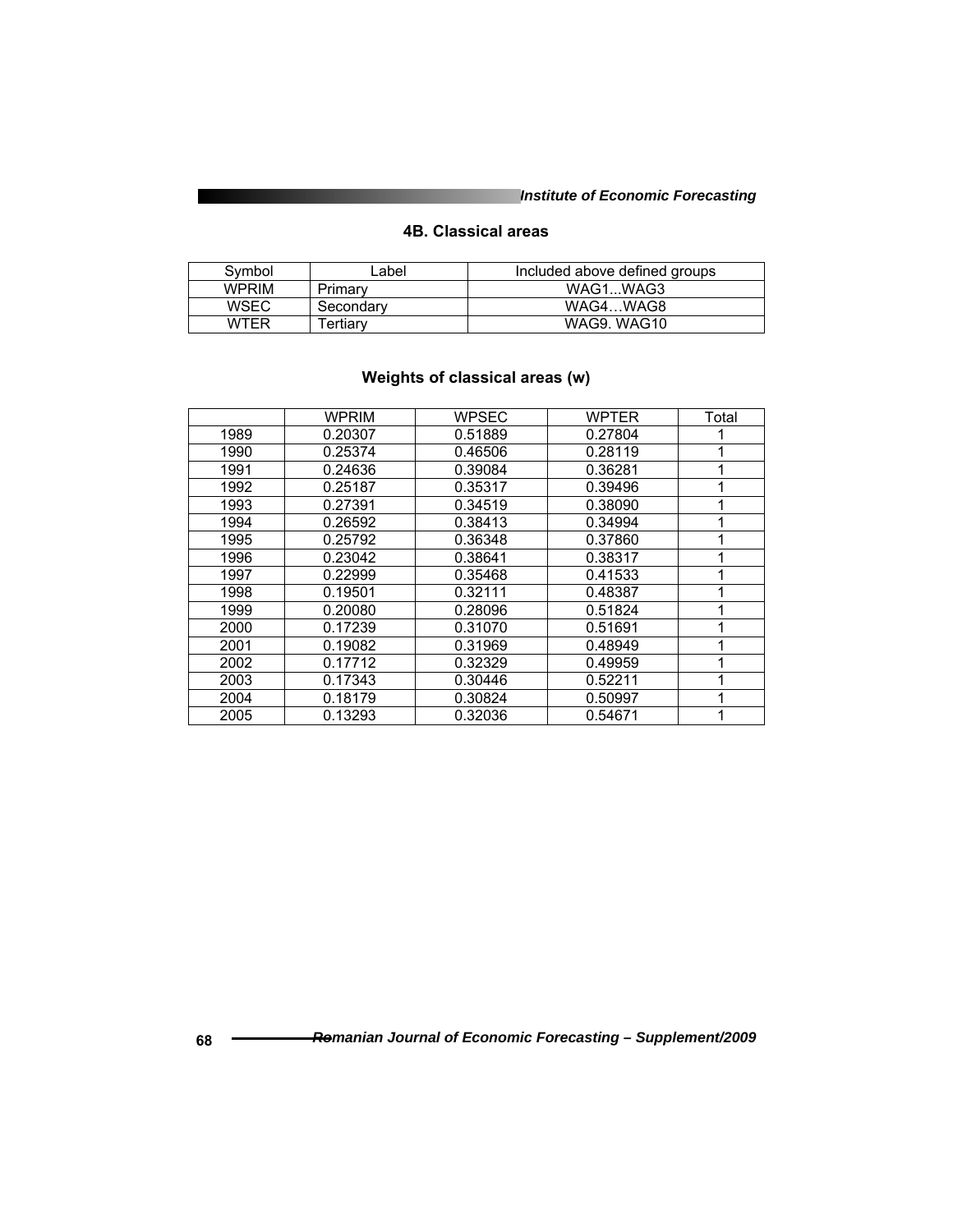### 4B. Classical areas

| Symbol | Label | Included above defined groups |
|---|---|---|
| WPRIM | Primary | WAG1...WAG3 |
| WSEC | Secondary | WAG4…WAG8 |
| WTER | Tertiary | WAG9. WAG10 |

### Weights of classical areas (w)

| | WPRIM | WPSEC | WPTER | Total |
|---|---|---|---|---|
| 1989 | 0.20307 | 0.51889 | 0.27804 | 1 |
| 1990 | 0.25374 | 0.46506 | 0.28119 | 1 |
| 1991 | 0.24636 | 0.39084 | 0.36281 | 1 |
| 1992 | 0.25187 | 0.35317 | 0.39496 | 1 |
| 1993 | 0.27391 | 0.34519 | 0.38090 | 1 |
| 1994 | 0.26592 | 0.38413 | 0.34994 | 1 |
| 1995 | 0.25792 | 0.36348 | 0.37860 | 1 |
| 1996 | 0.23042 | 0.38641 | 0.38317 | 1 |
| 1997 | 0.22999 | 0.35468 | 0.41533 | 1 |
| 1998 | 0.19501 | 0.32111 | 0.48387 | 1 |
| 1999 | 0.20080 | 0.28096 | 0.51824 | 1 |
| 2000 | 0.17239 | 0.31070 | 0.51691 | 1 |
| 2001 | 0.19082 | 0.31969 | 0.48949 | 1 |
| 2002 | 0.17712 | 0.32329 | 0.49959 | 1 |
| 2003 | 0.17343 | 0.30446 | 0.52211 | 1 |
| 2004 | 0.18179 | 0.30824 | 0.50997 | 1 |
| 2005 | 0.13293 | 0.32036 | 0.54671 | 1 |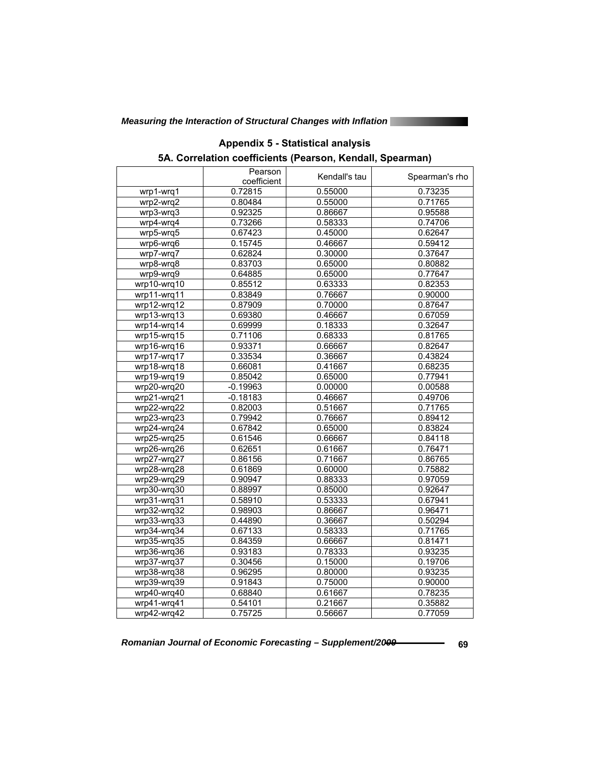## Appendix 5 - Statistical analysis

### 5A. Correlation coefficients (Pearson, Kendall, Spearman)

| | Pearson coefficient | Kendall's tau | Spearman's rho |
|---|---|---|---|
| wrp1-wrq1 | 0.72815 | 0.55000 | 0.73235 |
| wrp2-wrq2 | 0.80484 | 0.55000 | 0.71765 |
| wrp3-wrq3 | 0.92325 | 0.86667 | 0.95588 |
| wrp4-wrq4 | 0.73266 | 0.58333 | 0.74706 |
| wrp5-wrq5 | 0.67423 | 0.45000 | 0.62647 |
| wrp6-wrq6 | 0.15745 | 0.46667 | 0.59412 |
| wrp7-wrq7 | 0.62824 | 0.30000 | 0.37647 |
| wrp8-wrq8 | 0.83703 | 0.65000 | 0.80882 |
| wrp9-wrq9 | 0.64885 | 0.65000 | 0.77647 |
| wrp10-wrq10 | 0.85512 | 0.63333 | 0.82353 |
| wrp11-wrq11 | 0.83849 | 0.76667 | 0.90000 |
| wrp12-wrq12 | 0.87909 | 0.70000 | 0.87647 |
| wrp13-wrq13 | 0.69380 | 0.46667 | 0.67059 |
| wrp14-wrq14 | 0.69999 | 0.18333 | 0.32647 |
| wrp15-wrq15 | 0.71106 | 0.68333 | 0.81765 |
| wrp16-wrq16 | 0.93371 | 0.66667 | 0.82647 |
| wrp17-wrq17 | 0.33534 | 0.36667 | 0.43824 |
| wrp18-wrq18 | 0.66081 | 0.41667 | 0.68235 |
| wrp19-wrq19 | 0.85042 | 0.65000 | 0.77941 |
| wrp20-wrq20 | -0.19963 | 0.00000 | 0.00588 |
| wrp21-wrq21 | -0.18183 | 0.46667 | 0.49706 |
| wrp22-wrq22 | 0.82003 | 0.51667 | 0.71765 |
| wrp23-wrq23 | 0.79942 | 0.76667 | 0.89412 |
| wrp24-wrq24 | 0.67842 | 0.65000 | 0.83824 |
| wrp25-wrq25 | 0.61546 | 0.66667 | 0.84118 |
| wrp26-wrq26 | 0.62651 | 0.61667 | 0.76471 |
| wrp27-wrq27 | 0.86156 | 0.71667 | 0.86765 |
| wrp28-wrq28 | 0.61869 | 0.60000 | 0.75882 |
| wrp29-wrq29 | 0.90947 | 0.88333 | 0.97059 |
| wrp30-wrq30 | 0.88997 | 0.85000 | 0.92647 |
| wrp31-wrq31 | 0.58910 | 0.53333 | 0.67941 |
| wrp32-wrq32 | 0.98903 | 0.86667 | 0.96471 |
| wrp33-wrq33 | 0.44890 | 0.36667 | 0.50294 |
| wrp34-wrq34 | 0.67133 | 0.58333 | 0.71765 |
| wrp35-wrq35 | 0.84359 | 0.66667 | 0.81471 |
| wrp36-wrq36 | 0.93183 | 0.78333 | 0.93235 |
| wrp37-wrq37 | 0.30456 | 0.15000 | 0.19706 |
| wrp38-wrq38 | 0.96295 | 0.80000 | 0.93235 |
| wrp39-wrq39 | 0.91843 | 0.75000 | 0.90000 |
| wrp40-wrq40 | 0.68840 | 0.61667 | 0.78235 |
| wrp41-wrq41 | 0.54101 | 0.21667 | 0.35882 |
| wrp42-wrq42 | 0.75725 | 0.56667 | 0.77059 |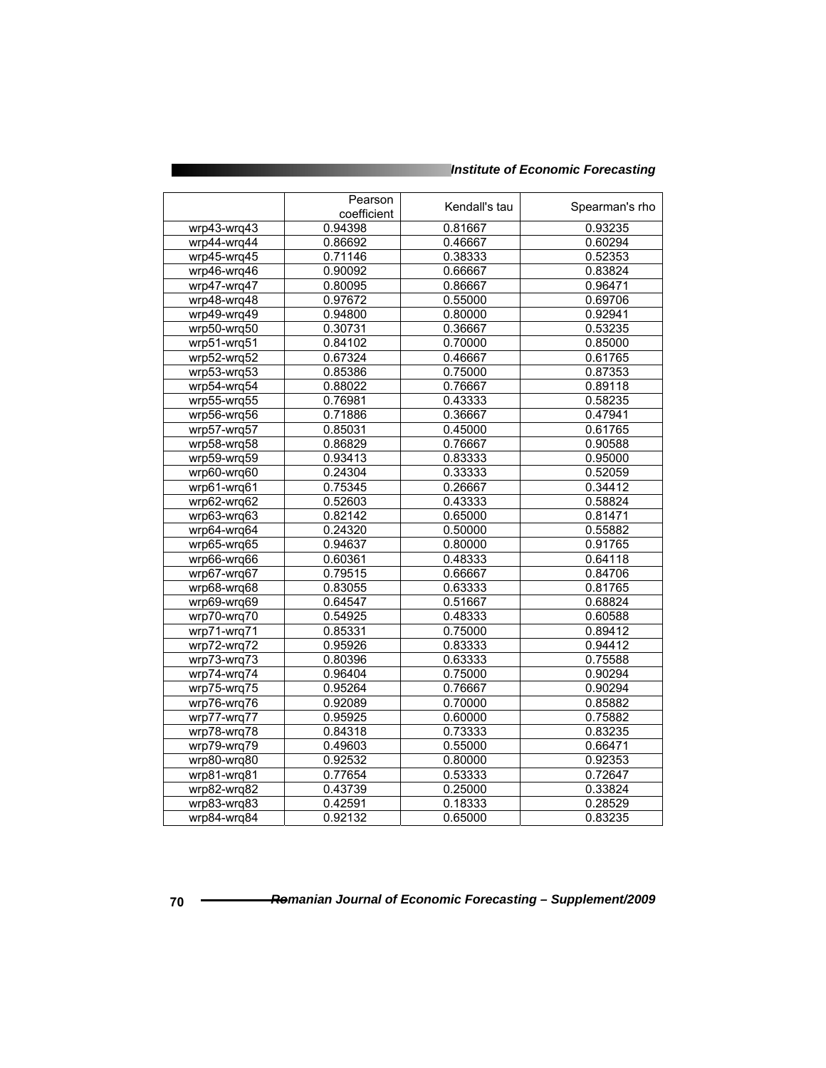| | Pearson coefficient | Kendall's tau | Spearman's rho |
|---|---|---|---|
| wrp43-wrq43 | 0.94398 | 0.81667 | 0.93235 |
| wrp44-wrq44 | 0.86692 | 0.46667 | 0.60294 |
| wrp45-wrq45 | 0.71146 | 0.38333 | 0.52353 |
| wrp46-wrq46 | 0.90092 | 0.66667 | 0.83824 |
| wrp47-wrq47 | 0.80095 | 0.86667 | 0.96471 |
| wrp48-wrq48 | 0.97672 | 0.55000 | 0.69706 |
| wrp49-wrq49 | 0.94800 | 0.80000 | 0.92941 |
| wrp50-wrq50 | 0.30731 | 0.36667 | 0.53235 |
| wrp51-wrq51 | 0.84102 | 0.70000 | 0.85000 |
| wrp52-wrq52 | 0.67324 | 0.46667 | 0.61765 |
| wrp53-wrq53 | 0.85386 | 0.75000 | 0.87353 |
| wrp54-wrq54 | 0.88022 | 0.76667 | 0.89118 |
| wrp55-wrq55 | 0.76981 | 0.43333 | 0.58235 |
| wrp56-wrq56 | 0.71886 | 0.36667 | 0.47941 |
| wrp57-wrq57 | 0.85031 | 0.45000 | 0.61765 |
| wrp58-wrq58 | 0.86829 | 0.76667 | 0.90588 |
| wrp59-wrq59 | 0.93413 | 0.83333 | 0.95000 |
| wrp60-wrq60 | 0.24304 | 0.33333 | 0.52059 |
| wrp61-wrq61 | 0.75345 | 0.26667 | 0.34412 |
| wrp62-wrq62 | 0.52603 | 0.43333 | 0.58824 |
| wrp63-wrq63 | 0.82142 | 0.65000 | 0.81471 |
| wrp64-wrq64 | 0.24320 | 0.50000 | 0.55882 |
| wrp65-wrq65 | 0.94637 | 0.80000 | 0.91765 |
| wrp66-wrq66 | 0.60361 | 0.48333 | 0.64118 |
| wrp67-wrq67 | 0.79515 | 0.66667 | 0.84706 |
| wrp68-wrq68 | 0.83055 | 0.63333 | 0.81765 |
| wrp69-wrq69 | 0.64547 | 0.51667 | 0.68824 |
| wrp70-wrq70 | 0.54925 | 0.48333 | 0.60588 |
| wrp71-wrq71 | 0.85331 | 0.75000 | 0.89412 |
| wrp72-wrq72 | 0.95926 | 0.83333 | 0.94412 |
| wrp73-wrq73 | 0.80396 | 0.63333 | 0.75588 |
| wrp74-wrq74 | 0.96404 | 0.75000 | 0.90294 |
| wrp75-wrq75 | 0.95264 | 0.76667 | 0.90294 |
| wrp76-wrq76 | 0.92089 | 0.70000 | 0.85882 |
| wrp77-wrq77 | 0.95925 | 0.60000 | 0.75882 |
| wrp78-wrq78 | 0.84318 | 0.73333 | 0.83235 |
| wrp79-wrq79 | 0.49603 | 0.55000 | 0.66471 |
| wrp80-wrq80 | 0.92532 | 0.80000 | 0.92353 |
| wrp81-wrq81 | 0.77654 | 0.53333 | 0.72647 |
| wrp82-wrq82 | 0.43739 | 0.25000 | 0.33824 |
| wrp83-wrq83 | 0.42591 | 0.18333 | 0.28529 |
| wrp84-wrq84 | 0.92132 | 0.65000 | 0.83235 |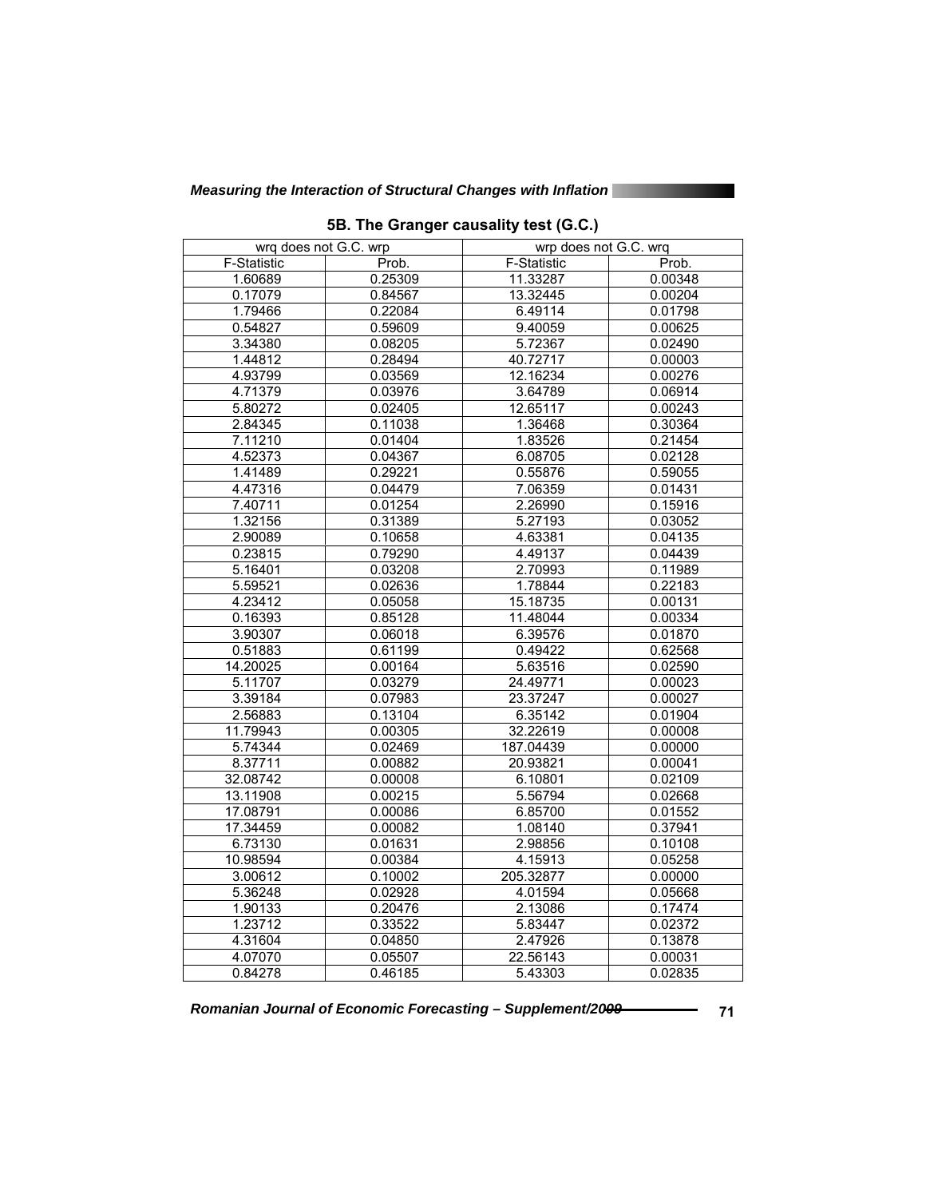### 5B. The Granger causality test (G.C.)

| wrq does not G.C. wrp | | wrp does not G.C. wrq | |
|---|---|---|---|
| F-Statistic | Prob. | F-Statistic | Prob. |
| 1.60689 | 0.25309 | 11.33287 | 0.00348 |
| 0.17079 | 0.84567 | 13.32445 | 0.00204 |
| 1.79466 | 0.22084 | 6.49114 | 0.01798 |
| 0.54827 | 0.59609 | 9.40059 | 0.00625 |
| 3.34380 | 0.08205 | 5.72367 | 0.02490 |
| 1.44812 | 0.28494 | 40.72717 | 0.00003 |
| 4.93799 | 0.03569 | 12.16234 | 0.00276 |
| 4.71379 | 0.03976 | 3.64789 | 0.06914 |
| 5.80272 | 0.02405 | 12.65117 | 0.00243 |
| 2.84345 | 0.11038 | 1.36468 | 0.30364 |
| 7.11210 | 0.01404 | 1.83526 | 0.21454 |
| 4.52373 | 0.04367 | 6.08705 | 0.02128 |
| 1.41489 | 0.29221 | 0.55876 | 0.59055 |
| 4.47316 | 0.04479 | 7.06359 | 0.01431 |
| 7.40711 | 0.01254 | 2.26990 | 0.15916 |
| 1.32156 | 0.31389 | 5.27193 | 0.03052 |
| 2.90089 | 0.10658 | 4.63381 | 0.04135 |
| 0.23815 | 0.79290 | 4.49137 | 0.04439 |
| 5.16401 | 0.03208 | 2.70993 | 0.11989 |
| 5.59521 | 0.02636 | 1.78844 | 0.22183 |
| 4.23412 | 0.05058 | 15.18735 | 0.00131 |
| 0.16393 | 0.85128 | 11.48044 | 0.00334 |
| 3.90307 | 0.06018 | 6.39576 | 0.01870 |
| 0.51883 | 0.61199 | 0.49422 | 0.62568 |
| 14.20025 | 0.00164 | 5.63516 | 0.02590 |
| 5.11707 | 0.03279 | 24.49771 | 0.00023 |
| 3.39184 | 0.07983 | 23.37247 | 0.00027 |
| 2.56883 | 0.13104 | 6.35142 | 0.01904 |
| 11.79943 | 0.00305 | 32.22619 | 0.00008 |
| 5.74344 | 0.02469 | 187.04439 | 0.00000 |
| 8.37711 | 0.00882 | 20.93821 | 0.00041 |
| 32.08742 | 0.00008 | 6.10801 | 0.02109 |
| 13.11908 | 0.00215 | 5.56794 | 0.02668 |
| 17.08791 | 0.00086 | 6.85700 | 0.01552 |
| 17.34459 | 0.00082 | 1.08140 | 0.37941 |
| 6.73130 | 0.01631 | 2.98856 | 0.10108 |
| 10.98594 | 0.00384 | 4.15913 | 0.05258 |
| 3.00612 | 0.10002 | 205.32877 | 0.00000 |
| 5.36248 | 0.02928 | 4.01594 | 0.05668 |
| 1.90133 | 0.20476 | 2.13086 | 0.17474 |
| 1.23712 | 0.33522 | 5.83447 | 0.02372 |
| 4.31604 | 0.04850 | 2.47926 | 0.13878 |
| 4.07070 | 0.05507 | 22.56143 | 0.00031 |
| 0.84278 | 0.46185 | 5.43303 | 0.02835 |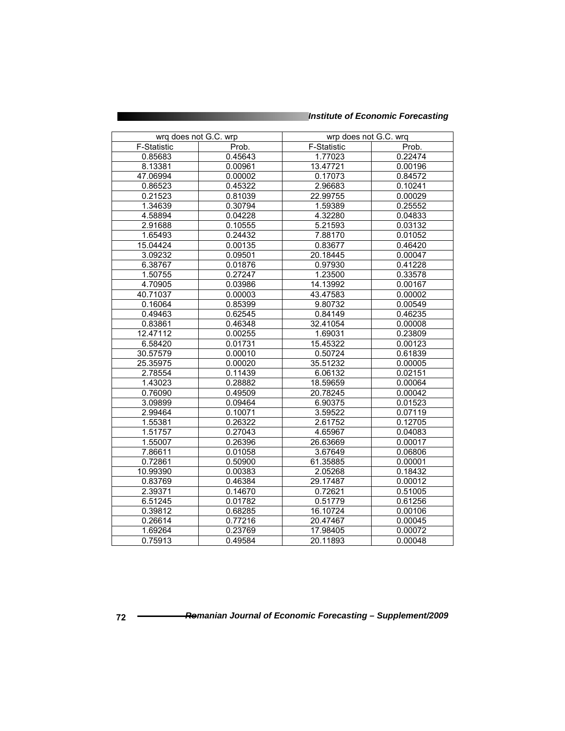| wrq does not G.C. wrp | | wrp does not G.C. wrq | |
|---|---|---|---|
| F-Statistic | Prob. | F-Statistic | Prob. |
| 0.85683 | 0.45643 | 1.77023 | 0.22474 |
| 8.13381 | 0.00961 | 13.47721 | 0.00196 |
| 47.06994 | 0.00002 | 0.17073 | 0.84572 |
| 0.86523 | 0.45322 | 2.96683 | 0.10241 |
| 0.21523 | 0.81039 | 22.99755 | 0.00029 |
| 1.34639 | 0.30794 | 1.59389 | 0.25552 |
| 4.58894 | 0.04228 | 4.32280 | 0.04833 |
| 2.91688 | 0.10555 | 5.21593 | 0.03132 |
| 1.65493 | 0.24432 | 7.88170 | 0.01052 |
| 15.04424 | 0.00135 | 0.83677 | 0.46420 |
| 3.09232 | 0.09501 | 20.18445 | 0.00047 |
| 6.38767 | 0.01876 | 0.97930 | 0.41228 |
| 1.50755 | 0.27247 | 1.23500 | 0.33578 |
| 4.70905 | 0.03986 | 14.13992 | 0.00167 |
| 40.71037 | 0.00003 | 43.47583 | 0.00002 |
| 0.16064 | 0.85399 | 9.80732 | 0.00549 |
| 0.49463 | 0.62545 | 0.84149 | 0.46235 |
| 0.83861 | 0.46348 | 32.41054 | 0.00008 |
| 12.47112 | 0.00255 | 1.69031 | 0.23809 |
| 6.58420 | 0.01731 | 15.45322 | 0.00123 |
| 30.57579 | 0.00010 | 0.50724 | 0.61839 |
| 25.35975 | 0.00020 | 35.51232 | 0.00005 |
| 2.78554 | 0.11439 | 6.06132 | 0.02151 |
| 1.43023 | 0.28882 | 18.59659 | 0.00064 |
| 0.76090 | 0.49509 | 20.78245 | 0.00042 |
| 3.09899 | 0.09464 | 6.90375 | 0.01523 |
| 2.99464 | 0.10071 | 3.59522 | 0.07119 |
| 1.55381 | 0.26322 | 2.61752 | 0.12705 |
| 1.51757 | 0.27043 | 4.65967 | 0.04083 |
| 1.55007 | 0.26396 | 26.63669 | 0.00017 |
| 7.86611 | 0.01058 | 3.67649 | 0.06806 |
| 0.72861 | 0.50900 | 61.35885 | 0.00001 |
| 10.99390 | 0.00383 | 2.05268 | 0.18432 |
| 0.83769 | 0.46384 | 29.17487 | 0.00012 |
| 2.39371 | 0.14670 | 0.72621 | 0.51005 |
| 6.51245 | 0.01782 | 0.51779 | 0.61256 |
| 0.39812 | 0.68285 | 16.10724 | 0.00106 |
| 0.26614 | 0.77216 | 20.47467 | 0.00045 |
| 1.69264 | 0.23769 | 17.98405 | 0.00072 |
| 0.75913 | 0.49584 | 20.11893 | 0.00048 |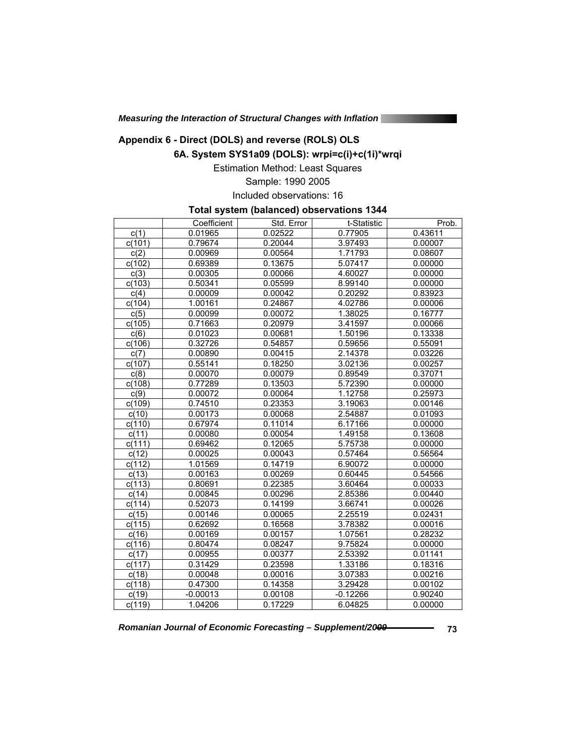## Appendix 6 - Direct (DOLS) and reverse (ROLS) OLS

### 6A. System SYS1a09 (DOLS): wrpi=c(i)+c(1i)*wrqi

Estimation Method: Least Squares

Sample: 1990 2005

Included observations: 16

**Total system (balanced) observations 1344**

| | Coefficient | Std. Error | t-Statistic | Prob. |
|---|---|---|---|---|
| c(1) | 0.01965 | 0.02522 | 0.77905 | 0.43611 |
| c(101) | 0.79674 | 0.20044 | 3.97493 | 0.00007 |
| c(2) | 0.00969 | 0.00564 | 1.71793 | 0.08607 |
| c(102) | 0.69389 | 0.13675 | 5.07417 | 0.00000 |
| c(3) | 0.00305 | 0.00066 | 4.60027 | 0.00000 |
| c(103) | 0.50341 | 0.05599 | 8.99140 | 0.00000 |
| c(4) | 0.00009 | 0.00042 | 0.20292 | 0.83923 |
| c(104) | 1.00161 | 0.24867 | 4.02786 | 0.00006 |
| c(5) | 0.00099 | 0.00072 | 1.38025 | 0.16777 |
| c(105) | 0.71663 | 0.20979 | 3.41597 | 0.00066 |
| c(6) | 0.01023 | 0.00681 | 1.50196 | 0.13338 |
| c(106) | 0.32726 | 0.54857 | 0.59656 | 0.55091 |
| c(7) | 0.00890 | 0.00415 | 2.14378 | 0.03226 |
| c(107) | 0.55141 | 0.18250 | 3.02136 | 0.00257 |
| c(8) | 0.00070 | 0.00079 | 0.89549 | 0.37071 |
| c(108) | 0.77289 | 0.13503 | 5.72390 | 0.00000 |
| c(9) | 0.00072 | 0.00064 | 1.12758 | 0.25973 |
| c(109) | 0.74510 | 0.23353 | 3.19063 | 0.00146 |
| c(10) | 0.00173 | 0.00068 | 2.54887 | 0.01093 |
| c(110) | 0.67974 | 0.11014 | 6.17166 | 0.00000 |
| c(11) | 0.00080 | 0.00054 | 1.49158 | 0.13608 |
| c(111) | 0.69462 | 0.12065 | 5.75738 | 0.00000 |
| c(12) | 0.00025 | 0.00043 | 0.57464 | 0.56564 |
| c(112) | 1.01569 | 0.14719 | 6.90072 | 0.00000 |
| c(13) | 0.00163 | 0.00269 | 0.60445 | 0.54566 |
| c(113) | 0.80691 | 0.22385 | 3.60464 | 0.00033 |
| c(14) | 0.00845 | 0.00296 | 2.85386 | 0.00440 |
| c(114) | 0.52073 | 0.14199 | 3.66741 | 0.00026 |
| c(15) | 0.00146 | 0.00065 | 2.25519 | 0.02431 |
| c(115) | 0.62692 | 0.16568 | 3.78382 | 0.00016 |
| c(16) | 0.00169 | 0.00157 | 1.07561 | 0.28232 |
| c(116) | 0.80474 | 0.08247 | 9.75824 | 0.00000 |
| c(17) | 0.00955 | 0.00377 | 2.53392 | 0.01141 |
| c(117) | 0.31429 | 0.23598 | 1.33186 | 0.18316 |
| c(18) | 0.00048 | 0.00016 | 3.07383 | 0.00216 |
| c(118) | 0.47300 | 0.14358 | 3.29428 | 0.00102 |
| c(19) | -0.00013 | 0.00108 | -0.12266 | 0.90240 |
| c(119) | 1.04206 | 0.17229 | 6.04825 | 0.00000 |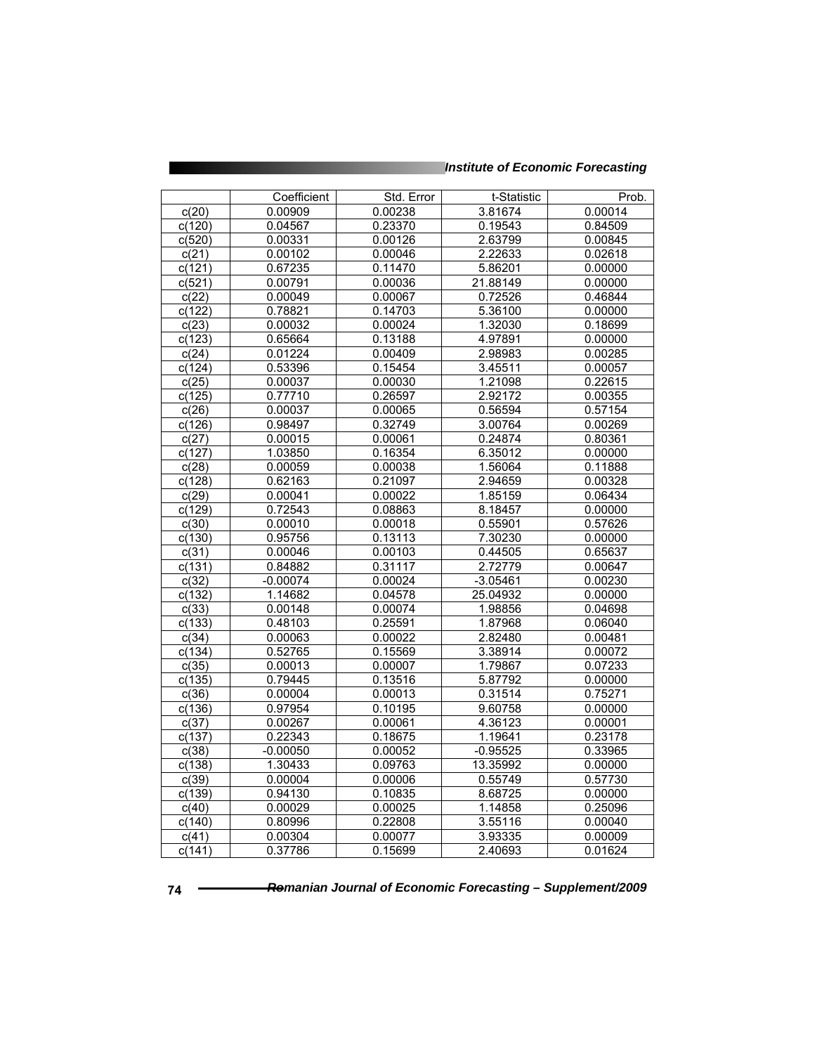|  | Coefficient | Std. Error | t-Statistic | Prob. |
|---|---|---|---|---|
| c(20) | 0.00909 | 0.00238 | 3.81674 | 0.00014 |
| c(120) | 0.04567 | 0.23370 | 0.19543 | 0.84509 |
| c(520) | 0.00331 | 0.00126 | 2.63799 | 0.00845 |
| c(21) | 0.00102 | 0.00046 | 2.22633 | 0.02618 |
| c(121) | 0.67235 | 0.11470 | 5.86201 | 0.00000 |
| c(521) | 0.00791 | 0.00036 | 21.88149 | 0.00000 |
| c(22) | 0.00049 | 0.00067 | 0.72526 | 0.46844 |
| c(122) | 0.78821 | 0.14703 | 5.36100 | 0.00000 |
| c(23) | 0.00032 | 0.00024 | 1.32030 | 0.18699 |
| c(123) | 0.65664 | 0.13188 | 4.97891 | 0.00000 |
| c(24) | 0.01224 | 0.00409 | 2.98983 | 0.00285 |
| c(124) | 0.53396 | 0.15454 | 3.45511 | 0.00057 |
| c(25) | 0.00037 | 0.00030 | 1.21098 | 0.22615 |
| c(125) | 0.77710 | 0.26597 | 2.92172 | 0.00355 |
| c(26) | 0.00037 | 0.00065 | 0.56594 | 0.57154 |
| c(126) | 0.98497 | 0.32749 | 3.00764 | 0.00269 |
| c(27) | 0.00015 | 0.00061 | 0.24874 | 0.80361 |
| c(127) | 1.03850 | 0.16354 | 6.35012 | 0.00000 |
| c(28) | 0.00059 | 0.00038 | 1.56064 | 0.11888 |
| c(128) | 0.62163 | 0.21097 | 2.94659 | 0.00328 |
| c(29) | 0.00041 | 0.00022 | 1.85159 | 0.06434 |
| c(129) | 0.72543 | 0.08863 | 8.18457 | 0.00000 |
| c(30) | 0.00010 | 0.00018 | 0.55901 | 0.57626 |
| c(130) | 0.95756 | 0.13113 | 7.30230 | 0.00000 |
| c(31) | 0.00046 | 0.00103 | 0.44505 | 0.65637 |
| c(131) | 0.84882 | 0.31117 | 2.72779 | 0.00647 |
| c(32) | -0.00074 | 0.00024 | -3.05461 | 0.00230 |
| c(132) | 1.14682 | 0.04578 | 25.04932 | 0.00000 |
| c(33) | 0.00148 | 0.00074 | 1.98856 | 0.04698 |
| c(133) | 0.48103 | 0.25591 | 1.87968 | 0.06040 |
| c(34) | 0.00063 | 0.00022 | 2.82480 | 0.00481 |
| c(134) | 0.52765 | 0.15569 | 3.38914 | 0.00072 |
| c(35) | 0.00013 | 0.00007 | 1.79867 | 0.07233 |
| c(135) | 0.79445 | 0.13516 | 5.87792 | 0.00000 |
| c(36) | 0.00004 | 0.00013 | 0.31514 | 0.75271 |
| c(136) | 0.97954 | 0.10195 | 9.60758 | 0.00000 |
| c(37) | 0.00267 | 0.00061 | 4.36123 | 0.00001 |
| c(137) | 0.22343 | 0.18675 | 1.19641 | 0.23178 |
| c(38) | -0.00050 | 0.00052 | -0.95525 | 0.33965 |
| c(138) | 1.30433 | 0.09763 | 13.35992 | 0.00000 |
| c(39) | 0.00004 | 0.00006 | 0.55749 | 0.57730 |
| c(139) | 0.94130 | 0.10835 | 8.68725 | 0.00000 |
| c(40) | 0.00029 | 0.00025 | 1.14858 | 0.25096 |
| c(140) | 0.80996 | 0.22808 | 3.55116 | 0.00040 |
| c(41) | 0.00304 | 0.00077 | 3.93335 | 0.00009 |
| c(141) | 0.37786 | 0.15699 | 2.40693 | 0.01624 |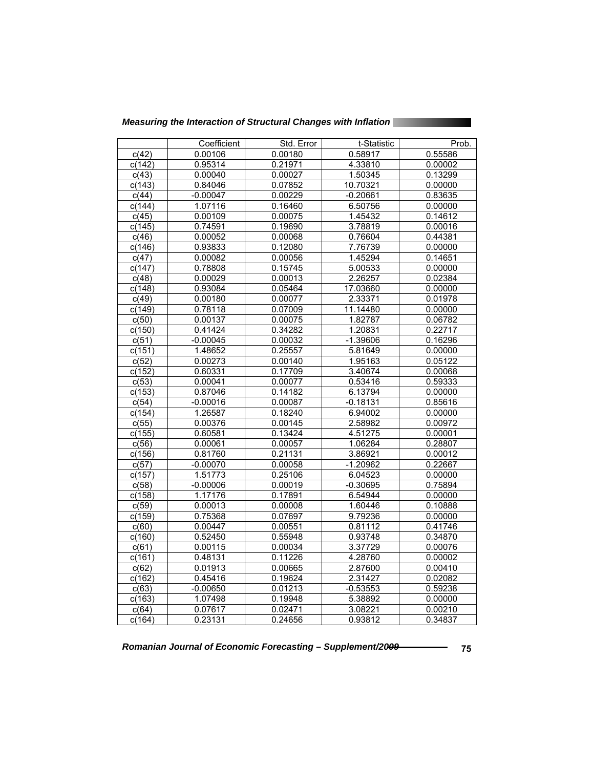| | Coefficient | Std. Error | t-Statistic | Prob. |
|---|---|---|---|---|
| c(42) | 0.00106 | 0.00180 | 0.58917 | 0.55586 |
| c(142) | 0.95314 | 0.21971 | 4.33810 | 0.00002 |
| c(43) | 0.00040 | 0.00027 | 1.50345 | 0.13299 |
| c(143) | 0.84046 | 0.07852 | 10.70321 | 0.00000 |
| c(44) | -0.00047 | 0.00229 | -0.20661 | 0.83635 |
| c(144) | 1.07116 | 0.16460 | 6.50756 | 0.00000 |
| c(45) | 0.00109 | 0.00075 | 1.45432 | 0.14612 |
| c(145) | 0.74591 | 0.19690 | 3.78819 | 0.00016 |
| c(46) | 0.00052 | 0.00068 | 0.76604 | 0.44381 |
| c(146) | 0.93833 | 0.12080 | 7.76739 | 0.00000 |
| c(47) | 0.00082 | 0.00056 | 1.45294 | 0.14651 |
| c(147) | 0.78808 | 0.15745 | 5.00533 | 0.00000 |
| c(48) | 0.00029 | 0.00013 | 2.26257 | 0.02384 |
| c(148) | 0.93084 | 0.05464 | 17.03660 | 0.00000 |
| c(49) | 0.00180 | 0.00077 | 2.33371 | 0.01978 |
| c(149) | 0.78118 | 0.07009 | 11.14480 | 0.00000 |
| c(50) | 0.00137 | 0.00075 | 1.82787 | 0.06782 |
| c(150) | 0.41424 | 0.34282 | 1.20831 | 0.22717 |
| c(51) | -0.00045 | 0.00032 | -1.39606 | 0.16296 |
| c(151) | 1.48652 | 0.25557 | 5.81649 | 0.00000 |
| c(52) | 0.00273 | 0.00140 | 1.95163 | 0.05122 |
| c(152) | 0.60331 | 0.17709 | 3.40674 | 0.00068 |
| c(53) | 0.00041 | 0.00077 | 0.53416 | 0.59333 |
| c(153) | 0.87046 | 0.14182 | 6.13794 | 0.00000 |
| c(54) | -0.00016 | 0.00087 | -0.18131 | 0.85616 |
| c(154) | 1.26587 | 0.18240 | 6.94002 | 0.00000 |
| c(55) | 0.00376 | 0.00145 | 2.58982 | 0.00972 |
| c(155) | 0.60581 | 0.13424 | 4.51275 | 0.00001 |
| c(56) | 0.00061 | 0.00057 | 1.06284 | 0.28807 |
| c(156) | 0.81760 | 0.21131 | 3.86921 | 0.00012 |
| c(57) | -0.00070 | 0.00058 | -1.20962 | 0.22667 |
| c(157) | 1.51773 | 0.25106 | 6.04523 | 0.00000 |
| c(58) | -0.00006 | 0.00019 | -0.30695 | 0.75894 |
| c(158) | 1.17176 | 0.17891 | 6.54944 | 0.00000 |
| c(59) | 0.00013 | 0.00008 | 1.60446 | 0.10888 |
| c(159) | 0.75368 | 0.07697 | 9.79236 | 0.00000 |
| c(60) | 0.00447 | 0.00551 | 0.81112 | 0.41746 |
| c(160) | 0.52450 | 0.55948 | 0.93748 | 0.34870 |
| c(61) | 0.00115 | 0.00034 | 3.37729 | 0.00076 |
| c(161) | 0.48131 | 0.11226 | 4.28760 | 0.00002 |
| c(62) | 0.01913 | 0.00665 | 2.87600 | 0.00410 |
| c(162) | 0.45416 | 0.19624 | 2.31427 | 0.02082 |
| c(63) | -0.00650 | 0.01213 | -0.53553 | 0.59238 |
| c(163) | 1.07498 | 0.19948 | 5.38892 | 0.00000 |
| c(64) | 0.07617 | 0.02471 | 3.08221 | 0.00210 |
| c(164) | 0.23131 | 0.24656 | 0.93812 | 0.34837 |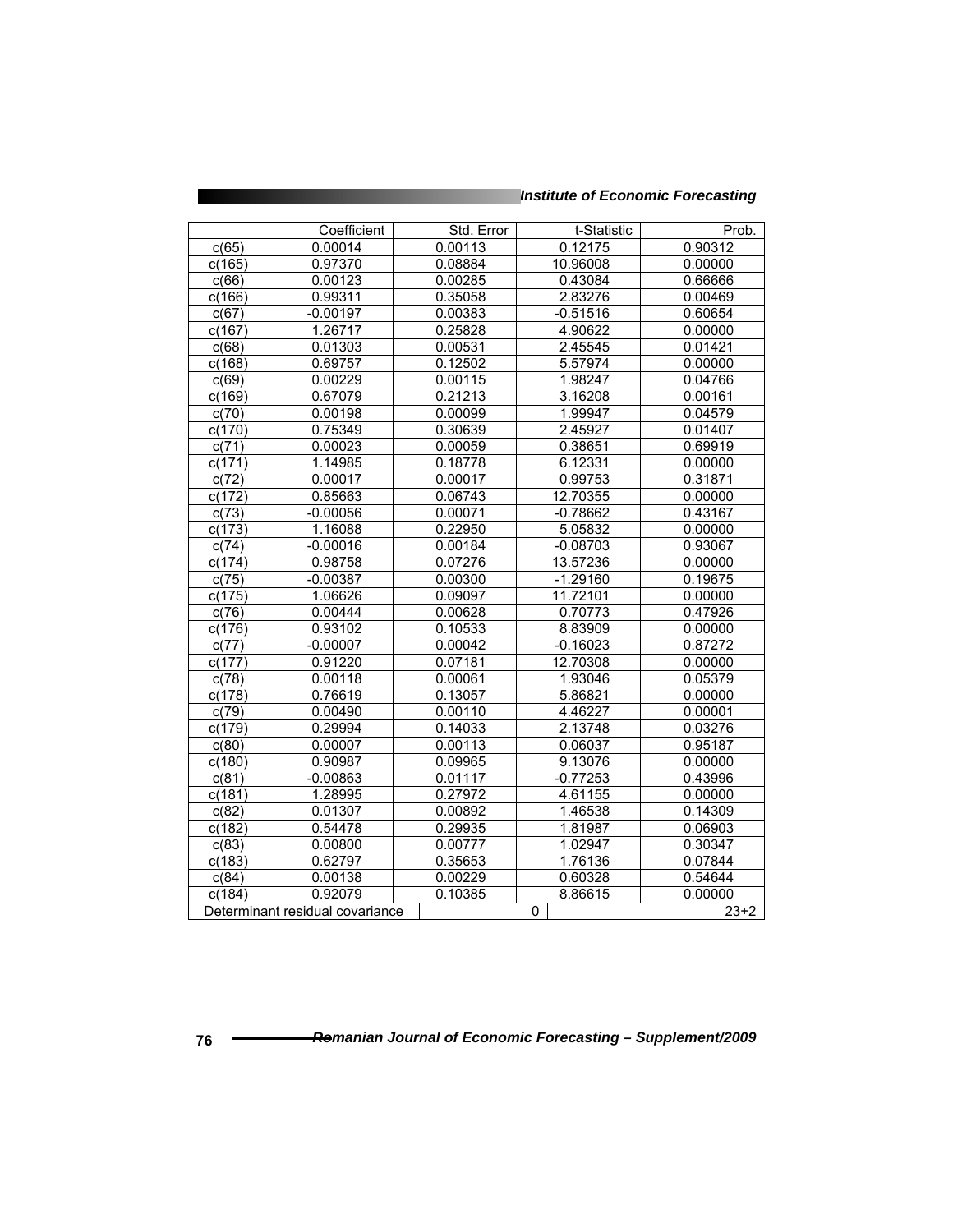|  | Coefficient | Std. Error | t-Statistic | Prob. |
|---|---|---|---|---|
| c(65) | 0.00014 | 0.00113 | 0.12175 | 0.90312 |
| c(165) | 0.97370 | 0.08884 | 10.96008 | 0.00000 |
| c(66) | 0.00123 | 0.00285 | 0.43084 | 0.66666 |
| c(166) | 0.99311 | 0.35058 | 2.83276 | 0.00469 |
| c(67) | -0.00197 | 0.00383 | -0.51516 | 0.60654 |
| c(167) | 1.26717 | 0.25828 | 4.90622 | 0.00000 |
| c(68) | 0.01303 | 0.00531 | 2.45545 | 0.01421 |
| c(168) | 0.69757 | 0.12502 | 5.57974 | 0.00000 |
| c(69) | 0.00229 | 0.00115 | 1.98247 | 0.04766 |
| c(169) | 0.67079 | 0.21213 | 3.16208 | 0.00161 |
| c(70) | 0.00198 | 0.00099 | 1.99947 | 0.04579 |
| c(170) | 0.75349 | 0.30639 | 2.45927 | 0.01407 |
| c(71) | 0.00023 | 0.00059 | 0.38651 | 0.69919 |
| c(171) | 1.14985 | 0.18778 | 6.12331 | 0.00000 |
| c(72) | 0.00017 | 0.00017 | 0.99753 | 0.31871 |
| c(172) | 0.85663 | 0.06743 | 12.70355 | 0.00000 |
| c(73) | -0.00056 | 0.00071 | -0.78662 | 0.43167 |
| c(173) | 1.16088 | 0.22950 | 5.05832 | 0.00000 |
| c(74) | -0.00016 | 0.00184 | -0.08703 | 0.93067 |
| c(174) | 0.98758 | 0.07276 | 13.57236 | 0.00000 |
| c(75) | -0.00387 | 0.00300 | -1.29160 | 0.19675 |
| c(175) | 1.06626 | 0.09097 | 11.72101 | 0.00000 |
| c(76) | 0.00444 | 0.00628 | 0.70773 | 0.47926 |
| c(176) | 0.93102 | 0.10533 | 8.83909 | 0.00000 |
| c(77) | -0.00007 | 0.00042 | -0.16023 | 0.87272 |
| c(177) | 0.91220 | 0.07181 | 12.70308 | 0.00000 |
| c(78) | 0.00118 | 0.00061 | 1.93046 | 0.05379 |
| c(178) | 0.76619 | 0.13057 | 5.86821 | 0.00000 |
| c(79) | 0.00490 | 0.00110 | 4.46227 | 0.00001 |
| c(179) | 0.29994 | 0.14033 | 2.13748 | 0.03276 |
| c(80) | 0.00007 | 0.00113 | 0.06037 | 0.95187 |
| c(180) | 0.90987 | 0.09965 | 9.13076 | 0.00000 |
| c(81) | -0.00863 | 0.01117 | -0.77253 | 0.43996 |
| c(181) | 1.28995 | 0.27972 | 4.61155 | 0.00000 |
| c(82) | 0.01307 | 0.00892 | 1.46538 | 0.14309 |
| c(182) | 0.54478 | 0.29935 | 1.81987 | 0.06903 |
| c(83) | 0.00800 | 0.00777 | 1.02947 | 0.30347 |
| c(183) | 0.62797 | 0.35653 | 1.76136 | 0.07844 |
| c(84) | 0.00138 | 0.00229 | 0.60328 | 0.54644 |
| c(184) | 0.92079 | 0.10385 | 8.86615 | 0.00000 |
| Determinant residual covariance |  | 0 |  | 23+2 |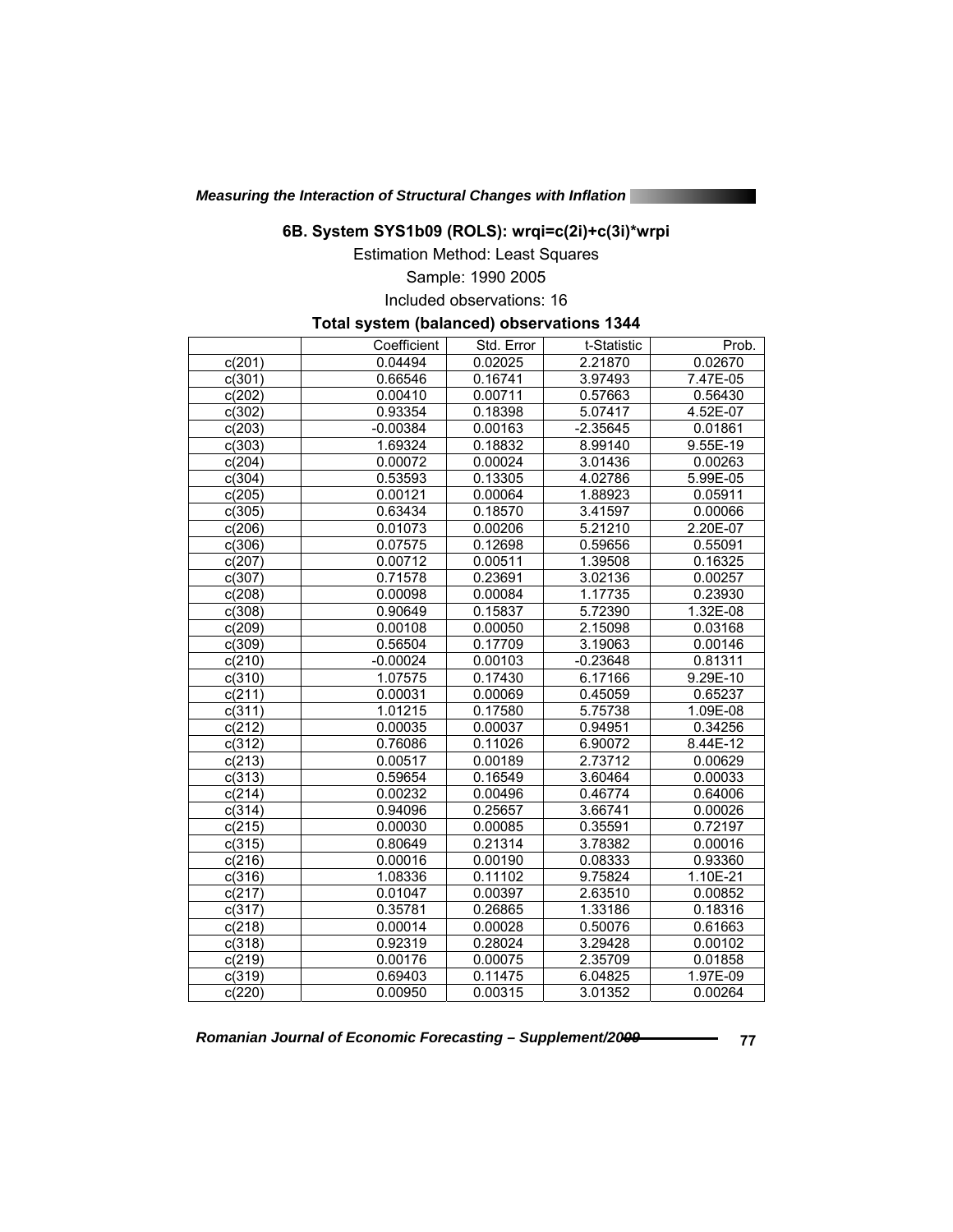### 6B. System SYS1b09 (ROLS): wrqi=c(2i)+c(3i)*wrpi

Estimation Method: Least Squares

Sample: 1990 2005

Included observations: 16

**Total system (balanced) observations 1344**

| | Coefficient | Std. Error | t-Statistic | Prob. |
|---|---|---|---|---|
| c(201) | 0.04494 | 0.02025 | 2.21870 | 0.02670 |
| c(301) | 0.66546 | 0.16741 | 3.97493 | 7.47E-05 |
| c(202) | 0.00410 | 0.00711 | 0.57663 | 0.56430 |
| c(302) | 0.93354 | 0.18398 | 5.07417 | 4.52E-07 |
| c(203) | -0.00384 | 0.00163 | -2.35645 | 0.01861 |
| c(303) | 1.69324 | 0.18832 | 8.99140 | 9.55E-19 |
| c(204) | 0.00072 | 0.00024 | 3.01436 | 0.00263 |
| c(304) | 0.53593 | 0.13305 | 4.02786 | 5.99E-05 |
| c(205) | 0.00121 | 0.00064 | 1.88923 | 0.05911 |
| c(305) | 0.63434 | 0.18570 | 3.41597 | 0.00066 |
| c(206) | 0.01073 | 0.00206 | 5.21210 | 2.20E-07 |
| c(306) | 0.07575 | 0.12698 | 0.59656 | 0.55091 |
| c(207) | 0.00712 | 0.00511 | 1.39508 | 0.16325 |
| c(307) | 0.71578 | 0.23691 | 3.02136 | 0.00257 |
| c(208) | 0.00098 | 0.00084 | 1.17735 | 0.23930 |
| c(308) | 0.90649 | 0.15837 | 5.72390 | 1.32E-08 |
| c(209) | 0.00108 | 0.00050 | 2.15098 | 0.03168 |
| c(309) | 0.56504 | 0.17709 | 3.19063 | 0.00146 |
| c(210) | -0.00024 | 0.00103 | -0.23648 | 0.81311 |
| c(310) | 1.07575 | 0.17430 | 6.17166 | 9.29E-10 |
| c(211) | 0.00031 | 0.00069 | 0.45059 | 0.65237 |
| c(311) | 1.01215 | 0.17580 | 5.75738 | 1.09E-08 |
| c(212) | 0.00035 | 0.00037 | 0.94951 | 0.34256 |
| c(312) | 0.76086 | 0.11026 | 6.90072 | 8.44E-12 |
| c(213) | 0.00517 | 0.00189 | 2.73712 | 0.00629 |
| c(313) | 0.59654 | 0.16549 | 3.60464 | 0.00033 |
| c(214) | 0.00232 | 0.00496 | 0.46774 | 0.64006 |
| c(314) | 0.94096 | 0.25657 | 3.66741 | 0.00026 |
| c(215) | 0.00030 | 0.00085 | 0.35591 | 0.72197 |
| c(315) | 0.80649 | 0.21314 | 3.78382 | 0.00016 |
| c(216) | 0.00016 | 0.00190 | 0.08333 | 0.93360 |
| c(316) | 1.08336 | 0.11102 | 9.75824 | 1.10E-21 |
| c(217) | 0.01047 | 0.00397 | 2.63510 | 0.00852 |
| c(317) | 0.35781 | 0.26865 | 1.33186 | 0.18316 |
| c(218) | 0.00014 | 0.00028 | 0.50076 | 0.61663 |
| c(318) | 0.92319 | 0.28024 | 3.29428 | 0.00102 |
| c(219) | 0.00176 | 0.00075 | 2.35709 | 0.01858 |
| c(319) | 0.69403 | 0.11475 | 6.04825 | 1.97E-09 |
| c(220) | 0.00950 | 0.00315 | 3.01352 | 0.00264 |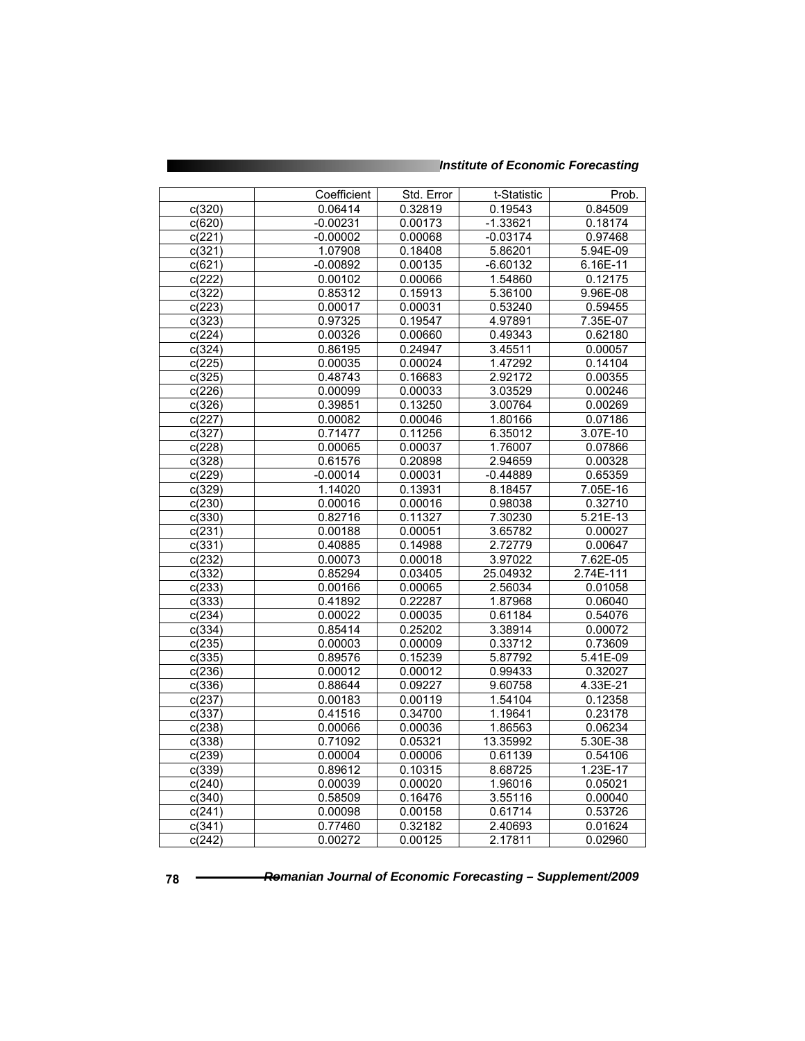| | Coefficient | Std. Error | t-Statistic | Prob. |
|---|---|---|---|---|
| c(320) | 0.06414 | 0.32819 | 0.19543 | 0.84509 |
| c(620) | -0.00231 | 0.00173 | -1.33621 | 0.18174 |
| c(221) | -0.00002 | 0.00068 | -0.03174 | 0.97468 |
| c(321) | 1.07908 | 0.18408 | 5.86201 | 5.94E-09 |
| c(621) | -0.00892 | 0.00135 | -6.60132 | 6.16E-11 |
| c(222) | 0.00102 | 0.00066 | 1.54860 | 0.12175 |
| c(322) | 0.85312 | 0.15913 | 5.36100 | 9.96E-08 |
| c(223) | 0.00017 | 0.00031 | 0.53240 | 0.59455 |
| c(323) | 0.97325 | 0.19547 | 4.97891 | 7.35E-07 |
| c(224) | 0.00326 | 0.00660 | 0.49343 | 0.62180 |
| c(324) | 0.86195 | 0.24947 | 3.45511 | 0.00057 |
| c(225) | 0.00035 | 0.00024 | 1.47292 | 0.14104 |
| c(325) | 0.48743 | 0.16683 | 2.92172 | 0.00355 |
| c(226) | 0.00099 | 0.00033 | 3.03529 | 0.00246 |
| c(326) | 0.39851 | 0.13250 | 3.00764 | 0.00269 |
| c(227) | 0.00082 | 0.00046 | 1.80166 | 0.07186 |
| c(327) | 0.71477 | 0.11256 | 6.35012 | 3.07E-10 |
| c(228) | 0.00065 | 0.00037 | 1.76007 | 0.07866 |
| c(328) | 0.61576 | 0.20898 | 2.94659 | 0.00328 |
| c(229) | -0.00014 | 0.00031 | -0.44889 | 0.65359 |
| c(329) | 1.14020 | 0.13931 | 8.18457 | 7.05E-16 |
| c(230) | 0.00016 | 0.00016 | 0.98038 | 0.32710 |
| c(330) | 0.82716 | 0.11327 | 7.30230 | 5.21E-13 |
| c(231) | 0.00188 | 0.00051 | 3.65782 | 0.00027 |
| c(331) | 0.40885 | 0.14988 | 2.72779 | 0.00647 |
| c(232) | 0.00073 | 0.00018 | 3.97022 | 7.62E-05 |
| c(332) | 0.85294 | 0.03405 | 25.04932 | 2.74E-111 |
| c(233) | 0.00166 | 0.00065 | 2.56034 | 0.01058 |
| c(333) | 0.41892 | 0.22287 | 1.87968 | 0.06040 |
| c(234) | 0.00022 | 0.00035 | 0.61184 | 0.54076 |
| c(334) | 0.85414 | 0.25202 | 3.38914 | 0.00072 |
| c(235) | 0.00003 | 0.00009 | 0.33712 | 0.73609 |
| c(335) | 0.89576 | 0.15239 | 5.87792 | 5.41E-09 |
| c(236) | 0.00012 | 0.00012 | 0.99433 | 0.32027 |
| c(336) | 0.88644 | 0.09227 | 9.60758 | 4.33E-21 |
| c(237) | 0.00183 | 0.00119 | 1.54104 | 0.12358 |
| c(337) | 0.41516 | 0.34700 | 1.19641 | 0.23178 |
| c(238) | 0.00066 | 0.00036 | 1.86563 | 0.06234 |
| c(338) | 0.71092 | 0.05321 | 13.35992 | 5.30E-38 |
| c(239) | 0.00004 | 0.00006 | 0.61139 | 0.54106 |
| c(339) | 0.89612 | 0.10315 | 8.68725 | 1.23E-17 |
| c(240) | 0.00039 | 0.00020 | 1.96016 | 0.05021 |
| c(340) | 0.58509 | 0.16476 | 3.55116 | 0.00040 |
| c(241) | 0.00098 | 0.00158 | 0.61714 | 0.53726 |
| c(341) | 0.77460 | 0.32182 | 2.40693 | 0.01624 |
| c(242) | 0.00272 | 0.00125 | 2.17811 | 0.02960 |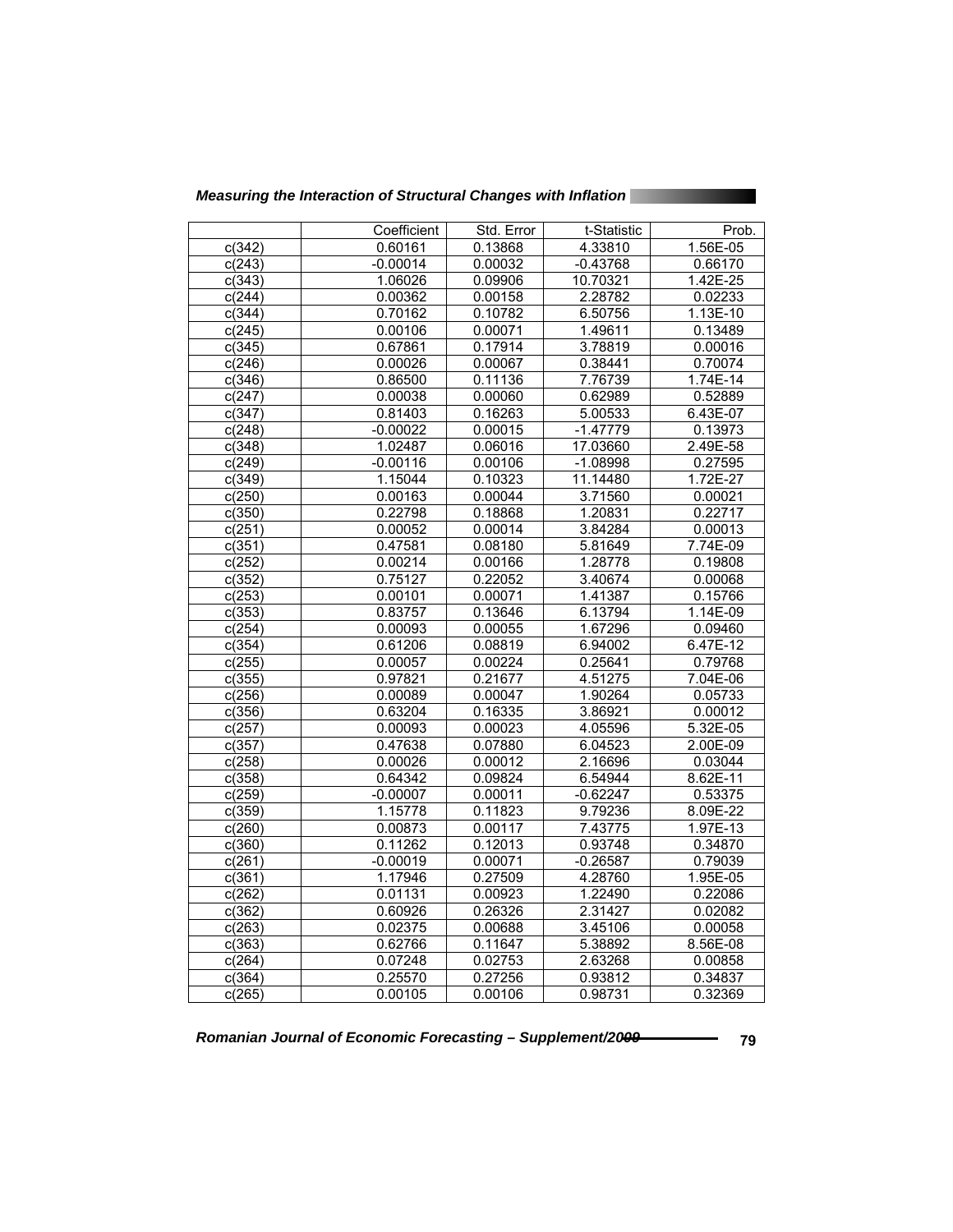| | Coefficient | Std. Error | t-Statistic | Prob. |
|---|---|---|---|---|
| c(342) | 0.60161 | 0.13868 | 4.33810 | 1.56E-05 |
| c(243) | -0.00014 | 0.00032 | -0.43768 | 0.66170 |
| c(343) | 1.06026 | 0.09906 | 10.70321 | 1.42E-25 |
| c(244) | 0.00362 | 0.00158 | 2.28782 | 0.02233 |
| c(344) | 0.70162 | 0.10782 | 6.50756 | 1.13E-10 |
| c(245) | 0.00106 | 0.00071 | 1.49611 | 0.13489 |
| c(345) | 0.67861 | 0.17914 | 3.78819 | 0.00016 |
| c(246) | 0.00026 | 0.00067 | 0.38441 | 0.70074 |
| c(346) | 0.86500 | 0.11136 | 7.76739 | 1.74E-14 |
| c(247) | 0.00038 | 0.00060 | 0.62989 | 0.52889 |
| c(347) | 0.81403 | 0.16263 | 5.00533 | 6.43E-07 |
| c(248) | -0.00022 | 0.00015 | -1.47779 | 0.13973 |
| c(348) | 1.02487 | 0.06016 | 17.03660 | 2.49E-58 |
| c(249) | -0.00116 | 0.00106 | -1.08998 | 0.27595 |
| c(349) | 1.15044 | 0.10323 | 11.14480 | 1.72E-27 |
| c(250) | 0.00163 | 0.00044 | 3.71560 | 0.00021 |
| c(350) | 0.22798 | 0.18868 | 1.20831 | 0.22717 |
| c(251) | 0.00052 | 0.00014 | 3.84284 | 0.00013 |
| c(351) | 0.47581 | 0.08180 | 5.81649 | 7.74E-09 |
| c(252) | 0.00214 | 0.00166 | 1.28778 | 0.19808 |
| c(352) | 0.75127 | 0.22052 | 3.40674 | 0.00068 |
| c(253) | 0.00101 | 0.00071 | 1.41387 | 0.15766 |
| c(353) | 0.83757 | 0.13646 | 6.13794 | 1.14E-09 |
| c(254) | 0.00093 | 0.00055 | 1.67296 | 0.09460 |
| c(354) | 0.61206 | 0.08819 | 6.94002 | 6.47E-12 |
| c(255) | 0.00057 | 0.00224 | 0.25641 | 0.79768 |
| c(355) | 0.97821 | 0.21677 | 4.51275 | 7.04E-06 |
| c(256) | 0.00089 | 0.00047 | 1.90264 | 0.05733 |
| c(356) | 0.63204 | 0.16335 | 3.86921 | 0.00012 |
| c(257) | 0.00093 | 0.00023 | 4.05596 | 5.32E-05 |
| c(357) | 0.47638 | 0.07880 | 6.04523 | 2.00E-09 |
| c(258) | 0.00026 | 0.00012 | 2.16696 | 0.03044 |
| c(358) | 0.64342 | 0.09824 | 6.54944 | 8.62E-11 |
| c(259) | -0.00007 | 0.00011 | -0.62247 | 0.53375 |
| c(359) | 1.15778 | 0.11823 | 9.79236 | 8.09E-22 |
| c(260) | 0.00873 | 0.00117 | 7.43775 | 1.97E-13 |
| c(360) | 0.11262 | 0.12013 | 0.93748 | 0.34870 |
| c(261) | -0.00019 | 0.00071 | -0.26587 | 0.79039 |
| c(361) | 1.17946 | 0.27509 | 4.28760 | 1.95E-05 |
| c(262) | 0.01131 | 0.00923 | 1.22490 | 0.22086 |
| c(362) | 0.60926 | 0.26326 | 2.31427 | 0.02082 |
| c(263) | 0.02375 | 0.00688 | 3.45106 | 0.00058 |
| c(363) | 0.62766 | 0.11647 | 5.38892 | 8.56E-08 |
| c(264) | 0.07248 | 0.02753 | 2.63268 | 0.00858 |
| c(364) | 0.25570 | 0.27256 | 0.93812 | 0.34837 |
| c(265) | 0.00105 | 0.00106 | 0.98731 | 0.32369 |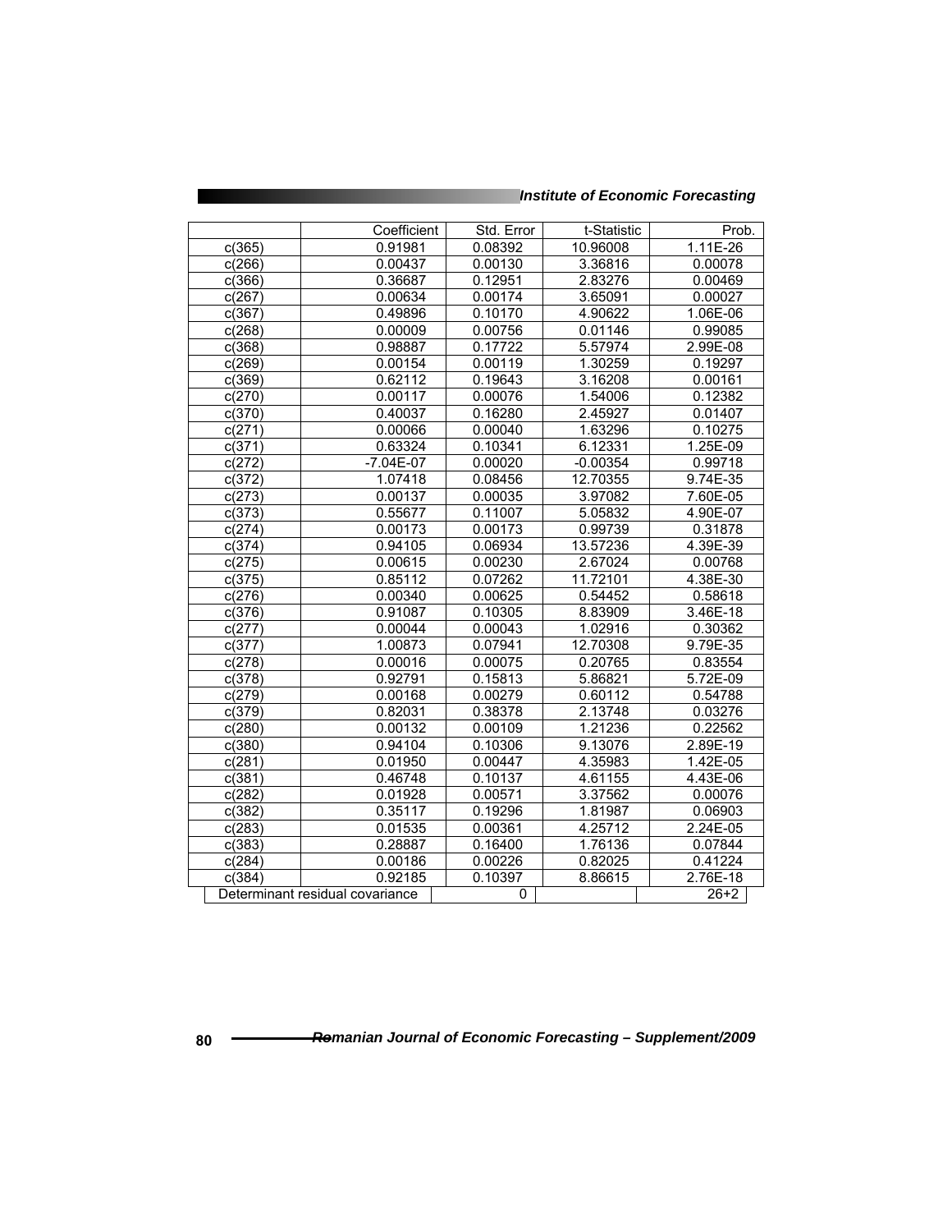| | Coefficient | Std. Error | t-Statistic | Prob. |
|---|---|---|---|---|
| c(365) | 0.91981 | 0.08392 | 10.96008 | 1.11E-26 |
| c(266) | 0.00437 | 0.00130 | 3.36816 | 0.00078 |
| c(366) | 0.36687 | 0.12951 | 2.83276 | 0.00469 |
| c(267) | 0.00634 | 0.00174 | 3.65091 | 0.00027 |
| c(367) | 0.49896 | 0.10170 | 4.90622 | 1.06E-06 |
| c(268) | 0.00009 | 0.00756 | 0.01146 | 0.99085 |
| c(368) | 0.98887 | 0.17722 | 5.57974 | 2.99E-08 |
| c(269) | 0.00154 | 0.00119 | 1.30259 | 0.19297 |
| c(369) | 0.62112 | 0.19643 | 3.16208 | 0.00161 |
| c(270) | 0.00117 | 0.00076 | 1.54006 | 0.12382 |
| c(370) | 0.40037 | 0.16280 | 2.45927 | 0.01407 |
| c(271) | 0.00066 | 0.00040 | 1.63296 | 0.10275 |
| c(371) | 0.63324 | 0.10341 | 6.12331 | 1.25E-09 |
| c(272) | -7.04E-07 | 0.00020 | -0.00354 | 0.99718 |
| c(372) | 1.07418 | 0.08456 | 12.70355 | 9.74E-35 |
| c(273) | 0.00137 | 0.00035 | 3.97082 | 7.60E-05 |
| c(373) | 0.55677 | 0.11007 | 5.05832 | 4.90E-07 |
| c(274) | 0.00173 | 0.00173 | 0.99739 | 0.31878 |
| c(374) | 0.94105 | 0.06934 | 13.57236 | 4.39E-39 |
| c(275) | 0.00615 | 0.00230 | 2.67024 | 0.00768 |
| c(375) | 0.85112 | 0.07262 | 11.72101 | 4.38E-30 |
| c(276) | 0.00340 | 0.00625 | 0.54452 | 0.58618 |
| c(376) | 0.91087 | 0.10305 | 8.83909 | 3.46E-18 |
| c(277) | 0.00044 | 0.00043 | 1.02916 | 0.30362 |
| c(377) | 1.00873 | 0.07941 | 12.70308 | 9.79E-35 |
| c(278) | 0.00016 | 0.00075 | 0.20765 | 0.83554 |
| c(378) | 0.92791 | 0.15813 | 5.86821 | 5.72E-09 |
| c(279) | 0.00168 | 0.00279 | 0.60112 | 0.54788 |
| c(379) | 0.82031 | 0.38378 | 2.13748 | 0.03276 |
| c(280) | 0.00132 | 0.00109 | 1.21236 | 0.22562 |
| c(380) | 0.94104 | 0.10306 | 9.13076 | 2.89E-19 |
| c(281) | 0.01950 | 0.00447 | 4.35983 | 1.42E-05 |
| c(381) | 0.46748 | 0.10137 | 4.61155 | 4.43E-06 |
| c(282) | 0.01928 | 0.00571 | 3.37562 | 0.00076 |
| c(382) | 0.35117 | 0.19296 | 1.81987 | 0.06903 |
| c(283) | 0.01535 | 0.00361 | 4.25712 | 2.24E-05 |
| c(383) | 0.28887 | 0.16400 | 1.76136 | 0.07844 |
| c(284) | 0.00186 | 0.00226 | 0.82025 | 0.41224 |
| c(384) | 0.92185 | 0.10397 | 8.86615 | 2.76E-18 |
| Determinant residual covariance | | 0 | | 26+2 |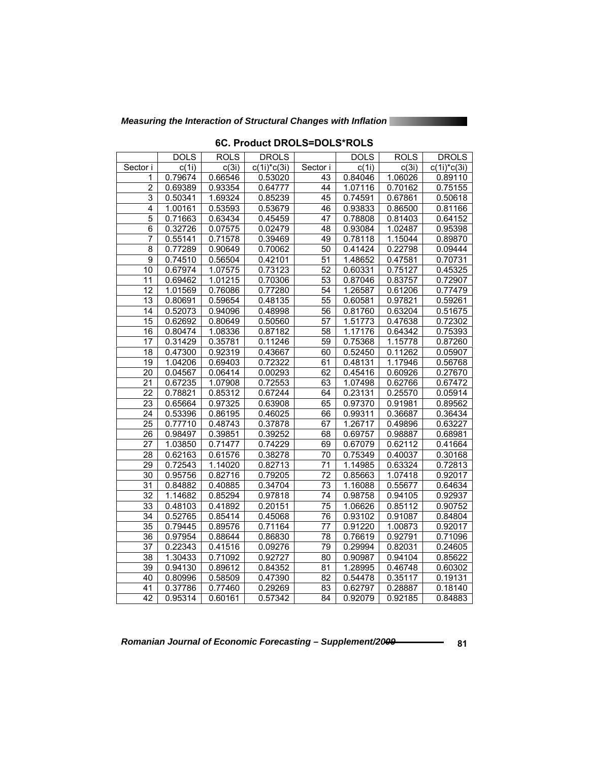### 6C. Product DROLS=DOLS*ROLS

| | DOLS | ROLS | DROLS | | DOLS | ROLS | DROLS |
|---|---|---|---|---|---|---|---|
| Sector i | c(1i) | c(3i) | c(1i)*c(3i) | Sector i | c(1i) | c(3i) | c(1i)*c(3i) |
| 1 | 0.79674 | 0.66546 | 0.53020 | 43 | 0.84046 | 1.06026 | 0.89110 |
| 2 | 0.69389 | 0.93354 | 0.64777 | 44 | 1.07116 | 0.70162 | 0.75155 |
| 3 | 0.50341 | 1.69324 | 0.85239 | 45 | 0.74591 | 0.67861 | 0.50618 |
| 4 | 1.00161 | 0.53593 | 0.53679 | 46 | 0.93833 | 0.86500 | 0.81166 |
| 5 | 0.71663 | 0.63434 | 0.45459 | 47 | 0.78808 | 0.81403 | 0.64152 |
| 6 | 0.32726 | 0.07575 | 0.02479 | 48 | 0.93084 | 1.02487 | 0.95398 |
| 7 | 0.55141 | 0.71578 | 0.39469 | 49 | 0.78118 | 1.15044 | 0.89870 |
| 8 | 0.77289 | 0.90649 | 0.70062 | 50 | 0.41424 | 0.22798 | 0.09444 |
| 9 | 0.74510 | 0.56504 | 0.42101 | 51 | 1.48652 | 0.47581 | 0.70731 |
| 10 | 0.67974 | 1.07575 | 0.73123 | 52 | 0.60331 | 0.75127 | 0.45325 |
| 11 | 0.69462 | 1.01215 | 0.70306 | 53 | 0.87046 | 0.83757 | 0.72907 |
| 12 | 1.01569 | 0.76086 | 0.77280 | 54 | 1.26587 | 0.61206 | 0.77479 |
| 13 | 0.80691 | 0.59654 | 0.48135 | 55 | 0.60581 | 0.97821 | 0.59261 |
| 14 | 0.52073 | 0.94096 | 0.48998 | 56 | 0.81760 | 0.63204 | 0.51675 |
| 15 | 0.62692 | 0.80649 | 0.50560 | 57 | 1.51773 | 0.47638 | 0.72302 |
| 16 | 0.80474 | 1.08336 | 0.87182 | 58 | 1.17176 | 0.64342 | 0.75393 |
| 17 | 0.31429 | 0.35781 | 0.11246 | 59 | 0.75368 | 1.15778 | 0.87260 |
| 18 | 0.47300 | 0.92319 | 0.43667 | 60 | 0.52450 | 0.11262 | 0.05907 |
| 19 | 1.04206 | 0.69403 | 0.72322 | 61 | 0.48131 | 1.17946 | 0.56768 |
| 20 | 0.04567 | 0.06414 | 0.00293 | 62 | 0.45416 | 0.60926 | 0.27670 |
| 21 | 0.67235 | 1.07908 | 0.72553 | 63 | 1.07498 | 0.62766 | 0.67472 |
| 22 | 0.78821 | 0.85312 | 0.67244 | 64 | 0.23131 | 0.25570 | 0.05914 |
| 23 | 0.65664 | 0.97325 | 0.63908 | 65 | 0.97370 | 0.91981 | 0.89562 |
| 24 | 0.53396 | 0.86195 | 0.46025 | 66 | 0.99311 | 0.36687 | 0.36434 |
| 25 | 0.77710 | 0.48743 | 0.37878 | 67 | 1.26717 | 0.49896 | 0.63227 |
| 26 | 0.98497 | 0.39851 | 0.39252 | 68 | 0.69757 | 0.98887 | 0.68981 |
| 27 | 1.03850 | 0.71477 | 0.74229 | 69 | 0.67079 | 0.62112 | 0.41664 |
| 28 | 0.62163 | 0.61576 | 0.38278 | 70 | 0.75349 | 0.40037 | 0.30168 |
| 29 | 0.72543 | 1.14020 | 0.82713 | 71 | 1.14985 | 0.63324 | 0.72813 |
| 30 | 0.95756 | 0.82716 | 0.79205 | 72 | 0.85663 | 1.07418 | 0.92017 |
| 31 | 0.84882 | 0.40885 | 0.34704 | 73 | 1.16088 | 0.55677 | 0.64634 |
| 32 | 1.14682 | 0.85294 | 0.97818 | 74 | 0.98758 | 0.94105 | 0.92937 |
| 33 | 0.48103 | 0.41892 | 0.20151 | 75 | 1.06626 | 0.85112 | 0.90752 |
| 34 | 0.52765 | 0.85414 | 0.45068 | 76 | 0.93102 | 0.91087 | 0.84804 |
| 35 | 0.79445 | 0.89576 | 0.71164 | 77 | 0.91220 | 1.00873 | 0.92017 |
| 36 | 0.97954 | 0.88644 | 0.86830 | 78 | 0.76619 | 0.92791 | 0.71096 |
| 37 | 0.22343 | 0.41516 | 0.09276 | 79 | 0.29994 | 0.82031 | 0.24605 |
| 38 | 1.30433 | 0.71092 | 0.92727 | 80 | 0.90987 | 0.94104 | 0.85622 |
| 39 | 0.94130 | 0.89612 | 0.84352 | 81 | 1.28995 | 0.46748 | 0.60302 |
| 40 | 0.80996 | 0.58509 | 0.47390 | 82 | 0.54478 | 0.35117 | 0.19131 |
| 41 | 0.37786 | 0.77460 | 0.29269 | 83 | 0.62797 | 0.28887 | 0.18140 |
| 42 | 0.95314 | 0.60161 | 0.57342 | 84 | 0.92079 | 0.92185 | 0.84883 |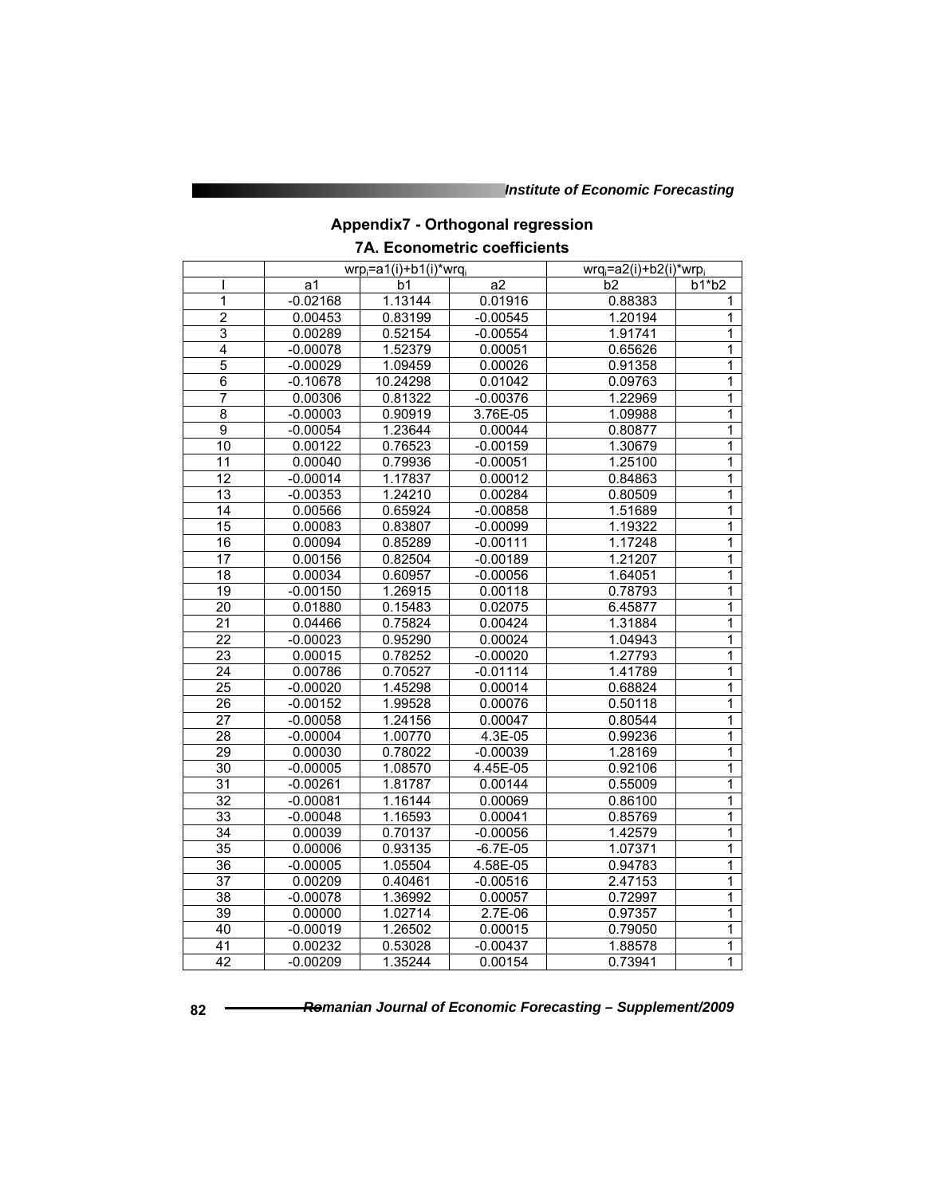## Appendix7 - Orthogonal regression

### 7A. Econometric coefficients

| | $wrp_i$=a1(i)+b1(i)*$wrq_i$ | | | $wrq_i$=a2(i)+b2(i)*$wrp_i$ | |
|---|---|---|---|---|---|
| I | a1 | b1 | a2 | b2 | b1*b2 |
| 1 | -0.02168 | 1.13144 | 0.01916 | 0.88383 | 1 |
| 2 | 0.00453 | 0.83199 | -0.00545 | 1.20194 | 1 |
| 3 | 0.00289 | 0.52154 | -0.00554 | 1.91741 | 1 |
| 4 | -0.00078 | 1.52379 | 0.00051 | 0.65626 | 1 |
| 5 | -0.00029 | 1.09459 | 0.00026 | 0.91358 | 1 |
| 6 | -0.10678 | 10.24298 | 0.01042 | 0.09763 | 1 |
| 7 | 0.00306 | 0.81322 | -0.00376 | 1.22969 | 1 |
| 8 | -0.00003 | 0.90919 | 3.76E-05 | 1.09988 | 1 |
| 9 | -0.00054 | 1.23644 | 0.00044 | 0.80877 | 1 |
| 10 | 0.00122 | 0.76523 | -0.00159 | 1.30679 | 1 |
| 11 | 0.00040 | 0.79936 | -0.00051 | 1.25100 | 1 |
| 12 | -0.00014 | 1.17837 | 0.00012 | 0.84863 | 1 |
| 13 | -0.00353 | 1.24210 | 0.00284 | 0.80509 | 1 |
| 14 | 0.00566 | 0.65924 | -0.00858 | 1.51689 | 1 |
| 15 | 0.00083 | 0.83807 | -0.00099 | 1.19322 | 1 |
| 16 | 0.00094 | 0.85289 | -0.00111 | 1.17248 | 1 |
| 17 | 0.00156 | 0.82504 | -0.00189 | 1.21207 | 1 |
| 18 | 0.00034 | 0.60957 | -0.00056 | 1.64051 | 1 |
| 19 | -0.00150 | 1.26915 | 0.00118 | 0.78793 | 1 |
| 20 | 0.01880 | 0.15483 | 0.02075 | 6.45877 | 1 |
| 21 | 0.04466 | 0.75824 | 0.00424 | 1.31884 | 1 |
| 22 | -0.00023 | 0.95290 | 0.00024 | 1.04943 | 1 |
| 23 | 0.00015 | 0.78252 | -0.00020 | 1.27793 | 1 |
| 24 | 0.00786 | 0.70527 | -0.01114 | 1.41789 | 1 |
| 25 | -0.00020 | 1.45298 | 0.00014 | 0.68824 | 1 |
| 26 | -0.00152 | 1.99528 | 0.00076 | 0.50118 | 1 |
| 27 | -0.00058 | 1.24156 | 0.00047 | 0.80544 | 1 |
| 28 | -0.00004 | 1.00770 | 4.3E-05 | 0.99236 | 1 |
| 29 | 0.00030 | 0.78022 | -0.00039 | 1.28169 | 1 |
| 30 | -0.00005 | 1.08570 | 4.45E-05 | 0.92106 | 1 |
| 31 | -0.00261 | 1.81787 | 0.00144 | 0.55009 | 1 |
| 32 | -0.00081 | 1.16144 | 0.00069 | 0.86100 | 1 |
| 33 | -0.00048 | 1.16593 | 0.00041 | 0.85769 | 1 |
| 34 | 0.00039 | 0.70137 | -0.00056 | 1.42579 | 1 |
| 35 | 0.00006 | 0.93135 | -6.7E-05 | 1.07371 | 1 |
| 36 | -0.00005 | 1.05504 | 4.58E-05 | 0.94783 | 1 |
| 37 | 0.00209 | 0.40461 | -0.00516 | 2.47153 | 1 |
| 38 | -0.00078 | 1.36992 | 0.00057 | 0.72997 | 1 |
| 39 | 0.00000 | 1.02714 | 2.7E-06 | 0.97357 | 1 |
| 40 | -0.00019 | 1.26502 | 0.00015 | 0.79050 | 1 |
| 41 | 0.00232 | 0.53028 | -0.00437 | 1.88578 | 1 |
| 42 | -0.00209 | 1.35244 | 0.00154 | 0.73941 | 1 |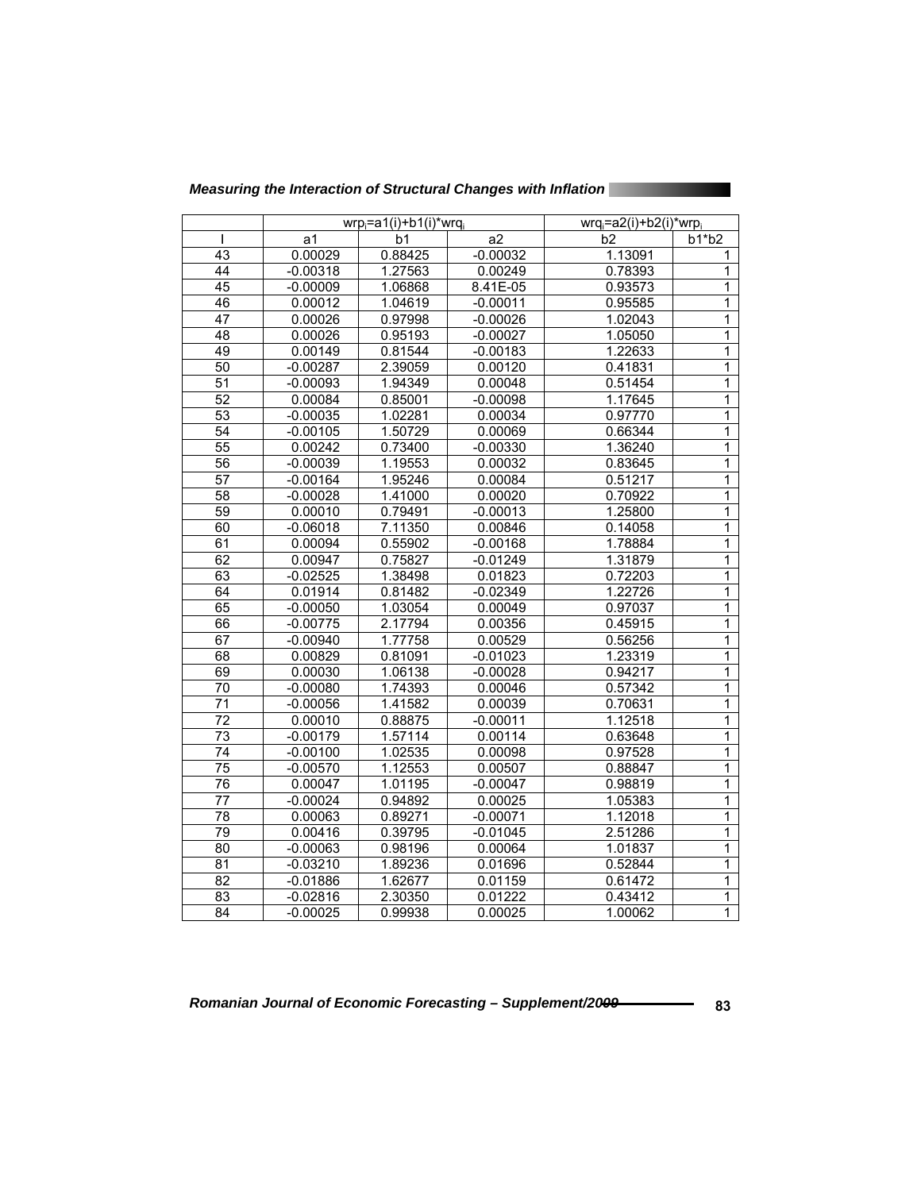| | $wrp_i=a1(i)+b1(i)*wrq_i$ | | $wrq_i=a2(i)+b2(i)*wrp_i$ | | |
|---|---|---|---|---|---|
| I | a1 | b1 | a2 | b2 | b1*b2 |
| 43 | 0.00029 | 0.88425 | -0.00032 | 1.13091 | 1 |
| 44 | -0.00318 | 1.27563 | 0.00249 | 0.78393 | 1 |
| 45 | -0.00009 | 1.06868 | 8.41E-05 | 0.93573 | 1 |
| 46 | 0.00012 | 1.04619 | -0.00011 | 0.95585 | 1 |
| 47 | 0.00026 | 0.97998 | -0.00026 | 1.02043 | 1 |
| 48 | 0.00026 | 0.95193 | -0.00027 | 1.05050 | 1 |
| 49 | 0.00149 | 0.81544 | -0.00183 | 1.22633 | 1 |
| 50 | -0.00287 | 2.39059 | 0.00120 | 0.41831 | 1 |
| 51 | -0.00093 | 1.94349 | 0.00048 | 0.51454 | 1 |
| 52 | 0.00084 | 0.85001 | -0.00098 | 1.17645 | 1 |
| 53 | -0.00035 | 1.02281 | 0.00034 | 0.97770 | 1 |
| 54 | -0.00105 | 1.50729 | 0.00069 | 0.66344 | 1 |
| 55 | 0.00242 | 0.73400 | -0.00330 | 1.36240 | 1 |
| 56 | -0.00039 | 1.19553 | 0.00032 | 0.83645 | 1 |
| 57 | -0.00164 | 1.95246 | 0.00084 | 0.51217 | 1 |
| 58 | -0.00028 | 1.41000 | 0.00020 | 0.70922 | 1 |
| 59 | 0.00010 | 0.79491 | -0.00013 | 1.25800 | 1 |
| 60 | -0.06018 | 7.11350 | 0.00846 | 0.14058 | 1 |
| 61 | 0.00094 | 0.55902 | -0.00168 | 1.78884 | 1 |
| 62 | 0.00947 | 0.75827 | -0.01249 | 1.31879 | 1 |
| 63 | -0.02525 | 1.38498 | 0.01823 | 0.72203 | 1 |
| 64 | 0.01914 | 0.81482 | -0.02349 | 1.22726 | 1 |
| 65 | -0.00050 | 1.03054 | 0.00049 | 0.97037 | 1 |
| 66 | -0.00775 | 2.17794 | 0.00356 | 0.45915 | 1 |
| 67 | -0.00940 | 1.77758 | 0.00529 | 0.56256 | 1 |
| 68 | 0.00829 | 0.81091 | -0.01023 | 1.23319 | 1 |
| 69 | 0.00030 | 1.06138 | -0.00028 | 0.94217 | 1 |
| 70 | -0.00080 | 1.74393 | 0.00046 | 0.57342 | 1 |
| 71 | -0.00056 | 1.41582 | 0.00039 | 0.70631 | 1 |
| 72 | 0.00010 | 0.88875 | -0.00011 | 1.12518 | 1 |
| 73 | -0.00179 | 1.57114 | 0.00114 | 0.63648 | 1 |
| 74 | -0.00100 | 1.02535 | 0.00098 | 0.97528 | 1 |
| 75 | -0.00570 | 1.12553 | 0.00507 | 0.88847 | 1 |
| 76 | 0.00047 | 1.01195 | -0.00047 | 0.98819 | 1 |
| 77 | -0.00024 | 0.94892 | 0.00025 | 1.05383 | 1 |
| 78 | 0.00063 | 0.89271 | -0.00071 | 1.12018 | 1 |
| 79 | 0.00416 | 0.39795 | -0.01045 | 2.51286 | 1 |
| 80 | -0.00063 | 0.98196 | 0.00064 | 1.01837 | 1 |
| 81 | -0.03210 | 1.89236 | 0.01696 | 0.52844 | 1 |
| 82 | -0.01886 | 1.62677 | 0.01159 | 0.61472 | 1 |
| 83 | -0.02816 | 2.30350 | 0.01222 | 0.43412 | 1 |
| 84 | -0.00025 | 0.99938 | 0.00025 | 1.00062 | 1 |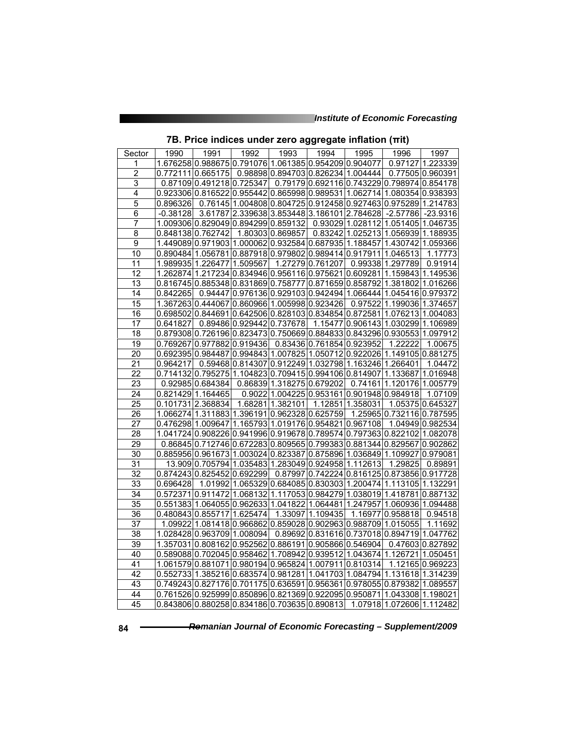### 7B. Price indices under zero aggregate inflation (πit)

| Sector | 1990 | 1991 | 1992 | 1993 | 1994 | 1995 | 1996 | 1997 |
|---|---|---|---|---|---|---|---|---|
| 1 | 1.676258 | 0.988675 | 0.791076 | 1.061385 | 0.954209 | 0.904077 | 0.97127 | 1.223339 |
| 2 | 0.772111 | 0.665175 | 0.98898 | 0.894703 | 0.826234 | 1.004444 | 0.77505 | 0.960391 |
| 3 | 0.87109 | 0.491218 | 0.725347 | 0.79179 | 0.692116 | 0.743229 | 0.798974 | 0.854178 |
| 4 | 0.923306 | 0.816522 | 0.955442 | 0.865998 | 0.989531 | 1.062714 | 1.080354 | 0.938393 |
| 5 | 0.896326 | 0.76145 | 1.004808 | 0.804725 | 0.912458 | 0.927463 | 0.975289 | 1.214783 |
| 6 | -0.38128 | 3.61787 | 2.339638 | 3.853448 | 3.186101 | 2.784628 | -2.57786 | -23.9316 |
| 7 | 1.009306 | 0.829049 | 0.894299 | 0.859132 | 0.93029 | 1.028112 | 1.051405 | 1.046735 |
| 8 | 0.848138 | 0.762742 | 1.80303 | 0.869857 | 0.83242 | 1.025213 | 1.056939 | 1.188935 |
| 9 | 1.449089 | 0.971903 | 1.000062 | 0.932584 | 0.687935 | 1.188457 | 1.430742 | 1.059366 |
| 10 | 0.890484 | 1.056781 | 0.887918 | 0.979802 | 0.989414 | 0.917911 | 1.046513 | 1.17773 |
| 11 | 1.989935 | 1.226477 | 1.509567 | 1.27279 | 0.761207 | 0.99338 | 1.297789 | 0.91914 |
| 12 | 1.262874 | 1.217234 | 0.834946 | 0.956116 | 0.975621 | 0.609281 | 1.159843 | 1.149536 |
| 13 | 0.816745 | 0.885348 | 0.831869 | 0.758777 | 0.871659 | 0.858792 | 1.381802 | 1.016266 |
| 14 | 0.842265 | 0.94447 | 0.976136 | 0.929103 | 0.942494 | 1.066444 | 1.045416 | 0.979372 |
| 15 | 1.367263 | 0.444067 | 0.860966 | 1.005998 | 0.923426 | 0.97522 | 1.199036 | 1.374657 |
| 16 | 0.698502 | 0.844691 | 0.642506 | 0.828103 | 0.834854 | 0.872581 | 1.076213 | 1.004083 |
| 17 | 0.641827 | 0.89486 | 0.929442 | 0.737678 | 1.15477 | 0.906143 | 1.030299 | 1.106989 |
| 18 | 0.879308 | 0.726196 | 0.823473 | 0.750669 | 0.884833 | 0.843296 | 0.930553 | 1.097912 |
| 19 | 0.769267 | 0.977882 | 0.919436 | 0.83436 | 0.761854 | 0.923952 | 1.22222 | 1.00675 |
| 20 | 0.692395 | 0.984487 | 0.994843 | 1.007825 | 1.050712 | 0.922026 | 1.149105 | 0.881275 |
| 21 | 0.964217 | 0.59468 | 0.814307 | 0.912249 | 1.032798 | 1.163246 | 1.266401 | 1.04472 |
| 22 | 0.714132 | 0.795275 | 1.104823 | 0.709415 | 0.994106 | 0.814907 | 1.133687 | 1.016948 |
| 23 | 0.92985 | 0.684384 | 0.86839 | 1.318275 | 0.679202 | 0.74161 | 1.120176 | 1.005779 |
| 24 | 0.821429 | 1.164465 | 0.9022 | 1.004225 | 0.953161 | 0.901948 | 0.984918 | 1.07109 |
| 25 | 0.101731 | 2.368834 | 1.68281 | 1.382101 | 1.12851 | 1.358031 | 1.05375 | 0.645327 |
| 26 | 1.066274 | 1.311883 | 1.396191 | 0.962328 | 0.625759 | 1.25965 | 0.732116 | 0.787595 |
| 27 | 0.476298 | 1.009647 | 1.165793 | 1.019176 | 0.954821 | 0.967108 | 1.04949 | 0.982534 |
| 28 | 1.041724 | 0.908226 | 0.941996 | 0.919678 | 0.789574 | 0.797363 | 0.822102 | 1.082078 |
| 29 | 0.86845 | 0.712746 | 0.672283 | 0.809565 | 0.799383 | 0.881344 | 0.829567 | 0.902862 |
| 30 | 0.885956 | 0.961673 | 1.003024 | 0.823387 | 0.875896 | 1.036849 | 1.109927 | 0.979081 |
| 31 | 13.909 | 0.705794 | 1.035483 | 1.283049 | 0.924958 | 1.112613 | 1.29825 | 0.89891 |
| 32 | 0.874243 | 0.825452 | 0.692299 | 0.87997 | 0.742224 | 0.816125 | 0.873856 | 0.917728 |
| 33 | 0.696428 | 1.01992 | 1.065329 | 0.684085 | 0.830303 | 1.200474 | 1.113105 | 1.132291 |
| 34 | 0.572371 | 0.911472 | 1.068132 | 1.117053 | 0.984279 | 1.038019 | 1.418781 | 0.887132 |
| 35 | 0.551383 | 1.064055 | 0.962633 | 1.041822 | 1.064481 | 1.247957 | 1.060936 | 1.094488 |
| 36 | 0.480843 | 0.855717 | 1.625474 | 1.33097 | 1.109435 | 1.16977 | 0.958818 | 0.94518 |
| 37 | 1.09922 | 1.081418 | 0.966862 | 0.859028 | 0.902963 | 0.988709 | 1.015055 | 1.11692 |
| 38 | 1.028428 | 0.963709 | 1.008094 | 0.89692 | 0.831616 | 0.737018 | 0.894719 | 1.047762 |
| 39 | 1.357031 | 0.808162 | 0.952562 | 0.886191 | 0.905866 | 0.546904 | 0.47603 | 0.827892 |
| 40 | 0.589088 | 0.702045 | 0.958462 | 1.708942 | 0.939512 | 1.043674 | 1.126721 | 1.050451 |
| 41 | 1.061579 | 0.881071 | 0.980194 | 0.965824 | 1.007911 | 0.810314 | 1.12165 | 0.969223 |
| 42 | 0.552733 | 1.385216 | 0.683574 | 0.981281 | 1.041703 | 1.084794 | 1.131618 | 1.314239 |
| 43 | 0.749243 | 0.827176 | 0.701175 | 0.636591 | 0.956361 | 0.978055 | 0.879382 | 1.089557 |
| 44 | 0.761526 | 0.925999 | 0.850896 | 0.821369 | 0.922095 | 0.950871 | 1.043308 | 1.198021 |
| 45 | 0.843806 | 0.880258 | 0.834186 | 0.703635 | 0.890813 | 1.07918 | 1.072606 | 1.112482 |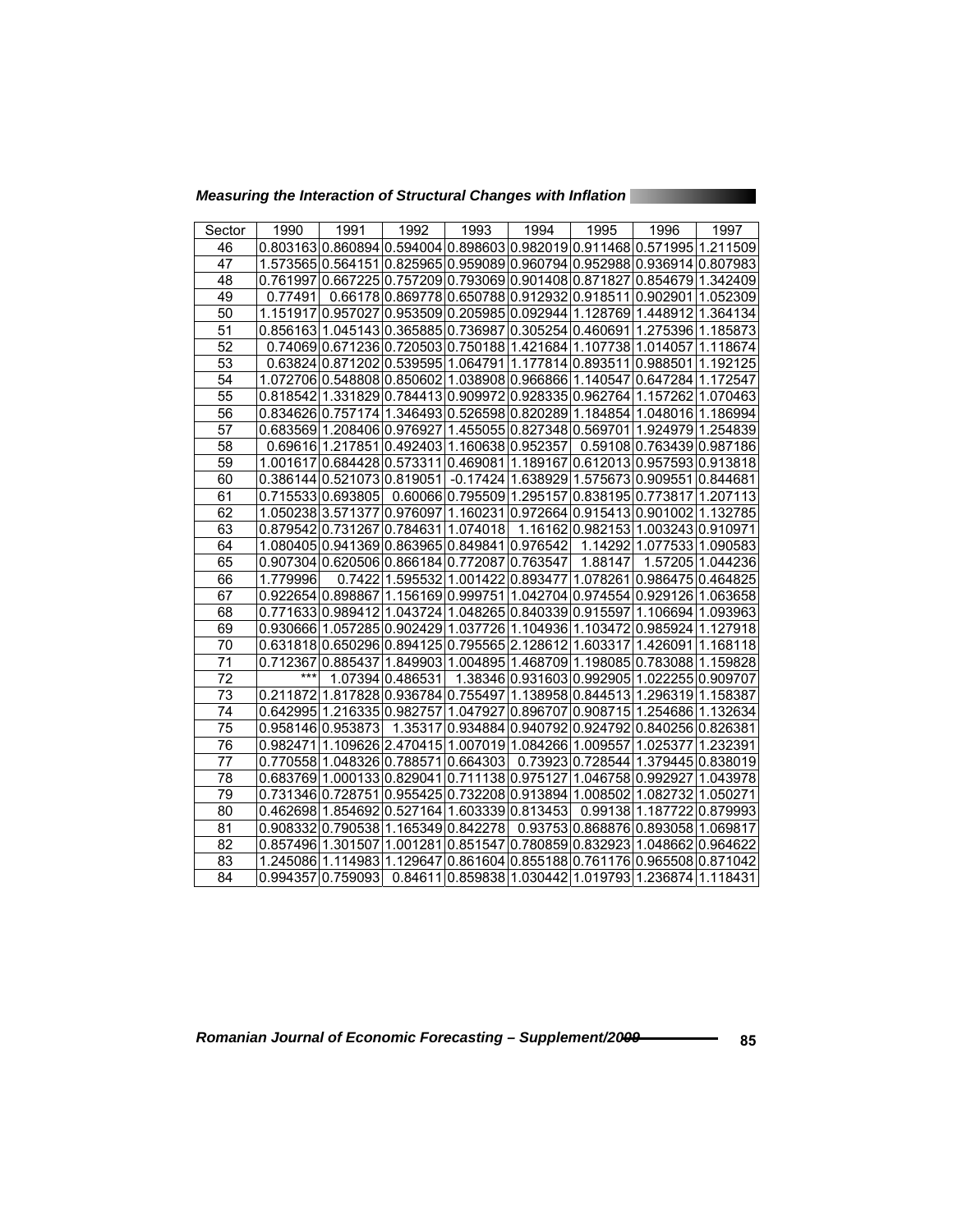| Sector | 1990 | 1991 | 1992 | 1993 | 1994 | 1995 | 1996 | 1997 |
|---|---|---|---|---|---|---|---|---|
| 46 | 0.803163 | 0.860894 | 0.594004 | 0.898603 | 0.982019 | 0.911468 | 0.571995 | 1.211509 |
| 47 | 1.573565 | 0.564151 | 0.825965 | 0.959089 | 0.960794 | 0.952988 | 0.936914 | 0.807983 |
| 48 | 0.761997 | 0.667225 | 0.757209 | 0.793069 | 0.901408 | 0.871827 | 0.854679 | 1.342409 |
| 49 | 0.77491 | 0.66178 | 0.869778 | 0.650788 | 0.912932 | 0.918511 | 0.902901 | 1.052309 |
| 50 | 1.151917 | 0.957027 | 0.953509 | 0.205985 | 0.092944 | 1.128769 | 1.448912 | 1.364134 |
| 51 | 0.856163 | 1.045143 | 0.365885 | 0.736987 | 0.305254 | 0.460691 | 1.275396 | 1.185873 |
| 52 | 0.74069 | 0.671236 | 0.720503 | 0.750188 | 1.421684 | 1.107738 | 1.014057 | 1.118674 |
| 53 | 0.63824 | 0.871202 | 0.539595 | 1.064791 | 1.177814 | 0.893511 | 0.988501 | 1.192125 |
| 54 | 1.072706 | 0.548808 | 0.850602 | 1.038908 | 0.966866 | 1.140547 | 0.647284 | 1.172547 |
| 55 | 0.818542 | 1.331829 | 0.784413 | 0.909972 | 0.928335 | 0.962764 | 1.157262 | 1.070463 |
| 56 | 0.834626 | 0.757174 | 1.346493 | 0.526598 | 0.820289 | 1.184854 | 1.048016 | 1.186994 |
| 57 | 0.683569 | 1.208406 | 0.976927 | 1.455055 | 0.827348 | 0.569701 | 1.924979 | 1.254839 |
| 58 | 0.69616 | 1.217851 | 0.492403 | 1.160638 | 0.952357 | 0.59108 | 0.763439 | 0.987186 |
| 59 | 1.001617 | 0.684428 | 0.573311 | 0.469081 | 1.189167 | 0.612013 | 0.957593 | 0.913818 |
| 60 | 0.386144 | 0.521073 | 0.819051 | -0.17424 | 1.638929 | 1.575673 | 0.909551 | 0.844681 |
| 61 | 0.715533 | 0.693805 | 0.60066 | 0.795509 | 1.295157 | 0.838195 | 0.773817 | 1.207113 |
| 62 | 1.050238 | 3.571377 | 0.976097 | 1.160231 | 0.972664 | 0.915413 | 0.901002 | 1.132785 |
| 63 | 0.879542 | 0.731267 | 0.784631 | 1.074018 | 1.16162 | 0.982153 | 1.003243 | 0.910971 |
| 64 | 1.080405 | 0.941369 | 0.863965 | 0.849841 | 0.976542 | 1.14292 | 1.077533 | 1.090583 |
| 65 | 0.907304 | 0.620506 | 0.866184 | 0.772087 | 0.763547 | 1.88147 | 1.57205 | 1.044236 |
| 66 | 1.779996 | 0.7422 | 1.595532 | 1.001422 | 0.893477 | 1.078261 | 0.986475 | 0.464825 |
| 67 | 0.922654 | 0.898867 | 1.156169 | 0.999751 | 1.042704 | 0.974554 | 0.929126 | 1.063658 |
| 68 | 0.771633 | 0.989412 | 1.043724 | 1.048265 | 0.840339 | 0.915597 | 1.106694 | 1.093963 |
| 69 | 0.930666 | 1.057285 | 0.902429 | 1.037726 | 1.104936 | 1.103472 | 0.985924 | 1.127918 |
| 70 | 0.631818 | 0.650296 | 0.894125 | 0.795565 | 2.128612 | 1.603317 | 1.426091 | 1.168118 |
| 71 | 0.712367 | 0.885437 | 1.849903 | 1.004895 | 1.468709 | 1.198085 | 0.783088 | 1.159828 |
| 72 | *** | 1.07394 | 0.486531 | 1.38346 | 0.931603 | 0.992905 | 1.022255 | 0.909707 |
| 73 | 0.211872 | 1.817828 | 0.936784 | 0.755497 | 1.138958 | 0.844513 | 1.296319 | 1.158387 |
| 74 | 0.642995 | 1.216335 | 0.982757 | 1.047927 | 0.896707 | 0.908715 | 1.254686 | 1.132634 |
| 75 | 0.958146 | 0.953873 | 1.35317 | 0.934884 | 0.940792 | 0.924792 | 0.840256 | 0.826381 |
| 76 | 0.982471 | 1.109626 | 2.470415 | 1.007019 | 1.084266 | 1.009557 | 1.025377 | 1.232391 |
| 77 | 0.770558 | 1.048326 | 0.788571 | 0.664303 | 0.73923 | 0.728544 | 1.379445 | 0.838019 |
| 78 | 0.683769 | 1.000133 | 0.829041 | 0.711138 | 0.975127 | 1.046758 | 0.992927 | 1.043978 |
| 79 | 0.731346 | 0.728751 | 0.955425 | 0.732208 | 0.913894 | 1.008502 | 1.082732 | 1.050271 |
| 80 | 0.462698 | 1.854692 | 0.527164 | 1.603339 | 0.813453 | 0.99138 | 1.187722 | 0.879993 |
| 81 | 0.908332 | 0.790538 | 1.165349 | 0.842278 | 0.93753 | 0.868876 | 0.893058 | 1.069817 |
| 82 | 0.857496 | 1.301507 | 1.001281 | 0.851547 | 0.780859 | 0.832923 | 1.048662 | 0.964622 |
| 83 | 1.245086 | 1.114983 | 1.129647 | 0.861604 | 0.855188 | 0.761176 | 0.965508 | 0.871042 |
| 84 | 0.994357 | 0.759093 | 0.84611 | 0.859838 | 1.030442 | 1.019793 | 1.236874 | 1.118431 |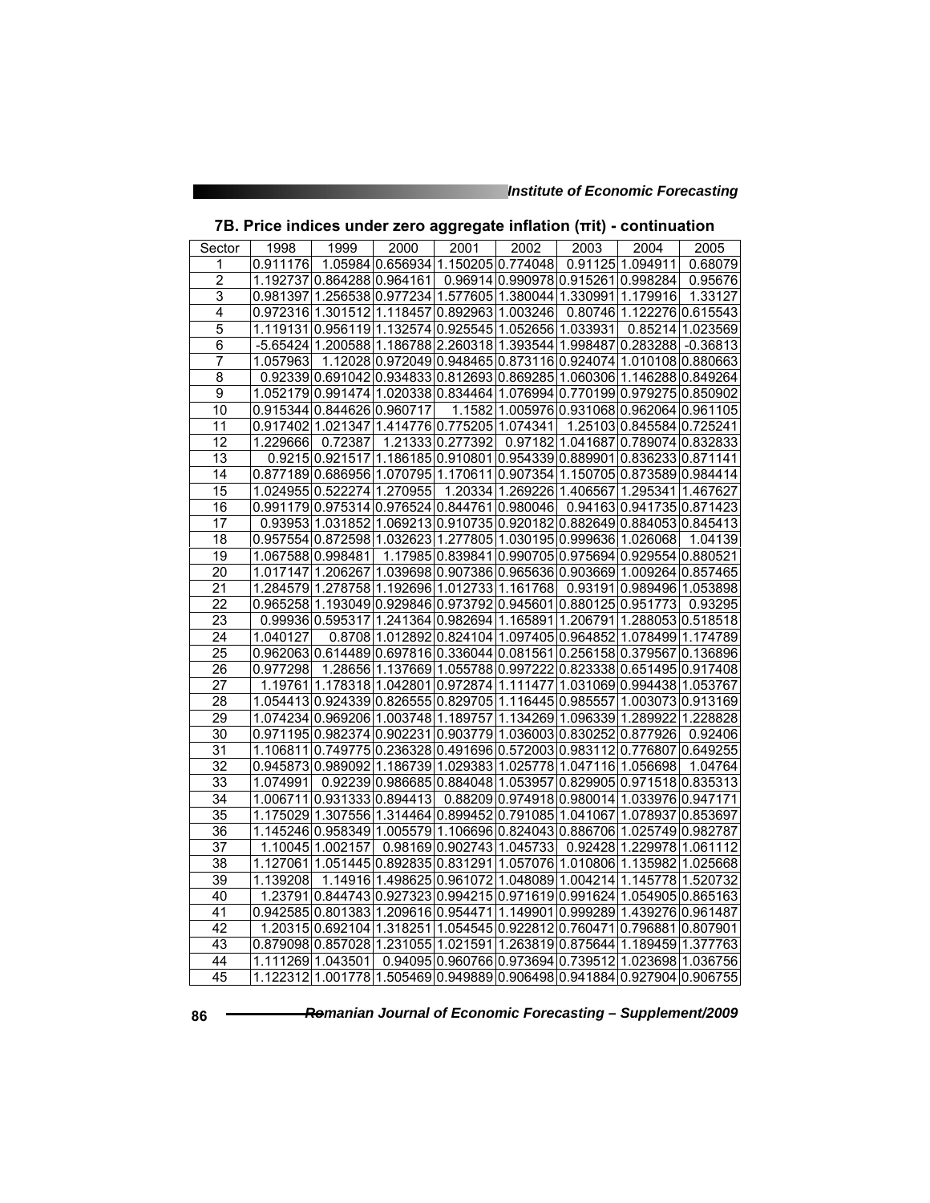## 7B. Price indices under zero aggregate inflation (πit) - continuation

| Sector | 1998 | 1999 | 2000 | 2001 | 2002 | 2003 | 2004 | 2005 |
|---|---|---|---|---|---|---|---|---|
| 1 | 0.911176 | 1.05984 | 0.656934 | 1.150205 | 0.774048 | 0.91125 | 1.094911 | 0.68079 |
| 2 | 1.192737 | 0.864288 | 0.964161 | 0.96914 | 0.990978 | 0.915261 | 0.998284 | 0.95676 |
| 3 | 0.981397 | 1.256538 | 0.977234 | 1.577605 | 1.380044 | 1.330991 | 1.179916 | 1.33127 |
| 4 | 0.972316 | 1.301512 | 1.118457 | 0.892963 | 1.003246 | 0.80746 | 1.122276 | 0.615543 |
| 5 | 1.119131 | 0.956119 | 1.132574 | 0.925545 | 1.052656 | 1.033931 | 0.85214 | 1.023569 |
| 6 | -5.65424 | 1.200588 | 1.186788 | 2.260318 | 1.393544 | 1.998487 | 0.283288 | -0.36813 |
| 7 | 1.057963 | 1.12028 | 0.972049 | 0.948465 | 0.873116 | 0.924074 | 1.010108 | 0.880663 |
| 8 | 0.92339 | 0.691042 | 0.934833 | 0.812693 | 0.869285 | 1.060306 | 1.146288 | 0.849264 |
| 9 | 1.052179 | 0.991474 | 1.020338 | 0.834464 | 1.076994 | 0.770199 | 0.979275 | 0.850902 |
| 10 | 0.915344 | 0.844626 | 0.960717 | 1.1582 | 1.005976 | 0.931068 | 0.962064 | 0.961105 |
| 11 | 0.917402 | 1.021347 | 1.414776 | 0.775205 | 1.074341 | 1.25103 | 0.845584 | 0.725241 |
| 12 | 1.229666 | 0.72387 | 1.21333 | 0.277392 | 0.97182 | 1.041687 | 0.789074 | 0.832833 |
| 13 | 0.9215 | 0.921517 | 1.186185 | 0.910801 | 0.954339 | 0.889901 | 0.836233 | 0.871141 |
| 14 | 0.877189 | 0.686956 | 1.070795 | 1.170611 | 0.907354 | 1.150705 | 0.873589 | 0.984414 |
| 15 | 1.024955 | 0.522274 | 1.270955 | 1.20334 | 1.269226 | 1.406567 | 1.295341 | 1.467627 |
| 16 | 0.991179 | 0.975314 | 0.976524 | 0.844761 | 0.980046 | 0.94163 | 0.941735 | 0.871423 |
| 17 | 0.93953 | 1.031852 | 1.069213 | 0.910735 | 0.920182 | 0.882649 | 0.884053 | 0.845413 |
| 18 | 0.957554 | 0.872598 | 1.032623 | 1.277805 | 1.030195 | 0.999636 | 1.026068 | 1.04139 |
| 19 | 1.067588 | 0.998481 | 1.17985 | 0.839841 | 0.990705 | 0.975694 | 0.929554 | 0.880521 |
| 20 | 1.017147 | 1.206267 | 1.039698 | 0.907386 | 0.965636 | 0.903669 | 1.009264 | 0.857465 |
| 21 | 1.284579 | 1.278758 | 1.192696 | 1.012733 | 1.161768 | 0.93191 | 0.989496 | 1.053898 |
| 22 | 0.965258 | 1.193049 | 0.929846 | 0.973792 | 0.945601 | 0.880125 | 0.951773 | 0.93295 |
| 23 | 0.99936 | 0.595317 | 1.241364 | 0.982694 | 1.165891 | 1.206791 | 1.288053 | 0.518518 |
| 24 | 1.040127 | 0.8708 | 1.012892 | 0.824104 | 1.097405 | 0.964852 | 1.078499 | 1.174789 |
| 25 | 0.962063 | 0.614489 | 0.697816 | 0.336044 | 0.081561 | 0.256158 | 0.379567 | 0.136896 |
| 26 | 0.977298 | 1.28656 | 1.137669 | 1.055788 | 0.997222 | 0.823338 | 0.651495 | 0.917408 |
| 27 | 1.19761 | 1.178318 | 1.042801 | 0.972874 | 1.111477 | 1.031069 | 0.994438 | 1.053767 |
| 28 | 1.054413 | 0.924339 | 0.826555 | 0.829705 | 1.116445 | 0.985557 | 1.003073 | 0.913169 |
| 29 | 1.074234 | 0.969206 | 1.003748 | 1.189757 | 1.134269 | 1.096339 | 1.289922 | 1.228828 |
| 30 | 0.971195 | 0.982374 | 0.902231 | 0.903779 | 1.036003 | 0.830252 | 0.877926 | 0.92406 |
| 31 | 1.106811 | 0.749775 | 0.236328 | 0.491696 | 0.572003 | 0.983112 | 0.776807 | 0.649255 |
| 32 | 0.945873 | 0.989092 | 1.186739 | 1.029383 | 1.025778 | 1.047116 | 1.056698 | 1.04764 |
| 33 | 1.074991 | 0.92239 | 0.986685 | 0.884048 | 1.053957 | 0.829905 | 0.971518 | 0.835313 |
| 34 | 1.006711 | 0.931333 | 0.894413 | 0.88209 | 0.974918 | 0.980014 | 1.033976 | 0.947171 |
| 35 | 1.175029 | 1.307556 | 1.314464 | 0.899452 | 0.791085 | 1.041067 | 1.078937 | 0.853697 |
| 36 | 1.145246 | 0.958349 | 1.005579 | 1.106696 | 0.824043 | 0.886706 | 1.025749 | 0.982787 |
| 37 | 1.10045 | 1.002157 | 0.98169 | 0.902743 | 1.045733 | 0.92428 | 1.229978 | 1.061112 |
| 38 | 1.127061 | 1.051445 | 0.892835 | 0.831291 | 1.057076 | 1.010806 | 1.135982 | 1.025668 |
| 39 | 1.139208 | 1.14916 | 1.498625 | 0.961072 | 1.048089 | 1.004214 | 1.145778 | 1.520732 |
| 40 | 1.23791 | 0.844743 | 0.927323 | 0.994215 | 0.971619 | 0.991624 | 1.054905 | 0.865163 |
| 41 | 0.942585 | 0.801383 | 1.209616 | 0.954471 | 1.149901 | 0.999289 | 1.439276 | 0.961487 |
| 42 | 1.20315 | 0.692104 | 1.318251 | 1.054545 | 0.922812 | 0.760471 | 0.796881 | 0.807901 |
| 43 | 0.879098 | 0.857028 | 1.231055 | 1.021591 | 1.263819 | 0.875644 | 1.189459 | 1.377763 |
| 44 | 1.111269 | 1.043501 | 0.94095 | 0.960766 | 0.973694 | 0.739512 | 1.023698 | 1.036756 |
| 45 | 1.122312 | 1.001778 | 1.505469 | 0.949889 | 0.906498 | 0.941884 | 0.927904 | 0.906755 |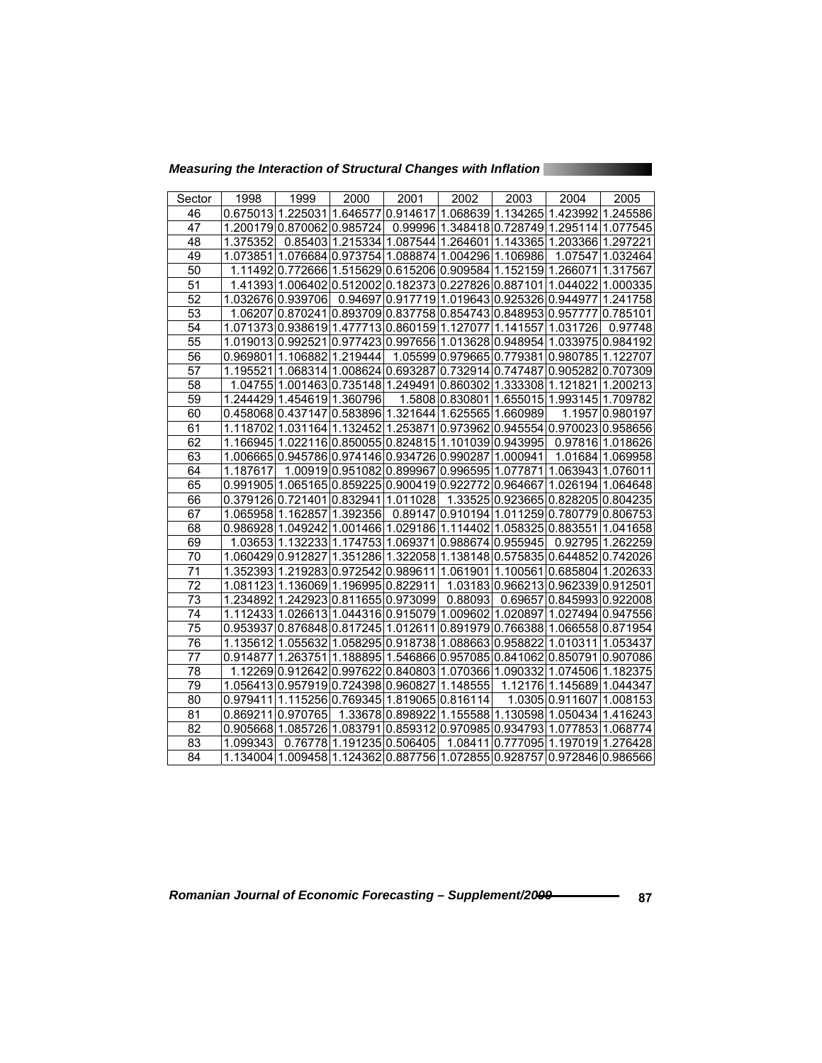| Sector | 1998 | 1999 | 2000 | 2001 | 2002 | 2003 | 2004 | 2005 |
|---|---|---|---|---|---|---|---|---|
| 46 | 0.675013 | 1.225031 | 1.646577 | 0.914617 | 1.068639 | 1.134265 | 1.423992 | 1.245586 |
| 47 | 1.200179 | 0.870062 | 0.985724 | 0.99996 | 1.348418 | 0.728749 | 1.295114 | 1.077545 |
| 48 | 1.375352 | 0.85403 | 1.215334 | 1.087544 | 1.264601 | 1.143365 | 1.203366 | 1.297221 |
| 49 | 1.073851 | 1.076684 | 0.973754 | 1.088874 | 1.004296 | 1.106986 | 1.07547 | 1.032464 |
| 50 | 1.11492 | 0.772666 | 1.515629 | 0.615206 | 0.909584 | 1.152159 | 1.266071 | 1.317567 |
| 51 | 1.41393 | 1.006402 | 0.512002 | 0.182373 | 0.227826 | 0.887101 | 1.044022 | 1.000335 |
| 52 | 1.032676 | 0.939706 | 0.94697 | 0.917719 | 1.019643 | 0.925326 | 0.944977 | 1.241758 |
| 53 | 1.06207 | 0.870241 | 0.893709 | 0.837758 | 0.854743 | 0.848953 | 0.957777 | 0.785101 |
| 54 | 1.071373 | 0.938619 | 1.477713 | 0.860159 | 1.127077 | 1.141557 | 1.031726 | 0.97748 |
| 55 | 1.019013 | 0.992521 | 0.977423 | 0.997656 | 1.013628 | 0.948954 | 1.033975 | 0.984192 |
| 56 | 0.969801 | 1.106882 | 1.219444 | 1.05599 | 0.979665 | 0.779381 | 0.980785 | 1.122707 |
| 57 | 1.195521 | 1.068314 | 1.008624 | 0.693287 | 0.732914 | 0.747487 | 0.905282 | 0.707309 |
| 58 | 1.04755 | 1.001463 | 0.735148 | 1.249491 | 0.860302 | 1.333308 | 1.121821 | 1.200213 |
| 59 | 1.244429 | 1.454619 | 1.360796 | 1.5808 | 0.830801 | 1.655015 | 1.993145 | 1.709782 |
| 60 | 0.458068 | 0.437147 | 0.583896 | 1.321644 | 1.625565 | 1.660989 | 1.1957 | 0.980197 |
| 61 | 1.118702 | 1.031164 | 1.132452 | 1.253871 | 0.973962 | 0.945554 | 0.970023 | 0.958656 |
| 62 | 1.166945 | 1.022116 | 0.850055 | 0.824815 | 1.101039 | 0.943995 | 0.97816 | 1.018626 |
| 63 | 1.006665 | 0.945786 | 0.974146 | 0.934726 | 0.990287 | 1.000941 | 1.01684 | 1.069958 |
| 64 | 1.187617 | 1.00919 | 0.951082 | 0.899967 | 0.996595 | 1.077871 | 1.063943 | 1.076011 |
| 65 | 0.991905 | 1.065165 | 0.859225 | 0.900419 | 0.922772 | 0.964667 | 1.026194 | 1.064648 |
| 66 | 0.379126 | 0.721401 | 0.832941 | 1.011028 | 1.33525 | 0.923665 | 0.828205 | 0.804235 |
| 67 | 1.065958 | 1.162857 | 1.392356 | 0.89147 | 0.910194 | 1.011259 | 0.780779 | 0.806753 |
| 68 | 0.986928 | 1.049242 | 1.001466 | 1.029186 | 1.114402 | 1.058325 | 0.883551 | 1.041658 |
| 69 | 1.03653 | 1.132233 | 1.174753 | 1.069371 | 0.988674 | 0.955945 | 0.92795 | 1.262259 |
| 70 | 1.060429 | 0.912827 | 1.351286 | 1.322058 | 1.138148 | 0.575835 | 0.644852 | 0.742026 |
| 71 | 1.352393 | 1.219283 | 0.972542 | 0.989611 | 1.061901 | 1.100561 | 0.685804 | 1.202633 |
| 72 | 1.081123 | 1.136069 | 1.196995 | 0.822911 | 1.03183 | 0.966213 | 0.962339 | 0.912501 |
| 73 | 1.234892 | 1.242923 | 0.811655 | 0.973099 | 0.88093 | 0.69657 | 0.845993 | 0.922008 |
| 74 | 1.112433 | 1.026613 | 1.044316 | 0.915079 | 1.009602 | 1.020897 | 1.027494 | 0.947556 |
| 75 | 0.953937 | 0.876848 | 0.817245 | 1.012611 | 0.891979 | 0.766388 | 1.066558 | 0.871954 |
| 76 | 1.135612 | 1.055632 | 1.058295 | 0.918738 | 1.088663 | 0.958822 | 1.010311 | 1.053437 |
| 77 | 0.914877 | 1.263751 | 1.188895 | 1.546866 | 0.957085 | 0.841062 | 0.850791 | 0.907086 |
| 78 | 1.12269 | 0.912642 | 0.997622 | 0.840803 | 1.070366 | 1.090332 | 1.074506 | 1.182375 |
| 79 | 1.056413 | 0.957919 | 0.724398 | 0.960827 | 1.148555 | 1.12176 | 1.145689 | 1.044347 |
| 80 | 0.979411 | 1.115256 | 0.769345 | 1.819065 | 0.816114 | 1.0305 | 0.911607 | 1.008153 |
| 81 | 0.869211 | 0.970765 | 1.33678 | 0.898922 | 1.155588 | 1.130598 | 1.050434 | 1.416243 |
| 82 | 0.905668 | 1.085726 | 1.083791 | 0.859312 | 0.970985 | 0.934793 | 1.077853 | 1.068774 |
| 83 | 1.099343 | 0.76778 | 1.191235 | 0.506405 | 1.08411 | 0.777095 | 1.197019 | 1.276428 |
| 84 | 1.134004 | 1.009458 | 1.124362 | 0.887756 | 1.072855 | 0.928757 | 0.972846 | 0.986566 |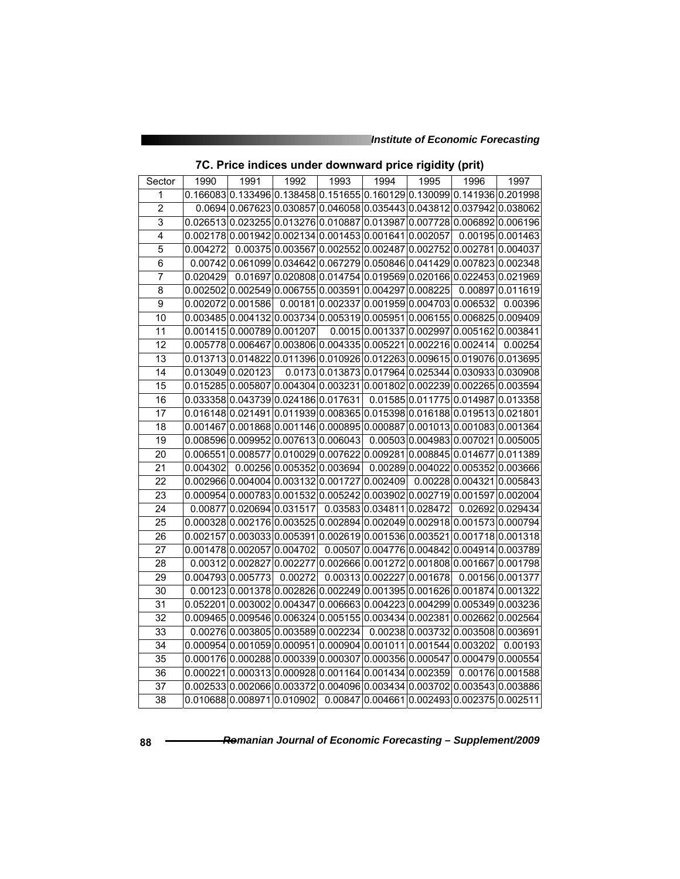### 7C. Price indices under downward price rigidity (prit)

| Sector | 1990 | 1991 | 1992 | 1993 | 1994 | 1995 | 1996 | 1997 |
|---|---|---|---|---|---|---|---|---|
| 1 | 0.166083 | 0.133496 | 0.138458 | 0.151655 | 0.160129 | 0.130099 | 0.141936 | 0.201998 |
| 2 | 0.0694 | 0.067623 | 0.030857 | 0.046058 | 0.035443 | 0.043812 | 0.037942 | 0.038062 |
| 3 | 0.026513 | 0.023255 | 0.013276 | 0.010887 | 0.013987 | 0.007728 | 0.006892 | 0.006196 |
| 4 | 0.002178 | 0.001942 | 0.002134 | 0.001453 | 0.001641 | 0.002057 | 0.00195 | 0.001463 |
| 5 | 0.004272 | 0.00375 | 0.003567 | 0.002552 | 0.002487 | 0.002752 | 0.002781 | 0.004037 |
| 6 | 0.00742 | 0.061099 | 0.034642 | 0.067279 | 0.050846 | 0.041429 | 0.007823 | 0.002348 |
| 7 | 0.020429 | 0.01697 | 0.020808 | 0.014754 | 0.019569 | 0.020166 | 0.022453 | 0.021969 |
| 8 | 0.002502 | 0.002549 | 0.006755 | 0.003591 | 0.004297 | 0.008225 | 0.00897 | 0.011619 |
| 9 | 0.002072 | 0.001586 | 0.00181 | 0.002337 | 0.001959 | 0.004703 | 0.006532 | 0.00396 |
| 10 | 0.003485 | 0.004132 | 0.003734 | 0.005319 | 0.005951 | 0.006155 | 0.006825 | 0.009409 |
| 11 | 0.001415 | 0.000789 | 0.001207 | 0.0015 | 0.001337 | 0.002997 | 0.005162 | 0.003841 |
| 12 | 0.005778 | 0.006467 | 0.003806 | 0.004335 | 0.005221 | 0.002216 | 0.002414 | 0.00254 |
| 13 | 0.013713 | 0.014822 | 0.011396 | 0.010926 | 0.012263 | 0.009615 | 0.019076 | 0.013695 |
| 14 | 0.013049 | 0.020123 | 0.0173 | 0.013873 | 0.017964 | 0.025344 | 0.030933 | 0.030908 |
| 15 | 0.015285 | 0.005807 | 0.004304 | 0.003231 | 0.001802 | 0.002239 | 0.002265 | 0.003594 |
| 16 | 0.033358 | 0.043739 | 0.024186 | 0.017631 | 0.01585 | 0.011775 | 0.014987 | 0.013358 |
| 17 | 0.016148 | 0.021491 | 0.011939 | 0.008365 | 0.015398 | 0.016188 | 0.019513 | 0.021801 |
| 18 | 0.001467 | 0.001868 | 0.001146 | 0.000895 | 0.000887 | 0.001013 | 0.001083 | 0.001364 |
| 19 | 0.008596 | 0.009952 | 0.007613 | 0.006043 | 0.00503 | 0.004983 | 0.007021 | 0.005005 |
| 20 | 0.006551 | 0.008577 | 0.010029 | 0.007622 | 0.009281 | 0.008845 | 0.014677 | 0.011389 |
| 21 | 0.004302 | 0.00256 | 0.005352 | 0.003694 | 0.00289 | 0.004022 | 0.005352 | 0.003666 |
| 22 | 0.002966 | 0.004004 | 0.003132 | 0.001727 | 0.002409 | 0.00228 | 0.004321 | 0.005843 |
| 23 | 0.000954 | 0.000783 | 0.001532 | 0.005242 | 0.003902 | 0.002719 | 0.001597 | 0.002004 |
| 24 | 0.00877 | 0.020694 | 0.031517 | 0.03583 | 0.034811 | 0.028472 | 0.02692 | 0.029434 |
| 25 | 0.000328 | 0.002176 | 0.003525 | 0.002894 | 0.002049 | 0.002918 | 0.001573 | 0.000794 |
| 26 | 0.002157 | 0.003033 | 0.005391 | 0.002619 | 0.001536 | 0.003521 | 0.001718 | 0.001318 |
| 27 | 0.001478 | 0.002057 | 0.004702 | 0.00507 | 0.004776 | 0.004842 | 0.004914 | 0.003789 |
| 28 | 0.00312 | 0.002827 | 0.002277 | 0.002666 | 0.001272 | 0.001808 | 0.001667 | 0.001798 |
| 29 | 0.004793 | 0.005773 | 0.00272 | 0.00313 | 0.002227 | 0.001678 | 0.00156 | 0.001377 |
| 30 | 0.00123 | 0.001378 | 0.002826 | 0.002249 | 0.001395 | 0.001626 | 0.001874 | 0.001322 |
| 31 | 0.052201 | 0.003002 | 0.004347 | 0.006663 | 0.004223 | 0.004299 | 0.005349 | 0.003236 |
| 32 | 0.009465 | 0.009546 | 0.006324 | 0.005155 | 0.003434 | 0.002381 | 0.002662 | 0.002564 |
| 33 | 0.00276 | 0.003805 | 0.003589 | 0.002234 | 0.00238 | 0.003732 | 0.003508 | 0.003691 |
| 34 | 0.000954 | 0.001059 | 0.000951 | 0.000904 | 0.001011 | 0.001544 | 0.003202 | 0.00193 |
| 35 | 0.000176 | 0.000288 | 0.000339 | 0.000307 | 0.000356 | 0.000547 | 0.000479 | 0.000554 |
| 36 | 0.000221 | 0.000313 | 0.000928 | 0.001164 | 0.001434 | 0.002359 | 0.00176 | 0.001588 |
| 37 | 0.002533 | 0.002066 | 0.003372 | 0.004096 | 0.003434 | 0.003702 | 0.003543 | 0.003886 |
| 38 | 0.010688 | 0.008971 | 0.010902 | 0.00847 | 0.004661 | 0.002493 | 0.002375 | 0.002511 |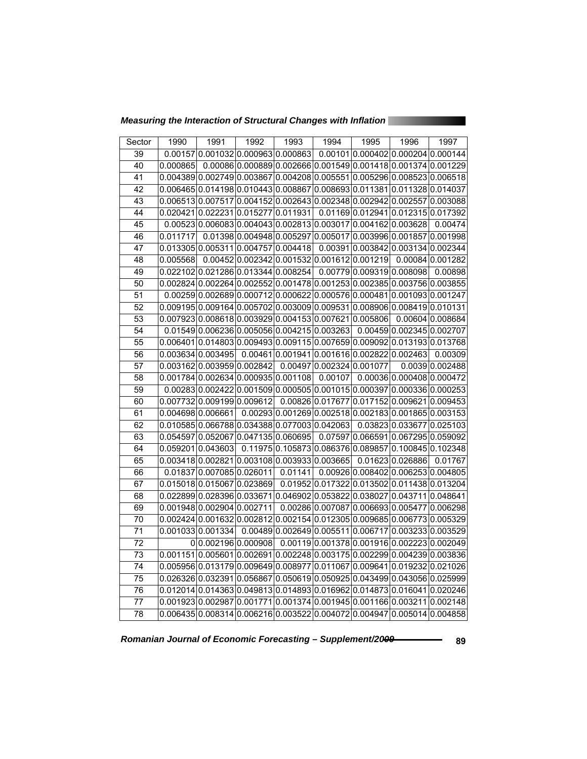| Sector | 1990 | 1991 | 1992 | 1993 | 1994 | 1995 | 1996 | 1997 |
|---|---|---|---|---|---|---|---|---|
| 39 | 0.00157 | 0.001032 | 0.000963 | 0.000863 | 0.00101 | 0.000402 | 0.000204 | 0.000144 |
| 40 | 0.000865 | 0.00086 | 0.000889 | 0.002666 | 0.001549 | 0.001418 | 0.001374 | 0.001229 |
| 41 | 0.004389 | 0.002749 | 0.003867 | 0.004208 | 0.005551 | 0.005296 | 0.008523 | 0.006518 |
| 42 | 0.006465 | 0.014198 | 0.010443 | 0.008867 | 0.008693 | 0.011381 | 0.011328 | 0.014037 |
| 43 | 0.006513 | 0.007517 | 0.004152 | 0.002643 | 0.002348 | 0.002942 | 0.002557 | 0.003088 |
| 44 | 0.020421 | 0.022231 | 0.015277 | 0.011931 | 0.01169 | 0.012941 | 0.012315 | 0.017392 |
| 45 | 0.00523 | 0.006083 | 0.004043 | 0.002813 | 0.003017 | 0.004162 | 0.003628 | 0.00474 |
| 46 | 0.011717 | 0.01398 | 0.004948 | 0.005297 | 0.005017 | 0.003996 | 0.001857 | 0.001998 |
| 47 | 0.013305 | 0.005311 | 0.004757 | 0.004418 | 0.00391 | 0.003842 | 0.003134 | 0.002344 |
| 48 | 0.005568 | 0.00452 | 0.002342 | 0.001532 | 0.001612 | 0.001219 | 0.00084 | 0.001282 |
| 49 | 0.022102 | 0.021286 | 0.013344 | 0.008254 | 0.00779 | 0.009319 | 0.008098 | 0.00898 |
| 50 | 0.002824 | 0.002264 | 0.002552 | 0.001478 | 0.001253 | 0.002385 | 0.003756 | 0.003855 |
| 51 | 0.00259 | 0.002689 | 0.000712 | 0.000622 | 0.000576 | 0.000481 | 0.001093 | 0.001247 |
| 52 | 0.009195 | 0.009164 | 0.005702 | 0.003009 | 0.009531 | 0.008906 | 0.008419 | 0.010131 |
| 53 | 0.007923 | 0.008618 | 0.003929 | 0.004153 | 0.007621 | 0.005806 | 0.00604 | 0.008684 |
| 54 | 0.01549 | 0.006236 | 0.005056 | 0.004215 | 0.003263 | 0.00459 | 0.002345 | 0.002707 |
| 55 | 0.006401 | 0.014803 | 0.009493 | 0.009115 | 0.007659 | 0.009092 | 0.013193 | 0.013768 |
| 56 | 0.003634 | 0.003495 | 0.00461 | 0.001941 | 0.001616 | 0.002822 | 0.002463 | 0.00309 |
| 57 | 0.003162 | 0.003959 | 0.002842 | 0.00497 | 0.002324 | 0.001077 | 0.0039 | 0.002488 |
| 58 | 0.001784 | 0.002634 | 0.000935 | 0.001108 | 0.00107 | 0.00036 | 0.000408 | 0.000472 |
| 59 | 0.00283 | 0.002422 | 0.001509 | 0.000505 | 0.001015 | 0.000397 | 0.000336 | 0.000253 |
| 60 | 0.007732 | 0.009199 | 0.009612 | 0.00826 | 0.017677 | 0.017152 | 0.009621 | 0.009453 |
| 61 | 0.004698 | 0.006661 | 0.00293 | 0.001269 | 0.002518 | 0.002183 | 0.001865 | 0.003153 |
| 62 | 0.010585 | 0.066788 | 0.034388 | 0.077003 | 0.042063 | 0.03823 | 0.033677 | 0.025103 |
| 63 | 0.054597 | 0.052067 | 0.047135 | 0.060695 | 0.07597 | 0.066591 | 0.067295 | 0.059092 |
| 64 | 0.059201 | 0.043603 | 0.11975 | 0.105873 | 0.086376 | 0.089857 | 0.100845 | 0.102348 |
| 65 | 0.003418 | 0.002821 | 0.003108 | 0.003933 | 0.003665 | 0.01623 | 0.026886 | 0.01767 |
| 66 | 0.01837 | 0.007085 | 0.026011 | 0.01141 | 0.00926 | 0.008402 | 0.006253 | 0.004805 |
| 67 | 0.015018 | 0.015067 | 0.023869 | 0.01952 | 0.017322 | 0.013502 | 0.011438 | 0.013204 |
| 68 | 0.022899 | 0.028396 | 0.033671 | 0.046902 | 0.053822 | 0.038027 | 0.043711 | 0.048641 |
| 69 | 0.001948 | 0.002904 | 0.002711 | 0.00286 | 0.007087 | 0.006693 | 0.005477 | 0.006298 |
| 70 | 0.002424 | 0.001632 | 0.002812 | 0.002154 | 0.012305 | 0.009685 | 0.006773 | 0.005329 |
| 71 | 0.001033 | 0.001334 | 0.00489 | 0.002649 | 0.005511 | 0.006717 | 0.003233 | 0.003529 |
| 72 | 0 | 0.002196 | 0.000908 | 0.00119 | 0.001378 | 0.001916 | 0.002223 | 0.002049 |
| 73 | 0.001151 | 0.005601 | 0.002691 | 0.002248 | 0.003175 | 0.002299 | 0.004239 | 0.003836 |
| 74 | 0.005956 | 0.013179 | 0.009649 | 0.008977 | 0.011067 | 0.009641 | 0.019232 | 0.021026 |
| 75 | 0.026326 | 0.032391 | 0.056867 | 0.050619 | 0.050925 | 0.043499 | 0.043056 | 0.025999 |
| 76 | 0.012014 | 0.014363 | 0.049813 | 0.014893 | 0.016962 | 0.014873 | 0.016041 | 0.020246 |
| 77 | 0.001923 | 0.002987 | 0.001771 | 0.001374 | 0.001945 | 0.001166 | 0.003211 | 0.002148 |
| 78 | 0.006435 | 0.008314 | 0.006216 | 0.003522 | 0.004072 | 0.004947 | 0.005014 | 0.004858 |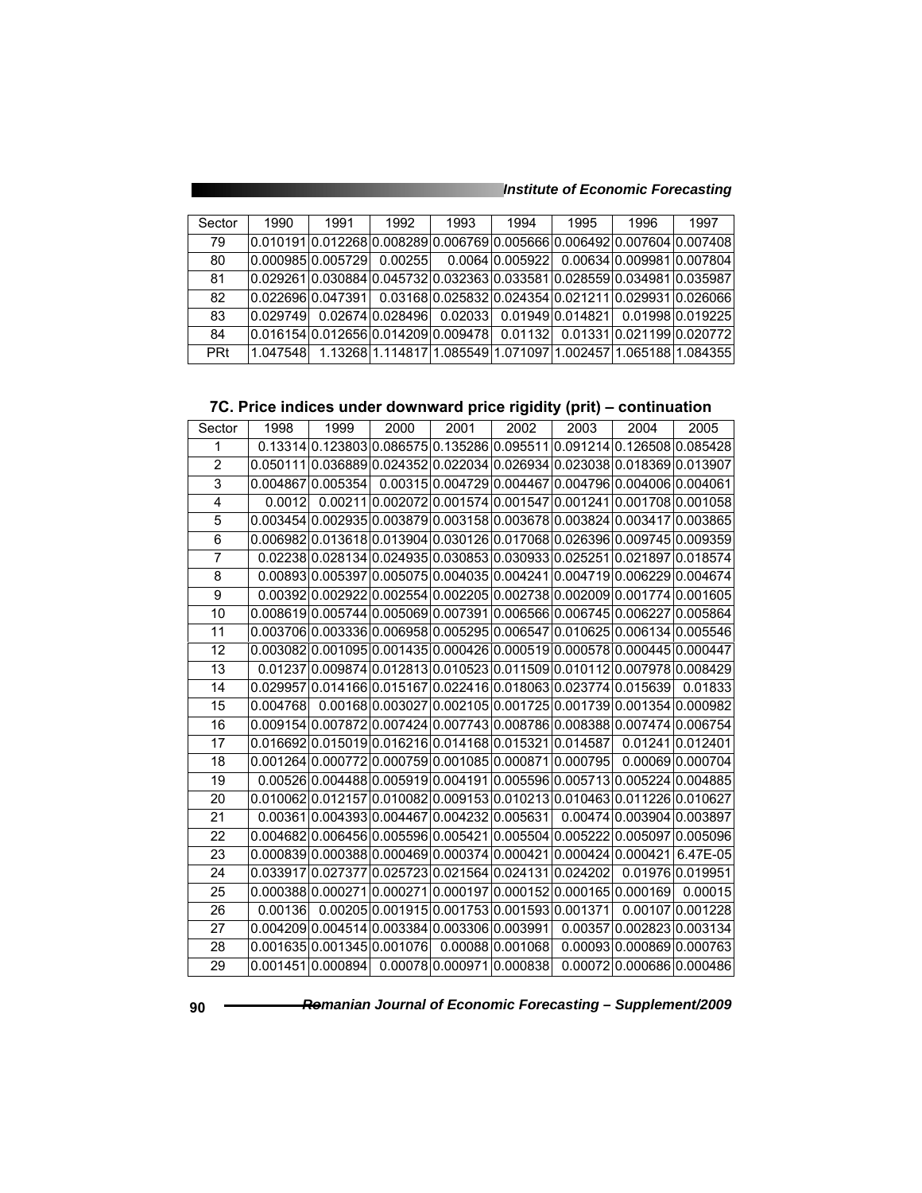| Sector | 1990 | 1991 | 1992 | 1993 | 1994 | 1995 | 1996 | 1997 |
|---|---|---|---|---|---|---|---|---|
| 79 | 0.010191 | 0.012268 | 0.008289 | 0.006769 | 0.005666 | 0.006492 | 0.007604 | 0.007408 |
| 80 | 0.000985 | 0.005729 | 0.00255 | 0.0064 | 0.005922 | 0.00634 | 0.009981 | 0.007804 |
| 81 | 0.029261 | 0.030884 | 0.045732 | 0.032363 | 0.033581 | 0.028559 | 0.034981 | 0.035987 |
| 82 | 0.022696 | 0.047391 | 0.03168 | 0.025832 | 0.024354 | 0.021211 | 0.029931 | 0.026066 |
| 83 | 0.029749 | 0.02674 | 0.028496 | 0.02033 | 0.01949 | 0.014821 | 0.01998 | 0.019225 |
| 84 | 0.016154 | 0.012656 | 0.014209 | 0.009478 | 0.01132 | 0.01331 | 0.021199 | 0.020772 |
| PRt | 1.047548 | 1.13268 | 1.114817 | 1.085549 | 1.071097 | 1.002457 | 1.065188 | 1.084355 |

### 7C. Price indices under downward price rigidity (prit) – continuation

| Sector | 1998 | 1999 | 2000 | 2001 | 2002 | 2003 | 2004 | 2005 |
|---|---|---|---|---|---|---|---|---|
| 1 | 0.13314 | 0.123803 | 0.086575 | 0.135286 | 0.095511 | 0.091214 | 0.126508 | 0.085428 |
| 2 | 0.050111 | 0.036889 | 0.024352 | 0.022034 | 0.026934 | 0.023038 | 0.018369 | 0.013907 |
| 3 | 0.004867 | 0.005354 | 0.00315 | 0.004729 | 0.004467 | 0.004796 | 0.004006 | 0.004061 |
| 4 | 0.0012 | 0.00211 | 0.002072 | 0.001574 | 0.001547 | 0.001241 | 0.001708 | 0.001058 |
| 5 | 0.003454 | 0.002935 | 0.003879 | 0.003158 | 0.003678 | 0.003824 | 0.003417 | 0.003865 |
| 6 | 0.006982 | 0.013618 | 0.013904 | 0.030126 | 0.017068 | 0.026396 | 0.009745 | 0.009359 |
| 7 | 0.02238 | 0.028134 | 0.024935 | 0.030853 | 0.030933 | 0.025251 | 0.021897 | 0.018574 |
| 8 | 0.00893 | 0.005397 | 0.005075 | 0.004035 | 0.004241 | 0.004719 | 0.006229 | 0.004674 |
| 9 | 0.00392 | 0.002922 | 0.002554 | 0.002205 | 0.002738 | 0.002009 | 0.001774 | 0.001605 |
| 10 | 0.008619 | 0.005744 | 0.005069 | 0.007391 | 0.006566 | 0.006745 | 0.006227 | 0.005864 |
| 11 | 0.003706 | 0.003336 | 0.006958 | 0.005295 | 0.006547 | 0.010625 | 0.006134 | 0.005546 |
| 12 | 0.003082 | 0.001095 | 0.001435 | 0.000426 | 0.000519 | 0.000578 | 0.000445 | 0.000447 |
| 13 | 0.01237 | 0.009874 | 0.012813 | 0.010523 | 0.011509 | 0.010112 | 0.007978 | 0.008429 |
| 14 | 0.029957 | 0.014166 | 0.015167 | 0.022416 | 0.018063 | 0.023774 | 0.015639 | 0.01833 |
| 15 | 0.004768 | 0.00168 | 0.003027 | 0.002105 | 0.001725 | 0.001739 | 0.001354 | 0.000982 |
| 16 | 0.009154 | 0.007872 | 0.007424 | 0.007743 | 0.008786 | 0.008388 | 0.007474 | 0.006754 |
| 17 | 0.016692 | 0.015019 | 0.016216 | 0.014168 | 0.015321 | 0.014587 | 0.01241 | 0.012401 |
| 18 | 0.001264 | 0.000772 | 0.000759 | 0.001085 | 0.000871 | 0.000795 | 0.00069 | 0.000704 |
| 19 | 0.00526 | 0.004488 | 0.005919 | 0.004191 | 0.005596 | 0.005713 | 0.005224 | 0.004885 |
| 20 | 0.010062 | 0.012157 | 0.010082 | 0.009153 | 0.010213 | 0.010463 | 0.011226 | 0.010627 |
| 21 | 0.00361 | 0.004393 | 0.004467 | 0.004232 | 0.005631 | 0.00474 | 0.003904 | 0.003897 |
| 22 | 0.004682 | 0.006456 | 0.005596 | 0.005421 | 0.005504 | 0.005222 | 0.005097 | 0.005096 |
| 23 | 0.000839 | 0.000388 | 0.000469 | 0.000374 | 0.000421 | 0.000424 | 0.000421 | 6.47E-05 |
| 24 | 0.033917 | 0.027377 | 0.025723 | 0.021564 | 0.024131 | 0.024202 | 0.01976 | 0.019951 |
| 25 | 0.000388 | 0.000271 | 0.000271 | 0.000197 | 0.000152 | 0.000165 | 0.000169 | 0.00015 |
| 26 | 0.00136 | 0.00205 | 0.001915 | 0.001753 | 0.001593 | 0.001371 | 0.00107 | 0.001228 |
| 27 | 0.004209 | 0.004514 | 0.003384 | 0.003306 | 0.003991 | 0.00357 | 0.002823 | 0.003134 |
| 28 | 0.001635 | 0.001345 | 0.001076 | 0.00088 | 0.001068 | 0.00093 | 0.000869 | 0.000763 |
| 29 | 0.001451 | 0.000894 | 0.00078 | 0.000971 | 0.000838 | 0.00072 | 0.000686 | 0.000486 |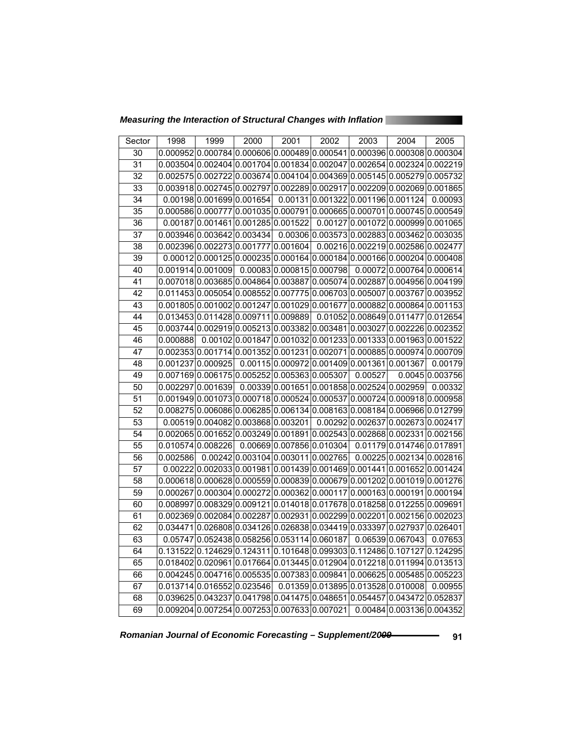| Sector | 1998 | 1999 | 2000 | 2001 | 2002 | 2003 | 2004 | 2005 |
|---|---|---|---|---|---|---|---|---|
| 30 | 0.000952 | 0.000784 | 0.000606 | 0.000489 | 0.000541 | 0.000396 | 0.000308 | 0.000304 |
| 31 | 0.003504 | 0.002404 | 0.001704 | 0.001834 | 0.002047 | 0.002654 | 0.002324 | 0.002219 |
| 32 | 0.002575 | 0.002722 | 0.003674 | 0.004104 | 0.004369 | 0.005145 | 0.005279 | 0.005732 |
| 33 | 0.003918 | 0.002745 | 0.002797 | 0.002289 | 0.002917 | 0.002209 | 0.002069 | 0.001865 |
| 34 | 0.00198 | 0.001699 | 0.001654 | 0.00131 | 0.001322 | 0.001196 | 0.001124 | 0.00093 |
| 35 | 0.000586 | 0.000777 | 0.001035 | 0.000791 | 0.000665 | 0.000701 | 0.000745 | 0.000549 |
| 36 | 0.00187 | 0.001461 | 0.001285 | 0.001522 | 0.00127 | 0.001072 | 0.000999 | 0.001065 |
| 37 | 0.003946 | 0.003642 | 0.003434 | 0.00306 | 0.003573 | 0.002883 | 0.003462 | 0.003035 |
| 38 | 0.002396 | 0.002273 | 0.001777 | 0.001604 | 0.00216 | 0.002219 | 0.002586 | 0.002477 |
| 39 | 0.00012 | 0.000125 | 0.000235 | 0.000164 | 0.000184 | 0.000166 | 0.000204 | 0.000408 |
| 40 | 0.001914 | 0.001009 | 0.00083 | 0.000815 | 0.000798 | 0.00072 | 0.000764 | 0.000614 |
| 41 | 0.007018 | 0.003685 | 0.004864 | 0.003887 | 0.005074 | 0.002887 | 0.004956 | 0.004199 |
| 42 | 0.011453 | 0.005054 | 0.008552 | 0.007775 | 0.006703 | 0.005007 | 0.003767 | 0.003952 |
| 43 | 0.001805 | 0.001002 | 0.001247 | 0.001029 | 0.001677 | 0.000882 | 0.000864 | 0.001153 |
| 44 | 0.013453 | 0.011428 | 0.009711 | 0.009889 | 0.01052 | 0.008649 | 0.011477 | 0.012654 |
| 45 | 0.003744 | 0.002919 | 0.005213 | 0.003382 | 0.003481 | 0.003027 | 0.002226 | 0.002352 |
| 46 | 0.000888 | 0.00102 | 0.001847 | 0.001032 | 0.001233 | 0.001333 | 0.001963 | 0.001522 |
| 47 | 0.002353 | 0.001714 | 0.001352 | 0.001231 | 0.002071 | 0.000885 | 0.000974 | 0.000709 |
| 48 | 0.001237 | 0.000925 | 0.00115 | 0.000972 | 0.001409 | 0.001361 | 0.001367 | 0.00179 |
| 49 | 0.007169 | 0.006175 | 0.005252 | 0.005363 | 0.005307 | 0.00527 | 0.0045 | 0.003756 |
| 50 | 0.002297 | 0.001639 | 0.00339 | 0.001651 | 0.001858 | 0.002524 | 0.002959 | 0.00332 |
| 51 | 0.001949 | 0.001073 | 0.000718 | 0.000524 | 0.000537 | 0.000724 | 0.000918 | 0.000958 |
| 52 | 0.008275 | 0.006086 | 0.006285 | 0.006134 | 0.008163 | 0.008184 | 0.006966 | 0.012799 |
| 53 | 0.00519 | 0.004082 | 0.003868 | 0.003201 | 0.00292 | 0.002637 | 0.002673 | 0.002417 |
| 54 | 0.002065 | 0.001652 | 0.003249 | 0.001891 | 0.002543 | 0.002868 | 0.002331 | 0.002156 |
| 55 | 0.010574 | 0.008226 | 0.00669 | 0.007856 | 0.010304 | 0.01179 | 0.014746 | 0.017891 |
| 56 | 0.002586 | 0.00242 | 0.003104 | 0.003011 | 0.002765 | 0.00225 | 0.002134 | 0.002816 |
| 57 | 0.00222 | 0.002033 | 0.001981 | 0.001439 | 0.001469 | 0.001441 | 0.001652 | 0.001424 |
| 58 | 0.000618 | 0.000628 | 0.000559 | 0.000839 | 0.000679 | 0.001202 | 0.001019 | 0.001276 |
| 59 | 0.000267 | 0.000304 | 0.000272 | 0.000362 | 0.000117 | 0.000163 | 0.000191 | 0.000194 |
| 60 | 0.008997 | 0.008329 | 0.009121 | 0.014018 | 0.017678 | 0.018258 | 0.012255 | 0.009691 |
| 61 | 0.002369 | 0.002084 | 0.002287 | 0.002931 | 0.002299 | 0.002201 | 0.002156 | 0.002023 |
| 62 | 0.034471 | 0.026808 | 0.034126 | 0.026838 | 0.034419 | 0.033397 | 0.027937 | 0.026401 |
| 63 | 0.05747 | 0.052438 | 0.058256 | 0.053114 | 0.060187 | 0.06539 | 0.067043 | 0.07653 |
| 64 | 0.131522 | 0.124629 | 0.124311 | 0.101648 | 0.099303 | 0.112486 | 0.107127 | 0.124295 |
| 65 | 0.018402 | 0.020961 | 0.017664 | 0.013445 | 0.012904 | 0.012218 | 0.011994 | 0.013513 |
| 66 | 0.004245 | 0.004716 | 0.005535 | 0.007383 | 0.009841 | 0.006625 | 0.005485 | 0.005223 |
| 67 | 0.013714 | 0.016552 | 0.023546 | 0.01359 | 0.013895 | 0.013528 | 0.010008 | 0.00955 |
| 68 | 0.039625 | 0.043237 | 0.041798 | 0.041475 | 0.048651 | 0.054457 | 0.043472 | 0.052837 |
| 69 | 0.009204 | 0.007254 | 0.007253 | 0.007633 | 0.007021 | 0.00484 | 0.003136 | 0.004352 |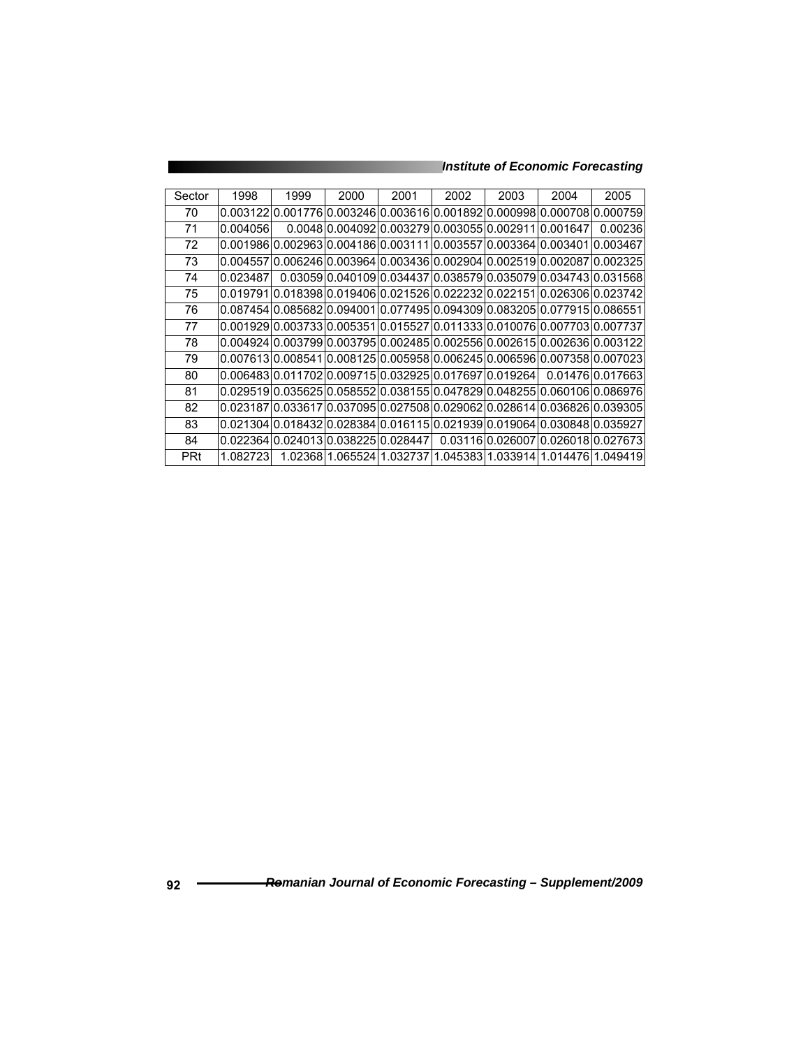| Sector | 1998 | 1999 | 2000 | 2001 | 2002 | 2003 | 2004 | 2005 |
|---|---|---|---|---|---|---|---|---|
| 70 | 0.003122 | 0.001776 | 0.003246 | 0.003616 | 0.001892 | 0.000998 | 0.000708 | 0.000759 |
| 71 | 0.004056 | 0.0048 | 0.004092 | 0.003279 | 0.003055 | 0.002911 | 0.001647 | 0.00236 |
| 72 | 0.001986 | 0.002963 | 0.004186 | 0.003111 | 0.003557 | 0.003364 | 0.003401 | 0.003467 |
| 73 | 0.004557 | 0.006246 | 0.003964 | 0.003436 | 0.002904 | 0.002519 | 0.002087 | 0.002325 |
| 74 | 0.023487 | 0.03059 | 0.040109 | 0.034437 | 0.038579 | 0.035079 | 0.034743 | 0.031568 |
| 75 | 0.019791 | 0.018398 | 0.019406 | 0.021526 | 0.022232 | 0.022151 | 0.026306 | 0.023742 |
| 76 | 0.087454 | 0.085682 | 0.094001 | 0.077495 | 0.094309 | 0.083205 | 0.077915 | 0.086551 |
| 77 | 0.001929 | 0.003733 | 0.005351 | 0.015527 | 0.011333 | 0.010076 | 0.007703 | 0.007737 |
| 78 | 0.004924 | 0.003799 | 0.003795 | 0.002485 | 0.002556 | 0.002615 | 0.002636 | 0.003122 |
| 79 | 0.007613 | 0.008541 | 0.008125 | 0.005958 | 0.006245 | 0.006596 | 0.007358 | 0.007023 |
| 80 | 0.006483 | 0.011702 | 0.009715 | 0.032925 | 0.017697 | 0.019264 | 0.01476 | 0.017663 |
| 81 | 0.029519 | 0.035625 | 0.058552 | 0.038155 | 0.047829 | 0.048255 | 0.060106 | 0.086976 |
| 82 | 0.023187 | 0.033617 | 0.037095 | 0.027508 | 0.029062 | 0.028614 | 0.036826 | 0.039305 |
| 83 | 0.021304 | 0.018432 | 0.028384 | 0.016115 | 0.021939 | 0.019064 | 0.030848 | 0.035927 |
| 84 | 0.022364 | 0.024013 | 0.038225 | 0.028447 | 0.03116 | 0.026007 | 0.026018 | 0.027673 |
| PRt | 1.082723 | 1.02368 | 1.065524 | 1.032737 | 1.045383 | 1.033914 | 1.014476 | 1.049419 |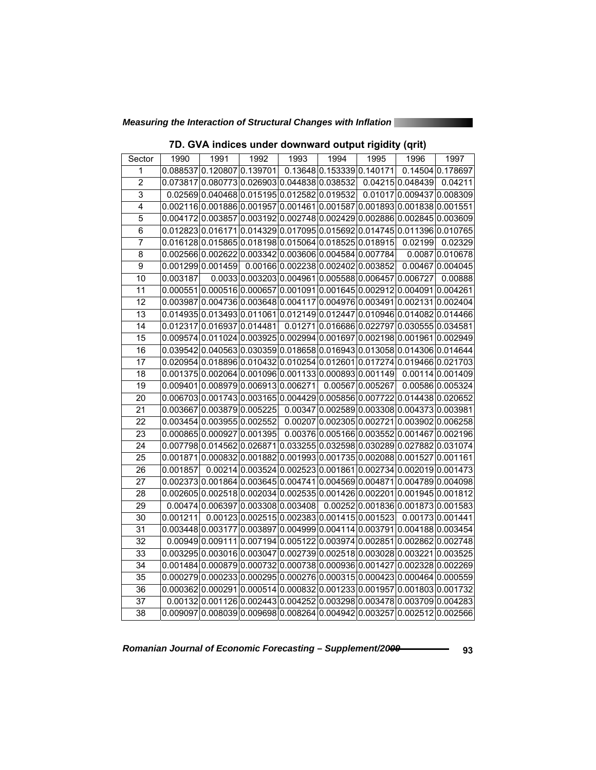### 7D. GVA indices under downward output rigidity (qrit)

| Sector | 1990 | 1991 | 1992 | 1993 | 1994 | 1995 | 1996 | 1997 |
|---|---|---|---|---|---|---|---|---|
| 1 | 0.088537 | 0.120807 | 0.139701 | 0.13648 | 0.153339 | 0.140171 | 0.14504 | 0.178697 |
| 2 | 0.073817 | 0.080773 | 0.026903 | 0.044838 | 0.038532 | 0.04215 | 0.048439 | 0.04211 |
| 3 | 0.02569 | 0.040468 | 0.015195 | 0.012582 | 0.019532 | 0.01017 | 0.009437 | 0.008309 |
| 4 | 0.002116 | 0.001886 | 0.001957 | 0.001461 | 0.001587 | 0.001893 | 0.001838 | 0.001551 |
| 5 | 0.004172 | 0.003857 | 0.003192 | 0.002748 | 0.002429 | 0.002886 | 0.002845 | 0.003609 |
| 6 | 0.012823 | 0.016171 | 0.014329 | 0.017095 | 0.015692 | 0.014745 | 0.011396 | 0.010765 |
| 7 | 0.016128 | 0.015865 | 0.018198 | 0.015064 | 0.018525 | 0.018915 | 0.02199 | 0.02329 |
| 8 | 0.002566 | 0.002622 | 0.003342 | 0.003606 | 0.004584 | 0.007784 | 0.0087 | 0.010678 |
| 9 | 0.001299 | 0.001459 | 0.00166 | 0.002238 | 0.002402 | 0.003852 | 0.00467 | 0.004045 |
| 10 | 0.003187 | 0.0033 | 0.003203 | 0.004961 | 0.005588 | 0.006457 | 0.006727 | 0.00888 |
| 11 | 0.000551 | 0.000516 | 0.000657 | 0.001091 | 0.001645 | 0.002912 | 0.004091 | 0.004261 |
| 12 | 0.003987 | 0.004736 | 0.003648 | 0.004117 | 0.004976 | 0.003491 | 0.002131 | 0.002404 |
| 13 | 0.014935 | 0.013493 | 0.011061 | 0.012149 | 0.012447 | 0.010946 | 0.014082 | 0.014466 |
| 14 | 0.012317 | 0.016937 | 0.014481 | 0.01271 | 0.016686 | 0.022797 | 0.030555 | 0.034581 |
| 15 | 0.009574 | 0.011024 | 0.003925 | 0.002994 | 0.001697 | 0.002198 | 0.001961 | 0.002949 |
| 16 | 0.039542 | 0.040563 | 0.030359 | 0.018658 | 0.016943 | 0.013058 | 0.014306 | 0.014644 |
| 17 | 0.020954 | 0.018896 | 0.010432 | 0.010254 | 0.012601 | 0.017274 | 0.019466 | 0.021703 |
| 18 | 0.001375 | 0.002064 | 0.001096 | 0.001133 | 0.000893 | 0.001149 | 0.00114 | 0.001409 |
| 19 | 0.009401 | 0.008979 | 0.006913 | 0.006271 | 0.00567 | 0.005267 | 0.00586 | 0.005324 |
| 20 | 0.006703 | 0.001743 | 0.003165 | 0.004429 | 0.005856 | 0.007722 | 0.014438 | 0.020652 |
| 21 | 0.003667 | 0.003879 | 0.005225 | 0.00347 | 0.002589 | 0.003308 | 0.004373 | 0.003981 |
| 22 | 0.003454 | 0.003955 | 0.002552 | 0.00207 | 0.002305 | 0.002721 | 0.003902 | 0.006258 |
| 23 | 0.000865 | 0.000927 | 0.001395 | 0.00376 | 0.005166 | 0.003552 | 0.001467 | 0.002196 |
| 24 | 0.007798 | 0.014562 | 0.026871 | 0.033255 | 0.032598 | 0.030289 | 0.027882 | 0.031074 |
| 25 | 0.001871 | 0.000832 | 0.001882 | 0.001993 | 0.001735 | 0.002088 | 0.001527 | 0.001161 |
| 26 | 0.001857 | 0.00214 | 0.003524 | 0.002523 | 0.001861 | 0.002734 | 0.002019 | 0.001473 |
| 27 | 0.002373 | 0.001864 | 0.003645 | 0.004741 | 0.004569 | 0.004871 | 0.004789 | 0.004098 |
| 28 | 0.002605 | 0.002518 | 0.002034 | 0.002535 | 0.001426 | 0.002201 | 0.001945 | 0.001812 |
| 29 | 0.00474 | 0.006397 | 0.003308 | 0.003408 | 0.00252 | 0.001836 | 0.001873 | 0.001583 |
| 30 | 0.001211 | 0.00123 | 0.002515 | 0.002383 | 0.001415 | 0.001523 | 0.00173 | 0.001441 |
| 31 | 0.003448 | 0.003177 | 0.003897 | 0.004999 | 0.004114 | 0.003791 | 0.004188 | 0.003454 |
| 32 | 0.00949 | 0.009111 | 0.007194 | 0.005122 | 0.003974 | 0.002851 | 0.002862 | 0.002748 |
| 33 | 0.003295 | 0.003016 | 0.003047 | 0.002739 | 0.002518 | 0.003028 | 0.003221 | 0.003525 |
| 34 | 0.001484 | 0.000879 | 0.000732 | 0.000738 | 0.000936 | 0.001427 | 0.002328 | 0.002269 |
| 35 | 0.000279 | 0.000233 | 0.000295 | 0.000276 | 0.000315 | 0.000423 | 0.000464 | 0.000559 |
| 36 | 0.000362 | 0.000291 | 0.000514 | 0.000832 | 0.001233 | 0.001957 | 0.001803 | 0.001732 |
| 37 | 0.00132 | 0.001126 | 0.002443 | 0.004252 | 0.003298 | 0.003478 | 0.003709 | 0.004283 |
| 38 | 0.009097 | 0.008039 | 0.009698 | 0.008264 | 0.004942 | 0.003257 | 0.002512 | 0.002566 |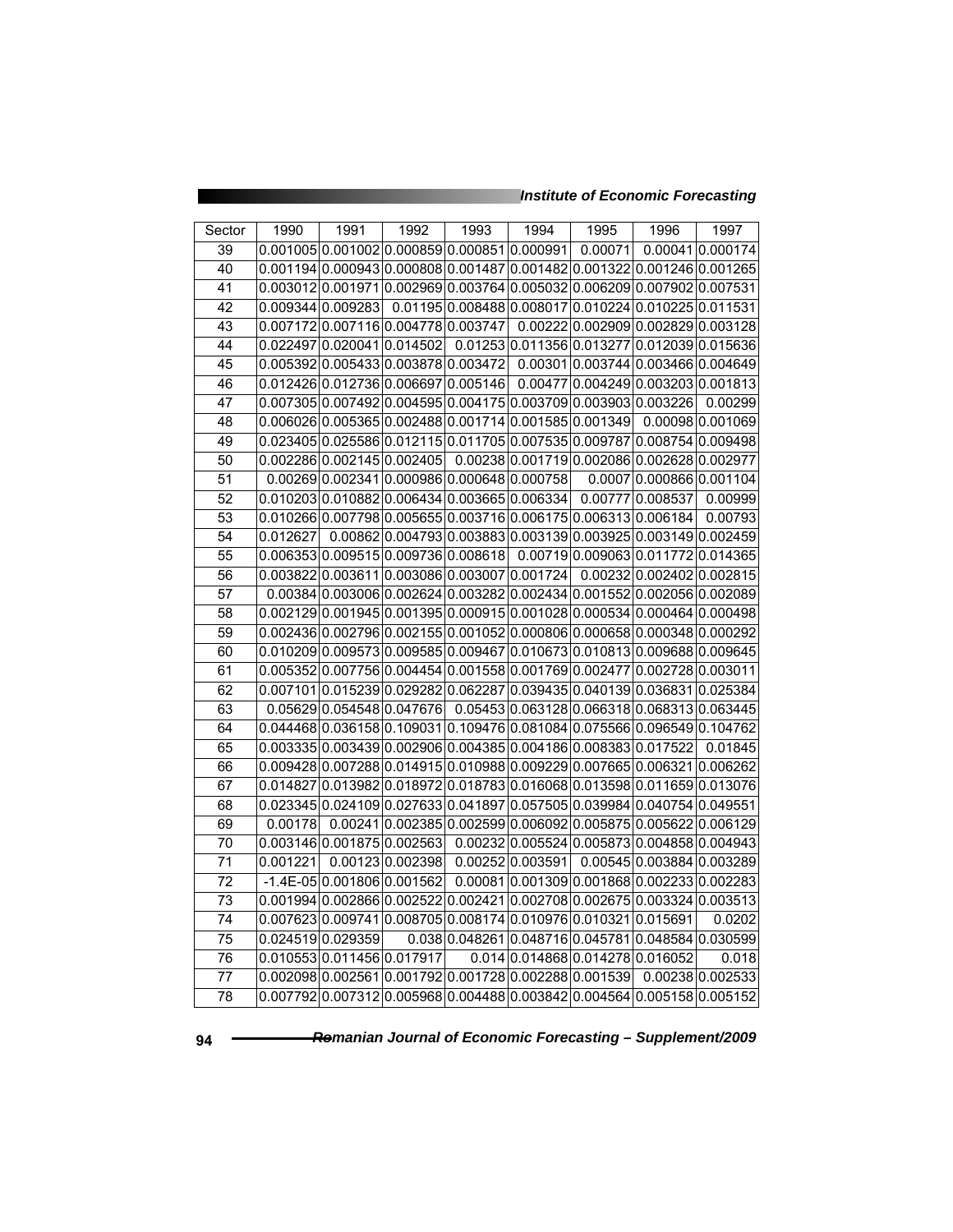| Sector | 1990 | 1991 | 1992 | 1993 | 1994 | 1995 | 1996 | 1997 |
|---|---|---|---|---|---|---|---|---|
| 39 | 0.001005 | 0.001002 | 0.000859 | 0.000851 | 0.000991 | 0.00071 | 0.00041 | 0.000174 |
| 40 | 0.001194 | 0.000943 | 0.000808 | 0.001487 | 0.001482 | 0.001322 | 0.001246 | 0.001265 |
| 41 | 0.003012 | 0.001971 | 0.002969 | 0.003764 | 0.005032 | 0.006209 | 0.007902 | 0.007531 |
| 42 | 0.009344 | 0.009283 | 0.01195 | 0.008488 | 0.008017 | 0.010224 | 0.010225 | 0.011531 |
| 43 | 0.007172 | 0.007116 | 0.004778 | 0.003747 | 0.00222 | 0.002909 | 0.002829 | 0.003128 |
| 44 | 0.022497 | 0.020041 | 0.014502 | 0.01253 | 0.011356 | 0.013277 | 0.012039 | 0.015636 |
| 45 | 0.005392 | 0.005433 | 0.003878 | 0.003472 | 0.00301 | 0.003744 | 0.003466 | 0.004649 |
| 46 | 0.012426 | 0.012736 | 0.006697 | 0.005146 | 0.00477 | 0.004249 | 0.003203 | 0.001813 |
| 47 | 0.007305 | 0.007492 | 0.004595 | 0.004175 | 0.003709 | 0.003903 | 0.003226 | 0.00299 |
| 48 | 0.006026 | 0.005365 | 0.002488 | 0.001714 | 0.001585 | 0.001349 | 0.00098 | 0.001069 |
| 49 | 0.023405 | 0.025586 | 0.012115 | 0.011705 | 0.007535 | 0.009787 | 0.008754 | 0.009498 |
| 50 | 0.002286 | 0.002145 | 0.002405 | 0.00238 | 0.001719 | 0.002086 | 0.002628 | 0.002977 |
| 51 | 0.00269 | 0.002341 | 0.000986 | 0.000648 | 0.000758 | 0.0007 | 0.000866 | 0.001104 |
| 52 | 0.010203 | 0.010882 | 0.006434 | 0.003665 | 0.006334 | 0.00777 | 0.008537 | 0.00999 |
| 53 | 0.010266 | 0.007798 | 0.005655 | 0.003716 | 0.006175 | 0.006313 | 0.006184 | 0.00793 |
| 54 | 0.012627 | 0.00862 | 0.004793 | 0.003883 | 0.003139 | 0.003925 | 0.003149 | 0.002459 |
| 55 | 0.006353 | 0.009515 | 0.009736 | 0.008618 | 0.00719 | 0.009063 | 0.011772 | 0.014365 |
| 56 | 0.003822 | 0.003611 | 0.003086 | 0.003007 | 0.001724 | 0.00232 | 0.002402 | 0.002815 |
| 57 | 0.00384 | 0.003006 | 0.002624 | 0.003282 | 0.002434 | 0.001552 | 0.002056 | 0.002089 |
| 58 | 0.002129 | 0.001945 | 0.001395 | 0.000915 | 0.001028 | 0.000534 | 0.000464 | 0.000498 |
| 59 | 0.002436 | 0.002796 | 0.002155 | 0.001052 | 0.000806 | 0.000658 | 0.000348 | 0.000292 |
| 60 | 0.010209 | 0.009573 | 0.009585 | 0.009467 | 0.010673 | 0.010813 | 0.009688 | 0.009645 |
| 61 | 0.005352 | 0.007756 | 0.004454 | 0.001558 | 0.001769 | 0.002477 | 0.002728 | 0.003011 |
| 62 | 0.007101 | 0.015239 | 0.029282 | 0.062287 | 0.039435 | 0.040139 | 0.036831 | 0.025384 |
| 63 | 0.05629 | 0.054548 | 0.047676 | 0.05453 | 0.063128 | 0.066318 | 0.068313 | 0.063445 |
| 64 | 0.044468 | 0.036158 | 0.109031 | 0.109476 | 0.081084 | 0.075566 | 0.096549 | 0.104762 |
| 65 | 0.003335 | 0.003439 | 0.002906 | 0.004385 | 0.004186 | 0.008383 | 0.017522 | 0.01845 |
| 66 | 0.009428 | 0.007288 | 0.014915 | 0.010988 | 0.009229 | 0.007665 | 0.006321 | 0.006262 |
| 67 | 0.014827 | 0.013982 | 0.018972 | 0.018783 | 0.016068 | 0.013598 | 0.011659 | 0.013076 |
| 68 | 0.023345 | 0.024109 | 0.027633 | 0.041897 | 0.057505 | 0.039984 | 0.040754 | 0.049551 |
| 69 | 0.00178 | 0.00241 | 0.002385 | 0.002599 | 0.006092 | 0.005875 | 0.005622 | 0.006129 |
| 70 | 0.003146 | 0.001875 | 0.002563 | 0.00232 | 0.005524 | 0.005873 | 0.004858 | 0.004943 |
| 71 | 0.001221 | 0.00123 | 0.002398 | 0.00252 | 0.003591 | 0.00545 | 0.003884 | 0.003289 |
| 72 | -1.4E-05 | 0.001806 | 0.001562 | 0.00081 | 0.001309 | 0.001868 | 0.002233 | 0.002283 |
| 73 | 0.001994 | 0.002866 | 0.002522 | 0.002421 | 0.002708 | 0.002675 | 0.003324 | 0.003513 |
| 74 | 0.007623 | 0.009741 | 0.008705 | 0.008174 | 0.010976 | 0.010321 | 0.015691 | 0.0202 |
| 75 | 0.024519 | 0.029359 | 0.038 | 0.048261 | 0.048716 | 0.045781 | 0.048584 | 0.030599 |
| 76 | 0.010553 | 0.011456 | 0.017917 | 0.014 | 0.014868 | 0.014278 | 0.016052 | 0.018 |
| 77 | 0.002098 | 0.002561 | 0.001792 | 0.001728 | 0.002288 | 0.001539 | 0.00238 | 0.002533 |
| 78 | 0.007792 | 0.007312 | 0.005968 | 0.004488 | 0.003842 | 0.004564 | 0.005158 | 0.005152 |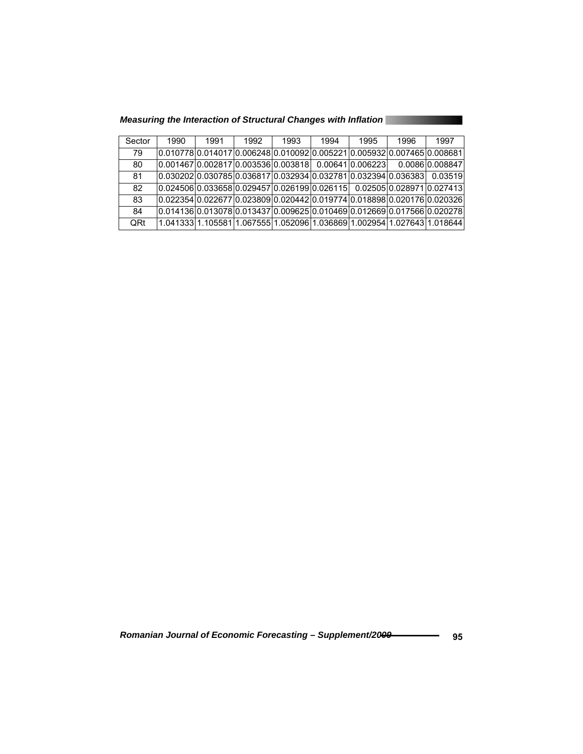| Sector | 1990 | 1991 | 1992 | 1993 | 1994 | 1995 | 1996 | 1997 |
|---|---|---|---|---|---|---|---|---|
| 79 | 0.010778 | 0.014017 | 0.006248 | 0.010092 | 0.005221 | 0.005932 | 0.007465 | 0.008681 |
| 80 | 0.001467 | 0.002817 | 0.003536 | 0.003818 | 0.00641 | 0.006223 | 0.0086 | 0.008847 |
| 81 | 0.030202 | 0.030785 | 0.036817 | 0.032934 | 0.032781 | 0.032394 | 0.036383 | 0.03519 |
| 82 | 0.024506 | 0.033658 | 0.029457 | 0.026199 | 0.026115 | 0.02505 | 0.028971 | 0.027413 |
| 83 | 0.022354 | 0.022677 | 0.023809 | 0.020442 | 0.019774 | 0.018898 | 0.020176 | 0.020326 |
| 84 | 0.014136 | 0.013078 | 0.013437 | 0.009625 | 0.010469 | 0.012669 | 0.017566 | 0.020278 |
| QRt | 1.041333 | 1.105581 | 1.067555 | 1.052096 | 1.036869 | 1.002954 | 1.027643 | 1.018644 |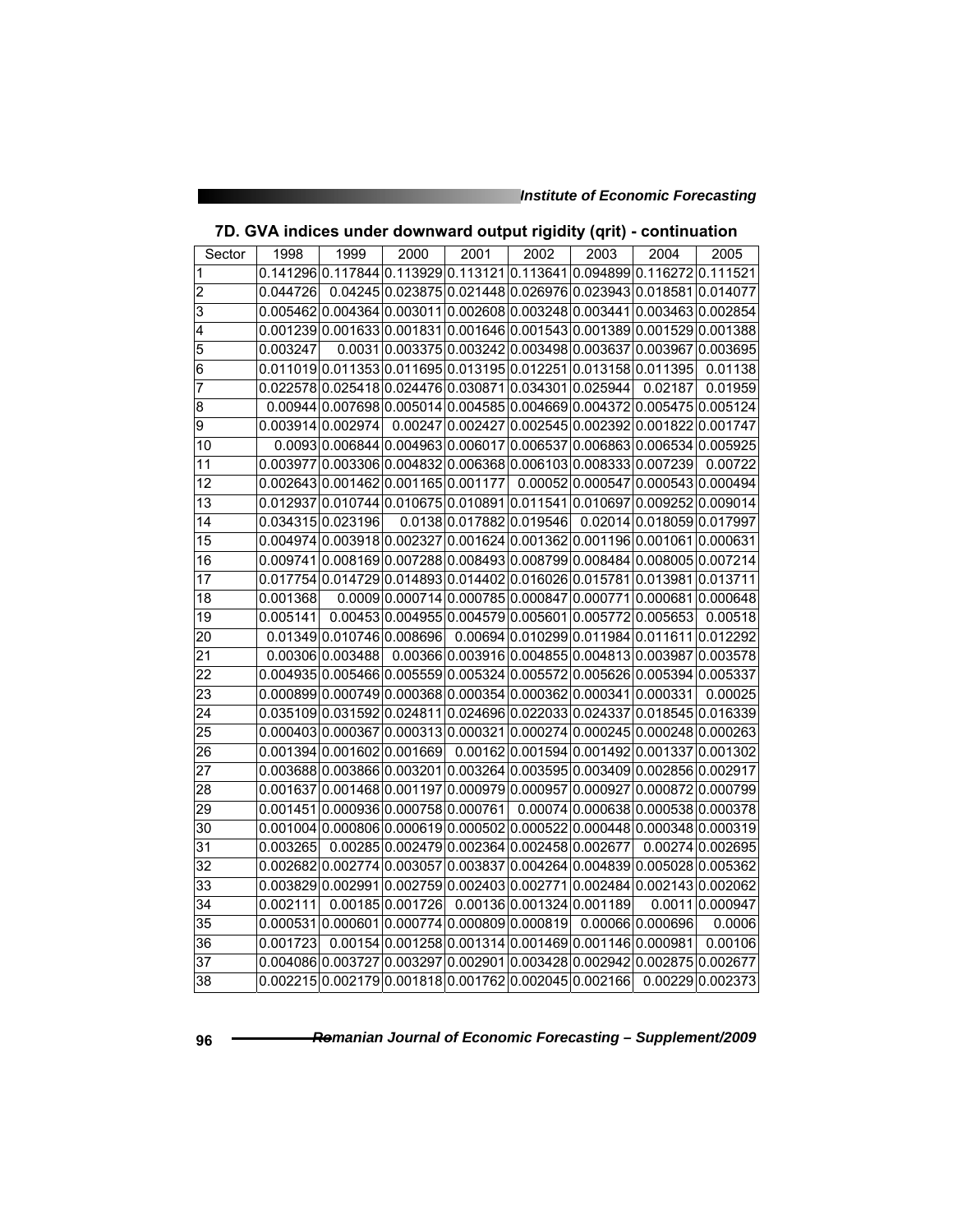### 7D. GVA indices under downward output rigidity (qrit) - continuation

| Sector | 1998 | 1999 | 2000 | 2001 | 2002 | 2003 | 2004 | 2005 |
|---|---|---|---|---|---|---|---|---|
| 1 | 0.141296 | 0.117844 | 0.113929 | 0.113121 | 0.113641 | 0.094899 | 0.116272 | 0.111521 |
| 2 | 0.044726 | 0.04245 | 0.023875 | 0.021448 | 0.026976 | 0.023943 | 0.018581 | 0.014077 |
| 3 | 0.005462 | 0.004364 | 0.003011 | 0.002608 | 0.003248 | 0.003441 | 0.003463 | 0.002854 |
| 4 | 0.001239 | 0.001633 | 0.001831 | 0.001646 | 0.001543 | 0.001389 | 0.001529 | 0.001388 |
| 5 | 0.003247 | 0.0031 | 0.003375 | 0.003242 | 0.003498 | 0.003637 | 0.003967 | 0.003695 |
| 6 | 0.011019 | 0.011353 | 0.011695 | 0.013195 | 0.012251 | 0.013158 | 0.011395 | 0.01138 |
| 7 | 0.022578 | 0.025418 | 0.024476 | 0.030871 | 0.034301 | 0.025944 | 0.02187 | 0.01959 |
| 8 | 0.00944 | 0.007698 | 0.005014 | 0.004585 | 0.004669 | 0.004372 | 0.005475 | 0.005124 |
| 9 | 0.003914 | 0.002974 | 0.00247 | 0.002427 | 0.002545 | 0.002392 | 0.001822 | 0.001747 |
| 10 | 0.0093 | 0.006844 | 0.004963 | 0.006017 | 0.006537 | 0.006863 | 0.006534 | 0.005925 |
| 11 | 0.003977 | 0.003306 | 0.004832 | 0.006368 | 0.006103 | 0.008333 | 0.007239 | 0.00722 |
| 12 | 0.002643 | 0.001462 | 0.001165 | 0.001177 | 0.00052 | 0.000547 | 0.000543 | 0.000494 |
| 13 | 0.012937 | 0.010744 | 0.010675 | 0.010891 | 0.011541 | 0.010697 | 0.009252 | 0.009014 |
| 14 | 0.034315 | 0.023196 | 0.0138 | 0.017882 | 0.019546 | 0.02014 | 0.018059 | 0.017997 |
| 15 | 0.004974 | 0.003918 | 0.002327 | 0.001624 | 0.001362 | 0.001196 | 0.001061 | 0.000631 |
| 16 | 0.009741 | 0.008169 | 0.007288 | 0.008493 | 0.008799 | 0.008484 | 0.008005 | 0.007214 |
| 17 | 0.017754 | 0.014729 | 0.014893 | 0.014402 | 0.016026 | 0.015781 | 0.013981 | 0.013711 |
| 18 | 0.001368 | 0.0009 | 0.000714 | 0.000785 | 0.000847 | 0.000771 | 0.000681 | 0.000648 |
| 19 | 0.005141 | 0.00453 | 0.004955 | 0.004579 | 0.005601 | 0.005772 | 0.005653 | 0.00518 |
| 20 | 0.01349 | 0.010746 | 0.008696 | 0.00694 | 0.010299 | 0.011984 | 0.011611 | 0.012292 |
| 21 | 0.00306 | 0.003488 | 0.00366 | 0.003916 | 0.004855 | 0.004813 | 0.003987 | 0.003578 |
| 22 | 0.004935 | 0.005466 | 0.005559 | 0.005324 | 0.005572 | 0.005626 | 0.005394 | 0.005337 |
| 23 | 0.000899 | 0.000749 | 0.000368 | 0.000354 | 0.000362 | 0.000341 | 0.000331 | 0.00025 |
| 24 | 0.035109 | 0.031592 | 0.024811 | 0.024696 | 0.022033 | 0.024337 | 0.018545 | 0.016339 |
| 25 | 0.000403 | 0.000367 | 0.000313 | 0.000321 | 0.000274 | 0.000245 | 0.000248 | 0.000263 |
| 26 | 0.001394 | 0.001602 | 0.001669 | 0.00162 | 0.001594 | 0.001492 | 0.001337 | 0.001302 |
| 27 | 0.003688 | 0.003866 | 0.003201 | 0.003264 | 0.003595 | 0.003409 | 0.002856 | 0.002917 |
| 28 | 0.001637 | 0.001468 | 0.001197 | 0.000979 | 0.000957 | 0.000927 | 0.000872 | 0.000799 |
| 29 | 0.001451 | 0.000936 | 0.000758 | 0.000761 | 0.00074 | 0.000638 | 0.000538 | 0.000378 |
| 30 | 0.001004 | 0.000806 | 0.000619 | 0.000502 | 0.000522 | 0.000448 | 0.000348 | 0.000319 |
| 31 | 0.003265 | 0.00285 | 0.002479 | 0.002364 | 0.002458 | 0.002677 | 0.00274 | 0.002695 |
| 32 | 0.002682 | 0.002774 | 0.003057 | 0.003837 | 0.004264 | 0.004839 | 0.005028 | 0.005362 |
| 33 | 0.003829 | 0.002991 | 0.002759 | 0.002403 | 0.002771 | 0.002484 | 0.002143 | 0.002062 |
| 34 | 0.002111 | 0.00185 | 0.001726 | 0.00136 | 0.001324 | 0.001189 | 0.0011 | 0.000947 |
| 35 | 0.000531 | 0.000601 | 0.000774 | 0.000809 | 0.000819 | 0.00066 | 0.000696 | 0.0006 |
| 36 | 0.001723 | 0.00154 | 0.001258 | 0.001314 | 0.001469 | 0.001146 | 0.000981 | 0.00106 |
| 37 | 0.004086 | 0.003727 | 0.003297 | 0.002901 | 0.003428 | 0.002942 | 0.002875 | 0.002677 |
| 38 | 0.002215 | 0.002179 | 0.001818 | 0.001762 | 0.002045 | 0.002166 | 0.00229 | 0.002373 |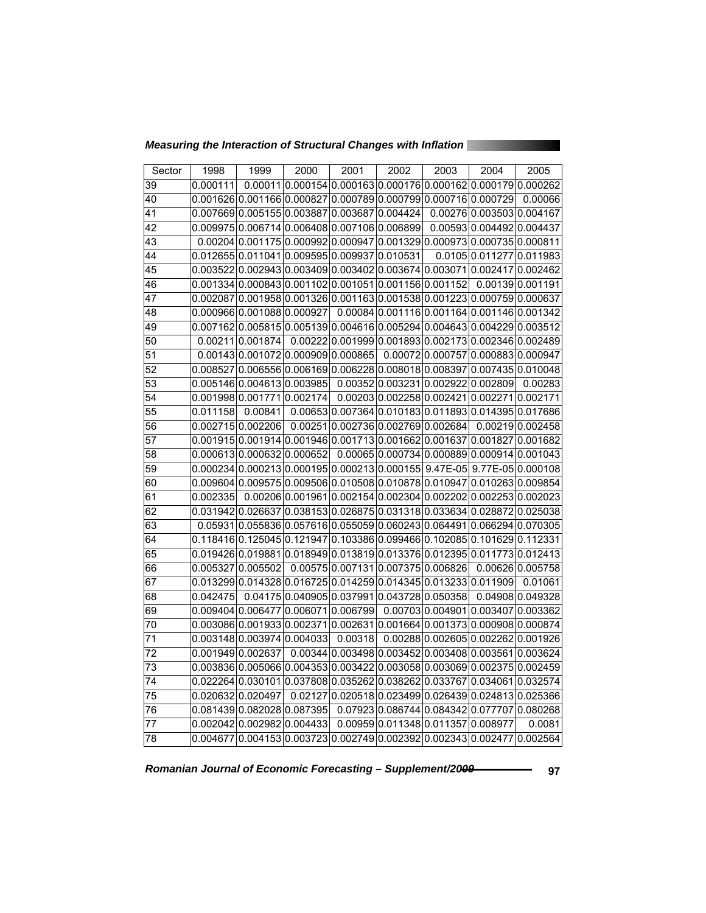| Sector | 1998 | 1999 | 2000 | 2001 | 2002 | 2003 | 2004 | 2005 |
|---|---|---|---|---|---|---|---|---|
| 39 | 0.000111 | 0.00011 | 0.000154 | 0.000163 | 0.000176 | 0.000162 | 0.000179 | 0.000262 |
| 40 | 0.001626 | 0.001166 | 0.000827 | 0.000789 | 0.000799 | 0.000716 | 0.000729 | 0.00066 |
| 41 | 0.007669 | 0.005155 | 0.003887 | 0.003687 | 0.004424 | 0.00276 | 0.003503 | 0.004167 |
| 42 | 0.009975 | 0.006714 | 0.006408 | 0.007106 | 0.006899 | 0.00593 | 0.004492 | 0.004437 |
| 43 | 0.00204 | 0.001175 | 0.000992 | 0.000947 | 0.001329 | 0.000973 | 0.000735 | 0.000811 |
| 44 | 0.012655 | 0.011041 | 0.009595 | 0.009937 | 0.010531 | 0.0105 | 0.011277 | 0.011983 |
| 45 | 0.003522 | 0.002943 | 0.003409 | 0.003402 | 0.003674 | 0.003071 | 0.002417 | 0.002462 |
| 46 | 0.001334 | 0.000843 | 0.001102 | 0.001051 | 0.001156 | 0.001152 | 0.00139 | 0.001191 |
| 47 | 0.002087 | 0.001958 | 0.001326 | 0.001163 | 0.001538 | 0.001223 | 0.000759 | 0.000637 |
| 48 | 0.000966 | 0.001088 | 0.000927 | 0.00084 | 0.001116 | 0.001164 | 0.001146 | 0.001342 |
| 49 | 0.007162 | 0.005815 | 0.005139 | 0.004616 | 0.005294 | 0.004643 | 0.004229 | 0.003512 |
| 50 | 0.00211 | 0.001874 | 0.00222 | 0.001999 | 0.001893 | 0.002173 | 0.002346 | 0.002489 |
| 51 | 0.00143 | 0.001072 | 0.000909 | 0.000865 | 0.00072 | 0.000757 | 0.000883 | 0.000947 |
| 52 | 0.008527 | 0.006556 | 0.006169 | 0.006228 | 0.008018 | 0.008397 | 0.007435 | 0.010048 |
| 53 | 0.005146 | 0.004613 | 0.003985 | 0.00352 | 0.003231 | 0.002922 | 0.002809 | 0.00283 |
| 54 | 0.001998 | 0.001771 | 0.002174 | 0.00203 | 0.002258 | 0.002421 | 0.002271 | 0.002171 |
| 55 | 0.011158 | 0.00841 | 0.00653 | 0.007364 | 0.010183 | 0.011893 | 0.014395 | 0.017686 |
| 56 | 0.002715 | 0.002206 | 0.00251 | 0.002736 | 0.002769 | 0.002684 | 0.00219 | 0.002458 |
| 57 | 0.001915 | 0.001914 | 0.001946 | 0.001713 | 0.001662 | 0.001637 | 0.001827 | 0.001682 |
| 58 | 0.000613 | 0.000632 | 0.000652 | 0.00065 | 0.000734 | 0.000889 | 0.000914 | 0.001043 |
| 59 | 0.000234 | 0.000213 | 0.000195 | 0.000213 | 0.000155 | 9.47E-05 | 9.77E-05 | 0.000108 |
| 60 | 0.009604 | 0.009575 | 0.009506 | 0.010508 | 0.010878 | 0.010947 | 0.010263 | 0.009854 |
| 61 | 0.002335 | 0.00206 | 0.001961 | 0.002154 | 0.002304 | 0.002202 | 0.002253 | 0.002023 |
| 62 | 0.031942 | 0.026637 | 0.038153 | 0.026875 | 0.031318 | 0.033634 | 0.028872 | 0.025038 |
| 63 | 0.05931 | 0.055836 | 0.057616 | 0.055059 | 0.060243 | 0.064491 | 0.066294 | 0.070305 |
| 64 | 0.118416 | 0.125045 | 0.121947 | 0.103386 | 0.099466 | 0.102085 | 0.101629 | 0.112331 |
| 65 | 0.019426 | 0.019881 | 0.018949 | 0.013819 | 0.013376 | 0.012395 | 0.011773 | 0.012413 |
| 66 | 0.005327 | 0.005502 | 0.00575 | 0.007131 | 0.007375 | 0.006826 | 0.00626 | 0.005758 |
| 67 | 0.013299 | 0.014328 | 0.016725 | 0.014259 | 0.014345 | 0.013233 | 0.011909 | 0.01061 |
| 68 | 0.042475 | 0.04175 | 0.040905 | 0.037991 | 0.043728 | 0.050358 | 0.04908 | 0.049328 |
| 69 | 0.009404 | 0.006477 | 0.006071 | 0.006799 | 0.00703 | 0.004901 | 0.003407 | 0.003362 |
| 70 | 0.003086 | 0.001933 | 0.002371 | 0.002631 | 0.001664 | 0.001373 | 0.000908 | 0.000874 |
| 71 | 0.003148 | 0.003974 | 0.004033 | 0.00318 | 0.00288 | 0.002605 | 0.002262 | 0.001926 |
| 72 | 0.001949 | 0.002637 | 0.00344 | 0.003498 | 0.003452 | 0.003408 | 0.003561 | 0.003624 |
| 73 | 0.003836 | 0.005066 | 0.004353 | 0.003422 | 0.003058 | 0.003069 | 0.002375 | 0.002459 |
| 74 | 0.022264 | 0.030101 | 0.037808 | 0.035262 | 0.038262 | 0.033767 | 0.034061 | 0.032574 |
| 75 | 0.020632 | 0.020497 | 0.02127 | 0.020518 | 0.023499 | 0.026439 | 0.024813 | 0.025366 |
| 76 | 0.081439 | 0.082028 | 0.087395 | 0.07923 | 0.086744 | 0.084342 | 0.077707 | 0.080268 |
| 77 | 0.002042 | 0.002982 | 0.004433 | 0.00959 | 0.011348 | 0.011357 | 0.008977 | 0.0081 |
| 78 | 0.004677 | 0.004153 | 0.003723 | 0.002749 | 0.002392 | 0.002343 | 0.002477 | 0.002564 |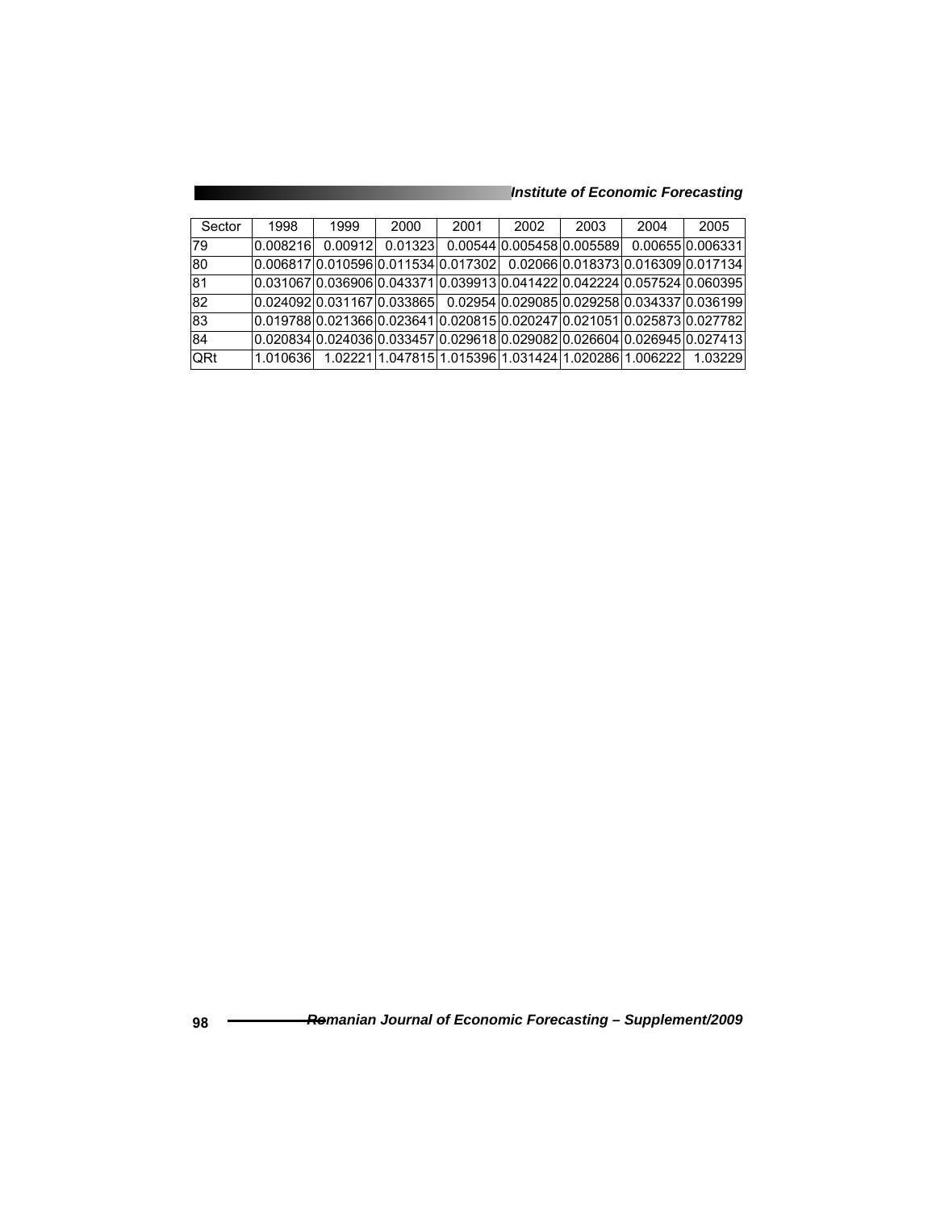| Sector | 1998 | 1999 | 2000 | 2001 | 2002 | 2003 | 2004 | 2005 |
|---|---|---|---|---|---|---|---|---|
| 79 | 0.008216 | 0.00912 | 0.01323 | 0.00544 | 0.005458 | 0.005589 | 0.00655 | 0.006331 |
| 80 | 0.006817 | 0.010596 | 0.011534 | 0.017302 | 0.02066 | 0.018373 | 0.016309 | 0.017134 |
| 81 | 0.031067 | 0.036906 | 0.043371 | 0.039913 | 0.041422 | 0.042224 | 0.057524 | 0.060395 |
| 82 | 0.024092 | 0.031167 | 0.033865 | 0.02954 | 0.029085 | 0.029258 | 0.034337 | 0.036199 |
| 83 | 0.019788 | 0.021366 | 0.023641 | 0.020815 | 0.020247 | 0.021051 | 0.025873 | 0.027782 |
| 84 | 0.020834 | 0.024036 | 0.033457 | 0.029618 | 0.029082 | 0.026604 | 0.026945 | 0.027413 |
| QRt | 1.010636 | 1.02221 | 1.047815 | 1.015396 | 1.031424 | 1.020286 | 1.006222 | 1.03229 |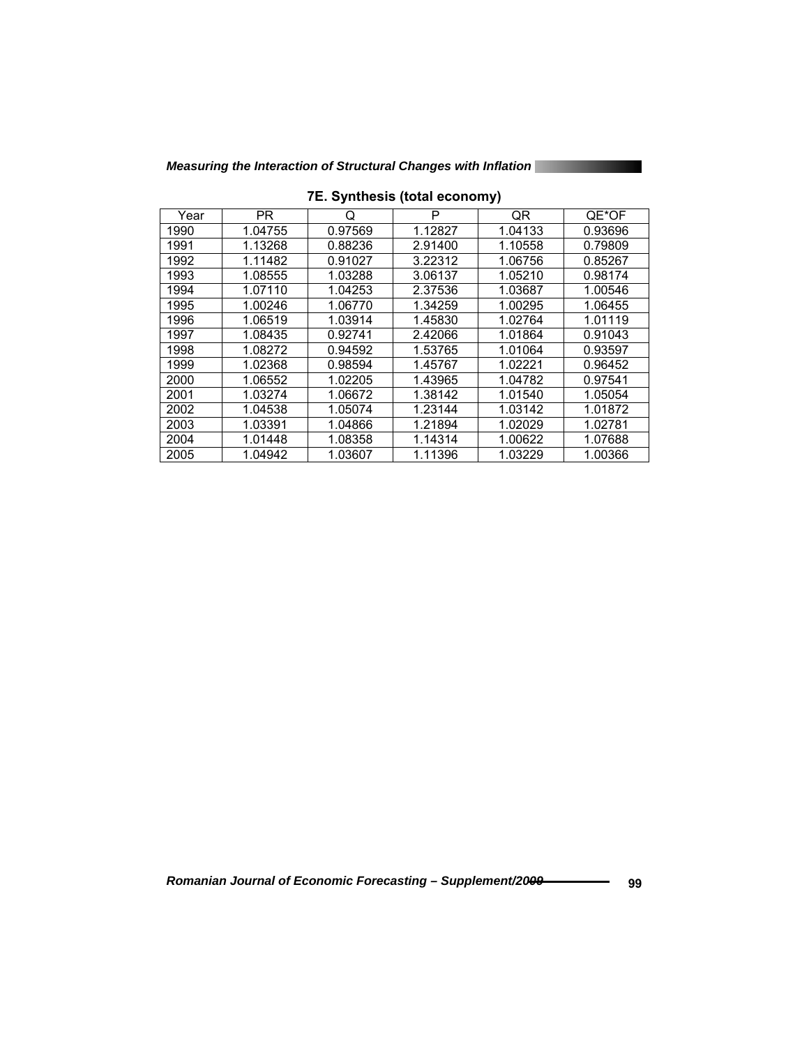### 7E. Synthesis (total economy)

| Year | PR | Q | P | QR | QE*OF |
|---|---|---|---|---|---|
| 1990 | 1.04755 | 0.97569 | 1.12827 | 1.04133 | 0.93696 |
| 1991 | 1.13268 | 0.88236 | 2.91400 | 1.10558 | 0.79809 |
| 1992 | 1.11482 | 0.91027 | 3.22312 | 1.06756 | 0.85267 |
| 1993 | 1.08555 | 1.03288 | 3.06137 | 1.05210 | 0.98174 |
| 1994 | 1.07110 | 1.04253 | 2.37536 | 1.03687 | 1.00546 |
| 1995 | 1.00246 | 1.06770 | 1.34259 | 1.00295 | 1.06455 |
| 1996 | 1.06519 | 1.03914 | 1.45830 | 1.02764 | 1.01119 |
| 1997 | 1.08435 | 0.92741 | 2.42066 | 1.01864 | 0.91043 |
| 1998 | 1.08272 | 0.94592 | 1.53765 | 1.01064 | 0.93597 |
| 1999 | 1.02368 | 0.98594 | 1.45767 | 1.02221 | 0.96452 |
| 2000 | 1.06552 | 1.02205 | 1.43965 | 1.04782 | 0.97541 |
| 2001 | 1.03274 | 1.06672 | 1.38142 | 1.01540 | 1.05054 |
| 2002 | 1.04538 | 1.05074 | 1.23144 | 1.03142 | 1.01872 |
| 2003 | 1.03391 | 1.04866 | 1.21894 | 1.02029 | 1.02781 |
| 2004 | 1.01448 | 1.08358 | 1.14314 | 1.00622 | 1.07688 |
| 2005 | 1.04942 | 1.03607 | 1.11396 | 1.03229 | 1.00366 |